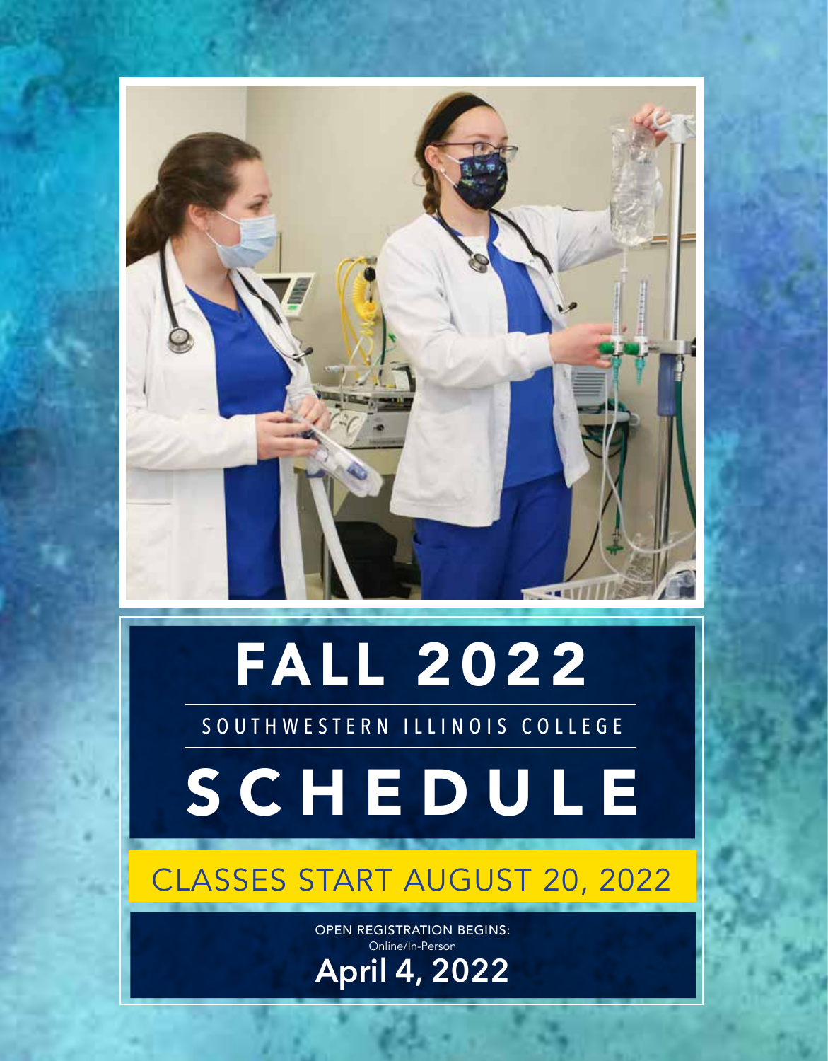# FALL 2022

SOUTHWESTERN ILLINOIS COLLEGE

# SCHEDULE

## CLASSES START AUGUST 20, 2022

OPEN REGISTRATION BEGINS:
Online/In-Person
**April 4, 2022**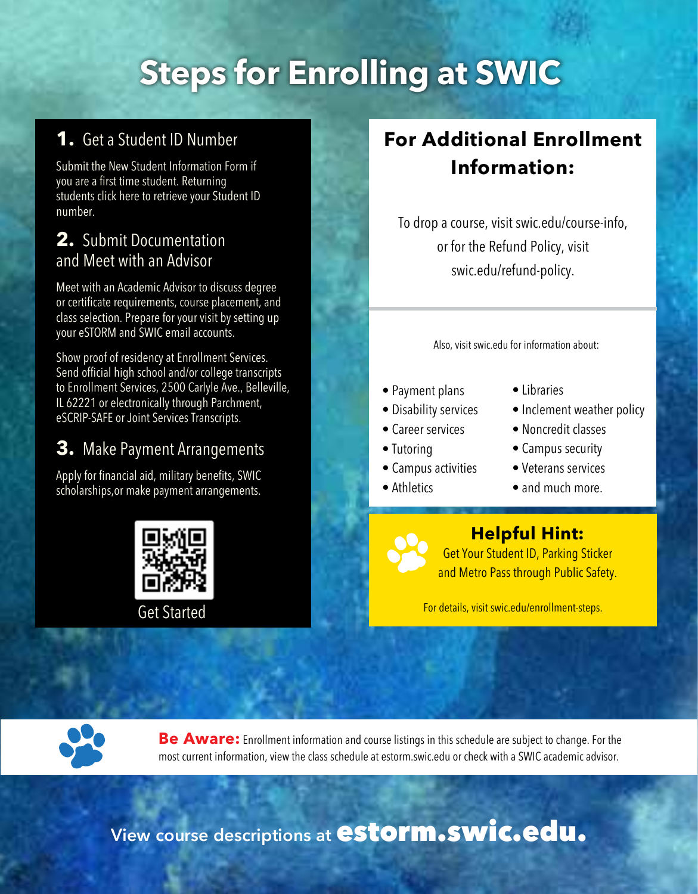# Steps for Enrolling at SWIC

## 1. Get a Student ID Number

Submit the New Student Information Form if you are a first time student. Returning students click here to retrieve your Student ID number.

## 2. Submit Documentation and Meet with an Advisor

Meet with an Academic Advisor to discuss degree or certificate requirements, course placement, and class selection. Prepare for your visit by setting up your eSTORM and SWIC email accounts.

Show proof of residency at Enrollment Services. Send official high school and/or college transcripts to Enrollment Services, 2500 Carlyle Ave., Belleville, IL 62221 or electronically through Parchment, eSCRIP-SAFE or Joint Services Transcripts.

## 3. Make Payment Arrangements

Apply for financial aid, military benefits, SWIC scholarships,or make payment arrangements.

Get Started

## For Additional Enrollment Information:

To drop a course, visit swic.edu/course-info, or for the Refund Policy, visit swic.edu/refund-policy.

Also, visit swic.edu for information about:

- Payment plans
- Disability services
- Career services
- Tutoring
- Campus activities
- Athletics
- Libraries
- Inclement weather policy
- Noncredit classes
- Campus security
- Veterans services
- and much more.

### Helpful Hint:

Get Your Student ID, Parking Sticker and Metro Pass through Public Safety.

For details, visit swic.edu/enrollment-steps.

**Be Aware:** Enrollment information and course listings in this schedule are subject to change. For the most current information, view the class schedule at estorm.swic.edu or check with a SWIC academic advisor.

View course descriptions at **estorm.swic.edu.**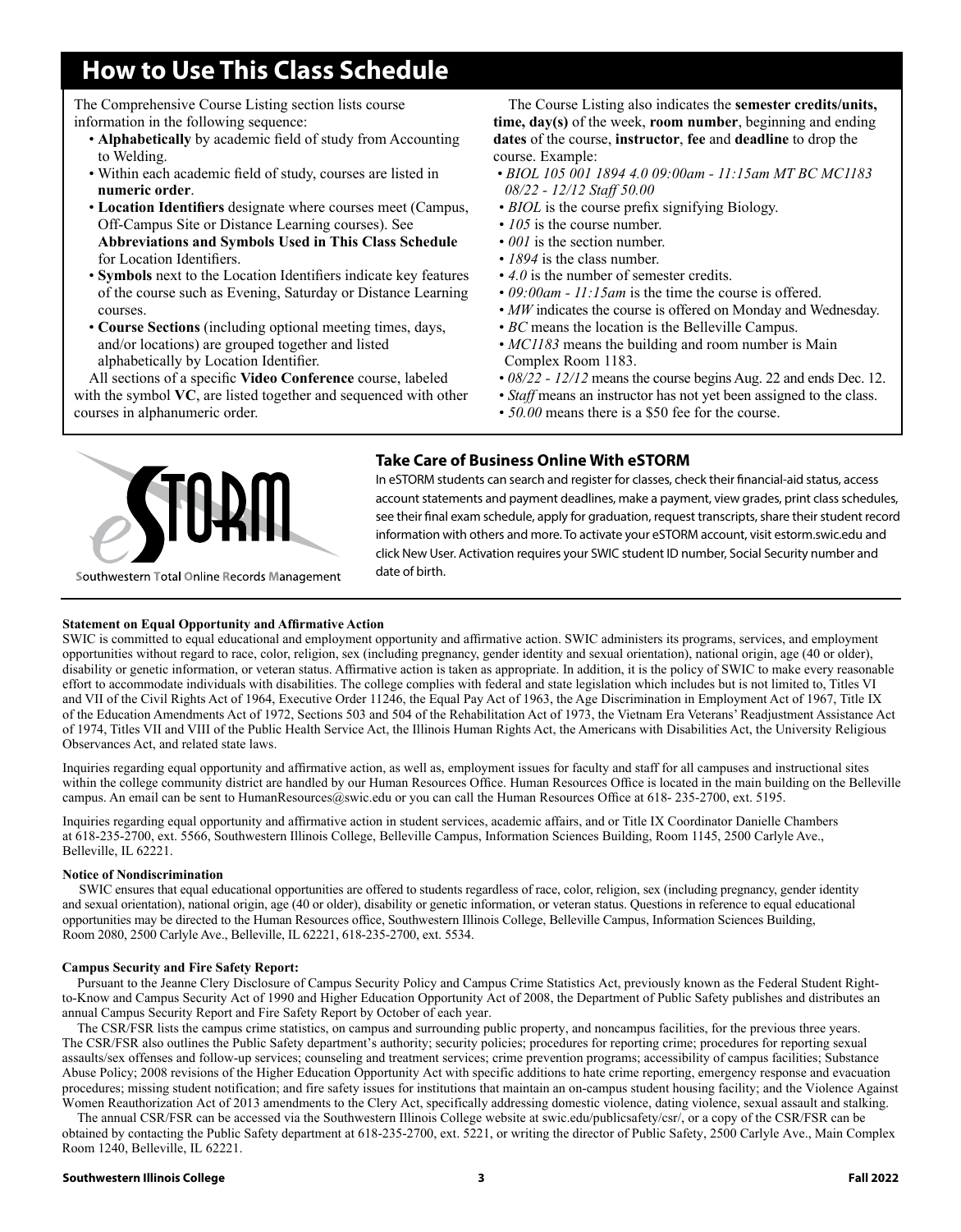# How to Use This Class Schedule

The Comprehensive Course Listing section lists course information in the following sequence:

- **Alphabetically** by academic field of study from Accounting to Welding.
- Within each academic field of study, courses are listed in **numeric order**.
- **Location Identifiers** designate where courses meet (Campus, Off-Campus Site or Distance Learning courses). See **Abbreviations and Symbols Used in This Class Schedule** for Location Identifiers.
- **Symbols** next to the Location Identifiers indicate key features of the course such as Evening, Saturday or Distance Learning courses.
- **Course Sections** (including optional meeting times, days, and/or locations) are grouped together and listed alphabetically by Location Identifier.

All sections of a specific **Video Conference** course, labeled with the symbol **VC**, are listed together and sequenced with other courses in alphanumeric order.

The Course Listing also indicates the **semester credits/units, time, day(s)** of the week, **room number**, beginning and ending **dates** of the course, **instructor**, **fee** and **deadline** to drop the course. Example:

- *BIOL 105 001 1894 4.0 09:00am - 11:15am MT BC MC1183 08/22 - 12/12 Staff 50.00*
- *BIOL* is the course prefix signifying Biology.
- *105* is the course number.
- *001* is the section number.
- *1894* is the class number.
- *4.0* is the number of semester credits.
- *09:00am - 11:15am* is the time the course is offered.
- *MW* indicates the course is offered on Monday and Wednesday.
- *BC* means the location is the Belleville Campus.
- *MC1183* means the building and room number is Main Complex Room 1183.
- *08/22 - 12/12* means the course begins Aug. 22 and ends Dec. 12.
- *Staff* means an instructor has not yet been assigned to the class.
- *50.00* means there is a $50 fee for the course.

eSTORM
Southwestern Total Online Records Management

### Take Care of Business Online With eSTORM

In eSTORM students can search and register for classes, check their financial-aid status, access account statements and payment deadlines, make a payment, view grades, print class schedules, see their final exam schedule, apply for graduation, request transcripts, share their student record information with others and more. To activate your eSTORM account, visit estorm.swic.edu and click New User. Activation requires your SWIC student ID number, Social Security number and date of birth.

**Statement on Equal Opportunity and Affirmative Action**

SWIC is committed to equal educational and employment opportunity and affirmative action. SWIC administers its programs, services, and employment opportunities without regard to race, color, religion, sex (including pregnancy, gender identity and sexual orientation), national origin, age (40 or older), disability or genetic information, or veteran status. Affirmative action is taken as appropriate. In addition, it is the policy of SWIC to make every reasonable effort to accommodate individuals with disabilities. The college complies with federal and state legislation which includes but is not limited to, Titles VI and VII of the Civil Rights Act of 1964, Executive Order 11246, the Equal Pay Act of 1963, the Age Discrimination in Employment Act of 1967, Title IX of the Education Amendments Act of 1972, Sections 503 and 504 of the Rehabilitation Act of 1973, the Vietnam Era Veterans' Readjustment Assistance Act of 1974, Titles VII and VIII of the Public Health Service Act, the Illinois Human Rights Act, the Americans with Disabilities Act, the University Religious Observances Act, and related state laws.

Inquiries regarding equal opportunity and affirmative action, as well as, employment issues for faculty and staff for all campuses and instructional sites within the college community district are handled by our Human Resources Office. Human Resources Office is located in the main building on the Belleville campus. An email can be sent to HumanResources@swic.edu or you can call the Human Resources Office at 618- 235-2700, ext. 5195.

Inquiries regarding equal opportunity and affirmative action in student services, academic affairs, and or Title IX Coordinator Danielle Chambers at 618-235-2700, ext. 5566, Southwestern Illinois College, Belleville Campus, Information Sciences Building, Room 1145, 2500 Carlyle Ave., Belleville, IL 62221.

**Notice of Nondiscrimination**

SWIC ensures that equal educational opportunities are offered to students regardless of race, color, religion, sex (including pregnancy, gender identity and sexual orientation), national origin, age (40 or older), disability or genetic information, or veteran status. Questions in reference to equal educational opportunities may be directed to the Human Resources office, Southwestern Illinois College, Belleville Campus, Information Sciences Building, Room 2080, 2500 Carlyle Ave., Belleville, IL 62221, 618-235-2700, ext. 5534.

**Campus Security and Fire Safety Report:**

Pursuant to the Jeanne Clery Disclosure of Campus Security Policy and Campus Crime Statistics Act, previously known as the Federal Student Right-to-Know and Campus Security Act of 1990 and Higher Education Opportunity Act of 2008, the Department of Public Safety publishes and distributes an annual Campus Security Report and Fire Safety Report by October of each year.

The CSR/FSR lists the campus crime statistics, on campus and surrounding public property, and noncampus facilities, for the previous three years. The CSR/FSR also outlines the Public Safety department's authority; security policies; procedures for reporting crime; procedures for reporting sexual assaults/sex offenses and follow-up services; counseling and treatment services; crime prevention programs; accessibility of campus facilities; Substance Abuse Policy; 2008 revisions of the Higher Education Opportunity Act with specific additions to hate crime reporting, emergency response and evacuation procedures; missing student notification; and fire safety issues for institutions that maintain an on-campus student housing facility; and the Violence Against Women Reauthorization Act of 2013 amendments to the Clery Act, specifically addressing domestic violence, dating violence, sexual assault and stalking.

The annual CSR/FSR can be accessed via the Southwestern Illinois College website at swic.edu/publicsafety/csr/, or a copy of the CSR/FSR can be obtained by contacting the Public Safety department at 618-235-2700, ext. 5221, or writing the director of Public Safety, 2500 Carlyle Ave., Main Complex Room 1240, Belleville, IL 62221.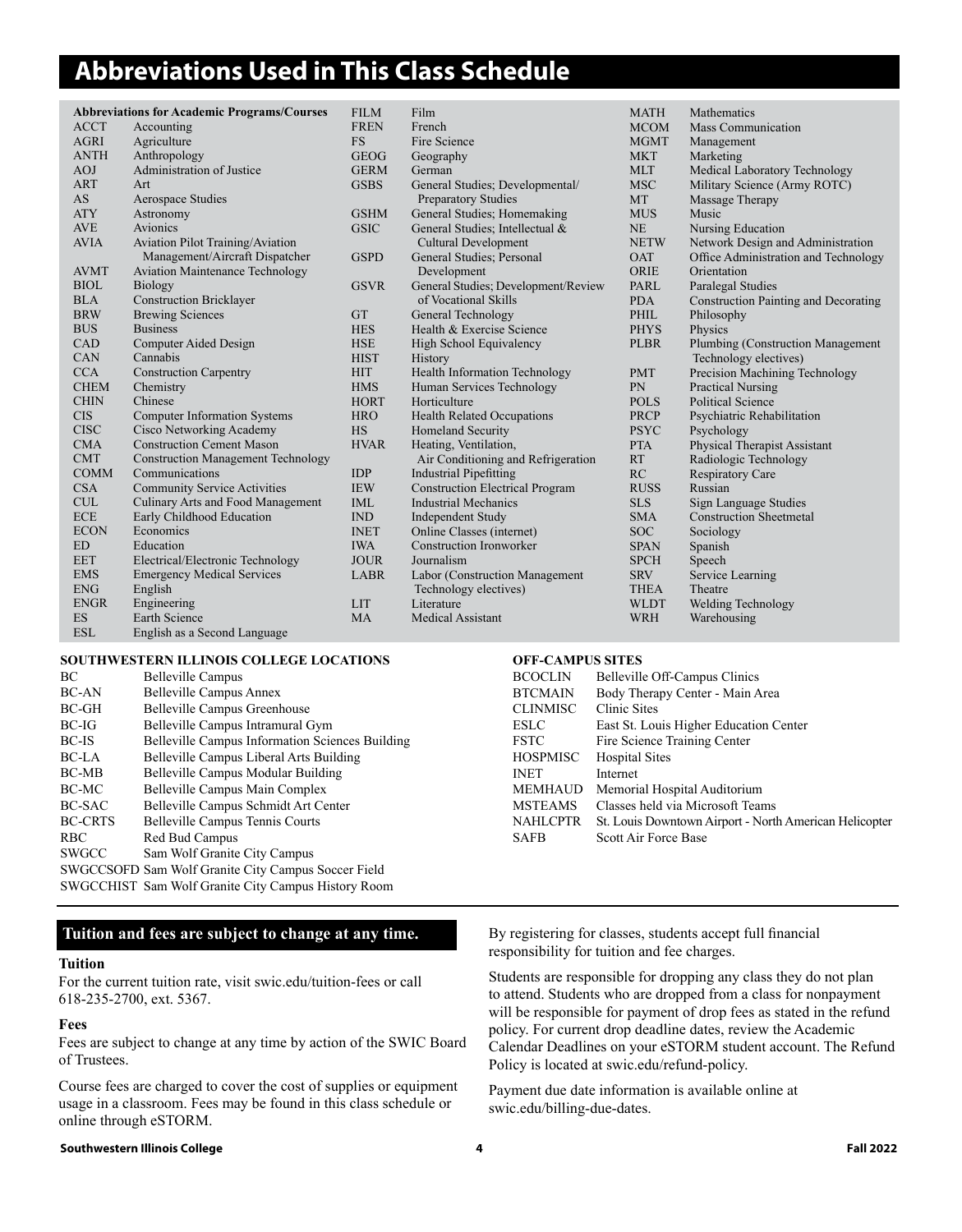# Abbreviations Used in This Class Schedule

**Abbreviations for Academic Programs/Courses**

| Abbreviation | Program/Course |
|---|---|
| ACCT | Accounting |
| AGRI | Agriculture |
| ANTH | Anthropology |
| AOJ | Administration of Justice |
| ART | Art |
| AS | Aerospace Studies |
| ATY | Astronomy |
| AVE | Avionics |
| AVIA | Aviation Pilot Training/Aviation Management/Aircraft Dispatcher |
| AVMT | Aviation Maintenance Technology |
| BIOL | Biology |
| BLA | Construction Bricklayer |
| BRW | Brewing Sciences |
| BUS | Business |
| CAD | Computer Aided Design |
| CAN | Cannabis |
| CCA | Construction Carpentry |
| CHEM | Chemistry |
| CHIN | Chinese |
| CIS | Computer Information Systems |
| CISC | Cisco Networking Academy |
| CMA | Construction Cement Mason |
| CMT | Construction Management Technology |
| COMM | Communications |
| CSA | Community Service Activities |
| CUL | Culinary Arts and Food Management |
| ECE | Early Childhood Education |
| ECON | Economics |
| ED | Education |
| EET | Electrical/Electronic Technology |
| EMS | Emergency Medical Services |
| ENG | English |
| ENGR | Engineering |
| ES | Earth Science |
| ESL | English as a Second Language |
| FILM | Film |
| FREN | French |
| FS | Fire Science |
| GEOG | Geography |
| GERM | German |
| GSBS | General Studies; Developmental/Preparatory Studies |
| GSHM | General Studies; Homemaking |
| GSIC | General Studies; Intellectual & Cultural Development |
| GSPD | General Studies; Personal Development |
| GSVR | General Studies; Development/Review of Vocational Skills |
| GT | General Technology |
| HES | Health & Exercise Science |
| HSE | High School Equivalency |
| HIST | History |
| HIT | Health Information Technology |
| HMS | Human Services Technology |
| HORT | Horticulture |
| HRO | Health Related Occupations |
| HS | Homeland Security |
| HVAR | Heating, Ventilation, Air Conditioning and Refrigeration |
| IDP | Industrial Pipefitting |
| IEW | Construction Electrical Program |
| IML | Industrial Mechanics |
| IND | Independent Study |
| INET | Online Classes (internet) |
| IWA | Construction Ironworker |
| JOUR | Journalism |
| LABR | Labor (Construction Management Technology electives) |
| LIT | Literature |
| MA | Medical Assistant |
| MATH | Mathematics |
| MCOM | Mass Communication |
| MGMT | Management |
| MKT | Marketing |
| MLT | Medical Laboratory Technology |
| MSC | Military Science (Army ROTC) |
| MT | Massage Therapy |
| MUS | Music |
| NE | Nursing Education |
| NETW | Network Design and Administration |
| OAT | Office Administration and Technology |
| ORIE | Orientation |
| PARL | Paralegal Studies |
| PDA | Construction Painting and Decorating |
| PHIL | Philosophy |
| PHYS | Physics |
| PLBR | Plumbing (Construction Management Technology electives) |
| PMT | Precision Machining Technology |
| PN | Practical Nursing |
| POLS | Political Science |
| PRCP | Psychiatric Rehabilitation |
| PSYC | Psychology |
| PTA | Physical Therapist Assistant |
| RT | Radiologic Technology |
| RC | Respiratory Care |
| RUSS | Russian |
| SLS | Sign Language Studies |
| SMA | Construction Sheetmetal |
| SOC | Sociology |
| SPAN | Spanish |
| SPCH | Speech |
| SRV | Service Learning |
| THEA | Theatre |
| WLDT | Welding Technology |
| WRH | Warehousing |

**SOUTHWESTERN ILLINOIS COLLEGE LOCATIONS**

| Abbreviation | Location |
|---|---|
| BC | Belleville Campus |
| BC-AN | Belleville Campus Annex |
| BC-GH | Belleville Campus Greenhouse |
| BC-IG | Belleville Campus Intramural Gym |
| BC-IS | Belleville Campus Information Sciences Building |
| BC-LA | Belleville Campus Liberal Arts Building |
| BC-MB | Belleville Campus Modular Building |
| BC-MC | Belleville Campus Main Complex |
| BC-SAC | Belleville Campus Schmidt Art Center |
| BC-CRTS | Belleville Campus Tennis Courts |
| RBC | Red Bud Campus |
| SWGCC | Sam Wolf Granite City Campus |
| SWGCCSOFD | Sam Wolf Granite City Campus Soccer Field |
| SWGCCHIST | Sam Wolf Granite City Campus History Room |

**OFF-CAMPUS SITES**

| Abbreviation | Site |
|---|---|
| BCOCLIN | Belleville Off-Campus Clinics |
| BTCMAIN | Body Therapy Center - Main Area |
| CLINMISC | Clinic Sites |
| ESLC | East St. Louis Higher Education Center |
| FSTC | Fire Science Training Center |
| HOSPMISC | Hospital Sites |
| INET | Internet |
| MEMHAUD | Memorial Hospital Auditorium |
| MSTEAMS | Classes held via Microsoft Teams |
| NAHLCPTR | St. Louis Downtown Airport - North American Helicopter |
| SAFB | Scott Air Force Base |

## Tuition and fees are subject to change at any time.

### Tuition

For the current tuition rate, visit swic.edu/tuition-fees or call 618-235-2700, ext. 5367.

### Fees

Fees are subject to change at any time by action of the SWIC Board of Trustees.

Course fees are charged to cover the cost of supplies or equipment usage in a classroom. Fees may be found in this class schedule or online through eSTORM.

By registering for classes, students accept full financial responsibility for tuition and fee charges.

Students are responsible for dropping any class they do not plan to attend. Students who are dropped from a class for nonpayment will be responsible for payment of drop fees as stated in the refund policy. For current drop deadline dates, review the Academic Calendar Deadlines on your eSTORM student account. The Refund Policy is located at swic.edu/refund-policy.

Payment due date information is available online at swic.edu/billing-due-dates.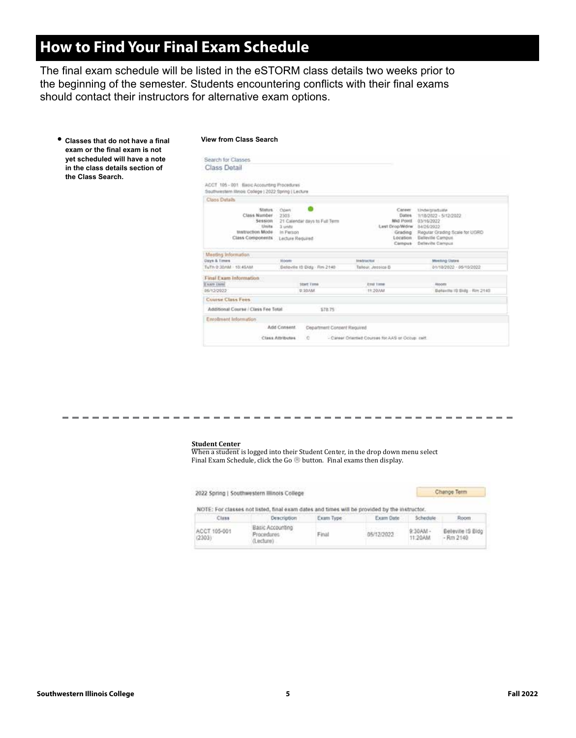# How to Find Your Final Exam Schedule

The final exam schedule will be listed in the eSTORM class details two weeks prior to the beginning of the semester. Students encountering conflicts with their final exams should contact their instructors for alternative exam options.

- **Classes that do not have a final exam or the final exam is not yet scheduled will have a note in the class details section of the Class Search.**

**View from Class Search**

Search for Classes

Class Detail

ACCT 105 - 001 Basic Accounting Procedures

Southwestern Illinois College | 2022 Spring | Lecture

**Class Details**

| | | | |
|---|---|---|---|
| Status | Open | Career | Undergraduate |
| Class Number | 2303 | Dates | 1/18/2022 - 5/12/2022 |
| Session | 21 Calendar days to Full Term | Mid Point | 03/16/2022 |
| Units | 3 units | Last Drop/Wdrw | 04/26/2022 |
| Instruction Mode | In Person | Grading | Regular Grading Scale for UGRD |
| Class Components | Lecture Required | Location | Belleville Campus |
| | | Campus | Belleville Campus |

**Meeting Information**

| Days & Times | Room | Instructor | Meeting Dates |
|---|---|---|---|
| TuTh 9:30AM - 10:45AM | Belleville IS Bldg - Rm 2140 | Talleur, Jessica D | 01/18/2022 - 05/10/2022 |

**Final Exam Information**

| Exam Date | Start Time | End Time | Room |
|---|---|---|---|
| 05/12/2022 | 9:30AM | 11:20AM | Belleville IS Bldg - Rm 2140 |

**Course Class Fees**

Additional Course / Class Fee Total $78.75

**Enrollment Information**

Add Consent: Department Consent Required

Class Attributes: C - Career Oriented Courses for AAS or Occup. cert.

---

**Student Center**

When a student is logged into their Student Center, in the drop down menu select Final Exam Schedule, click the Go button. Final exams then display.

2022 Spring | Southwestern Illinois College — Change Term

NOTE: For classes not listed, final exam dates and times will be provided by the instructor.

| Class | Description | Exam Type | Exam Date | Schedule | Room |
|---|---|---|---|---|---|
| ACCT 105-001 (2303) | Basic Accounting Procedures (Lecture) | Final | 05/12/2022 | 9:30AM - 11:20AM | Belleville IS Bldg - Rm 2140 |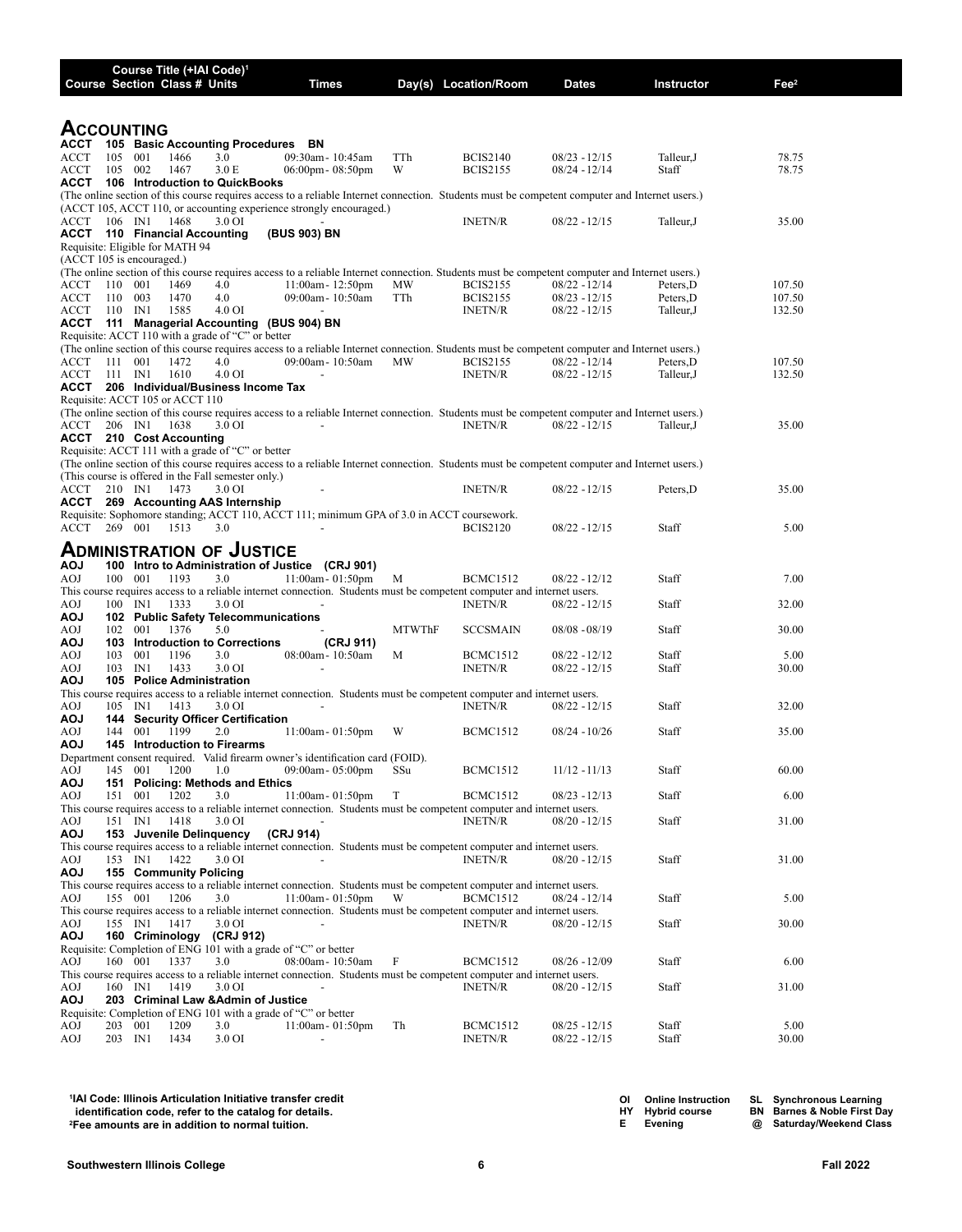| Course | Section | Class # | Units | Times | Day(s) | Location/Room | Dates | Instructor | Fee[2] |
|---|---|---|---|---|---|---|---|---|---|

Course Title (+IAI Code)[1]

## ACCOUNTING

**ACCT 105 Basic Accounting Procedures BN**

| Course | Section | Class # | Units | Times | Day(s) | Location/Room | Dates | Instructor | Fee |
|---|---|---|---|---|---|---|---|---|---|
| ACCT 105 | 001 | 1466 | 3.0 | 09:30am - 10:45am | TTh | BCIS2140 | 08/23 - 12/15 | Talleur,J | 78.75 |
| ACCT 105 | 002 | 1467 | 3.0 E | 06:00pm - 08:50pm | W | BCIS2155 | 08/24 - 12/14 | Staff | 78.75 |

**ACCT 106 Introduction to QuickBooks**

(The online section of this course requires access to a reliable Internet connection. Students must be competent computer and Internet users.)
(ACCT 105, ACCT 110, or accounting experience strongly encouraged.)

| Course | Section | Class # | Units | Times | Day(s) | Location/Room | Dates | Instructor | Fee |
|---|---|---|---|---|---|---|---|---|---|
| ACCT 106 | IN1 | 1468 | 3.0 OI | - | | INETN/R | 08/22 - 12/15 | Talleur,J | 35.00 |

**ACCT 110 Financial Accounting (BUS 903) BN**

Requisite: Eligible for MATH 94
(ACCT 105 is encouraged.)
(The online section of this course requires access to a reliable Internet connection. Students must be competent computer and Internet users.)

| Course | Section | Class # | Units | Times | Day(s) | Location/Room | Dates | Instructor | Fee |
|---|---|---|---|---|---|---|---|---|---|
| ACCT 110 | 001 | 1469 | 4.0 | 11:00am - 12:50pm | MW | BCIS2155 | 08/22 - 12/14 | Peters,D | 107.50 |
| ACCT 110 | 003 | 1470 | 4.0 | 09:00am - 10:50am | TTh | BCIS2155 | 08/23 - 12/15 | Peters,D | 107.50 |
| ACCT 110 | IN1 | 1585 | 4.0 OI | - | | INETN/R | 08/22 - 12/15 | Talleur,J | 132.50 |

**ACCT 111 Managerial Accounting (BUS 904) BN**

Requisite: ACCT 110 with a grade of "C" or better
(The online section of this course requires access to a reliable Internet connection. Students must be competent computer and Internet users.)

| Course | Section | Class # | Units | Times | Day(s) | Location/Room | Dates | Instructor | Fee |
|---|---|---|---|---|---|---|---|---|---|
| ACCT 111 | 001 | 1472 | 4.0 | 09:00am - 10:50am | MW | BCIS2155 | 08/22 - 12/14 | Peters,D | 107.50 |
| ACCT 111 | IN1 | 1610 | 4.0 OI | - | | INETN/R | 08/22 - 12/15 | Talleur,J | 132.50 |

**ACCT 206 Individual/Business Income Tax**

Requisite: ACCT 105 or ACCT 110
(The online section of this course requires access to a reliable Internet connection. Students must be competent computer and Internet users.)

| Course | Section | Class # | Units | Times | Day(s) | Location/Room | Dates | Instructor | Fee |
|---|---|---|---|---|---|---|---|---|---|
| ACCT 206 | IN1 | 1638 | 3.0 OI | - | | INETN/R | 08/22 - 12/15 | Talleur,J | 35.00 |

**ACCT 210 Cost Accounting**

Requisite: ACCT 111 with a grade of "C" or better
(The online section of this course requires access to a reliable Internet connection. Students must be competent computer and Internet users.)
(This course is offered in the Fall semester only.)

| Course | Section | Class # | Units | Times | Day(s) | Location/Room | Dates | Instructor | Fee |
|---|---|---|---|---|---|---|---|---|---|
| ACCT 210 | IN1 | 1473 | 3.0 OI | - | | INETN/R | 08/22 - 12/15 | Peters,D | 35.00 |

**ACCT 269 Accounting AAS Internship**

Requisite: Sophomore standing; ACCT 110, ACCT 111; minimum GPA of 3.0 in ACCT coursework.

| Course | Section | Class # | Units | Times | Day(s) | Location/Room | Dates | Instructor | Fee |
|---|---|---|---|---|---|---|---|---|---|
| ACCT 269 | 001 | 1513 | 3.0 | - | | BCIS2120 | 08/22 - 12/15 | Staff | 5.00 |

## ADMINISTRATION OF JUSTICE

**AOJ 100 Intro to Administration of Justice (CRJ 901)**

| Course | Section | Class # | Units | Times | Day(s) | Location/Room | Dates | Instructor | Fee |
|---|---|---|---|---|---|---|---|---|---|
| AOJ 100 | 001 | 1193 | 3.0 | 11:00am - 01:50pm | M | BCMC1512 | 08/22 - 12/12 | Staff | 7.00 |

This course requires access to a reliable internet connection. Students must be competent computer and internet users.

| Course | Section | Class # | Units | Times | Day(s) | Location/Room | Dates | Instructor | Fee |
|---|---|---|---|---|---|---|---|---|---|
| AOJ 100 | IN1 | 1333 | 3.0 OI | - | | INETN/R | 08/22 - 12/15 | Staff | 32.00 |

**AOJ 102 Public Safety Telecommunications**

| Course | Section | Class # | Units | Times | Day(s) | Location/Room | Dates | Instructor | Fee |
|---|---|---|---|---|---|---|---|---|---|
| AOJ 102 | 001 | 1376 | 5.0 | - | MTWThF | SCCSMAIN | 08/08 - 08/19 | Staff | 30.00 |

**AOJ 103 Introduction to Corrections (CRJ 911)**

| Course | Section | Class # | Units | Times | Day(s) | Location/Room | Dates | Instructor | Fee |
|---|---|---|---|---|---|---|---|---|---|
| AOJ 103 | 001 | 1196 | 3.0 | 08:00am - 10:50am | M | BCMC1512 | 08/22 - 12/12 | Staff | 5.00 |
| AOJ 103 | IN1 | 1433 | 3.0 OI | - | | INETN/R | 08/22 - 12/15 | Staff | 30.00 |

**AOJ 105 Police Administration**

This course requires access to a reliable internet connection. Students must be competent computer and internet users.

| Course | Section | Class # | Units | Times | Day(s) | Location/Room | Dates | Instructor | Fee |
|---|---|---|---|---|---|---|---|---|---|
| AOJ 105 | IN1 | 1413 | 3.0 OI | - | | INETN/R | 08/22 - 12/15 | Staff | 32.00 |

**AOJ 144 Security Officer Certification**

| Course | Section | Class # | Units | Times | Day(s) | Location/Room | Dates | Instructor | Fee |
|---|---|---|---|---|---|---|---|---|---|
| AOJ 144 | 001 | 1199 | 2.0 | 11:00am - 01:50pm | W | BCMC1512 | 08/24 - 10/26 | Staff | 35.00 |

**AOJ 145 Introduction to Firearms**

Department consent required. Valid firearm owner's identification card (FOID).

| Course | Section | Class # | Units | Times | Day(s) | Location/Room | Dates | Instructor | Fee |
|---|---|---|---|---|---|---|---|---|---|
| AOJ 145 | 001 | 1200 | 1.0 | 09:00am - 05:00pm | SSu | BCMC1512 | 11/12 - 11/13 | Staff | 60.00 |

**AOJ 151 Policing: Methods and Ethics**

| Course | Section | Class # | Units | Times | Day(s) | Location/Room | Dates | Instructor | Fee |
|---|---|---|---|---|---|---|---|---|---|
| AOJ 151 | 001 | 1202 | 3.0 | 11:00am - 01:50pm | T | BCMC1512 | 08/23 - 12/13 | Staff | 6.00 |

This course requires access to a reliable internet connection. Students must be competent computer and internet users.

| Course | Section | Class # | Units | Times | Day(s) | Location/Room | Dates | Instructor | Fee |
|---|---|---|---|---|---|---|---|---|---|
| AOJ 151 | IN1 | 1418 | 3.0 OI | - | | INETN/R | 08/20 - 12/15 | Staff | 31.00 |

**AOJ 153 Juvenile Delinquency (CRJ 914)**

This course requires access to a reliable internet connection. Students must be competent computer and internet users.

| Course | Section | Class # | Units | Times | Day(s) | Location/Room | Dates | Instructor | Fee |
|---|---|---|---|---|---|---|---|---|---|
| AOJ 153 | IN1 | 1422 | 3.0 OI | - | | INETN/R | 08/20 - 12/15 | Staff | 31.00 |

**AOJ 155 Community Policing**

This course requires access to a reliable internet connection. Students must be competent computer and internet users.

| Course | Section | Class # | Units | Times | Day(s) | Location/Room | Dates | Instructor | Fee |
|---|---|---|---|---|---|---|---|---|---|
| AOJ 155 | 001 | 1206 | 3.0 | 11:00am - 01:50pm | W | BCMC1512 | 08/24 - 12/14 | Staff | 5.00 |

This course requires access to a reliable internet connection. Students must be competent computer and internet users.

| Course | Section | Class # | Units | Times | Day(s) | Location/Room | Dates | Instructor | Fee |
|---|---|---|---|---|---|---|---|---|---|
| AOJ 155 | IN1 | 1417 | 3.0 OI | - | | INETN/R | 08/20 - 12/15 | Staff | 30.00 |

**AOJ 160 Criminology (CRJ 912)**

Requisite: Completion of ENG 101 with a grade of "C" or better

| Course | Section | Class # | Units | Times | Day(s) | Location/Room | Dates | Instructor | Fee |
|---|---|---|---|---|---|---|---|---|---|
| AOJ 160 | 001 | 1337 | 3.0 | 08:00am - 10:50am | F | BCMC1512 | 08/26 - 12/09 | Staff | 6.00 |

This course requires access to a reliable internet connection. Students must be competent computer and internet users.

| Course | Section | Class # | Units | Times | Day(s) | Location/Room | Dates | Instructor | Fee |
|---|---|---|---|---|---|---|---|---|---|
| AOJ 160 | IN1 | 1419 | 3.0 OI | - | | INETN/R | 08/20 - 12/15 | Staff | 31.00 |

**AOJ 203 Criminal Law &Admin of Justice**

Requisite: Completion of ENG 101 with a grade of "C" or better

| Course | Section | Class # | Units | Times | Day(s) | Location/Room | Dates | Instructor | Fee |
|---|---|---|---|---|---|---|---|---|---|
| AOJ 203 | 001 | 1209 | 3.0 | 11:00am - 01:50pm | Th | BCMC1512 | 08/25 - 12/15 | Staff | 5.00 |
| AOJ 203 | IN1 | 1434 | 3.0 OI | - | | INETN/R | 08/22 - 12/15 | Staff | 30.00 |

[1]IAI Code: Illinois Articulation Initiative transfer credit identification code, refer to the catalog for details.
[2]Fee amounts are in addition to normal tuition.

OI Online Instruction | HY Hybrid course | E Evening | SL Synchronous Learning | BN Barnes & Noble First Day | @ Saturday/Weekend Class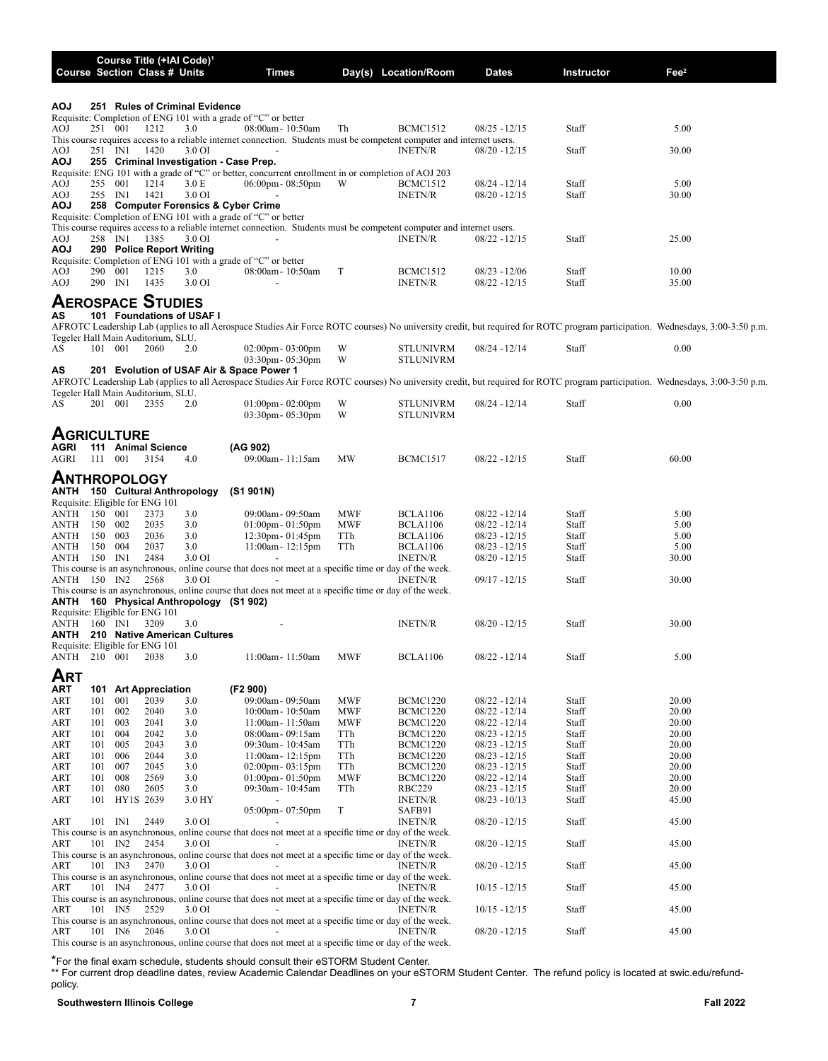| Course | Section | Class # | Units | Times | Day(s) | Location/Room | Dates | Instructor | Fee[2] |
|---|---|---|---|---|---|---|---|---|---|

**Course Title (+IAI Code)[1]**

**AOJ 251 Rules of Criminal Evidence**

Requisite: Completion of ENG 101 with a grade of "C" or better

| Course | Section | Class # | Units | Times | Day(s) | Location/Room | Dates | Instructor | Fee |
|---|---|---|---|---|---|---|---|---|---|
| AOJ 251 | 001 | 1212 | 3.0 | 08:00am - 10:50am | Th | BCMC1512 | 08/25 - 12/15 | Staff | 5.00 |

This course requires access to a reliable internet connection. Students must be competent computer and internet users.

| Course | Section | Class # | Units | Times | Day(s) | Location/Room | Dates | Instructor | Fee |
|---|---|---|---|---|---|---|---|---|---|
| AOJ 251 | IN1 | 1420 | 3.0 OI | - | | INETN/R | 08/20 - 12/15 | Staff | 30.00 |

**AOJ 255 Criminal Investigation - Case Prep.**

Requisite: ENG 101 with a grade of "C" or better, concurrent enrollment in or completion of AOJ 203

| Course | Section | Class # | Units | Times | Day(s) | Location/Room | Dates | Instructor | Fee |
|---|---|---|---|---|---|---|---|---|---|
| AOJ 255 | 001 | 1214 | 3.0 E | 06:00pm - 08:50pm | W | BCMC1512 | 08/24 - 12/14 | Staff | 5.00 |
| AOJ 255 | IN1 | 1421 | 3.0 OI | - | | INETN/R | 08/20 - 12/15 | Staff | 30.00 |

**AOJ 258 Computer Forensics & Cyber Crime**

Requisite: Completion of ENG 101 with a grade of "C" or better

This course requires access to a reliable internet connection. Students must be competent computer and internet users.

| Course | Section | Class # | Units | Times | Day(s) | Location/Room | Dates | Instructor | Fee |
|---|---|---|---|---|---|---|---|---|---|
| AOJ 258 | IN1 | 1385 | 3.0 OI | - | | INETN/R | 08/22 - 12/15 | Staff | 25.00 |

**AOJ 290 Police Report Writing**

Requisite: Completion of ENG 101 with a grade of "C" or better

| Course | Section | Class # | Units | Times | Day(s) | Location/Room | Dates | Instructor | Fee |
|---|---|---|---|---|---|---|---|---|---|
| AOJ 290 | 001 | 1215 | 3.0 | 08:00am - 10:50am | T | BCMC1512 | 08/23 - 12/06 | Staff | 10.00 |
| AOJ 290 | IN1 | 1435 | 3.0 OI | - | | INETN/R | 08/22 - 12/15 | Staff | 35.00 |

## AEROSPACE STUDIES

**AS 101 Foundations of USAF I**

AFROTC Leadership Lab (applies to all Aerospace Studies Air Force ROTC courses) No university credit, but required for ROTC program participation. Wednesdays, 3:00-3:50 p.m. Tegeler Hall Main Auditorium, SLU.

| Course | Section | Class # | Units | Times | Day(s) | Location/Room | Dates | Instructor | Fee |
|---|---|---|---|---|---|---|---|---|---|
| AS 101 | 001 | 2060 | 2.0 | 02:00pm - 03:00pm | W | STLUNIVRM | 08/24 - 12/14 | Staff | 0.00 |
| | | | | 03:30pm - 05:30pm | W | STLUNIVRM | | | |

**AS 201 Evolution of USAF Air & Space Power 1**

AFROTC Leadership Lab (applies to all Aerospace Studies Air Force ROTC courses) No university credit, but required for ROTC program participation. Wednesdays, 3:00-3:50 p.m. Tegeler Hall Main Auditorium, SLU.

| Course | Section | Class # | Units | Times | Day(s) | Location/Room | Dates | Instructor | Fee |
|---|---|---|---|---|---|---|---|---|---|
| AS 201 | 001 | 2355 | 2.0 | 01:00pm - 02:00pm | W | STLUNIVRM | 08/24 - 12/14 | Staff | 0.00 |
| | | | | 03:30pm - 05:30pm | W | STLUNIVRM | | | |

## AGRICULTURE

**AGRI 111 Animal Science (AG 902)**

| Course | Section | Class # | Units | Times | Day(s) | Location/Room | Dates | Instructor | Fee |
|---|---|---|---|---|---|---|---|---|---|
| AGRI 111 | 001 | 3154 | 4.0 | 09:00am - 11:15am | MW | BCMC1517 | 08/22 - 12/15 | Staff | 60.00 |

## ANTHROPOLOGY

**ANTH 150 Cultural Anthropology (S1 901N)**

Requisite: Eligible for ENG 101

| Course | Section | Class # | Units | Times | Day(s) | Location/Room | Dates | Instructor | Fee |
|---|---|---|---|---|---|---|---|---|---|
| ANTH 150 | 001 | 2373 | 3.0 | 09:00am - 09:50am | MWF | BCLA1106 | 08/22 - 12/14 | Staff | 5.00 |
| ANTH 150 | 002 | 2035 | 3.0 | 01:00pm - 01:50pm | MWF | BCLA1106 | 08/22 - 12/14 | Staff | 5.00 |
| ANTH 150 | 003 | 2036 | 3.0 | 12:30pm - 01:45pm | TTh | BCLA1106 | 08/23 - 12/15 | Staff | 5.00 |
| ANTH 150 | 004 | 2037 | 3.0 | 11:00am - 12:15pm | TTh | BCLA1106 | 08/23 - 12/15 | Staff | 5.00 |
| ANTH 150 | IN1 | 2484 | 3.0 OI | - | | INETN/R | 08/20 - 12/15 | Staff | 30.00 |

This course is an asynchronous, online course that does not meet at a specific time or day of the week.

| Course | Section | Class # | Units | Times | Day(s) | Location/Room | Dates | Instructor | Fee |
|---|---|---|---|---|---|---|---|---|---|
| ANTH 150 | IN2 | 2568 | 3.0 OI | - | | INETN/R | 09/17 - 12/15 | Staff | 30.00 |

This course is an asynchronous, online course that does not meet at a specific time or day of the week.

**ANTH 160 Physical Anthropology (S1 902)**

Requisite: Eligible for ENG 101

| Course | Section | Class # | Units | Times | Day(s) | Location/Room | Dates | Instructor | Fee |
|---|---|---|---|---|---|---|---|---|---|
| ANTH 160 | IN1 | 3209 | 3.0 | - | | INETN/R | 08/20 - 12/15 | Staff | 30.00 |

**ANTH 210 Native American Cultures**

Requisite: Eligible for ENG 101

| Course | Section | Class # | Units | Times | Day(s) | Location/Room | Dates | Instructor | Fee |
|---|---|---|---|---|---|---|---|---|---|
| ANTH 210 | 001 | 2038 | 3.0 | 11:00am - 11:50am | MWF | BCLA1106 | 08/22 - 12/14 | Staff | 5.00 |

## ART

**ART 101 Art Appreciation (F2 900)**

| Course | Section | Class # | Units | Times | Day(s) | Location/Room | Dates | Instructor | Fee |
|---|---|---|---|---|---|---|---|---|---|
| ART 101 | 001 | 2039 | 3.0 | 09:00am - 09:50am | MWF | BCMC1220 | 08/22 - 12/14 | Staff | 20.00 |
| ART 101 | 002 | 2040 | 3.0 | 10:00am - 10:50am | MWF | BCMC1220 | 08/22 - 12/14 | Staff | 20.00 |
| ART 101 | 003 | 2041 | 3.0 | 11:00am - 11:50am | MWF | BCMC1220 | 08/22 - 12/14 | Staff | 20.00 |
| ART 101 | 004 | 2042 | 3.0 | 08:00am - 09:15am | TTh | BCMC1220 | 08/23 - 12/15 | Staff | 20.00 |
| ART 101 | 005 | 2043 | 3.0 | 09:30am - 10:45am | TTh | BCMC1220 | 08/23 - 12/15 | Staff | 20.00 |
| ART 101 | 006 | 2044 | 3.0 | 11:00am - 12:15pm | TTh | BCMC1220 | 08/23 - 12/15 | Staff | 20.00 |
| ART 101 | 007 | 2045 | 3.0 | 02:00pm - 03:15pm | TTh | BCMC1220 | 08/23 - 12/15 | Staff | 20.00 |
| ART 101 | 008 | 2569 | 3.0 | 01:00pm - 01:50pm | MWF | BCMC1220 | 08/22 - 12/14 | Staff | 20.00 |
| ART 101 | 080 | 2605 | 3.0 | 09:30am - 10:45am | TTh | RBC229 | 08/23 - 12/15 | Staff | 20.00 |
| ART 101 | HY1S | 2639 | 3.0 HY | - | | INETN/R | 08/23 - 10/13 | Staff | 45.00 |
| | | | | 05:00pm - 07:50pm | T | SAFB91 | | | |
| ART 101 | IN1 | 2449 | 3.0 OI | - | | INETN/R | 08/20 - 12/15 | Staff | 45.00 |

This course is an asynchronous, online course that does not meet at a specific time or day of the week.

| Course | Section | Class # | Units | Times | Day(s) | Location/Room | Dates | Instructor | Fee |
|---|---|---|---|---|---|---|---|---|---|
| ART 101 | IN2 | 2454 | 3.0 OI | - | | INETN/R | 08/20 - 12/15 | Staff | 45.00 |

This course is an asynchronous, online course that does not meet at a specific time or day of the week.

| Course | Section | Class # | Units | Times | Day(s) | Location/Room | Dates | Instructor | Fee |
|---|---|---|---|---|---|---|---|---|---|
| ART 101 | IN3 | 2470 | 3.0 OI | - | | INETN/R | 08/20 - 12/15 | Staff | 45.00 |

This course is an asynchronous, online course that does not meet at a specific time or day of the week.

| Course | Section | Class # | Units | Times | Day(s) | Location/Room | Dates | Instructor | Fee |
|---|---|---|---|---|---|---|---|---|---|
| ART 101 | IN4 | 2477 | 3.0 OI | - | | INETN/R | 10/15 - 12/15 | Staff | 45.00 |

This course is an asynchronous, online course that does not meet at a specific time or day of the week.

| Course | Section | Class # | Units | Times | Day(s) | Location/Room | Dates | Instructor | Fee |
|---|---|---|---|---|---|---|---|---|---|
| ART 101 | IN5 | 2529 | 3.0 OI | - | | INETN/R | 10/15 - 12/15 | Staff | 45.00 |

This course is an asynchronous, online course that does not meet at a specific time or day of the week.

| Course | Section | Class # | Units | Times | Day(s) | Location/Room | Dates | Instructor | Fee |
|---|---|---|---|---|---|---|---|---|---|
| ART 101 | IN6 | 2046 | 3.0 OI | - | | INETN/R | 08/20 - 12/15 | Staff | 45.00 |

This course is an asynchronous, online course that does not meet at a specific time or day of the week.

*For the final exam schedule, students should consult their eSTORM Student Center.

** For current drop deadline dates, review Academic Calendar Deadlines on your eSTORM Student Center. The refund policy is located at swic.edu/refund-policy.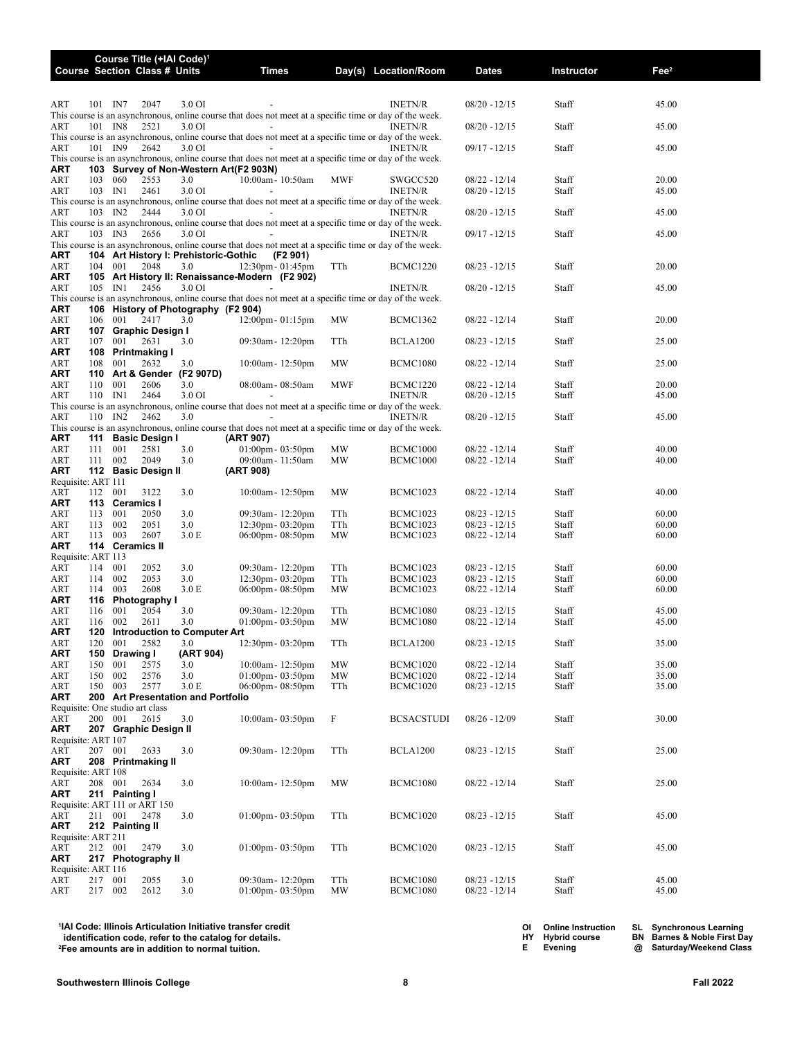| Course | Section | Class # | Units | Times | Day(s) | Location/Room | Dates | Instructor | Fee[2] |
|---|---|---|---|---|---|---|---|---|---|
| ART | 101 | IN7 | 2047 3.0 OI | - | | INETN/R | 08/20 - 12/15 | Staff | 45.00 |
| This course is an asynchronous, online course that does not meet at a specific time or day of the week. | | | | | | | | | |
| ART | 101 | IN8 | 2521 3.0 OI | - | | INETN/R | 08/20 - 12/15 | Staff | 45.00 |
| This course is an asynchronous, online course that does not meet at a specific time or day of the week. | | | | | | | | | |
| ART | 101 | IN9 | 2642 3.0 OI | - | | INETN/R | 09/17 - 12/15 | Staff | 45.00 |
| This course is an asynchronous, online course that does not meet at a specific time or day of the week. | | | | | | | | | |
| **ART** | **103** | **Survey of Non-Western Art(F2 903N)** | | | | | | | |
| ART | 103 | 060 | 2553 3.0 | 10:00am - 10:50am | MWF | SWGCC520 | 08/22 - 12/14 | Staff | 20.00 |
| ART | 103 | IN1 | 2461 3.0 OI | - | | INETN/R | 08/20 - 12/15 | Staff | 45.00 |
| This course is an asynchronous, online course that does not meet at a specific time or day of the week. | | | | | | | | | |
| ART | 103 | IN2 | 2444 3.0 OI | - | | INETN/R | 08/20 - 12/15 | Staff | 45.00 |
| This course is an asynchronous, online course that does not meet at a specific time or day of the week. | | | | | | | | | |
| ART | 103 | IN3 | 2656 3.0 OI | - | | INETN/R | 09/17 - 12/15 | Staff | 45.00 |
| This course is an asynchronous, online course that does not meet at a specific time or day of the week. | | | | | | | | | |
| **ART** | **104** | **Art History I: Prehistoric-Gothic (F2 901)** | | | | | | | |
| ART | 104 | 001 | 2048 3.0 | 12:30pm - 01:45pm | TTh | BCMC1220 | 08/23 - 12/15 | Staff | 20.00 |
| **ART** | **105** | **Art History II: Renaissance-Modern (F2 902)** | | | | | | | |
| ART | 105 | IN1 | 2456 3.0 OI | - | | INETN/R | 08/20 - 12/15 | Staff | 45.00 |
| This course is an asynchronous, online course that does not meet at a specific time or day of the week. | | | | | | | | | |
| **ART** | **106** | **History of Photography (F2 904)** | | | | | | | |
| ART | 106 | 001 | 2417 3.0 | 12:00pm - 01:15pm | MW | BCMC1362 | 08/22 - 12/14 | Staff | 20.00 |
| **ART** | **107** | **Graphic Design I** | | | | | | | |
| ART | 107 | 001 | 2631 3.0 | 09:30am - 12:20pm | TTh | BCLA1200 | 08/23 - 12/15 | Staff | 25.00 |
| **ART** | **108** | **Printmaking I** | | | | | | | |
| ART | 108 | 001 | 2632 3.0 | 10:00am - 12:50pm | MW | BCMC1080 | 08/22 - 12/14 | Staff | 25.00 |
| **ART** | **110** | **Art & Gender (F2 907D)** | | | | | | | |
| ART | 110 | 001 | 2606 3.0 | 08:00am - 08:50am | MWF | BCMC1220 | 08/22 - 12/14 | Staff | 20.00 |
| ART | 110 | IN1 | 2464 3.0 OI | - | | INETN/R | 08/20 - 12/15 | Staff | 45.00 |
| This course is an asynchronous, online course that does not meet at a specific time or day of the week. | | | | | | | | | |
| ART | 110 | IN2 | 2462 3.0 | - | | INETN/R | 08/20 - 12/15 | Staff | 45.00 |
| This course is an asynchronous, online course that does not meet at a specific time or day of the week. | | | | | | | | | |
| **ART** | **111** | **Basic Design I (ART 907)** | | | | | | | |
| ART | 111 | 001 | 2581 3.0 | 01:00pm - 03:50pm | MW | BCMC1000 | 08/22 - 12/14 | Staff | 40.00 |
| ART | 111 | 002 | 2049 3.0 | 09:00am - 11:50am | MW | BCMC1000 | 08/22 - 12/14 | Staff | 40.00 |
| **ART** | **112** | **Basic Design II (ART 908)** | | | | | | | |
| Requisite: ART 111 | | | | | | | | | |
| ART | 112 | 001 | 3122 3.0 | 10:00am - 12:50pm | MW | BCMC1023 | 08/22 - 12/14 | Staff | 40.00 |
| **ART** | **113** | **Ceramics I** | | | | | | | |
| ART | 113 | 001 | 2050 3.0 | 09:30am - 12:20pm | TTh | BCMC1023 | 08/23 - 12/15 | Staff | 60.00 |
| ART | 113 | 002 | 2051 3.0 | 12:30pm - 03:20pm | TTh | BCMC1023 | 08/23 - 12/15 | Staff | 60.00 |
| ART | 113 | 003 | 2607 3.0 E | 06:00pm - 08:50pm | MW | BCMC1023 | 08/22 - 12/14 | Staff | 60.00 |
| **ART** | **114** | **Ceramics II** | | | | | | | |
| Requisite: ART 113 | | | | | | | | | |
| ART | 114 | 001 | 2052 3.0 | 09:30am - 12:20pm | TTh | BCMC1023 | 08/23 - 12/15 | Staff | 60.00 |
| ART | 114 | 002 | 2053 3.0 | 12:30pm - 03:20pm | TTh | BCMC1023 | 08/23 - 12/15 | Staff | 60.00 |
| ART | 114 | 003 | 2608 3.0 E | 06:00pm - 08:50pm | MW | BCMC1023 | 08/22 - 12/14 | Staff | 60.00 |
| **ART** | **116** | **Photography I** | | | | | | | |
| ART | 116 | 001 | 2054 3.0 | 09:30am - 12:20pm | TTh | BCMC1080 | 08/23 - 12/15 | Staff | 45.00 |
| ART | 116 | 002 | 2611 3.0 | 01:00pm - 03:50pm | MW | BCMC1080 | 08/22 - 12/14 | Staff | 45.00 |
| **ART** | **120** | **Introduction to Computer Art** | | | | | | | |
| ART | 120 | 001 | 2582 3.0 | 12:30pm - 03:20pm | TTh | BCLA1200 | 08/23 - 12/15 | Staff | 35.00 |
| **ART** | **150** | **Drawing I (ART 904)** | | | | | | | |
| ART | 150 | 001 | 2575 3.0 | 10:00am - 12:50pm | MW | BCMC1020 | 08/22 - 12/14 | Staff | 35.00 |
| ART | 150 | 002 | 2576 3.0 | 01:00pm - 03:50pm | MW | BCMC1020 | 08/22 - 12/14 | Staff | 35.00 |
| ART | 150 | 003 | 2577 3.0 E | 06:00pm - 08:50pm | TTh | BCMC1020 | 08/23 - 12/15 | Staff | 35.00 |
| **ART** | **200** | **Art Presentation and Portfolio** | | | | | | | |
| Requisite: One studio art class | | | | | | | | | |
| ART | 200 | 001 | 2615 3.0 | 10:00am - 03:50pm | F | BCSACSTUDI | 08/26 - 12/09 | Staff | 30.00 |
| **ART** | **207** | **Graphic Design II** | | | | | | | |
| Requisite: ART 107 | | | | | | | | | |
| ART | 207 | 001 | 2633 3.0 | 09:30am - 12:20pm | TTh | BCLA1200 | 08/23 - 12/15 | Staff | 25.00 |
| **ART** | **208** | **Printmaking II** | | | | | | | |
| Requisite: ART 108 | | | | | | | | | |
| ART | 208 | 001 | 2634 3.0 | 10:00am - 12:50pm | MW | BCMC1080 | 08/22 - 12/14 | Staff | 25.00 |
| **ART** | **211** | **Painting I** | | | | | | | |
| Requisite: ART 111 or ART 150 | | | | | | | | | |
| ART | 211 | 001 | 2478 3.0 | 01:00pm - 03:50pm | TTh | BCMC1020 | 08/23 - 12/15 | Staff | 45.00 |
| **ART** | **212** | **Painting II** | | | | | | | |
| Requisite: ART 211 | | | | | | | | | |
| ART | 212 | 001 | 2479 3.0 | 01:00pm - 03:50pm | TTh | BCMC1020 | 08/23 - 12/15 | Staff | 45.00 |
| **ART** | **217** | **Photography II** | | | | | | | |
| Requisite: ART 116 | | | | | | | | | |
| ART | 217 | 001 | 2055 3.0 | 09:30am - 12:20pm | TTh | BCMC1080 | 08/23 - 12/15 | Staff | 45.00 |
| ART | 217 | 002 | 2612 3.0 | 01:00pm - 03:50pm | MW | BCMC1080 | 08/22 - 12/14 | Staff | 45.00 |

Column headings: Course Title (+IAI Code)[1] / Course Section Class # Units

**[1]IAI Code: Illinois Articulation Initiative transfer credit identification code, refer to the catalog for details.**
**[2]Fee amounts are in addition to normal tuition.**

**OI** Online Instruction **HY** Hybrid course **E** Evening
**SL** Synchronous Learning **BN** Barnes & Noble First Day **@** Saturday/Weekend Class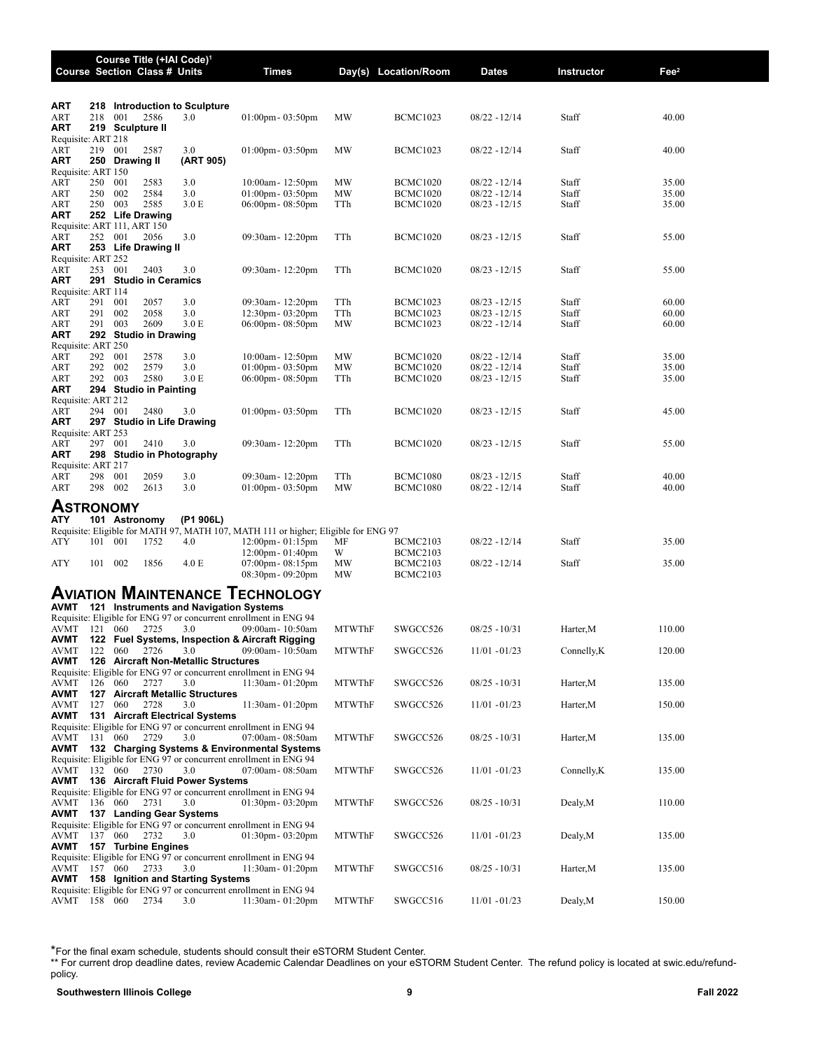| Course | Section | Class # | Units | Times | Day(s) | Location/Room | Dates | Instructor | Fee[2] |
|---|---|---|---|---|---|---|---|---|---|

Course Title (+IAI Code)[1]

**ART 218 Introduction to Sculpture**

| Course | Section | Class # | Units | Times | Day(s) | Location/Room | Dates | Instructor | Fee |
|---|---|---|---|---|---|---|---|---|---|
| ART 218 | 001 | 2586 | 3.0 | 01:00pm- 03:50pm | MW | BCMC1023 | 08/22 - 12/14 | Staff | 40.00 |

**ART 219 Sculpture II**

Requisite: ART 218

| Course | Section | Class # | Units | Times | Day(s) | Location/Room | Dates | Instructor | Fee |
|---|---|---|---|---|---|---|---|---|---|
| ART 219 | 001 | 2587 | 3.0 | 01:00pm- 03:50pm | MW | BCMC1023 | 08/22 - 12/14 | Staff | 40.00 |

**ART 250 Drawing II (ART 905)**

Requisite: ART 150

| Course | Section | Class # | Units | Times | Day(s) | Location/Room | Dates | Instructor | Fee |
|---|---|---|---|---|---|---|---|---|---|
| ART 250 | 001 | 2583 | 3.0 | 10:00am- 12:50pm | MW | BCMC1020 | 08/22 - 12/14 | Staff | 35.00 |
| ART 250 | 002 | 2584 | 3.0 | 01:00pm- 03:50pm | MW | BCMC1020 | 08/22 - 12/14 | Staff | 35.00 |
| ART 250 | 003 | 2585 | 3.0 E | 06:00pm- 08:50pm | TTh | BCMC1020 | 08/23 - 12/15 | Staff | 35.00 |

**ART 252 Life Drawing**

Requisite: ART 111, ART 150

| Course | Section | Class # | Units | Times | Day(s) | Location/Room | Dates | Instructor | Fee |
|---|---|---|---|---|---|---|---|---|---|
| ART 252 | 001 | 2056 | 3.0 | 09:30am- 12:20pm | TTh | BCMC1020 | 08/23 - 12/15 | Staff | 55.00 |

**ART 253 Life Drawing II**

Requisite: ART 252

| Course | Section | Class # | Units | Times | Day(s) | Location/Room | Dates | Instructor | Fee |
|---|---|---|---|---|---|---|---|---|---|
| ART 253 | 001 | 2403 | 3.0 | 09:30am- 12:20pm | TTh | BCMC1020 | 08/23 - 12/15 | Staff | 55.00 |

**ART 291 Studio in Ceramics**

Requisite: ART 114

| Course | Section | Class # | Units | Times | Day(s) | Location/Room | Dates | Instructor | Fee |
|---|---|---|---|---|---|---|---|---|---|
| ART 291 | 001 | 2057 | 3.0 | 09:30am- 12:20pm | TTh | BCMC1023 | 08/23 - 12/15 | Staff | 60.00 |
| ART 291 | 002 | 2058 | 3.0 | 12:30pm- 03:20pm | TTh | BCMC1023 | 08/23 - 12/15 | Staff | 60.00 |
| ART 291 | 003 | 2609 | 3.0 E | 06:00pm- 08:50pm | MW | BCMC1023 | 08/22 - 12/14 | Staff | 60.00 |

**ART 292 Studio in Drawing**

Requisite: ART 250

| Course | Section | Class # | Units | Times | Day(s) | Location/Room | Dates | Instructor | Fee |
|---|---|---|---|---|---|---|---|---|---|
| ART 292 | 001 | 2578 | 3.0 | 10:00am- 12:50pm | MW | BCMC1020 | 08/22 - 12/14 | Staff | 35.00 |
| ART 292 | 002 | 2579 | 3.0 | 01:00pm- 03:50pm | MW | BCMC1020 | 08/22 - 12/14 | Staff | 35.00 |
| ART 292 | 003 | 2580 | 3.0 E | 06:00pm- 08:50pm | TTh | BCMC1020 | 08/23 - 12/15 | Staff | 35.00 |

**ART 294 Studio in Painting**

Requisite: ART 212

| Course | Section | Class # | Units | Times | Day(s) | Location/Room | Dates | Instructor | Fee |
|---|---|---|---|---|---|---|---|---|---|
| ART 294 | 001 | 2480 | 3.0 | 01:00pm- 03:50pm | TTh | BCMC1020 | 08/23 - 12/15 | Staff | 45.00 |

**ART 297 Studio in Life Drawing**

Requisite: ART 253

| Course | Section | Class # | Units | Times | Day(s) | Location/Room | Dates | Instructor | Fee |
|---|---|---|---|---|---|---|---|---|---|
| ART 297 | 001 | 2410 | 3.0 | 09:30am- 12:20pm | TTh | BCMC1020 | 08/23 - 12/15 | Staff | 55.00 |

**ART 298 Studio in Photography**

Requisite: ART 217

| Course | Section | Class # | Units | Times | Day(s) | Location/Room | Dates | Instructor | Fee |
|---|---|---|---|---|---|---|---|---|---|
| ART 298 | 001 | 2059 | 3.0 | 09:30am- 12:20pm | TTh | BCMC1080 | 08/23 - 12/15 | Staff | 40.00 |
| ART 298 | 002 | 2613 | 3.0 | 01:00pm- 03:50pm | MW | BCMC1080 | 08/22 - 12/14 | Staff | 40.00 |

# Astronomy

**ATY 101 Astronomy (P1 906L)**

Requisite: Eligible for MATH 97, MATH 107, MATH 111 or higher; Eligible for ENG 97

| Course | Section | Class # | Units | Times | Day(s) | Location/Room | Dates | Instructor | Fee |
|---|---|---|---|---|---|---|---|---|---|
| ATY 101 | 001 | 1752 | 4.0 | 12:00pm- 01:15pm | MF | BCMC2103 | 08/22 - 12/14 | Staff | 35.00 |
| | | | | 12:00pm- 01:40pm | W | BCMC2103 | | | |
| ATY 101 | 002 | 1856 | 4.0 E | 07:00pm- 08:15pm | MW | BCMC2103 | 08/22 - 12/14 | Staff | 35.00 |
| | | | | 08:30pm- 09:20pm | MW | BCMC2103 | | | |

# Aviation Maintenance Technology

**AVMT 121 Instruments and Navigation Systems**

Requisite: Eligible for ENG 97 or concurrent enrollment in ENG 94

| Course | Section | Class # | Units | Times | Day(s) | Location/Room | Dates | Instructor | Fee |
|---|---|---|---|---|---|---|---|---|---|
| AVMT 121 | 060 | 2725 | 3.0 | 09:00am- 10:50am | MTWThF | SWGCC526 | 08/25 - 10/31 | Harter,M | 110.00 |

**AVMT 122 Fuel Systems, Inspection & Aircraft Rigging**

| Course | Section | Class # | Units | Times | Day(s) | Location/Room | Dates | Instructor | Fee |
|---|---|---|---|---|---|---|---|---|---|
| AVMT 122 | 060 | 2726 | 3.0 | 09:00am- 10:50am | MTWThF | SWGCC526 | 11/01 - 01/23 | Connelly,K | 120.00 |

**AVMT 126 Aircraft Non-Metallic Structures**

Requisite: Eligible for ENG 97 or concurrent enrollment in ENG 94

| Course | Section | Class # | Units | Times | Day(s) | Location/Room | Dates | Instructor | Fee |
|---|---|---|---|---|---|---|---|---|---|
| AVMT 126 | 060 | 2727 | 3.0 | 11:30am- 01:20pm | MTWThF | SWGCC526 | 08/25 - 10/31 | Harter,M | 135.00 |

**AVMT 127 Aircraft Metallic Structures**

| Course | Section | Class # | Units | Times | Day(s) | Location/Room | Dates | Instructor | Fee |
|---|---|---|---|---|---|---|---|---|---|
| AVMT 127 | 060 | 2728 | 3.0 | 11:30am- 01:20pm | MTWThF | SWGCC526 | 11/01 - 01/23 | Harter,M | 150.00 |

**AVMT 131 Aircraft Electrical Systems**

Requisite: Eligible for ENG 97 or concurrent enrollment in ENG 94

| Course | Section | Class # | Units | Times | Day(s) | Location/Room | Dates | Instructor | Fee |
|---|---|---|---|---|---|---|---|---|---|
| AVMT 131 | 060 | 2729 | 3.0 | 07:00am- 08:50am | MTWThF | SWGCC526 | 08/25 - 10/31 | Harter,M | 135.00 |

**AVMT 132 Charging Systems & Environmental Systems**

Requisite: Eligible for ENG 97 or concurrent enrollment in ENG 94

| Course | Section | Class # | Units | Times | Day(s) | Location/Room | Dates | Instructor | Fee |
|---|---|---|---|---|---|---|---|---|---|
| AVMT 132 | 060 | 2730 | 3.0 | 07:00am- 08:50am | MTWThF | SWGCC526 | 11/01 - 01/23 | Connelly,K | 135.00 |

**AVMT 136 Aircraft Fluid Power Systems**

Requisite: Eligible for ENG 97 or concurrent enrollment in ENG 94

| Course | Section | Class # | Units | Times | Day(s) | Location/Room | Dates | Instructor | Fee |
|---|---|---|---|---|---|---|---|---|---|
| AVMT 136 | 060 | 2731 | 3.0 | 01:30pm- 03:20pm | MTWThF | SWGCC526 | 08/25 - 10/31 | Dealy,M | 110.00 |

**AVMT 137 Landing Gear Systems**

Requisite: Eligible for ENG 97 or concurrent enrollment in ENG 94

| Course | Section | Class # | Units | Times | Day(s) | Location/Room | Dates | Instructor | Fee |
|---|---|---|---|---|---|---|---|---|---|
| AVMT 137 | 060 | 2732 | 3.0 | 01:30pm- 03:20pm | MTWThF | SWGCC526 | 11/01 - 01/23 | Dealy,M | 135.00 |

**AVMT 157 Turbine Engines**

Requisite: Eligible for ENG 97 or concurrent enrollment in ENG 94

| Course | Section | Class # | Units | Times | Day(s) | Location/Room | Dates | Instructor | Fee |
|---|---|---|---|---|---|---|---|---|---|
| AVMT 157 | 060 | 2733 | 3.0 | 11:30am- 01:20pm | MTWThF | SWGCC516 | 08/25 - 10/31 | Harter,M | 135.00 |

**AVMT 158 Ignition and Starting Systems**

Requisite: Eligible for ENG 97 or concurrent enrollment in ENG 94

| Course | Section | Class # | Units | Times | Day(s) | Location/Room | Dates | Instructor | Fee |
|---|---|---|---|---|---|---|---|---|---|
| AVMT 158 | 060 | 2734 | 3.0 | 11:30am- 01:20pm | MTWThF | SWGCC516 | 11/01 - 01/23 | Dealy,M | 150.00 |

*For the final exam schedule, students should consult their eSTORM Student Center.

** For current drop deadline dates, review Academic Calendar Deadlines on your eSTORM Student Center. The refund policy is located at swic.edu/refund-policy.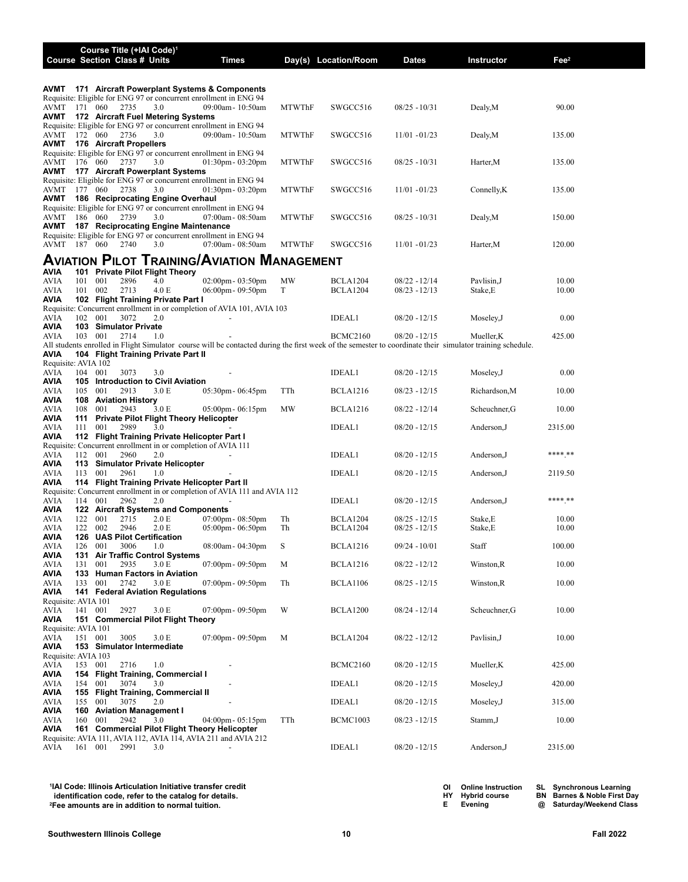| Course | Section | Class # | Units | Times | Day(s) | Location/Room | Dates | Instructor | Fee[2] |
|---|---|---|---|---|---|---|---|---|---|

**AVMT 171 Aircraft Powerplant Systems & Components**
Requisite: Eligible for ENG 97 or concurrent enrollment in ENG 94

| Course | Section | Class # | Units | Times | Day(s) | Location/Room | Dates | Instructor | Fee[2] |
|---|---|---|---|---|---|---|---|---|---|
| AVMT 171 | 060 | 2735 | 3.0 | 09:00am - 10:50am | MTWThF | SWGCC516 | 08/25 - 10/31 | Dealy,M | 90.00 |

**AVMT 172 Aircraft Fuel Metering Systems**
Requisite: Eligible for ENG 97 or concurrent enrollment in ENG 94

| Course | Section | Class # | Units | Times | Day(s) | Location/Room | Dates | Instructor | Fee[2] |
|---|---|---|---|---|---|---|---|---|---|
| AVMT 172 | 060 | 2736 | 3.0 | 09:00am - 10:50am | MTWThF | SWGCC516 | 11/01 - 01/23 | Dealy,M | 135.00 |

**AVMT 176 Aircraft Propellers**
Requisite: Eligible for ENG 97 or concurrent enrollment in ENG 94

| Course | Section | Class # | Units | Times | Day(s) | Location/Room | Dates | Instructor | Fee[2] |
|---|---|---|---|---|---|---|---|---|---|
| AVMT 176 | 060 | 2737 | 3.0 | 01:30pm - 03:20pm | MTWThF | SWGCC516 | 08/25 - 10/31 | Harter,M | 135.00 |

**AVMT 177 Aircraft Powerplant Systems**
Requisite: Eligible for ENG 97 or concurrent enrollment in ENG 94

| Course | Section | Class # | Units | Times | Day(s) | Location/Room | Dates | Instructor | Fee[2] |
|---|---|---|---|---|---|---|---|---|---|
| AVMT 177 | 060 | 2738 | 3.0 | 01:30pm - 03:20pm | MTWThF | SWGCC516 | 11/01 - 01/23 | Connelly,K | 135.00 |

**AVMT 186 Reciprocating Engine Overhaul**
Requisite: Eligible for ENG 97 or concurrent enrollment in ENG 94

| Course | Section | Class # | Units | Times | Day(s) | Location/Room | Dates | Instructor | Fee[2] |
|---|---|---|---|---|---|---|---|---|---|
| AVMT 186 | 060 | 2739 | 3.0 | 07:00am - 08:50am | MTWThF | SWGCC516 | 08/25 - 10/31 | Dealy,M | 150.00 |

**AVMT 187 Reciprocating Engine Maintenance**
Requisite: Eligible for ENG 97 or concurrent enrollment in ENG 94

| Course | Section | Class # | Units | Times | Day(s) | Location/Room | Dates | Instructor | Fee[2] |
|---|---|---|---|---|---|---|---|---|---|
| AVMT 187 | 060 | 2740 | 3.0 | 07:00am - 08:50am | MTWThF | SWGCC516 | 11/01 - 01/23 | Harter,M | 120.00 |

# Aviation Pilot Training/Aviation Management

**AVIA 101 Private Pilot Flight Theory**

| Course | Section | Class # | Units | Times | Day(s) | Location/Room | Dates | Instructor | Fee[2] |
|---|---|---|---|---|---|---|---|---|---|
| AVIA 101 | 001 | 2896 | 4.0 | 02:00pm - 03:50pm | MW | BCLA1204 | 08/22 - 12/14 | Pavlisin,J | 10.00 |
| AVIA 101 | 002 | 2713 | 4.0 E | 06:00pm - 09:50pm | T | BCLA1204 | 08/23 - 12/13 | Stake,E | 10.00 |

**AVIA 102 Flight Training Private Part I**
Requisite: Concurrent enrollment in or completion of AVIA 101, AVIA 103

| Course | Section | Class # | Units | Times | Day(s) | Location/Room | Dates | Instructor | Fee[2] |
|---|---|---|---|---|---|---|---|---|---|
| AVIA 102 | 001 | 3072 | 2.0 | - | | IDEAL1 | 08/20 - 12/15 | Moseley,J | 0.00 |

**AVIA 103 Simulator Private**

| Course | Section | Class # | Units | Times | Day(s) | Location/Room | Dates | Instructor | Fee[2] |
|---|---|---|---|---|---|---|---|---|---|
| AVIA 103 | 001 | 2714 | 1.0 | - | | BCMC2160 | 08/20 - 12/15 | Mueller,K | 425.00 |

All students enrolled in Flight Simulator course will be contacted during the first week of the semester to coordinate their simulator training schedule.

**AVIA 104 Flight Training Private Part II**
Requisite: AVIA 102

| Course | Section | Class # | Units | Times | Day(s) | Location/Room | Dates | Instructor | Fee[2] |
|---|---|---|---|---|---|---|---|---|---|
| AVIA 104 | 001 | 3073 | 3.0 | - | | IDEAL1 | 08/20 - 12/15 | Moseley,J | 0.00 |

**AVIA 105 Introduction to Civil Aviation**

| Course | Section | Class # | Units | Times | Day(s) | Location/Room | Dates | Instructor | Fee[2] |
|---|---|---|---|---|---|---|---|---|---|
| AVIA 105 | 001 | 2913 | 3.0 E | 05:30pm - 06:45pm | TTh | BCLA1216 | 08/23 - 12/15 | Richardson,M | 10.00 |

**AVIA 108 Aviation History**

| Course | Section | Class # | Units | Times | Day(s) | Location/Room | Dates | Instructor | Fee[2] |
|---|---|---|---|---|---|---|---|---|---|
| AVIA 108 | 001 | 2943 | 3.0 E | 05:00pm - 06:15pm | MW | BCLA1216 | 08/22 - 12/14 | Scheuchner,G | 10.00 |

**AVIA 111 Private Pilot Flight Theory Helicopter**

| Course | Section | Class # | Units | Times | Day(s) | Location/Room | Dates | Instructor | Fee[2] |
|---|---|---|---|---|---|---|---|---|---|
| AVIA 111 | 001 | 2989 | 3.0 | - | | IDEAL1 | 08/20 - 12/15 | Anderson,J | 2315.00 |

**AVIA 112 Flight Training Private Helicopter Part I**
Requisite: Concurrent enrollment in or completion of AVIA 111

| Course | Section | Class # | Units | Times | Day(s) | Location/Room | Dates | Instructor | Fee[2] |
|---|---|---|---|---|---|---|---|---|---|
| AVIA 112 | 001 | 2960 | 2.0 | - | | IDEAL1 | 08/20 - 12/15 | Anderson,J | ****.** |

**AVIA 113 Simulator Private Helicopter**

| Course | Section | Class # | Units | Times | Day(s) | Location/Room | Dates | Instructor | Fee[2] |
|---|---|---|---|---|---|---|---|---|---|
| AVIA 113 | 001 | 2961 | 1.0 | - | | IDEAL1 | 08/20 - 12/15 | Anderson,J | 2119.50 |

**AVIA 114 Flight Training Private Helicopter Part II**
Requisite: Concurrent enrollment in or completion of AVIA 111 and AVIA 112

| Course | Section | Class # | Units | Times | Day(s) | Location/Room | Dates | Instructor | Fee[2] |
|---|---|---|---|---|---|---|---|---|---|
| AVIA 114 | 001 | 2962 | 2.0 | - | | IDEAL1 | 08/20 - 12/15 | Anderson,J | ****.** |

**AVIA 122 Aircraft Systems and Components**

| Course | Section | Class # | Units | Times | Day(s) | Location/Room | Dates | Instructor | Fee[2] |
|---|---|---|---|---|---|---|---|---|---|
| AVIA 122 | 001 | 2715 | 2.0 E | 07:00pm - 08:50pm | Th | BCLA1204 | 08/25 - 12/15 | Stake,E | 10.00 |
| AVIA 122 | 002 | 2946 | 2.0 E | 05:00pm - 06:50pm | Th | BCLA1204 | 08/25 - 12/15 | Stake,E | 10.00 |

**AVIA 126 UAS Pilot Certification**

| Course | Section | Class # | Units | Times | Day(s) | Location/Room | Dates | Instructor | Fee[2] |
|---|---|---|---|---|---|---|---|---|---|
| AVIA 126 | 001 | 3006 | 1.0 | 08:00am - 04:30pm | S | BCLA1216 | 09/24 - 10/01 | Staff | 100.00 |

**AVIA 131 Air Traffic Control Systems**

| Course | Section | Class # | Units | Times | Day(s) | Location/Room | Dates | Instructor | Fee[2] |
|---|---|---|---|---|---|---|---|---|---|
| AVIA 131 | 001 | 2935 | 3.0 E | 07:00pm - 09:50pm | M | BCLA1216 | 08/22 - 12/12 | Winston,R | 10.00 |

**AVIA 133 Human Factors in Aviation**

| Course | Section | Class # | Units | Times | Day(s) | Location/Room | Dates | Instructor | Fee[2] |
|---|---|---|---|---|---|---|---|---|---|
| AVIA 133 | 001 | 2742 | 3.0 E | 07:00pm - 09:50pm | Th | BCLA1106 | 08/25 - 12/15 | Winston,R | 10.00 |

**AVIA 141 Federal Aviation Regulations**
Requisite: AVIA 101

| Course | Section | Class # | Units | Times | Day(s) | Location/Room | Dates | Instructor | Fee[2] |
|---|---|---|---|---|---|---|---|---|---|
| AVIA 141 | 001 | 2927 | 3.0 E | 07:00pm - 09:50pm | W | BCLA1200 | 08/24 - 12/14 | Scheuchner,G | 10.00 |

**AVIA 151 Commercial Pilot Flight Theory**
Requisite: AVIA 101

| Course | Section | Class # | Units | Times | Day(s) | Location/Room | Dates | Instructor | Fee[2] |
|---|---|---|---|---|---|---|---|---|---|
| AVIA 151 | 001 | 3005 | 3.0 E | 07:00pm - 09:50pm | M | BCLA1204 | 08/22 - 12/12 | Pavlisin,J | 10.00 |

**AVIA 153 Simulator Intermediate**
Requisite: AVIA 103

| Course | Section | Class # | Units | Times | Day(s) | Location/Room | Dates | Instructor | Fee[2] |
|---|---|---|---|---|---|---|---|---|---|
| AVIA 153 | 001 | 2716 | 1.0 | - | | BCMC2160 | 08/20 - 12/15 | Mueller,K | 425.00 |

**AVIA 154 Flight Training, Commercial I**

| Course | Section | Class # | Units | Times | Day(s) | Location/Room | Dates | Instructor | Fee[2] |
|---|---|---|---|---|---|---|---|---|---|
| AVIA 154 | 001 | 3074 | 3.0 | - | | IDEAL1 | 08/20 - 12/15 | Moseley,J | 420.00 |

**AVIA 155 Flight Training, Commercial II**

| Course | Section | Class # | Units | Times | Day(s) | Location/Room | Dates | Instructor | Fee[2] |
|---|---|---|---|---|---|---|---|---|---|
| AVIA 155 | 001 | 3075 | 2.0 | - | | IDEAL1 | 08/20 - 12/15 | Moseley,J | 315.00 |

**AVIA 160 Aviation Management I**

| Course | Section | Class # | Units | Times | Day(s) | Location/Room | Dates | Instructor | Fee[2] |
|---|---|---|---|---|---|---|---|---|---|
| AVIA 160 | 001 | 2942 | 3.0 | 04:00pm - 05:15pm | TTh | BCMC1003 | 08/23 - 12/15 | Stamm,J | 10.00 |

**AVIA 161 Commercial Pilot Flight Theory Helicopter**
Requisite: AVIA 111, AVIA 112, AVIA 114, AVIA 211 and AVIA 212

| Course | Section | Class # | Units | Times | Day(s) | Location/Room | Dates | Instructor | Fee[2] |
|---|---|---|---|---|---|---|---|---|---|
| AVIA 161 | 001 | 2991 | 3.0 | - | | IDEAL1 | 08/20 - 12/15 | Anderson,J | 2315.00 |

[1]IAI Code: Illinois Articulation Initiative transfer credit identification code, refer to the catalog for details.
[2]Fee amounts are in addition to normal tuition.

OI Online Instruction
HY Hybrid course
E Evening
SL Synchronous Learning
BN Barnes & Noble First Day
@ Saturday/Weekend Class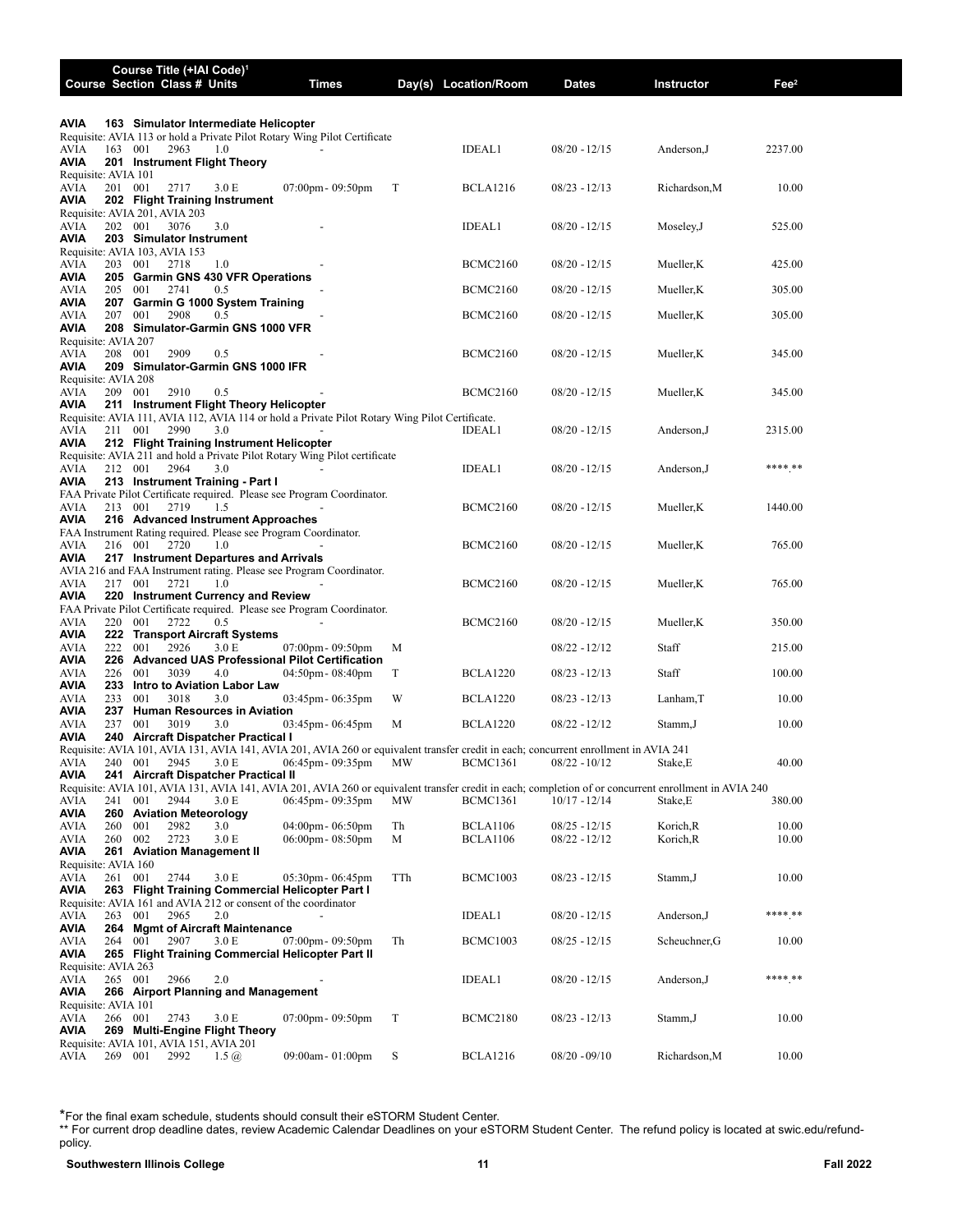| Course | Section | Class # | Units | Times | Day(s) | Location/Room | Dates | Instructor | Fee[2] |
|---|---|---|---|---|---|---|---|---|---|
| **AVIA 163 Simulator Intermediate Helicopter** | | | | | | | | | |
| Requisite: AVIA 113 or hold a Private Pilot Rotary Wing Pilot Certificate | | | | | | | | | |
| AVIA 163 | 001 | 2963 | 1.0 | - | | IDEAL1 | 08/20 - 12/15 | Anderson,J | 2237.00 |
| **AVIA 201 Instrument Flight Theory** | | | | | | | | | |
| Requisite: AVIA 101 | | | | | | | | | |
| AVIA 201 | 001 | 2717 | 3.0 E | 07:00pm - 09:50pm | T | BCLA1216 | 08/23 - 12/13 | Richardson,M | 10.00 |
| **AVIA 202 Flight Training Instrument** | | | | | | | | | |
| Requisite: AVIA 201, AVIA 203 | | | | | | | | | |
| AVIA 202 | 001 | 3076 | 3.0 | - | | IDEAL1 | 08/20 - 12/15 | Moseley,J | 525.00 |
| **AVIA 203 Simulator Instrument** | | | | | | | | | |
| Requisite: AVIA 103, AVIA 153 | | | | | | | | | |
| AVIA 203 | 001 | 2718 | 1.0 | - | | BCMC2160 | 08/20 - 12/15 | Mueller,K | 425.00 |
| **AVIA 205 Garmin GNS 430 VFR Operations** | | | | | | | | | |
| AVIA 205 | 001 | 2741 | 0.5 | - | | BCMC2160 | 08/20 - 12/15 | Mueller,K | 305.00 |
| **AVIA 207 Garmin G 1000 System Training** | | | | | | | | | |
| AVIA 207 | 001 | 2908 | 0.5 | - | | BCMC2160 | 08/20 - 12/15 | Mueller,K | 305.00 |
| **AVIA 208 Simulator-Garmin GNS 1000 VFR** | | | | | | | | | |
| Requisite: AVIA 207 | | | | | | | | | |
| AVIA 208 | 001 | 2909 | 0.5 | - | | BCMC2160 | 08/20 - 12/15 | Mueller,K | 345.00 |
| **AVIA 209 Simulator-Garmin GNS 1000 IFR** | | | | | | | | | |
| Requisite: AVIA 208 | | | | | | | | | |
| AVIA 209 | 001 | 2910 | 0.5 | - | | BCMC2160 | 08/20 - 12/15 | Mueller,K | 345.00 |
| **AVIA 211 Instrument Flight Theory Helicopter** | | | | | | | | | |
| Requisite: AVIA 111, AVIA 112, AVIA 114 or hold a Private Pilot Rotary Wing Pilot Certificate. | | | | | | | | | |
| AVIA 211 | 001 | 2990 | 3.0 | - | | IDEAL1 | 08/20 - 12/15 | Anderson,J | 2315.00 |
| **AVIA 212 Flight Training Instrument Helicopter** | | | | | | | | | |
| Requisite: AVIA 211 and hold a Private Pilot Rotary Wing Pilot certificate | | | | | | | | | |
| AVIA 212 | 001 | 2964 | 3.0 | - | | IDEAL1 | 08/20 - 12/15 | Anderson,J | ****.** |
| **AVIA 213 Instrument Training - Part I** | | | | | | | | | |
| FAA Private Pilot Certificate required. Please see Program Coordinator. | | | | | | | | | |
| AVIA 213 | 001 | 2719 | 1.5 | - | | BCMC2160 | 08/20 - 12/15 | Mueller,K | 1440.00 |
| **AVIA 216 Advanced Instrument Approaches** | | | | | | | | | |
| FAA Instrument Rating required. Please see Program Coordinator. | | | | | | | | | |
| AVIA 216 | 001 | 2720 | 1.0 | - | | BCMC2160 | 08/20 - 12/15 | Mueller,K | 765.00 |
| **AVIA 217 Instrument Departures and Arrivals** | | | | | | | | | |
| AVIA 216 and FAA Instrument rating. Please see Program Coordinator. | | | | | | | | | |
| AVIA 217 | 001 | 2721 | 1.0 | - | | BCMC2160 | 08/20 - 12/15 | Mueller,K | 765.00 |
| **AVIA 220 Instrument Currency and Review** | | | | | | | | | |
| FAA Private Pilot Certificate required. Please see Program Coordinator. | | | | | | | | | |
| AVIA 220 | 001 | 2722 | 0.5 | - | | BCMC2160 | 08/20 - 12/15 | Mueller,K | 350.00 |
| **AVIA 222 Transport Aircraft Systems** | | | | | | | | | |
| AVIA 222 | 001 | 2926 | 3.0 E | 07:00pm - 09:50pm | M | | 08/22 - 12/12 | Staff | 215.00 |
| **AVIA 226 Advanced UAS Professional Pilot Certification** | | | | | | | | | |
| AVIA 226 | 001 | 3039 | 4.0 | 04:50pm - 08:40pm | T | BCLA1220 | 08/23 - 12/13 | Staff | 100.00 |
| **AVIA 233 Intro to Aviation Labor Law** | | | | | | | | | |
| AVIA 233 | 001 | 3018 | 3.0 | 03:45pm - 06:35pm | W | BCLA1220 | 08/23 - 12/13 | Lanham,T | 10.00 |
| **AVIA 237 Human Resources in Aviation** | | | | | | | | | |
| AVIA 237 | 001 | 3019 | 3.0 | 03:45pm - 06:45pm | M | BCLA1220 | 08/22 - 12/12 | Stamm,J | 10.00 |
| **AVIA 240 Aircraft Dispatcher Practical I** | | | | | | | | | |
| Requisite: AVIA 101, AVIA 131, AVIA 141, AVIA 201, AVIA 260 or equivalent transfer credit in each; concurrent enrollment in AVIA 241 | | | | | | | | | |
| AVIA 240 | 001 | 2945 | 3.0 E | 06:45pm - 09:35pm | MW | BCMC1361 | 08/22 - 10/12 | Stake,E | 40.00 |
| **AVIA 241 Aircraft Dispatcher Practical II** | | | | | | | | | |
| Requisite: AVIA 101, AVIA 131, AVIA 141, AVIA 201, AVIA 260 or equivalent transfer credit in each; completion of or concurrent enrollment in AVIA 240 | | | | | | | | | |
| AVIA 241 | 001 | 2944 | 3.0 E | 06:45pm - 09:35pm | MW | BCMC1361 | 10/17 - 12/14 | Stake,E | 380.00 |
| **AVIA 260 Aviation Meteorology** | | | | | | | | | |
| AVIA 260 | 001 | 2982 | 3.0 | 04:00pm - 06:50pm | Th | BCLA1106 | 08/25 - 12/15 | Korich,R | 10.00 |
| AVIA 260 | 002 | 2723 | 3.0 E | 06:00pm - 08:50pm | M | BCLA1106 | 08/22 - 12/12 | Korich,R | 10.00 |
| **AVIA 261 Aviation Management II** | | | | | | | | | |
| Requisite: AVIA 160 | | | | | | | | | |
| AVIA 261 | 001 | 2744 | 3.0 E | 05:30pm - 06:45pm | TTh | BCMC1003 | 08/23 - 12/15 | Stamm,J | 10.00 |
| **AVIA 263 Flight Training Commercial Helicopter Part I** | | | | | | | | | |
| Requisite: AVIA 161 and AVIA 212 or consent of the coordinator | | | | | | | | | |
| AVIA 263 | 001 | 2965 | 2.0 | - | | IDEAL1 | 08/20 - 12/15 | Anderson,J | ****.** |
| **AVIA 264 Mgmt of Aircraft Maintenance** | | | | | | | | | |
| AVIA 264 | 001 | 2907 | 3.0 E | 07:00pm - 09:50pm | Th | BCMC1003 | 08/25 - 12/15 | Scheuchner,G | 10.00 |
| **AVIA 265 Flight Training Commercial Helicopter Part II** | | | | | | | | | |
| Requisite: AVIA 263 | | | | | | | | | |
| AVIA 265 | 001 | 2966 | 2.0 | - | | IDEAL1 | 08/20 - 12/15 | Anderson,J | ****.** |
| **AVIA 266 Airport Planning and Management** | | | | | | | | | |
| Requisite: AVIA 101 | | | | | | | | | |
| AVIA 266 | 001 | 2743 | 3.0 E | 07:00pm - 09:50pm | T | BCMC2180 | 08/23 - 12/13 | Stamm,J | 10.00 |
| **AVIA 269 Multi-Engine Flight Theory** | | | | | | | | | |
| Requisite: AVIA 101, AVIA 151, AVIA 201 | | | | | | | | | |
| AVIA 269 | 001 | 2992 | 1.5 @ | 09:00am - 01:00pm | S | BCLA1216 | 08/20 - 09/10 | Richardson,M | 10.00 |

*For the final exam schedule, students should consult their eSTORM Student Center.

** For current drop deadline dates, review Academic Calendar Deadlines on your eSTORM Student Center. The refund policy is located at swic.edu/refund-policy.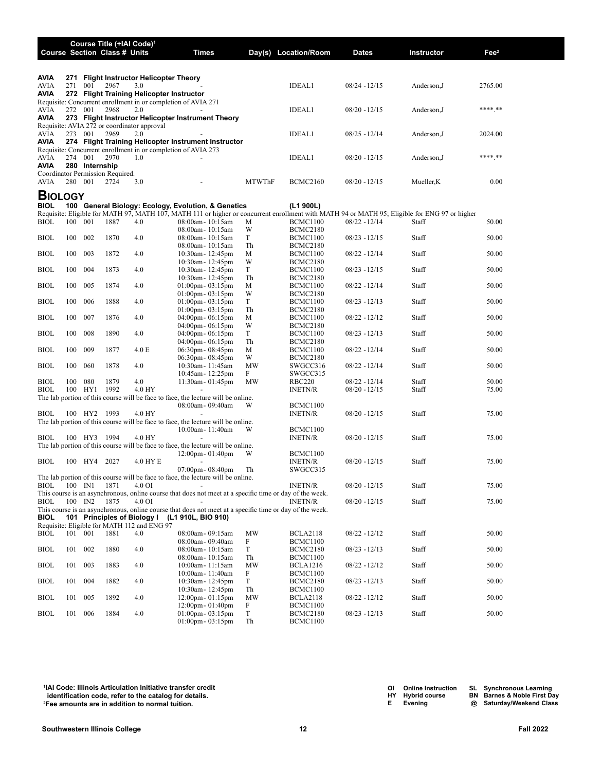| Course | Section | Class # | Units | Times | Day(s) | Location/Room | Dates | Instructor | Fee[2] |
|---|---|---|---|---|---|---|---|---|---|
| **AVIA 271 Flight Instructor Helicopter Theory** | | | | | | | | | |
| AVIA 271 | 001 | 2967 | 3.0 | - | | IDEAL1 | 08/24 - 12/15 | Anderson,J | 2765.00 |
| **AVIA 272 Flight Training Helicopter Instructor** | | | | | | | | | |
| Requisite: Concurrent enrollment in or completion of AVIA 271 | | | | | | | | | |
| AVIA 272 | 001 | 2968 | 2.0 | - | | IDEAL1 | 08/20 - 12/15 | Anderson,J | ****.** |
| **AVIA 273 Flight Instructor Helicopter Instrument Theory** | | | | | | | | | |
| Requisite: AVIA 272 or coordinator approval | | | | | | | | | |
| AVIA 273 | 001 | 2969 | 2.0 | - | | IDEAL1 | 08/25 - 12/14 | Anderson,J | 2024.00 |
| **AVIA 274 Flight Training Helicopter Instrument Instructor** | | | | | | | | | |
| Requisite: Concurrent enrollment in or completion of AVIA 273 | | | | | | | | | |
| AVIA 274 | 001 | 2970 | 1.0 | - | | IDEAL1 | 08/20 - 12/15 | Anderson,J | ****.** |
| **AVIA 280 Internship** | | | | | | | | | |
| Coordinator Permission Required. | | | | | | | | | |
| AVIA 280 | 001 | 2724 | 3.0 | - | MTWThF | BCMC2160 | 08/20 - 12/15 | Mueller,K | 0.00 |

## BIOLOGY

| Course | Section | Class # | Units | Times | Day(s) | Location/Room | Dates | Instructor | Fee[2] |
|---|---|---|---|---|---|---|---|---|---|
| **BIOL 100 General Biology: Ecology, Evolution, & Genetics (L1 900L)** | | | | | | | | | |
| Requisite: Eligible for MATH 97, MATH 107, MATH 111 or higher or concurrent enrollment with MATH 94 or MATH 95; Eligible for ENG 97 or higher | | | | | | | | | |
| BIOL 100 | 001 | 1887 | 4.0 | 08:00am - 10:15am | M | BCMC1100 | 08/22 - 12/14 | Staff | 50.00 |
| | | | | 08:00am - 10:15am | W | BCMC2180 | | | |
| BIOL 100 | 002 | 1870 | 4.0 | 08:00am - 10:15am | T | BCMC1100 | 08/23 - 12/15 | Staff | 50.00 |
| | | | | 08:00am - 10:15am | Th | BCMC2180 | | | |
| BIOL 100 | 003 | 1872 | 4.0 | 10:30am - 12:45pm | M | BCMC1100 | 08/22 - 12/14 | Staff | 50.00 |
| | | | | 10:30am - 12:45pm | W | BCMC2180 | | | |
| BIOL 100 | 004 | 1873 | 4.0 | 10:30am - 12:45pm | T | BCMC1100 | 08/23 - 12/15 | Staff | 50.00 |
| | | | | 10:30am - 12:45pm | Th | BCMC2180 | | | |
| BIOL 100 | 005 | 1874 | 4.0 | 01:00pm - 03:15pm | M | BCMC1100 | 08/22 - 12/14 | Staff | 50.00 |
| | | | | 01:00pm - 03:15pm | W | BCMC2180 | | | |
| BIOL 100 | 006 | 1888 | 4.0 | 01:00pm - 03:15pm | T | BCMC1100 | 08/23 - 12/13 | Staff | 50.00 |
| | | | | 01:00pm - 03:15pm | Th | BCMC2180 | | | |
| BIOL 100 | 007 | 1876 | 4.0 | 04:00pm - 06:15pm | M | BCMC1100 | 08/22 - 12/12 | Staff | 50.00 |
| | | | | 04:00pm - 06:15pm | W | BCMC2180 | | | |
| BIOL 100 | 008 | 1890 | 4.0 | 04:00pm - 06:15pm | T | BCMC1100 | 08/23 - 12/13 | Staff | 50.00 |
| | | | | 04:00pm - 06:15pm | Th | BCMC2180 | | | |
| BIOL 100 | 009 | 1877 | 4.0 E | 06:30pm - 08:45pm | M | BCMC1100 | 08/22 - 12/14 | Staff | 50.00 |
| | | | | 06:30pm - 08:45pm | W | BCMC2180 | | | |
| BIOL 100 | 060 | 1878 | 4.0 | 10:30am - 11:45am | MW | SWGCC316 | 08/22 - 12/14 | Staff | 50.00 |
| | | | | 10:45am - 12:25pm | F | SWGCC315 | | | |
| BIOL 100 | 080 | 1879 | 4.0 | 11:30am - 01:45pm | MW | RBC220 | 08/22 - 12/14 | Staff | 50.00 |
| BIOL 100 | HY1 | 1992 | 4.0 HY | - | | INETN/R | 08/20 - 12/15 | Staff | 75.00 |
| The lab portion of this course will be face to face, the lecture will be online. | | | | | | | | | |
| | | | | 08:00am - 09:40am | W | BCMC1100 | | | |
| BIOL 100 | HY2 | 1993 | 4.0 HY | - | | INETN/R | 08/20 - 12/15 | Staff | 75.00 |
| The lab portion of this course will be face to face, the lecture will be online. | | | | | | | | | |
| | | | | 10:00am - 11:40am | W | BCMC1100 | | | |
| BIOL 100 | HY3 | 1994 | 4.0 HY | - | | INETN/R | 08/20 - 12/15 | Staff | 75.00 |
| The lab portion of this course will be face to face, the lecture will be online. | | | | | | | | | |
| | | | | 12:00pm - 01:40pm | W | BCMC1100 | | | |
| BIOL 100 | HY4 | 2027 | 4.0 HY E | - | | INETN/R | 08/20 - 12/15 | Staff | 75.00 |
| | | | | 07:00pm - 08:40pm | Th | SWGCC315 | | | |
| The lab portion of this course will be face to face, the lecture will be online. | | | | | | | | | |
| BIOL 100 | IN1 | 1871 | 4.0 OI | - | | INETN/R | 08/20 - 12/15 | Staff | 75.00 |
| This course is an asynchronous, online course that does not meet at a specific time or day of the week. | | | | | | | | | |
| BIOL 100 | IN2 | 1875 | 4.0 OI | - | | INETN/R | 08/20 - 12/15 | Staff | 75.00 |
| This course is an asynchronous, online course that does not meet at a specific time or day of the week. | | | | | | | | | |
| **BIOL 101 Principles of Biology I (L1 910L, BIO 910)** | | | | | | | | | |
| Requisite: Eligible for MATH 112 and ENG 97 | | | | | | | | | |
| BIOL 101 | 001 | 1881 | 4.0 | 08:00am - 09:15am | MW | BCLA2118 | 08/22 - 12/12 | Staff | 50.00 |
| | | | | 08:00am - 09:40am | F | BCMC1100 | | | |
| BIOL 101 | 002 | 1880 | 4.0 | 08:00am - 10:15am | T | BCMC2180 | 08/23 - 12/13 | Staff | 50.00 |
| | | | | 08:00am - 10:15am | Th | BCMC1100 | | | |
| BIOL 101 | 003 | 1883 | 4.0 | 10:00am - 11:15am | MW | BCLA1216 | 08/22 - 12/12 | Staff | 50.00 |
| | | | | 10:00am - 11:40am | F | BCMC1100 | | | |
| BIOL 101 | 004 | 1882 | 4.0 | 10:30am - 12:45pm | T | BCMC2180 | 08/23 - 12/13 | Staff | 50.00 |
| | | | | 10:30am - 12:45pm | Th | BCMC1100 | | | |
| BIOL 101 | 005 | 1892 | 4.0 | 12:00pm - 01:15pm | MW | BCLA2118 | 08/22 - 12/12 | Staff | 50.00 |
| | | | | 12:00pm - 01:40pm | F | BCMC1100 | | | |
| BIOL 101 | 006 | 1884 | 4.0 | 01:00pm - 03:15pm | T | BCMC2180 | 08/23 - 12/13 | Staff | 50.00 |
| | | | | 01:00pm - 03:15pm | Th | BCMC1100 | | | |

[1]IAI Code: Illinois Articulation Initiative transfer credit identification code, refer to the catalog for details.
[2]Fee amounts are in addition to normal tuition.

OI Online Instruction | HY Hybrid course | E Evening | SL Synchronous Learning | BN Barnes & Noble First Day | @ Saturday/Weekend Class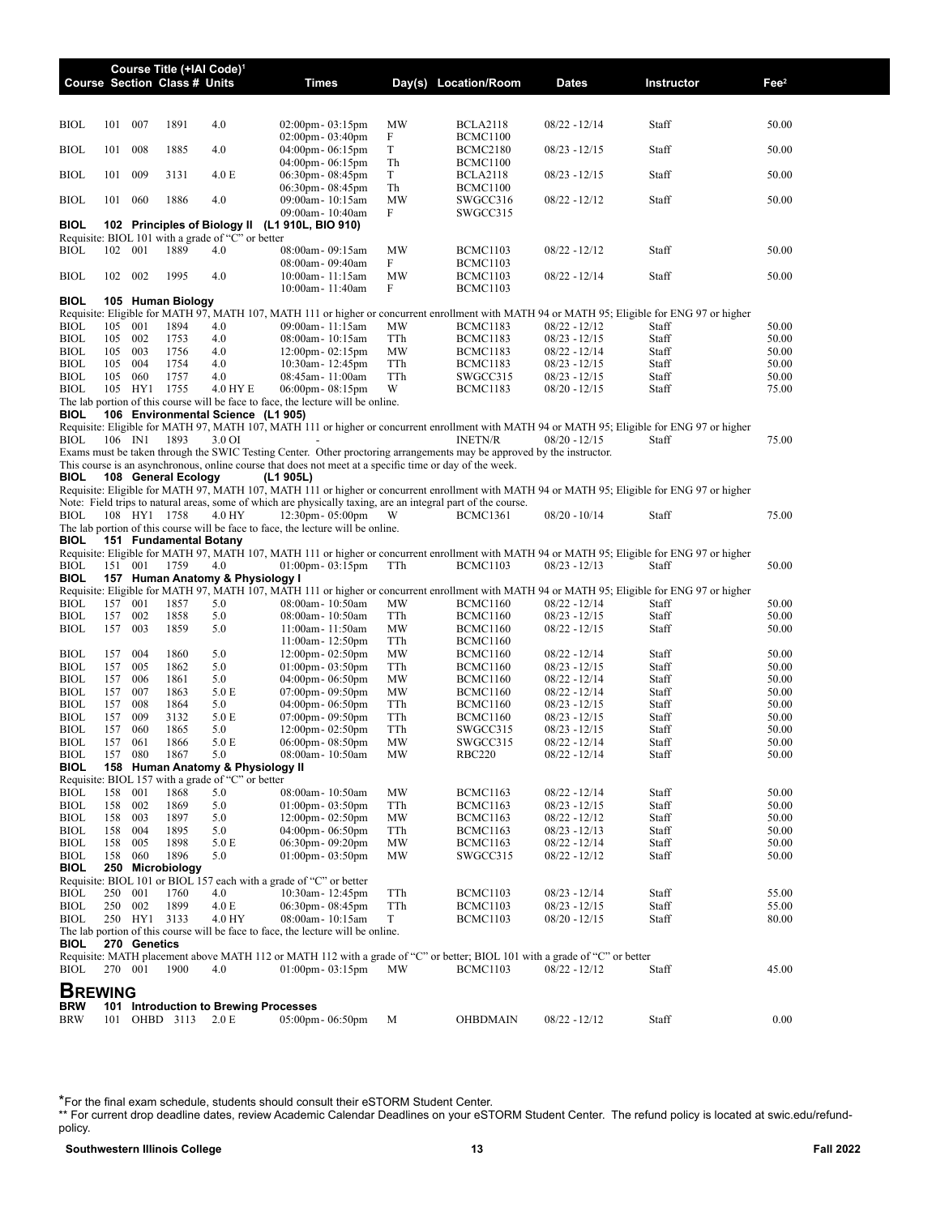| Course | Section | Class # | Units | Times | Day(s) | Location/Room | Dates | Instructor | Fee[2] |
|---|---|---|---|---|---|---|---|---|---|
| BIOL | 101 | 007 | 1891 | 4.0 | 02:00pm - 03:15pm | MW | BCLA2118 | 08/22 - 12/14 | Staff | 50.00 |
| | | | | 02:00pm - 03:40pm | F | BCMC1100 | | | |
| BIOL | 101 | 008 | 1885 | 4.0 | 04:00pm - 06:15pm | T | BCMC2180 | 08/23 - 12/15 | Staff | 50.00 |
| | | | | 04:00pm - 06:15pm | Th | BCMC1100 | | | |
| BIOL | 101 | 009 | 3131 | 4.0 E | 06:30pm - 08:45pm | T | BCLA2118 | 08/23 - 12/15 | Staff | 50.00 |
| | | | | 06:30pm - 08:45pm | Th | BCMC1100 | | | |
| BIOL | 101 | 060 | 1886 | 4.0 | 09:00am - 10:15am | MW | SWGCC316 | 08/22 - 12/12 | Staff | 50.00 |
| | | | | 09:00am - 10:40am | F | SWGCC315 | | | |

**BIOL 102 Principles of Biology II (L1 910L, BIO 910)**

Requisite: BIOL 101 with a grade of "C" or better

| Course | Section | Class # | Units | Times | Day(s) | Location/Room | Dates | Instructor | Fee |
|---|---|---|---|---|---|---|---|---|---|
| BIOL 102 | 001 | 1889 | 4.0 | 08:00am - 09:15am | MW | BCMC1103 | 08/22 - 12/12 | Staff | 50.00 |
| | | | | 08:00am - 09:40am | F | BCMC1103 | | | |
| BIOL 102 | 002 | 1995 | 4.0 | 10:00am - 11:15am | MW | BCMC1103 | 08/22 - 12/14 | Staff | 50.00 |
| | | | | 10:00am - 11:40am | F | BCMC1103 | | | |

**BIOL 105 Human Biology**

Requisite: Eligible for MATH 97, MATH 107, MATH 111 or higher or concurrent enrollment with MATH 94 or MATH 95; Eligible for ENG 97 or higher

| Course | Section | Class # | Units | Times | Day(s) | Location/Room | Dates | Instructor | Fee |
|---|---|---|---|---|---|---|---|---|---|
| BIOL 105 | 001 | 1894 | 4.0 | 09:00am - 11:15am | MW | BCMC1183 | 08/22 - 12/12 | Staff | 50.00 |
| BIOL 105 | 002 | 1753 | 4.0 | 08:00am - 10:15am | TTh | BCMC1183 | 08/23 - 12/15 | Staff | 50.00 |
| BIOL 105 | 003 | 1756 | 4.0 | 12:00pm - 02:15pm | MW | BCMC1183 | 08/22 - 12/14 | Staff | 50.00 |
| BIOL 105 | 004 | 1754 | 4.0 | 10:30am - 12:45pm | TTh | BCMC1183 | 08/23 - 12/15 | Staff | 50.00 |
| BIOL 105 | 060 | 1757 | 4.0 | 08:45am - 11:00am | TTh | SWGCC315 | 08/23 - 12/15 | Staff | 50.00 |
| BIOL 105 | HY1 | 1755 | 4.0 HY E | 06:00pm - 08:15pm | W | BCMC1183 | 08/20 - 12/15 | Staff | 75.00 |

The lab portion of this course will be face to face, the lecture will be online.

**BIOL 106 Environmental Science (L1 905)**

Requisite: Eligible for MATH 97, MATH 107, MATH 111 or higher or concurrent enrollment with MATH 94 or MATH 95; Eligible for ENG 97 or higher

| Course | Section | Class # | Units | Times | Day(s) | Location/Room | Dates | Instructor | Fee |
|---|---|---|---|---|---|---|---|---|---|
| BIOL 106 | IN1 | 1893 | 3.0 OI | - | | INETN/R | 08/20 - 12/15 | Staff | 75.00 |

Exams must be taken through the SWIC Testing Center. Other proctoring arrangements may be approved by the instructor.
This course is an asynchronous, online course that does not meet at a specific time or day of the week.

**BIOL 108 General Ecology (L1 905L)**

Requisite: Eligible for MATH 97, MATH 107, MATH 111 or higher or concurrent enrollment with MATH 94 or MATH 95; Eligible for ENG 97 or higher
Note: Field trips to natural areas, some of which are physically taxing, are an integral part of the course.

| Course | Section | Class # | Units | Times | Day(s) | Location/Room | Dates | Instructor | Fee |
|---|---|---|---|---|---|---|---|---|---|
| BIOL 108 | HY1 | 1758 | 4.0 HY | 12:30pm - 05:00pm | W | BCMC1361 | 08/20 - 10/14 | Staff | 75.00 |

The lab portion of this course will be face to face, the lecture will be online.

**BIOL 151 Fundamental Botany**

Requisite: Eligible for MATH 97, MATH 107, MATH 111 or higher or concurrent enrollment with MATH 94 or MATH 95; Eligible for ENG 97 or higher

| Course | Section | Class # | Units | Times | Day(s) | Location/Room | Dates | Instructor | Fee |
|---|---|---|---|---|---|---|---|---|---|
| BIOL 151 | 001 | 1759 | 4.0 | 01:00pm - 03:15pm | TTh | BCMC1103 | 08/23 - 12/13 | Staff | 50.00 |

**BIOL 157 Human Anatomy & Physiology I**

Requisite: Eligible for MATH 97, MATH 107, MATH 111 or higher or concurrent enrollment with MATH 94 or MATH 95; Eligible for ENG 97 or higher

| Course | Section | Class # | Units | Times | Day(s) | Location/Room | Dates | Instructor | Fee |
|---|---|---|---|---|---|---|---|---|---|
| BIOL 157 | 001 | 1857 | 5.0 | 08:00am - 10:50am | MW | BCMC1160 | 08/22 - 12/14 | Staff | 50.00 |
| BIOL 157 | 002 | 1858 | 5.0 | 08:00am - 10:50am | TTh | BCMC1160 | 08/23 - 12/15 | Staff | 50.00 |
| BIOL 157 | 003 | 1859 | 5.0 | 11:00am - 11:50am | MW | BCMC1160 | 08/22 - 12/15 | Staff | 50.00 |
| | | | | 11:00am - 12:50pm | TTh | BCMC1160 | | | |
| BIOL 157 | 004 | 1860 | 5.0 | 12:00pm - 02:50pm | MW | BCMC1160 | 08/22 - 12/14 | Staff | 50.00 |
| BIOL 157 | 005 | 1862 | 5.0 | 01:00pm - 03:50pm | TTh | BCMC1160 | 08/23 - 12/15 | Staff | 50.00 |
| BIOL 157 | 006 | 1861 | 5.0 | 04:00pm - 06:50pm | MW | BCMC1160 | 08/22 - 12/14 | Staff | 50.00 |
| BIOL 157 | 007 | 1863 | 5.0 E | 07:00pm - 09:50pm | MW | BCMC1160 | 08/22 - 12/14 | Staff | 50.00 |
| BIOL 157 | 008 | 1864 | 5.0 | 04:00pm - 06:50pm | TTh | BCMC1160 | 08/23 - 12/15 | Staff | 50.00 |
| BIOL 157 | 009 | 3132 | 5.0 E | 07:00pm - 09:50pm | TTh | BCMC1160 | 08/23 - 12/15 | Staff | 50.00 |
| BIOL 157 | 060 | 1865 | 5.0 | 12:00pm - 02:50pm | TTh | SWGCC315 | 08/23 - 12/15 | Staff | 50.00 |
| BIOL 157 | 061 | 1866 | 5.0 E | 06:00pm - 08:50pm | MW | SWGCC315 | 08/22 - 12/14 | Staff | 50.00 |
| BIOL 157 | 080 | 1867 | 5.0 | 08:00am - 10:50am | MW | RBC220 | 08/22 - 12/14 | Staff | 50.00 |

**BIOL 158 Human Anatomy & Physiology II**

Requisite: BIOL 157 with a grade of "C" or better

| Course | Section | Class # | Units | Times | Day(s) | Location/Room | Dates | Instructor | Fee |
|---|---|---|---|---|---|---|---|---|---|
| BIOL 158 | 001 | 1868 | 5.0 | 08:00am - 10:50am | MW | BCMC1163 | 08/22 - 12/14 | Staff | 50.00 |
| BIOL 158 | 002 | 1869 | 5.0 | 01:00pm - 03:50pm | TTh | BCMC1163 | 08/23 - 12/15 | Staff | 50.00 |
| BIOL 158 | 003 | 1897 | 5.0 | 12:00pm - 02:50pm | MW | BCMC1163 | 08/22 - 12/12 | Staff | 50.00 |
| BIOL 158 | 004 | 1895 | 5.0 | 04:00pm - 06:50pm | TTh | BCMC1163 | 08/23 - 12/13 | Staff | 50.00 |
| BIOL 158 | 005 | 1898 | 5.0 E | 06:30pm - 09:20pm | MW | BCMC1163 | 08/22 - 12/14 | Staff | 50.00 |
| BIOL 158 | 060 | 1896 | 5.0 | 01:00pm - 03:50pm | MW | SWGCC315 | 08/22 - 12/12 | Staff | 50.00 |

**BIOL 250 Microbiology**

Requisite: BIOL 101 or BIOL 157 each with a grade of "C" or better

| Course | Section | Class # | Units | Times | Day(s) | Location/Room | Dates | Instructor | Fee |
|---|---|---|---|---|---|---|---|---|---|
| BIOL 250 | 001 | 1760 | 4.0 | 10:30am - 12:45pm | TTh | BCMC1103 | 08/23 - 12/14 | Staff | 55.00 |
| BIOL 250 | 002 | 1899 | 4.0 E | 06:30pm - 08:45pm | TTh | BCMC1103 | 08/23 - 12/15 | Staff | 55.00 |
| BIOL 250 | HY1 | 3133 | 4.0 HY | 08:00am - 10:15am | T | BCMC1103 | 08/20 - 12/15 | Staff | 80.00 |

The lab portion of this course will be face to face, the lecture will be online.

**BIOL 270 Genetics**

Requisite: MATH placement above MATH 112 or MATH 112 with a grade of "C" or better; BIOL 101 with a grade of "C" or better

| Course | Section | Class # | Units | Times | Day(s) | Location/Room | Dates | Instructor | Fee |
|---|---|---|---|---|---|---|---|---|---|
| BIOL 270 | 001 | 1900 | 4.0 | 01:00pm - 03:15pm | MW | BCMC1103 | 08/22 - 12/12 | Staff | 45.00 |

# Brewing

**BRW 101 Introduction to Brewing Processes**

| Course | Section | Class # | Units | Times | Day(s) | Location/Room | Dates | Instructor | Fee |
|---|---|---|---|---|---|---|---|---|---|
| BRW 101 | OHBD | 3113 | 2.0 E | 05:00pm - 06:50pm | M | OHBDMAIN | 08/22 - 12/12 | Staff | 0.00 |

*For the final exam schedule, students should consult their eSTORM Student Center.

** For current drop deadline dates, review Academic Calendar Deadlines on your eSTORM Student Center. The refund policy is located at swic.edu/refund-policy.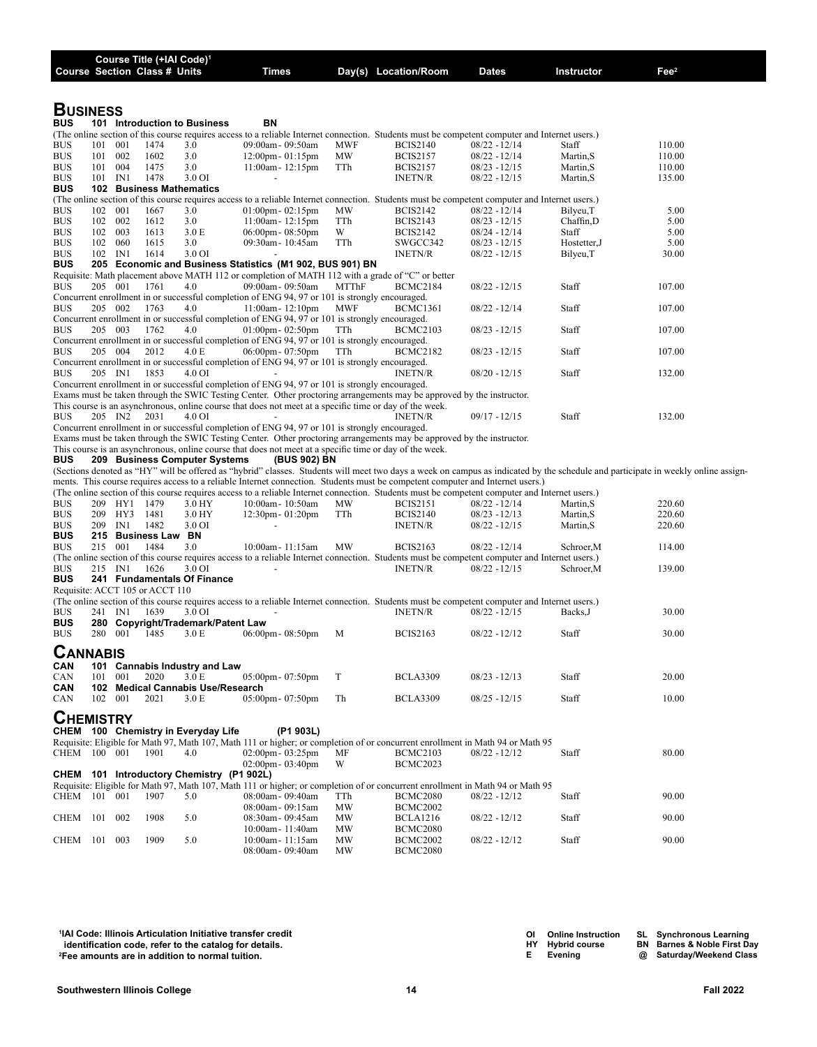| Course | Section | Class # | Units | Times | Day(s) | Location/Room | Dates | Instructor | Fee[2] |
|---|---|---|---|---|---|---|---|---|---|

Course Title (+IAI Code)[1]

## BUSINESS

**BUS 101 Introduction to Business BN**

(The online section of this course requires access to a reliable Internet connection. Students must be competent computer and Internet users.)

| Course | Section | Class # | Units | Times | Day(s) | Location/Room | Dates | Instructor | Fee |
|---|---|---|---|---|---|---|---|---|---|
| BUS 101 | 001 | 1474 | 3.0 | 09:00am - 09:50am | MWF | BCIS2140 | 08/22 - 12/14 | Staff | 110.00 |
| BUS 101 | 002 | 1602 | 3.0 | 12:00pm - 01:15pm | MW | BCIS2157 | 08/22 - 12/14 | Martin,S | 110.00 |
| BUS 101 | 004 | 1475 | 3.0 | 11:00am - 12:15pm | TTh | BCIS2157 | 08/23 - 12/15 | Martin,S | 110.00 |
| BUS 101 | IN1 | 1478 | 3.0 OI | - | | INETN/R | 08/22 - 12/15 | Martin,S | 135.00 |

**BUS 102 Business Mathematics**

(The online section of this course requires access to a reliable Internet connection. Students must be competent computer and Internet users.)

| Course | Section | Class # | Units | Times | Day(s) | Location/Room | Dates | Instructor | Fee |
|---|---|---|---|---|---|---|---|---|---|
| BUS 102 | 001 | 1667 | 3.0 | 01:00pm - 02:15pm | MW | BCIS2142 | 08/22 - 12/14 | Bilyeu,T | 5.00 |
| BUS 102 | 002 | 1612 | 3.0 | 11:00am - 12:15pm | TTh | BCIS2143 | 08/23 - 12/15 | Chaffin,D | 5.00 |
| BUS 102 | 003 | 1613 | 3.0 E | 06:00pm - 08:50pm | W | BCIS2142 | 08/24 - 12/14 | Staff | 5.00 |
| BUS 102 | 060 | 1615 | 3.0 | 09:30am - 10:45am | TTh | SWGCC342 | 08/23 - 12/15 | Hostetter,J | 5.00 |
| BUS 102 | IN1 | 1614 | 3.0 OI | - | | INETN/R | 08/22 - 12/15 | Bilyeu,T | 30.00 |

**BUS 205 Economic and Business Statistics (M1 902, BUS 901) BN**

Requisite: Math placement above MATH 112 or completion of MATH 112 with a grade of "C" or better

| Course | Section | Class # | Units | Times | Day(s) | Location/Room | Dates | Instructor | Fee |
|---|---|---|---|---|---|---|---|---|---|
| BUS 205 | 001 | 1761 | 4.0 | 09:00am - 09:50am | MTThF | BCMC2184 | 08/22 - 12/15 | Staff | 107.00 |

Concurrent enrollment in or successful completion of ENG 94, 97 or 101 is strongly encouraged.

| Course | Section | Class # | Units | Times | Day(s) | Location/Room | Dates | Instructor | Fee |
|---|---|---|---|---|---|---|---|---|---|
| BUS 205 | 002 | 1763 | 4.0 | 11:00am - 12:10pm | MWF | BCMC1361 | 08/22 - 12/14 | Staff | 107.00 |

Concurrent enrollment in or successful completion of ENG 94, 97 or 101 is strongly encouraged.

| Course | Section | Class # | Units | Times | Day(s) | Location/Room | Dates | Instructor | Fee |
|---|---|---|---|---|---|---|---|---|---|
| BUS 205 | 003 | 1762 | 4.0 | 01:00pm - 02:50pm | TTh | BCMC2103 | 08/23 - 12/15 | Staff | 107.00 |

Concurrent enrollment in or successful completion of ENG 94, 97 or 101 is strongly encouraged.

| Course | Section | Class # | Units | Times | Day(s) | Location/Room | Dates | Instructor | Fee |
|---|---|---|---|---|---|---|---|---|---|
| BUS 205 | 004 | 2012 | 4.0 E | 06:00pm - 07:50pm | TTh | BCMC2182 | 08/23 - 12/15 | Staff | 107.00 |

Concurrent enrollment in or successful completion of ENG 94, 97 or 101 is strongly encouraged.

| Course | Section | Class # | Units | Times | Day(s) | Location/Room | Dates | Instructor | Fee |
|---|---|---|---|---|---|---|---|---|---|
| BUS 205 | IN1 | 1853 | 4.0 OI | - | | INETN/R | 08/20 - 12/15 | Staff | 132.00 |

Concurrent enrollment in or successful completion of ENG 94, 97 or 101 is strongly encouraged.
Exams must be taken through the SWIC Testing Center. Other proctoring arrangements may be approved by the instructor.
This course is an asynchronous, online course that does not meet at a specific time or day of the week.

| Course | Section | Class # | Units | Times | Day(s) | Location/Room | Dates | Instructor | Fee |
|---|---|---|---|---|---|---|---|---|---|
| BUS 205 | IN2 | 2031 | 4.0 OI | - | | INETN/R | 09/17 - 12/15 | Staff | 132.00 |

Concurrent enrollment in or successful completion of ENG 94, 97 or 101 is strongly encouraged.
Exams must be taken through the SWIC Testing Center. Other proctoring arrangements may be approved by the instructor.
This course is an asynchronous, online course that does not meet at a specific time or day of the week.

**BUS 209 Business Computer Systems (BUS 902) BN**

(Sections denoted as "HY" will be offered as "hybrid" classes. Students will meet two days a week on campus as indicated by the schedule and participate in weekly online assignments. This course requires access to a reliable Internet connection. Students must be competent computer and Internet users.)
(The online section of this course requires access to a reliable Internet connection. Students must be competent computer and Internet users.)

| Course | Section | Class # | Units | Times | Day(s) | Location/Room | Dates | Instructor | Fee |
|---|---|---|---|---|---|---|---|---|---|
| BUS 209 | HY1 | 1479 | 3.0 HY | 10:00am - 10:50am | MW | BCIS2151 | 08/22 - 12/14 | Martin,S | 220.60 |
| BUS 209 | HY3 | 1481 | 3.0 HY | 12:30pm - 01:20pm | TTh | BCIS2140 | 08/23 - 12/13 | Martin,S | 220.60 |
| BUS 209 | IN1 | 1482 | 3.0 OI | - | | INETN/R | 08/22 - 12/15 | Martin,S | 220.60 |

**BUS 215 Business Law BN**

| Course | Section | Class # | Units | Times | Day(s) | Location/Room | Dates | Instructor | Fee |
|---|---|---|---|---|---|---|---|---|---|
| BUS 215 | 001 | 1484 | 3.0 | 10:00am - 11:15am | MW | BCIS2163 | 08/22 - 12/14 | Schroer,M | 114.00 |

(The online section of this course requires access to a reliable Internet connection. Students must be competent computer and Internet users.)

| Course | Section | Class # | Units | Times | Day(s) | Location/Room | Dates | Instructor | Fee |
|---|---|---|---|---|---|---|---|---|---|
| BUS 215 | IN1 | 1626 | 3.0 OI | - | | INETN/R | 08/22 - 12/15 | Schroer,M | 139.00 |

**BUS 241 Fundamentals Of Finance**

Requisite: ACCT 105 or ACCT 110
(The online section of this course requires access to a reliable Internet connection. Students must be competent computer and Internet users.)

| Course | Section | Class # | Units | Times | Day(s) | Location/Room | Dates | Instructor | Fee |
|---|---|---|---|---|---|---|---|---|---|
| BUS 241 | IN1 | 1639 | 3.0 OI | - | | INETN/R | 08/22 - 12/15 | Backs,J | 30.00 |

**BUS 280 Copyright/Trademark/Patent Law**

| Course | Section | Class # | Units | Times | Day(s) | Location/Room | Dates | Instructor | Fee |
|---|---|---|---|---|---|---|---|---|---|
| BUS 280 | 001 | 1485 | 3.0 E | 06:00pm - 08:50pm | M | BCIS2163 | 08/22 - 12/12 | Staff | 30.00 |

## CANNABIS

**CAN 101 Cannabis Industry and Law**

| Course | Section | Class # | Units | Times | Day(s) | Location/Room | Dates | Instructor | Fee |
|---|---|---|---|---|---|---|---|---|---|
| CAN 101 | 001 | 2020 | 3.0 E | 05:00pm - 07:50pm | T | BCLA3309 | 08/23 - 12/13 | Staff | 20.00 |

**CAN 102 Medical Cannabis Use/Research**

| Course | Section | Class # | Units | Times | Day(s) | Location/Room | Dates | Instructor | Fee |
|---|---|---|---|---|---|---|---|---|---|
| CAN 102 | 001 | 2021 | 3.0 E | 05:00pm - 07:50pm | Th | BCLA3309 | 08/25 - 12/15 | Staff | 10.00 |

## CHEMISTRY

**CHEM 100 Chemistry in Everyday Life (P1 903L)**

Requisite: Eligible for Math 97, Math 107, Math 111 or higher; or completion of or concurrent enrollment in Math 94 or Math 95

| Course | Section | Class # | Units | Times | Day(s) | Location/Room | Dates | Instructor | Fee |
|---|---|---|---|---|---|---|---|---|---|
| CHEM 100 | 001 | 1901 | 4.0 | 02:00pm - 03:25pm | MF | BCMC2103 | 08/22 - 12/12 | Staff | 80.00 |
| | | | | 02:00pm - 03:40pm | W | BCMC2023 | | | |

**CHEM 101 Introductory Chemistry (P1 902L)**

Requisite: Eligible for Math 97, Math 107, Math 111 or higher; or completion of or concurrent enrollment in Math 94 or Math 95

| Course | Section | Class # | Units | Times | Day(s) | Location/Room | Dates | Instructor | Fee |
|---|---|---|---|---|---|---|---|---|---|
| CHEM 101 | 001 | 1907 | 5.0 | 08:00am - 09:40am | TTh | BCMC2080 | 08/22 - 12/12 | Staff | 90.00 |
| | | | | 08:00am - 09:15am | MW | BCMC2002 | | | |
| CHEM 101 | 002 | 1908 | 5.0 | 08:30am - 09:45am | MW | BCLA1216 | 08/22 - 12/12 | Staff | 90.00 |
| | | | | 10:00am - 11:40am | MW | BCMC2080 | | | |
| CHEM 101 | 003 | 1909 | 5.0 | 10:00am - 11:15am | MW | BCMC2002 | 08/22 - 12/12 | Staff | 90.00 |
| | | | | 08:00am - 09:40am | MW | BCMC2080 | | | |

[1]IAI Code: Illinois Articulation Initiative transfer credit identification code, refer to the catalog for details.
[2]Fee amounts are in addition to normal tuition.

OI Online Instruction | HY Hybrid course | E Evening | SL Synchronous Learning | BN Barnes & Noble First Day | @ Saturday/Weekend Class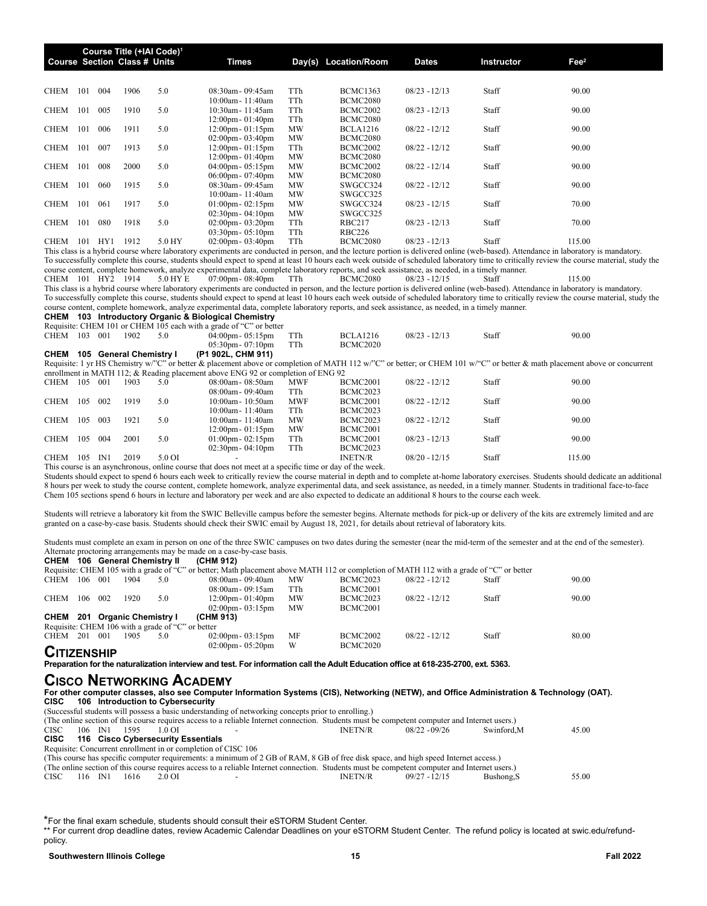| Course | Section | Class # | Course Title (+IAI Code)[1] Units | Times | Day(s) | Location/Room | Dates | Instructor | Fee[2] |
|---|---|---|---|---|---|---|---|---|---|
| CHEM | 101 | 004 | 1906 5.0 | 08:30am- 09:45am | TTh | BCMC1363 | 08/23 - 12/13 | Staff | 90.00 |
| | | | | 10:00am- 11:40am | TTh | BCMC2080 | | | |
| CHEM | 101 | 005 | 1910 5.0 | 10:30am- 11:45am | TTh | BCMC2002 | 08/23 - 12/13 | Staff | 90.00 |
| | | | | 12:00pm- 01:40pm | TTh | BCMC2080 | | | |
| CHEM | 101 | 006 | 1911 5.0 | 12:00pm- 01:15pm | MW | BCLA1216 | 08/22 - 12/12 | Staff | 90.00 |
| | | | | 02:00pm- 03:40pm | MW | BCMC2080 | | | |
| CHEM | 101 | 007 | 1913 5.0 | 12:00pm- 01:15pm | TTh | BCMC2002 | 08/22 - 12/12 | Staff | 90.00 |
| | | | | 12:00pm- 01:40pm | MW | BCMC2080 | | | |
| CHEM | 101 | 008 | 2000 5.0 | 04:00pm- 05:15pm | MW | BCMC2002 | 08/22 - 12/14 | Staff | 90.00 |
| | | | | 06:00pm- 07:40pm | MW | BCMC2080 | | | |
| CHEM | 101 | 060 | 1915 5.0 | 08:30am- 09:45am | MW | SWGCC324 | 08/22 - 12/12 | Staff | 90.00 |
| | | | | 10:00am- 11:40am | MW | SWGCC325 | | | |
| CHEM | 101 | 061 | 1917 5.0 | 01:00pm- 02:15pm | MW | SWGCC324 | 08/23 - 12/15 | Staff | 70.00 |
| | | | | 02:30pm- 04:10pm | MW | SWGCC325 | | | |
| CHEM | 101 | 080 | 1918 5.0 | 02:00pm- 03:20pm | TTh | RBC217 | 08/23 - 12/13 | Staff | 70.00 |
| | | | | 03:30pm- 05:10pm | TTh | RBC226 | | | |
| CHEM | 101 | HY1 | 1912 5.0 HY | 02:00pm- 03:40pm | TTh | BCMC2080 | 08/23 - 12/13 | Staff | 115.00 |

This class is a hybrid course where laboratory experiments are conducted in person, and the lecture portion is delivered online (web-based). Attendance in laboratory is mandatory. To successfully complete this course, students should expect to spend at least 10 hours each week outside of scheduled laboratory time to critically review the course material, study the course content, complete homework, analyze experimental data, complete laboratory reports, and seek assistance, as needed, in a timely manner.

| Course | Section | Class # | Units | Times | Day(s) | Location/Room | Dates | Instructor | Fee |
|---|---|---|---|---|---|---|---|---|---|
| CHEM | 101 | HY2 | 1914 5.0 HY E | 07:00pm- 08:40pm | TTh | BCMC2080 | 08/23 - 12/15 | Staff | 115.00 |

This class is a hybrid course where laboratory experiments are conducted in person, and the lecture portion is delivered online (web-based). Attendance in laboratory is mandatory. To successfully complete this course, students should expect to spend at least 10 hours each week outside of scheduled laboratory time to critically review the course material, study the course content, complete homework, analyze experimental data, complete laboratory reports, and seek assistance, as needed, in a timely manner.

**CHEM 103 Introductory Organic & Biological Chemistry**

Requisite: CHEM 101 or CHEM 105 each with a grade of "C" or better

| Course | Section | Class # | Units | Times | Day(s) | Location/Room | Dates | Instructor | Fee |
|---|---|---|---|---|---|---|---|---|---|
| CHEM | 103 | 001 | 1902 5.0 | 04:00pm- 05:15pm | TTh | BCLA1216 | 08/23 - 12/13 | Staff | 90.00 |
| | | | | 05:30pm- 07:10pm | TTh | BCMC2020 | | | |

**CHEM 105 General Chemistry I (P1 902L, CHM 911)**

Requisite: 1 yr HS Chemistry w/"C" or better & placement above or completion of MATH 112 w/"C" or better; or CHEM 101 w/"C" or better & math placement above or concurrent enrollment in MATH 112; & Reading placement above ENG 92 or completion of ENG 92

| Course | Section | Class # | Units | Times | Day(s) | Location/Room | Dates | Instructor | Fee |
|---|---|---|---|---|---|---|---|---|---|
| CHEM | 105 | 001 | 1903 5.0 | 08:00am- 08:50am | MWF | BCMC2001 | 08/22 - 12/12 | Staff | 90.00 |
| | | | | 08:00am- 09:40am | TTh | BCMC2023 | | | |
| CHEM | 105 | 002 | 1919 5.0 | 10:00am- 10:50am | MWF | BCMC2001 | 08/22 - 12/12 | Staff | 90.00 |
| | | | | 10:00am- 11:40am | TTh | BCMC2023 | | | |
| CHEM | 105 | 003 | 1921 5.0 | 10:00am- 11:40am | MW | BCMC2023 | 08/22 - 12/12 | Staff | 90.00 |
| | | | | 12:00pm- 01:15pm | MW | BCMC2001 | | | |
| CHEM | 105 | 004 | 2001 5.0 | 01:00pm- 02:15pm | TTh | BCMC2001 | 08/23 - 12/13 | Staff | 90.00 |
| | | | | 02:30pm- 04:10pm | TTh | BCMC2023 | | | |
| CHEM | 105 | IN1 | 2019 5.0 OI | - | | INETN/R | 08/20 - 12/15 | Staff | 115.00 |

This course is an asynchronous, online course that does not meet at a specific time or day of the week.

Students should expect to spend 6 hours each week to critically review the course material in depth and to complete at-home laboratory exercises. Students should dedicate an additional 8 hours per week to study the course content, complete homework, analyze experimental data, and seek assistance, as needed, in a timely manner. Students in traditional face-to-face Chem 105 sections spend 6 hours in lecture and laboratory per week and are also expected to dedicate an additional 8 hours to the course each week.

Students will retrieve a laboratory kit from the SWIC Belleville campus before the semester begins. Alternate methods for pick-up or delivery of the kits are extremely limited and are granted on a case-by-case basis. Students should check their SWIC email by August 18, 2021, for details about retrieval of laboratory kits.

Students must complete an exam in person on one of the three SWIC campuses on two dates during the semester (near the mid-term of the semester and at the end of the semester). Alternate proctoring arrangements may be made on a case-by-case basis.

**CHEM 106 General Chemistry II (CHM 912)**

Requisite: CHEM 105 with a grade of "C" or better; Math placement above MATH 112 or completion of MATH 112 with a grade of "C" or better

| Course | Section | Class # | Units | Times | Day(s) | Location/Room | Dates | Instructor | Fee |
|---|---|---|---|---|---|---|---|---|---|
| CHEM | 106 | 001 | 1904 5.0 | 08:00am- 09:40am | MW | BCMC2023 | 08/22 - 12/12 | Staff | 90.00 |
| | | | | 08:00am- 09:15am | TTh | BCMC2001 | | | |
| CHEM | 106 | 002 | 1920 5.0 | 12:00pm- 01:40pm | MW | BCMC2023 | 08/22 - 12/12 | Staff | 90.00 |
| | | | | 02:00pm- 03:15pm | MW | BCMC2001 | | | |

**CHEM 201 Organic Chemistry I (CHM 913)**

Requisite: CHEM 106 with a grade of "C" or better

| Course | Section | Class # | Units | Times | Day(s) | Location/Room | Dates | Instructor | Fee |
|---|---|---|---|---|---|---|---|---|---|
| CHEM | 201 | 001 | 1905 5.0 | 02:00pm- 03:15pm | MF | BCMC2002 | 08/22 - 12/12 | Staff | 80.00 |
| | | | | 02:00pm- 05:20pm | W | BCMC2020 | | | |

## Citizenship

**Preparation for the naturalization interview and test. For information call the Adult Education office at 618-235-2700, ext. 5363.**

## Cisco Networking Academy

**For other computer classes, also see Computer Information Systems (CIS), Networking (NETW), and Office Administration & Technology (OAT).**

**CISC 106 Introduction to Cybersecurity**

(Successful students will possess a basic understanding of networking concepts prior to enrolling.)

(The online section of this course requires access to a reliable Internet connection. Students must be competent computer and Internet users.)

| Course | Section | Class # | Units | Times | Day(s) | Location/Room | Dates | Instructor | Fee |
|---|---|---|---|---|---|---|---|---|---|
| CISC | 106 | IN1 | 1595 1.0 OI | - | | INETN/R | 08/22 - 09/26 | Swinford,M | 45.00 |

**CISC 116 Cisco Cybersecurity Essentials**

Requisite: Concurrent enrollment in or completion of CISC 106

(This course has specific computer requirements: a minimum of 2 GB of RAM, 8 GB of free disk space, and high speed Internet access.)

(The online section of this course requires access to a reliable Internet connection. Students must be competent computer and Internet users.)

| Course | Section | Class # | Units | Times | Day(s) | Location/Room | Dates | Instructor | Fee |
|---|---|---|---|---|---|---|---|---|---|
| CISC | 116 | IN1 | 1616 2.0 OI | - | | INETN/R | 09/27 - 12/15 | Bushong,S | 55.00 |

*For the final exam schedule, students should consult their eSTORM Student Center.

** For current drop deadline dates, review Academic Calendar Deadlines on your eSTORM Student Center. The refund policy is located at swic.edu/refund-policy.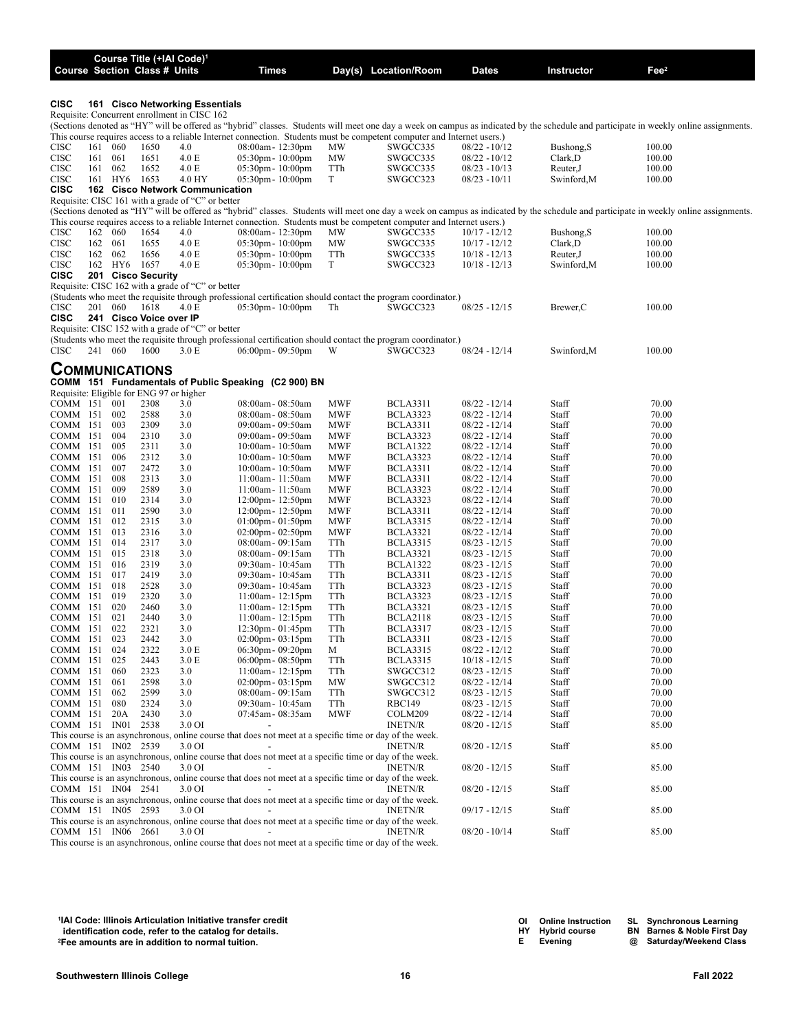| Course | Section | Class # | Units | Times | Day(s) | Location/Room | Dates | Instructor | Fee[2] |
|---|---|---|---|---|---|---|---|---|---|

**CISC 161 Cisco Networking Essentials**

Requisite: Concurrent enrollment in CISC 162

(Sections denoted as "HY" will be offered as "hybrid" classes. Students will meet one day a week on campus as indicated by the schedule and participate in weekly online assignments. This course requires access to a reliable Internet connection. Students must be competent computer and Internet users.)

| Course | Section | Class # | Units | Times | Day(s) | Location/Room | Dates | Instructor | Fee |
|---|---|---|---|---|---|---|---|---|---|
| CISC 161 | 060 | 1650 | 4.0 | 08:00am- 12:30pm | MW | SWGCC335 | 08/22 - 10/12 | Bushong,S | 100.00 |
| CISC 161 | 061 | 1651 | 4.0 E | 05:30pm- 10:00pm | MW | SWGCC335 | 08/22 - 10/12 | Clark,D | 100.00 |
| CISC 161 | 062 | 1652 | 4.0 E | 05:30pm- 10:00pm | TTh | SWGCC335 | 08/23 - 10/13 | Reuter,J | 100.00 |
| CISC 161 | HY6 | 1653 | 4.0 HY | 05:30pm- 10:00pm | T | SWGCC323 | 08/23 - 10/11 | Swinford,M | 100.00 |

**CISC 162 Cisco Network Communication**

Requisite: CISC 161 with a grade of "C" or better

(Sections denoted as "HY" will be offered as "hybrid" classes. Students will meet one day a week on campus as indicated by the schedule and participate in weekly online assignments. This course requires access to a reliable Internet connection. Students must be competent computer and Internet users.)

| Course | Section | Class # | Units | Times | Day(s) | Location/Room | Dates | Instructor | Fee |
|---|---|---|---|---|---|---|---|---|---|
| CISC 162 | 060 | 1654 | 4.0 | 08:00am- 12:30pm | MW | SWGCC335 | 10/17 - 12/12 | Bushong,S | 100.00 |
| CISC 162 | 061 | 1655 | 4.0 E | 05:30pm- 10:00pm | MW | SWGCC335 | 10/17 - 12/12 | Clark,D | 100.00 |
| CISC 162 | 062 | 1656 | 4.0 E | 05:30pm- 10:00pm | TTh | SWGCC335 | 10/18 - 12/13 | Reuter,J | 100.00 |
| CISC 162 | HY6 | 1657 | 4.0 E | 05:30pm- 10:00pm | T | SWGCC323 | 10/18 - 12/13 | Swinford,M | 100.00 |

**CISC 201 Cisco Security**

Requisite: CISC 162 with a grade of "C" or better

(Students who meet the requisite through professional certification should contact the program coordinator.)

| Course | Section | Class # | Units | Times | Day(s) | Location/Room | Dates | Instructor | Fee |
|---|---|---|---|---|---|---|---|---|---|
| CISC 201 | 060 | 1618 | 4.0 E | 05:30pm- 10:00pm | Th | SWGCC323 | 08/25 - 12/15 | Brewer,C | 100.00 |

**CISC 241 Cisco Voice over IP**

Requisite: CISC 152 with a grade of "C" or better

(Students who meet the requisite through professional certification should contact the program coordinator.)

| Course | Section | Class # | Units | Times | Day(s) | Location/Room | Dates | Instructor | Fee |
|---|---|---|---|---|---|---|---|---|---|
| CISC 241 | 060 | 1600 | 3.0 E | 06:00pm- 09:50pm | W | SWGCC323 | 08/24 - 12/14 | Swinford,M | 100.00 |

# COMMUNICATIONS

**COMM 151 Fundamentals of Public Speaking (C2 900) BN**

Requisite: Eligible for ENG 97 or higher

| Course | Section | Class # | Units | Times | Day(s) | Location/Room | Dates | Instructor | Fee |
|---|---|---|---|---|---|---|---|---|---|
| COMM 151 | 001 | 2308 | 3.0 | 08:00am- 08:50am | MWF | BCLA3311 | 08/22 - 12/14 | Staff | 70.00 |
| COMM 151 | 002 | 2588 | 3.0 | 08:00am- 08:50am | MWF | BCLA3323 | 08/22 - 12/14 | Staff | 70.00 |
| COMM 151 | 003 | 2309 | 3.0 | 09:00am- 09:50am | MWF | BCLA3311 | 08/22 - 12/14 | Staff | 70.00 |
| COMM 151 | 004 | 2310 | 3.0 | 09:00am- 09:50am | MWF | BCLA3323 | 08/22 - 12/14 | Staff | 70.00 |
| COMM 151 | 005 | 2311 | 3.0 | 10:00am- 10:50am | MWF | BCLA1322 | 08/22 - 12/14 | Staff | 70.00 |
| COMM 151 | 006 | 2312 | 3.0 | 10:00am- 10:50am | MWF | BCLA3323 | 08/22 - 12/14 | Staff | 70.00 |
| COMM 151 | 007 | 2472 | 3.0 | 10:00am- 10:50am | MWF | BCLA3311 | 08/22 - 12/14 | Staff | 70.00 |
| COMM 151 | 008 | 2313 | 3.0 | 11:00am- 11:50am | MWF | BCLA3311 | 08/22 - 12/14 | Staff | 70.00 |
| COMM 151 | 009 | 2589 | 3.0 | 11:00am- 11:50am | MWF | BCLA3323 | 08/22 - 12/14 | Staff | 70.00 |
| COMM 151 | 010 | 2314 | 3.0 | 12:00pm- 12:50pm | MWF | BCLA3323 | 08/22 - 12/14 | Staff | 70.00 |
| COMM 151 | 011 | 2590 | 3.0 | 12:00pm- 12:50pm | MWF | BCLA3311 | 08/22 - 12/14 | Staff | 70.00 |
| COMM 151 | 012 | 2315 | 3.0 | 01:00pm- 01:50pm | MWF | BCLA3315 | 08/22 - 12/14 | Staff | 70.00 |
| COMM 151 | 013 | 2316 | 3.0 | 02:00pm- 02:50pm | MWF | BCLA3321 | 08/22 - 12/14 | Staff | 70.00 |
| COMM 151 | 014 | 2317 | 3.0 | 08:00am- 09:15am | TTh | BCLA3315 | 08/23 - 12/15 | Staff | 70.00 |
| COMM 151 | 015 | 2318 | 3.0 | 08:00am- 09:15am | TTh | BCLA3321 | 08/23 - 12/15 | Staff | 70.00 |
| COMM 151 | 016 | 2319 | 3.0 | 09:30am- 10:45am | TTh | BCLA1322 | 08/23 - 12/15 | Staff | 70.00 |
| COMM 151 | 017 | 2419 | 3.0 | 09:30am- 10:45am | TTh | BCLA3311 | 08/23 - 12/15 | Staff | 70.00 |
| COMM 151 | 018 | 2528 | 3.0 | 09:30am- 10:45am | TTh | BCLA3323 | 08/23 - 12/15 | Staff | 70.00 |
| COMM 151 | 019 | 2320 | 3.0 | 11:00am- 12:15pm | TTh | BCLA3323 | 08/23 - 12/15 | Staff | 70.00 |
| COMM 151 | 020 | 2460 | 3.0 | 11:00am- 12:15pm | TTh | BCLA3321 | 08/23 - 12/15 | Staff | 70.00 |
| COMM 151 | 021 | 2440 | 3.0 | 11:00am- 12:15pm | TTh | BCLA2118 | 08/23 - 12/15 | Staff | 70.00 |
| COMM 151 | 022 | 2321 | 3.0 | 12:30pm- 01:45pm | TTh | BCLA3317 | 08/23 - 12/15 | Staff | 70.00 |
| COMM 151 | 023 | 2442 | 3.0 | 02:00pm- 03:15pm | TTh | BCLA3311 | 08/23 - 12/15 | Staff | 70.00 |
| COMM 151 | 024 | 2322 | 3.0 E | 06:30pm- 09:20pm | M | BCLA3315 | 08/22 - 12/12 | Staff | 70.00 |
| COMM 151 | 025 | 2443 | 3.0 E | 06:00pm- 08:50pm | TTh | BCLA3315 | 10/18 - 12/15 | Staff | 70.00 |
| COMM 151 | 060 | 2323 | 3.0 | 11:00am- 12:15pm | TTh | SWGCC312 | 08/23 - 12/15 | Staff | 70.00 |
| COMM 151 | 061 | 2598 | 3.0 | 02:00pm- 03:15pm | MW | SWGCC312 | 08/22 - 12/14 | Staff | 70.00 |
| COMM 151 | 062 | 2599 | 3.0 | 08:00am- 09:15am | TTh | SWGCC312 | 08/23 - 12/15 | Staff | 70.00 |
| COMM 151 | 080 | 2324 | 3.0 | 09:30am- 10:45am | TTh | RBC149 | 08/23 - 12/15 | Staff | 70.00 |
| COMM 151 | 20A | 2430 | 3.0 | 07:45am- 08:35am | MWF | COLM209 | 08/22 - 12/14 | Staff | 70.00 |
| COMM 151 | IN01 | 2538 | 3.0 OI | - | | INETN/R | 08/20 - 12/15 | Staff | 85.00 |

This course is an asynchronous, online course that does not meet at a specific time or day of the week.

| Course | Section | Class # | Units | Times | Day(s) | Location/Room | Dates | Instructor | Fee |
|---|---|---|---|---|---|---|---|---|---|
| COMM 151 | IN02 | 2539 | 3.0 OI | - | | INETN/R | 08/20 - 12/15 | Staff | 85.00 |

This course is an asynchronous, online course that does not meet at a specific time or day of the week.

| Course | Section | Class # | Units | Times | Day(s) | Location/Room | Dates | Instructor | Fee |
|---|---|---|---|---|---|---|---|---|---|
| COMM 151 | IN03 | 2540 | 3.0 OI | - | | INETN/R | 08/20 - 12/15 | Staff | 85.00 |

This course is an asynchronous, online course that does not meet at a specific time or day of the week.

| Course | Section | Class # | Units | Times | Day(s) | Location/Room | Dates | Instructor | Fee |
|---|---|---|---|---|---|---|---|---|---|
| COMM 151 | IN04 | 2541 | 3.0 OI | - | | INETN/R | 08/20 - 12/15 | Staff | 85.00 |

This course is an asynchronous, online course that does not meet at a specific time or day of the week.

| Course | Section | Class # | Units | Times | Day(s) | Location/Room | Dates | Instructor | Fee |
|---|---|---|---|---|---|---|---|---|---|
| COMM 151 | IN05 | 2593 | 3.0 OI | - | | INETN/R | 09/17 - 12/15 | Staff | 85.00 |

This course is an asynchronous, online course that does not meet at a specific time or day of the week.

| Course | Section | Class # | Units | Times | Day(s) | Location/Room | Dates | Instructor | Fee |
|---|---|---|---|---|---|---|---|---|---|
| COMM 151 | IN06 | 2661 | 3.0 OI | - | | INETN/R | 08/20 - 10/14 | Staff | 85.00 |

This course is an asynchronous, online course that does not meet at a specific time or day of the week.

[1]IAI Code: Illinois Articulation Initiative transfer credit identification code, refer to the catalog for details.
[2]Fee amounts are in addition to normal tuition.

OI Online Instruction
HY Hybrid course
E Evening
SL Synchronous Learning
BN Barnes & Noble First Day
@ Saturday/Weekend Class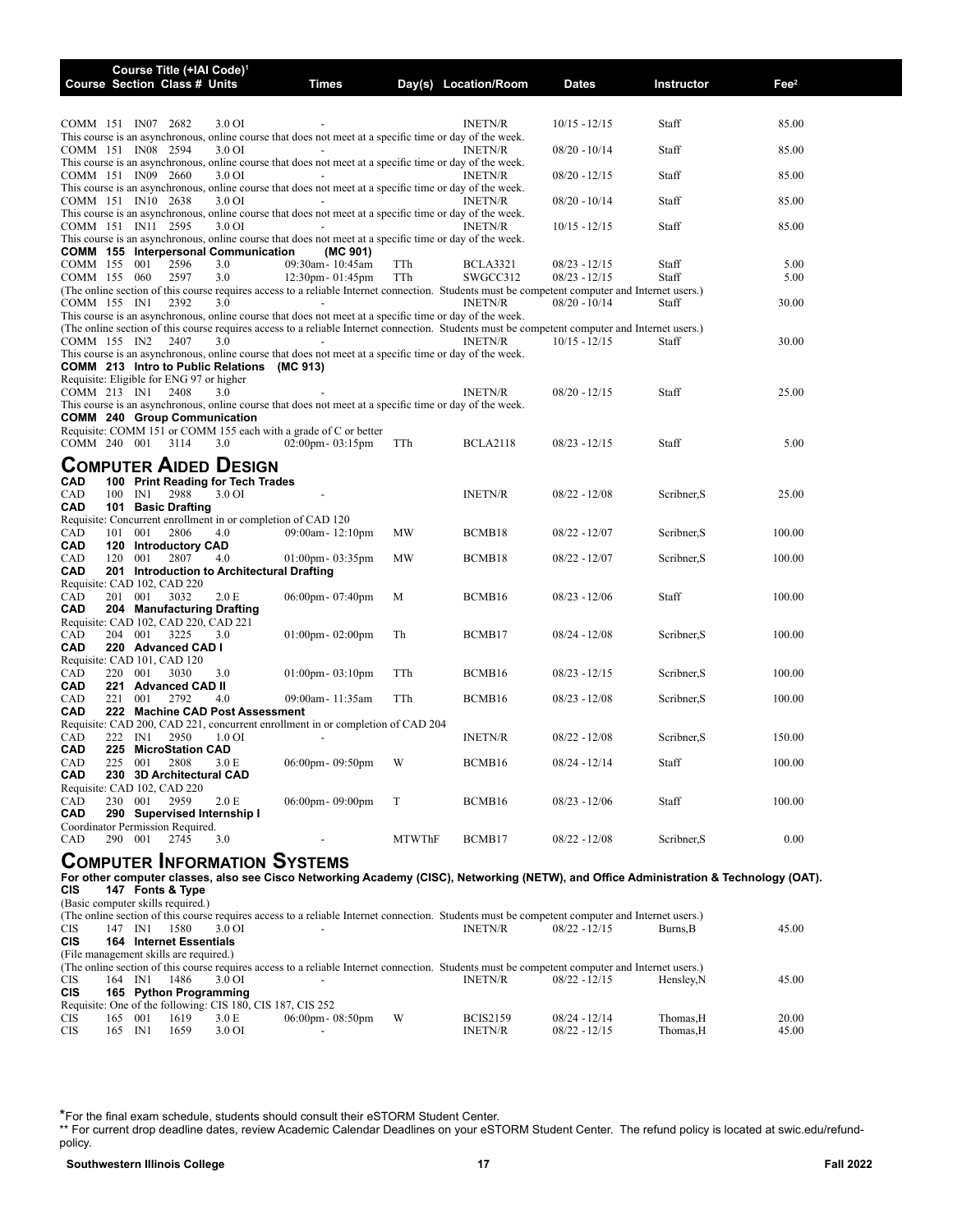| Course | Section | Class # | Units | Times | Day(s) | Location/Room | Dates | Instructor | Fee[2] |
|---|---|---|---|---|---|---|---|---|---|
| COMM 151 | IN07 | 2682 | 3.0 OI | - | | INETN/R | 10/15 - 12/15 | Staff | 85.00 |

This course is an asynchronous, online course that does not meet at a specific time or day of the week.

| Course | Section | Class # | Units | Times | Day(s) | Location/Room | Dates | Instructor | Fee[2] |
|---|---|---|---|---|---|---|---|---|---|
| COMM 151 | IN08 | 2594 | 3.0 OI | - | | INETN/R | 08/20 - 10/14 | Staff | 85.00 |

This course is an asynchronous, online course that does not meet at a specific time or day of the week.

| Course | Section | Class # | Units | Times | Day(s) | Location/Room | Dates | Instructor | Fee[2] |
|---|---|---|---|---|---|---|---|---|---|
| COMM 151 | IN09 | 2660 | 3.0 OI | - | | INETN/R | 08/20 - 12/15 | Staff | 85.00 |

This course is an asynchronous, online course that does not meet at a specific time or day of the week.

| Course | Section | Class # | Units | Times | Day(s) | Location/Room | Dates | Instructor | Fee[2] |
|---|---|---|---|---|---|---|---|---|---|
| COMM 151 | IN10 | 2638 | 3.0 OI | - | | INETN/R | 08/20 - 10/14 | Staff | 85.00 |

This course is an asynchronous, online course that does not meet at a specific time or day of the week.

| Course | Section | Class # | Units | Times | Day(s) | Location/Room | Dates | Instructor | Fee[2] |
|---|---|---|---|---|---|---|---|---|---|
| COMM 151 | IN11 | 2595 | 3.0 OI | - | | INETN/R | 10/15 - 12/15 | Staff | 85.00 |

This course is an asynchronous, online course that does not meet at a specific time or day of the week.

**COMM 155 Interpersonal Communication (MC 901)**

| Course | Section | Class # | Units | Times | Day(s) | Location/Room | Dates | Instructor | Fee[2] |
|---|---|---|---|---|---|---|---|---|---|
| COMM 155 | 001 | 2596 | 3.0 | 09:30am - 10:45am | TTh | BCLA3321 | 08/23 - 12/15 | Staff | 5.00 |
| COMM 155 | 060 | 2597 | 3.0 | 12:30pm - 01:45pm | TTh | SWGCC312 | 08/23 - 12/15 | Staff | 5.00 |

(The online section of this course requires access to a reliable Internet connection. Students must be competent computer and Internet users.)

| Course | Section | Class # | Units | Times | Day(s) | Location/Room | Dates | Instructor | Fee[2] |
|---|---|---|---|---|---|---|---|---|---|
| COMM 155 | IN1 | 2392 | 3.0 | - | | INETN/R | 08/20 - 10/14 | Staff | 30.00 |

This course is an asynchronous, online course that does not meet at a specific time or day of the week.
(The online section of this course requires access to a reliable Internet connection. Students must be competent computer and Internet users.)

| Course | Section | Class # | Units | Times | Day(s) | Location/Room | Dates | Instructor | Fee[2] |
|---|---|---|---|---|---|---|---|---|---|
| COMM 155 | IN2 | 2407 | 3.0 | - | | INETN/R | 10/15 - 12/15 | Staff | 30.00 |

This course is an asynchronous, online course that does not meet at a specific time or day of the week.

**COMM 213 Intro to Public Relations (MC 913)**

Requisite: Eligible for ENG 97 or higher

| Course | Section | Class # | Units | Times | Day(s) | Location/Room | Dates | Instructor | Fee[2] |
|---|---|---|---|---|---|---|---|---|---|
| COMM 213 | IN1 | 2408 | 3.0 | - | | INETN/R | 08/20 - 12/15 | Staff | 25.00 |

This course is an asynchronous, online course that does not meet at a specific time or day of the week.

**COMM 240 Group Communication**

Requisite: COMM 151 or COMM 155 each with a grade of C or better

| Course | Section | Class # | Units | Times | Day(s) | Location/Room | Dates | Instructor | Fee[2] |
|---|---|---|---|---|---|---|---|---|---|
| COMM 240 | 001 | 3114 | 3.0 | 02:00pm - 03:15pm | TTh | BCLA2118 | 08/23 - 12/15 | Staff | 5.00 |

# Computer Aided Design

**CAD 100 Print Reading for Tech Trades**

| Course | Section | Class # | Units | Times | Day(s) | Location/Room | Dates | Instructor | Fee[2] |
|---|---|---|---|---|---|---|---|---|---|
| CAD 100 | IN1 | 2988 | 3.0 OI | - | | INETN/R | 08/22 - 12/08 | Scribner,S | 25.00 |

**CAD 101 Basic Drafting**

Requisite: Concurrent enrollment in or completion of CAD 120

| Course | Section | Class # | Units | Times | Day(s) | Location/Room | Dates | Instructor | Fee[2] |
|---|---|---|---|---|---|---|---|---|---|
| CAD 101 | 001 | 2806 | 4.0 | 09:00am - 12:10pm | MW | BCMB18 | 08/22 - 12/07 | Scribner,S | 100.00 |

**CAD 120 Introductory CAD**

| Course | Section | Class # | Units | Times | Day(s) | Location/Room | Dates | Instructor | Fee[2] |
|---|---|---|---|---|---|---|---|---|---|
| CAD 120 | 001 | 2807 | 4.0 | 01:00pm - 03:35pm | MW | BCMB18 | 08/22 - 12/07 | Scribner,S | 100.00 |

**CAD 201 Introduction to Architectural Drafting**

Requisite: CAD 102, CAD 220

| Course | Section | Class # | Units | Times | Day(s) | Location/Room | Dates | Instructor | Fee[2] |
|---|---|---|---|---|---|---|---|---|---|
| CAD 201 | 001 | 3032 | 2.0 E | 06:00pm - 07:40pm | M | BCMB16 | 08/23 - 12/06 | Staff | 100.00 |

**CAD 204 Manufacturing Drafting**

Requisite: CAD 102, CAD 220, CAD 221

| Course | Section | Class # | Units | Times | Day(s) | Location/Room | Dates | Instructor | Fee[2] |
|---|---|---|---|---|---|---|---|---|---|
| CAD 204 | 001 | 3225 | 3.0 | 01:00pm - 02:00pm | Th | BCMB17 | 08/24 - 12/08 | Scribner,S | 100.00 |

**CAD 220 Advanced CAD I**

Requisite: CAD 101, CAD 120

| Course | Section | Class # | Units | Times | Day(s) | Location/Room | Dates | Instructor | Fee[2] |
|---|---|---|---|---|---|---|---|---|---|
| CAD 220 | 001 | 3030 | 3.0 | 01:00pm - 03:10pm | TTh | BCMB16 | 08/23 - 12/15 | Scribner,S | 100.00 |

**CAD 221 Advanced CAD II**

| Course | Section | Class # | Units | Times | Day(s) | Location/Room | Dates | Instructor | Fee[2] |
|---|---|---|---|---|---|---|---|---|---|
| CAD 221 | 001 | 2792 | 4.0 | 09:00am - 11:35am | TTh | BCMB16 | 08/23 - 12/08 | Scribner,S | 100.00 |

**CAD 222 Machine CAD Post Assessment**

Requisite: CAD 200, CAD 221, concurrent enrollment in or completion of CAD 204

| Course | Section | Class # | Units | Times | Day(s) | Location/Room | Dates | Instructor | Fee[2] |
|---|---|---|---|---|---|---|---|---|---|
| CAD 222 | IN1 | 2950 | 1.0 OI | - | | INETN/R | 08/22 - 12/08 | Scribner,S | 150.00 |

**CAD 225 MicroStation CAD**

| Course | Section | Class # | Units | Times | Day(s) | Location/Room | Dates | Instructor | Fee[2] |
|---|---|---|---|---|---|---|---|---|---|
| CAD 225 | 001 | 2808 | 3.0 E | 06:00pm - 09:50pm | W | BCMB16 | 08/24 - 12/14 | Staff | 100.00 |

**CAD 230 3D Architectural CAD**

Requisite: CAD 102, CAD 220

| Course | Section | Class # | Units | Times | Day(s) | Location/Room | Dates | Instructor | Fee[2] |
|---|---|---|---|---|---|---|---|---|---|
| CAD 230 | 001 | 2959 | 2.0 E | 06:00pm - 09:00pm | T | BCMB16 | 08/23 - 12/06 | Staff | 100.00 |

**CAD 290 Supervised Internship I**

Coordinator Permission Required.

| Course | Section | Class # | Units | Times | Day(s) | Location/Room | Dates | Instructor | Fee[2] |
|---|---|---|---|---|---|---|---|---|---|
| CAD 290 | 001 | 2745 | 3.0 | - | MTWThF | BCMB17 | 08/22 - 12/08 | Scribner,S | 0.00 |

# Computer Information Systems

**For other computer classes, also see Cisco Networking Academy (CISC), Networking (NETW), and Office Administration & Technology (OAT).**

**CIS 147 Fonts & Type**

(Basic computer skills required.)
(The online section of this course requires access to a reliable Internet connection. Students must be competent computer and Internet users.)

| Course | Section | Class # | Units | Times | Day(s) | Location/Room | Dates | Instructor | Fee[2] |
|---|---|---|---|---|---|---|---|---|---|
| CIS 147 | IN1 | 1580 | 3.0 OI | - | | INETN/R | 08/22 - 12/15 | Burns,B | 45.00 |

**CIS 164 Internet Essentials**

(File management skills are required.)
(The online section of this course requires access to a reliable Internet connection. Students must be competent computer and Internet users.)

| Course | Section | Class # | Units | Times | Day(s) | Location/Room | Dates | Instructor | Fee[2] |
|---|---|---|---|---|---|---|---|---|---|
| CIS 164 | IN1 | 1486 | 3.0 OI | - | | INETN/R | 08/22 - 12/15 | Hensley,N | 45.00 |

**CIS 165 Python Programming**

Requisite: One of the following: CIS 180, CIS 187, CIS 252

| Course | Section | Class # | Units | Times | Day(s) | Location/Room | Dates | Instructor | Fee[2] |
|---|---|---|---|---|---|---|---|---|---|
| CIS 165 | 001 | 1619 | 3.0 E | 06:00pm - 08:50pm | W | BCIS2159 | 08/24 - 12/14 | Thomas,H | 20.00 |
| CIS 165 | IN1 | 1659 | 3.0 OI | - | | INETN/R | 08/22 - 12/15 | Thomas,H | 45.00 |

*For the final exam schedule, students should consult their eSTORM Student Center.
** For current drop deadline dates, review Academic Calendar Deadlines on your eSTORM Student Center. The refund policy is located at swic.edu/refund-policy.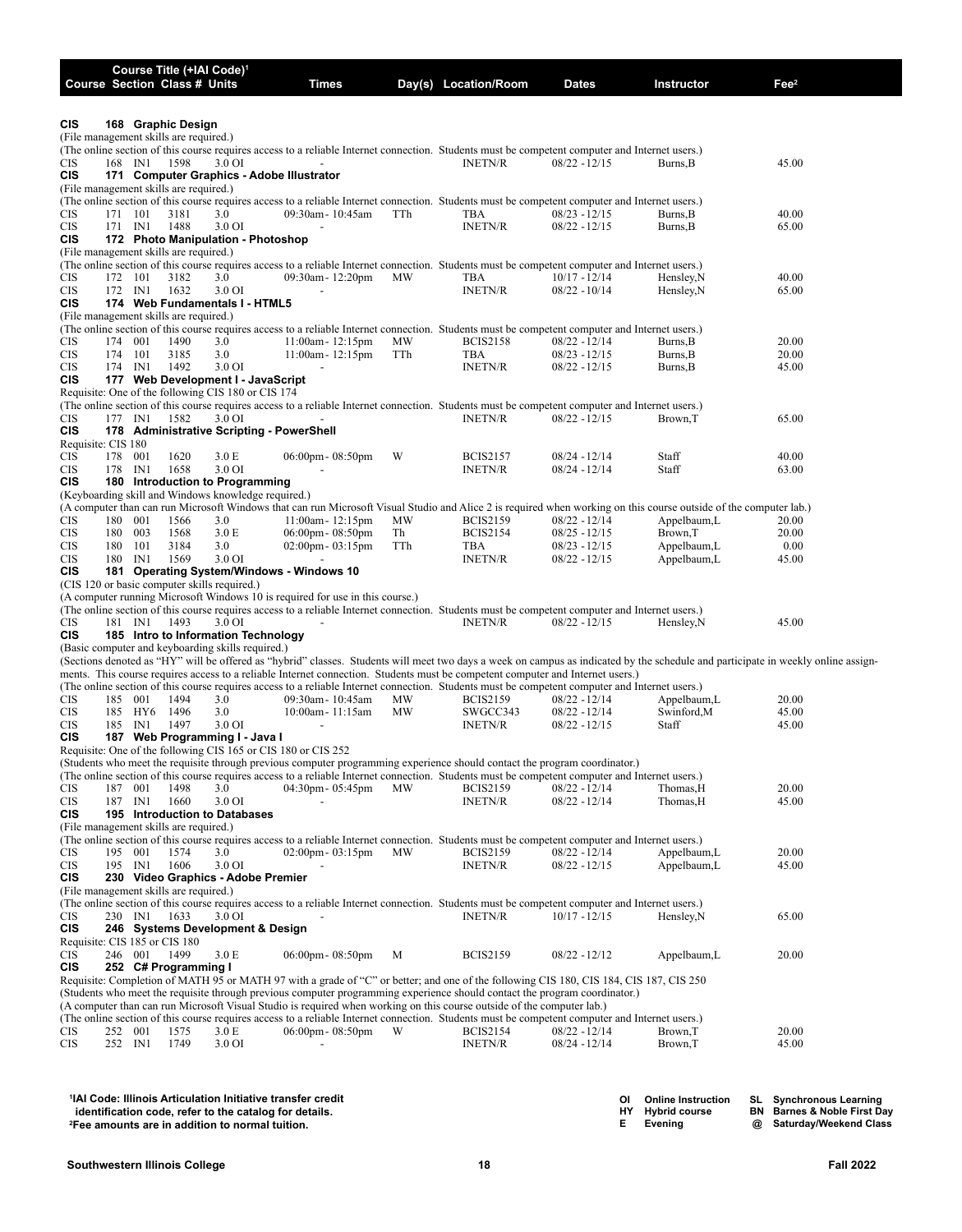| Course | Section | Class # | Units | Times | Day(s) | Location/Room | Dates | Instructor | Fee[2] |
|---|---|---|---|---|---|---|---|---|---|
| **CIS 168 Graphic Design** | | | | | | | | | |
| (File management skills are required.) | | | | | | | | | |
| (The online section of this course requires access to a reliable Internet connection. Students must be competent computer and Internet users.) | | | | | | | | | |
| CIS 168 | IN1 | 1598 | 3.0 OI | - | | INETN/R | 08/22 - 12/15 | Burns,B | 45.00 |
| **CIS 171 Computer Graphics - Adobe Illustrator** | | | | | | | | | |
| (File management skills are required.) | | | | | | | | | |
| (The online section of this course requires access to a reliable Internet connection. Students must be competent computer and Internet users.) | | | | | | | | | |
| CIS 171 | 101 | 3181 | 3.0 | 09:30am - 10:45am | TTh | TBA | 08/23 - 12/15 | Burns,B | 40.00 |
| CIS 171 | IN1 | 1488 | 3.0 OI | - | | INETN/R | 08/22 - 12/15 | Burns,B | 65.00 |
| **CIS 172 Photo Manipulation - Photoshop** | | | | | | | | | |
| (File management skills are required.) | | | | | | | | | |
| (The online section of this course requires access to a reliable Internet connection. Students must be competent computer and Internet users.) | | | | | | | | | |
| CIS 172 | 101 | 3182 | 3.0 | 09:30am - 12:20pm | MW | TBA | 10/17 - 12/14 | Hensley,N | 40.00 |
| CIS 172 | IN1 | 1632 | 3.0 OI | - | | INETN/R | 08/22 - 10/14 | Hensley,N | 65.00 |
| **CIS 174 Web Fundamentals I - HTML5** | | | | | | | | | |
| (File management skills are required.) | | | | | | | | | |
| (The online section of this course requires access to a reliable Internet connection. Students must be competent computer and Internet users.) | | | | | | | | | |
| CIS 174 | 001 | 1490 | 3.0 | 11:00am - 12:15pm | MW | BCIS2158 | 08/22 - 12/14 | Burns,B | 20.00 |
| CIS 174 | 101 | 3185 | 3.0 | 11:00am - 12:15pm | TTh | TBA | 08/23 - 12/15 | Burns,B | 20.00 |
| CIS 174 | IN1 | 1492 | 3.0 OI | - | | INETN/R | 08/22 - 12/15 | Burns,B | 45.00 |
| **CIS 177 Web Development I - JavaScript** | | | | | | | | | |
| Requisite: One of the following CIS 180 or CIS 174 | | | | | | | | | |
| (The online section of this course requires access to a reliable Internet connection. Students must be competent computer and Internet users.) | | | | | | | | | |
| CIS 177 | IN1 | 1582 | 3.0 OI | - | | INETN/R | 08/22 - 12/15 | Brown,T | 65.00 |
| **CIS 178 Administrative Scripting - PowerShell** | | | | | | | | | |
| Requisite: CIS 180 | | | | | | | | | |
| CIS 178 | 001 | 1620 | 3.0 E | 06:00pm - 08:50pm | W | BCIS2157 | 08/24 - 12/14 | Staff | 40.00 |
| CIS 178 | IN1 | 1658 | 3.0 OI | - | | INETN/R | 08/24 - 12/14 | Staff | 63.00 |
| **CIS 180 Introduction to Programming** | | | | | | | | | |
| (Keyboarding skill and Windows knowledge required.) | | | | | | | | | |
| (A computer than can run Microsoft Windows that can run Microsoft Visual Studio and Alice 2 is required when working on this course outside of the computer lab.) | | | | | | | | | |
| CIS 180 | 001 | 1566 | 3.0 | 11:00am - 12:15pm | MW | BCIS2159 | 08/22 - 12/14 | Appelbaum,L | 20.00 |
| CIS 180 | 003 | 1568 | 3.0 E | 06:00pm - 08:50pm | Th | BCIS2154 | 08/25 - 12/15 | Brown,T | 20.00 |
| CIS 180 | 101 | 3184 | 3.0 | 02:00pm - 03:15pm | TTh | TBA | 08/23 - 12/15 | Appelbaum,L | 0.00 |
| CIS 180 | IN1 | 1569 | 3.0 OI | - | | INETN/R | 08/22 - 12/15 | Appelbaum,L | 45.00 |
| **CIS 181 Operating System/Windows - Windows 10** | | | | | | | | | |
| (CIS 120 or basic computer skills required.) | | | | | | | | | |
| (A computer running Microsoft Windows 10 is required for use in this course.) | | | | | | | | | |
| (The online section of this course requires access to a reliable Internet connection. Students must be competent computer and Internet users.) | | | | | | | | | |
| CIS 181 | IN1 | 1493 | 3.0 OI | - | | INETN/R | 08/22 - 12/15 | Hensley,N | 45.00 |
| **CIS 185 Intro to Information Technology** | | | | | | | | | |
| (Basic computer and keyboarding skills required.) | | | | | | | | | |
| (Sections denoted as "HY" will be offered as "hybrid" classes. Students will meet two days a week on campus as indicated by the schedule and participate in weekly online assignments. This course requires access to a reliable Internet connection. Students must be competent computer and Internet users.) | | | | | | | | | |
| (The online section of this course requires access to a reliable Internet connection. Students must be competent computer and Internet users.) | | | | | | | | | |
| CIS 185 | 001 | 1494 | 3.0 | 09:30am - 10:45am | MW | BCIS2159 | 08/22 - 12/14 | Appelbaum,L | 20.00 |
| CIS 185 | HY6 | 1496 | 3.0 | 10:00am - 11:15am | MW | SWGCC343 | 08/22 - 12/14 | Swinford,M | 45.00 |
| CIS 185 | IN1 | 1497 | 3.0 OI | - | | INETN/R | 08/22 - 12/15 | Staff | 45.00 |
| **CIS 187 Web Programming I - Java I** | | | | | | | | | |
| Requisite: One of the following CIS 165 or CIS 180 or CIS 252 | | | | | | | | | |
| (Students who meet the requisite through previous computer programming experience should contact the program coordinator.) | | | | | | | | | |
| (The online section of this course requires access to a reliable Internet connection. Students must be competent computer and Internet users.) | | | | | | | | | |
| CIS 187 | 001 | 1498 | 3.0 | 04:30pm - 05:45pm | MW | BCIS2159 | 08/22 - 12/14 | Thomas,H | 20.00 |
| CIS 187 | IN1 | 1660 | 3.0 OI | - | | INETN/R | 08/22 - 12/14 | Thomas,H | 45.00 |
| **CIS 195 Introduction to Databases** | | | | | | | | | |
| (File management skills are required.) | | | | | | | | | |
| (The online section of this course requires access to a reliable Internet connection. Students must be competent computer and Internet users.) | | | | | | | | | |
| CIS 195 | 001 | 1574 | 3.0 | 02:00pm - 03:15pm | MW | BCIS2159 | 08/22 - 12/14 | Appelbaum,L | 20.00 |
| CIS 195 | IN1 | 1606 | 3.0 OI | - | | INETN/R | 08/22 - 12/15 | Appelbaum,L | 45.00 |
| **CIS 230 Video Graphics - Adobe Premier** | | | | | | | | | |
| (File management skills are required.) | | | | | | | | | |
| (The online section of this course requires access to a reliable Internet connection. Students must be competent computer and Internet users.) | | | | | | | | | |
| CIS 230 | IN1 | 1633 | 3.0 OI | - | | INETN/R | 10/17 - 12/15 | Hensley,N | 65.00 |
| **CIS 246 Systems Development & Design** | | | | | | | | | |
| Requisite: CIS 185 or CIS 180 | | | | | | | | | |
| CIS 246 | 001 | 1499 | 3.0 E | 06:00pm - 08:50pm | M | BCIS2159 | 08/22 - 12/12 | Appelbaum,L | 20.00 |
| **CIS 252 C# Programming I** | | | | | | | | | |
| Requisite: Completion of MATH 95 or MATH 97 with a grade of "C" or better; and one of the following CIS 180, CIS 184, CIS 187, CIS 250 | | | | | | | | | |
| (Students who meet the requisite through previous computer programming experience should contact the program coordinator.) | | | | | | | | | |
| (A computer than can run Microsoft Visual Studio is required when working on this course outside of the computer lab.) | | | | | | | | | |
| (The online section of this course requires access to a reliable Internet connection. Students must be competent computer and Internet users.) | | | | | | | | | |
| CIS 252 | 001 | 1575 | 3.0 E | 06:00pm - 08:50pm | W | BCIS2154 | 08/22 - 12/14 | Brown,T | 20.00 |
| CIS 252 | IN1 | 1749 | 3.0 OI | - | | INETN/R | 08/24 - 12/14 | Brown,T | 45.00 |

[1]IAI Code: Illinois Articulation Initiative transfer credit identification code, refer to the catalog for details.
[2]Fee amounts are in addition to normal tuition.

OI Online Instruction
HY Hybrid course
E Evening
SL Synchronous Learning
BN Barnes & Noble First Day
@ Saturday/Weekend Class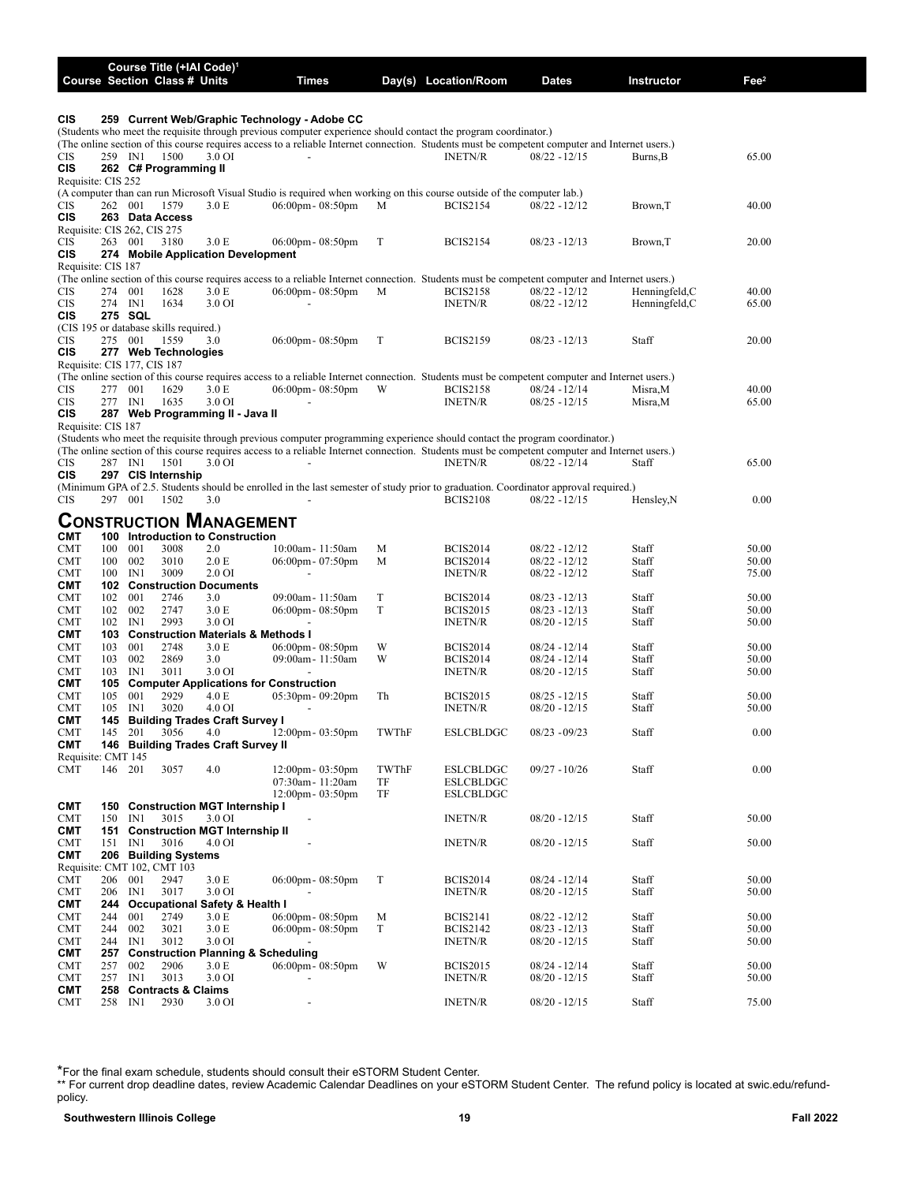| Course | Section | Class # | Units | Times | Day(s) | Location/Room | Dates | Instructor | Fee[2] |
|---|---|---|---|---|---|---|---|---|---|
| **CIS** | **259** | **Current Web/Graphic Technology - Adobe CC** | | | | | | | |
| (Students who meet the requisite through previous computer experience should contact the program coordinator.) | | | | | | | | | |
| (The online section of this course requires access to a reliable Internet connection. Students must be competent computer and Internet users.) | | | | | | | | | |
| CIS | 259 IN1 | 1500 | 3.0 OI | - | | INETN/R | 08/22 - 12/15 | Burns,B | 65.00 |
| **CIS** | **262** | **C# Programming II** | | | | | | | |
| Requisite: CIS 252 | | | | | | | | | |
| (A computer than can run Microsoft Visual Studio is required when working on this course outside of the computer lab.) | | | | | | | | | |
| CIS | 262 001 | 1579 | 3.0 E | 06:00pm - 08:50pm | M | BCIS2154 | 08/22 - 12/12 | Brown,T | 40.00 |
| **CIS** | **263** | **Data Access** | | | | | | | |
| Requisite: CIS 262, CIS 275 | | | | | | | | | |
| CIS | 263 001 | 3180 | 3.0 E | 06:00pm - 08:50pm | T | BCIS2154 | 08/23 - 12/13 | Brown,T | 20.00 |
| **CIS** | **274** | **Mobile Application Development** | | | | | | | |
| Requisite: CIS 187 | | | | | | | | | |
| (The online section of this course requires access to a reliable Internet connection. Students must be competent computer and Internet users.) | | | | | | | | | |
| CIS | 274 001 | 1628 | 3.0 E | 06:00pm - 08:50pm | M | BCIS2158 | 08/22 - 12/12 | Henningfeld,C | 40.00 |
| CIS | 274 IN1 | 1634 | 3.0 OI | - | | INETN/R | 08/22 - 12/12 | Henningfeld,C | 65.00 |
| **CIS** | **275** | **SQL** | | | | | | | |
| (CIS 195 or database skills required.) | | | | | | | | | |
| CIS | 275 001 | 1559 | 3.0 | 06:00pm - 08:50pm | T | BCIS2159 | 08/23 - 12/13 | Staff | 20.00 |
| **CIS** | **277** | **Web Technologies** | | | | | | | |
| Requisite: CIS 177, CIS 187 | | | | | | | | | |
| (The online section of this course requires access to a reliable Internet connection. Students must be competent computer and Internet users.) | | | | | | | | | |
| CIS | 277 001 | 1629 | 3.0 E | 06:00pm - 08:50pm | W | BCIS2158 | 08/24 - 12/14 | Misra,M | 40.00 |
| CIS | 277 IN1 | 1635 | 3.0 OI | - | | INETN/R | 08/25 - 12/15 | Misra,M | 65.00 |
| **CIS** | **287** | **Web Programming II - Java II** | | | | | | | |
| Requisite: CIS 187 | | | | | | | | | |
| (Students who meet the requisite through previous computer programming experience should contact the program coordinator.) | | | | | | | | | |
| (The online section of this course requires access to a reliable Internet connection. Students must be competent computer and Internet users.) | | | | | | | | | |
| CIS | 287 IN1 | 1501 | 3.0 OI | - | | INETN/R | 08/22 - 12/14 | Staff | 65.00 |
| **CIS** | **297** | **CIS Internship** | | | | | | | |
| (Minimum GPA of 2.5. Students should be enrolled in the last semester of study prior to graduation. Coordinator approval required.) | | | | | | | | | |
| CIS | 297 001 | 1502 | 3.0 | - | | BCIS2108 | 08/22 - 12/15 | Hensley,N | 0.00 |

## CONSTRUCTION MANAGEMENT

| Course | Section | Class # | Units | Times | Day(s) | Location/Room | Dates | Instructor | Fee[2] |
|---|---|---|---|---|---|---|---|---|---|
| **CMT** | **100** | **Introduction to Construction** | | | | | | | |
| CMT | 100 001 | 3008 | 2.0 | 10:00am - 11:50am | M | BCIS2014 | 08/22 - 12/12 | Staff | 50.00 |
| CMT | 100 002 | 3010 | 2.0 E | 06:00pm - 07:50pm | M | BCIS2014 | 08/22 - 12/12 | Staff | 50.00 |
| CMT | 100 IN1 | 3009 | 2.0 OI | - | | INETN/R | 08/22 - 12/12 | Staff | 75.00 |
| **CMT** | **102** | **Construction Documents** | | | | | | | |
| CMT | 102 001 | 2746 | 3.0 | 09:00am - 11:50am | T | BCIS2014 | 08/23 - 12/13 | Staff | 50.00 |
| CMT | 102 002 | 2747 | 3.0 E | 06:00pm - 08:50pm | T | BCIS2015 | 08/23 - 12/13 | Staff | 50.00 |
| CMT | 102 IN1 | 2993 | 3.0 OI | - | | INETN/R | 08/20 - 12/15 | Staff | 50.00 |
| **CMT** | **103** | **Construction Materials & Methods I** | | | | | | | |
| CMT | 103 001 | 2748 | 3.0 E | 06:00pm - 08:50pm | W | BCIS2014 | 08/24 - 12/14 | Staff | 50.00 |
| CMT | 103 002 | 2869 | 3.0 | 09:00am - 11:50am | W | BCIS2014 | 08/24 - 12/14 | Staff | 50.00 |
| CMT | 103 IN1 | 3011 | 3.0 OI | - | | INETN/R | 08/20 - 12/15 | Staff | 50.00 |
| **CMT** | **105** | **Computer Applications for Construction** | | | | | | | |
| CMT | 105 001 | 2929 | 4.0 E | 05:30pm - 09:20pm | Th | BCIS2015 | 08/25 - 12/15 | Staff | 50.00 |
| CMT | 105 IN1 | 3020 | 4.0 OI | - | | INETN/R | 08/20 - 12/15 | Staff | 50.00 |
| **CMT** | **145** | **Building Trades Craft Survey I** | | | | | | | |
| CMT | 145 201 | 3056 | 4.0 | 12:00pm - 03:50pm | TWThF | ESLCBLDGC | 08/23 - 09/23 | Staff | 0.00 |
| **CMT** | **146** | **Building Trades Craft Survey II** | | | | | | | |
| Requisite: CMT 145 | | | | | | | | | |
| CMT | 146 201 | 3057 | 4.0 | 12:00pm - 03:50pm | TWThF | ESLCBLDGC | 09/27 - 10/26 | Staff | 0.00 |
| | | | | 07:30am - 11:20am | TF | ESLCBLDGC | | | |
| | | | | 12:00pm - 03:50pm | TF | ESLCBLDGC | | | |
| **CMT** | **150** | **Construction MGT Internship I** | | | | | | | |
| CMT | 150 IN1 | 3015 | 3.0 OI | - | | INETN/R | 08/20 - 12/15 | Staff | 50.00 |
| **CMT** | **151** | **Construction MGT Internship II** | | | | | | | |
| CMT | 151 IN1 | 3016 | 4.0 OI | - | | INETN/R | 08/20 - 12/15 | Staff | 50.00 |
| **CMT** | **206** | **Building Systems** | | | | | | | |
| Requisite: CMT 102, CMT 103 | | | | | | | | | |
| CMT | 206 001 | 2947 | 3.0 E | 06:00pm - 08:50pm | T | BCIS2014 | 08/24 - 12/14 | Staff | 50.00 |
| CMT | 206 IN1 | 3017 | 3.0 OI | - | | INETN/R | 08/20 - 12/15 | Staff | 50.00 |
| **CMT** | **244** | **Occupational Safety & Health I** | | | | | | | |
| CMT | 244 001 | 2749 | 3.0 E | 06:00pm - 08:50pm | M | BCIS2141 | 08/22 - 12/12 | Staff | 50.00 |
| CMT | 244 002 | 3021 | 3.0 E | 06:00pm - 08:50pm | T | BCIS2142 | 08/23 - 12/13 | Staff | 50.00 |
| CMT | 244 IN1 | 3012 | 3.0 OI | - | | INETN/R | 08/20 - 12/15 | Staff | 50.00 |
| **CMT** | **257** | **Construction Planning & Scheduling** | | | | | | | |
| CMT | 257 002 | 2906 | 3.0 E | 06:00pm - 08:50pm | W | BCIS2015 | 08/24 - 12/14 | Staff | 50.00 |
| CMT | 257 IN1 | 3013 | 3.0 OI | - | | INETN/R | 08/20 - 12/15 | Staff | 50.00 |
| **CMT** | **258** | **Contracts & Claims** | | | | | | | |
| CMT | 258 IN1 | 2930 | 3.0 OI | - | | INETN/R | 08/20 - 12/15 | Staff | 75.00 |

*For the final exam schedule, students should consult their eSTORM Student Center.

** For current drop deadline dates, review Academic Calendar Deadlines on your eSTORM Student Center. The refund policy is located at swic.edu/refund-policy.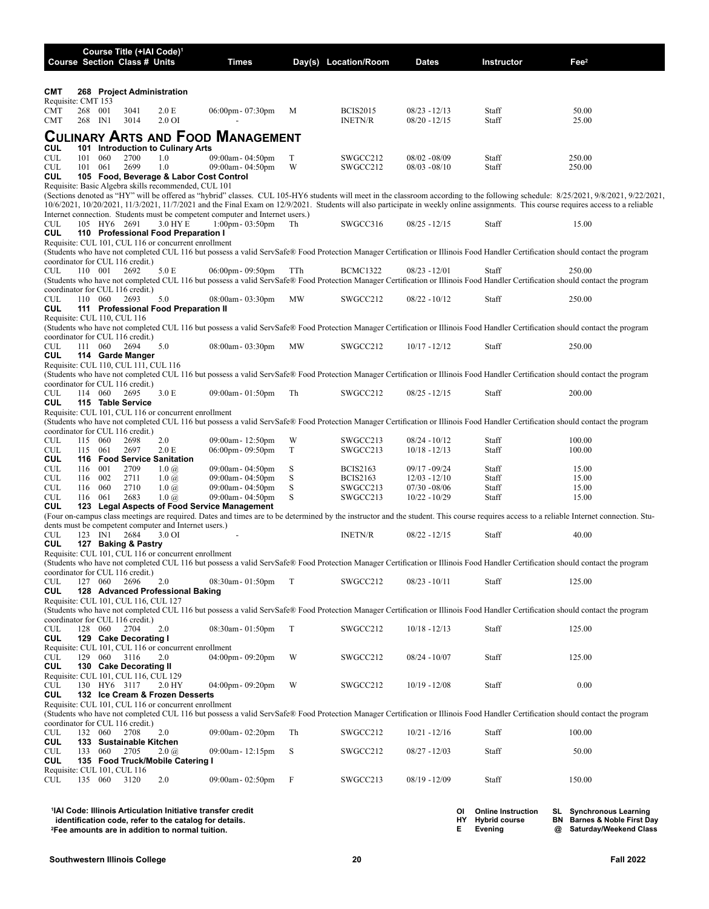| Course | Section | Class # | Course Title (+IAI Code)[1] Units | Times | Day(s) | Location/Room | Dates | Instructor | Fee[2] |
|---|---|---|---|---|---|---|---|---|---|

**CMT 268 Project Administration**

Requisite: CMT 153

| Course | Section | Class # | Units | Times | Day(s) | Location/Room | Dates | Instructor | Fee |
|---|---|---|---|---|---|---|---|---|---|
| CMT 268 | 001 | 3041 | 2.0 E | 06:00pm - 07:30pm | M | BCIS2015 | 08/23 - 12/13 | Staff | 50.00 |
| CMT 268 | IN1 | 3014 | 2.0 OI | - | | INETN/R | 08/20 - 12/15 | Staff | 25.00 |

# Culinary Arts and Food Management

**CUL 101 Introduction to Culinary Arts**

| Course | Section | Class # | Units | Times | Day(s) | Location/Room | Dates | Instructor | Fee |
|---|---|---|---|---|---|---|---|---|---|
| CUL 101 | 060 | 2700 | 1.0 | 09:00am - 04:50pm | T | SWGCC212 | 08/02 - 08/09 | Staff | 250.00 |
| CUL 101 | 061 | 2699 | 1.0 | 09:00am - 04:50pm | W | SWGCC212 | 08/03 - 08/10 | Staff | 250.00 |

**CUL 105 Food, Beverage & Labor Cost Control**

Requisite: Basic Algebra skills recommended, CUL 101

(Sections denoted as "HY" will be offered as "hybrid" classes. CUL 105-HY6 students will meet in the classroom according to the following schedule: 8/25/2021, 9/8/2021, 9/22/2021, 10/6/2021, 10/20/2021, 11/3/2021, 11/7/2021 and the Final Exam on 12/9/2021. Students will also participate in weekly online assignments. This course requires access to a reliable Internet connection. Students must be competent computer and Internet users.)

| Course | Section | Class # | Units | Times | Day(s) | Location/Room | Dates | Instructor | Fee |
|---|---|---|---|---|---|---|---|---|---|
| CUL 105 | HY6 | 2691 | 3.0 HY E | 1:00pm - 03:50pm | Th | SWGCC316 | 08/25 - 12/15 | Staff | 15.00 |

**CUL 110 Professional Food Preparation I**

Requisite: CUL 101, CUL 116 or concurrent enrollment

(Students who have not completed CUL 116 but possess a valid ServSafe® Food Protection Manager Certification or Illinois Food Handler Certification should contact the program coordinator for CUL 116 credit.)

| Course | Section | Class # | Units | Times | Day(s) | Location/Room | Dates | Instructor | Fee |
|---|---|---|---|---|---|---|---|---|---|
| CUL 110 | 001 | 2692 | 5.0 E | 06:00pm - 09:50pm | TTh | BCMC1322 | 08/23 - 12/01 | Staff | 250.00 |

(Students who have not completed CUL 116 but possess a valid ServSafe® Food Protection Manager Certification or Illinois Food Handler Certification should contact the program coordinator for CUL 116 credit.)

| Course | Section | Class # | Units | Times | Day(s) | Location/Room | Dates | Instructor | Fee |
|---|---|---|---|---|---|---|---|---|---|
| CUL 110 | 060 | 2693 | 5.0 | 08:00am - 03:30pm | MW | SWGCC212 | 08/22 - 10/12 | Staff | 250.00 |

**CUL 111 Professional Food Preparation II**

Requisite: CUL 110, CUL 116

(Students who have not completed CUL 116 but possess a valid ServSafe® Food Protection Manager Certification or Illinois Food Handler Certification should contact the program coordinator for CUL 116 credit.)

| Course | Section | Class # | Units | Times | Day(s) | Location/Room | Dates | Instructor | Fee |
|---|---|---|---|---|---|---|---|---|---|
| CUL 111 | 060 | 2694 | 5.0 | 08:00am - 03:30pm | MW | SWGCC212 | 10/17 - 12/12 | Staff | 250.00 |

**CUL 114 Garde Manger**

Requisite: CUL 110, CUL 111, CUL 116

(Students who have not completed CUL 116 but possess a valid ServSafe® Food Protection Manager Certification or Illinois Food Handler Certification should contact the program coordinator for CUL 116 credit.)

| Course | Section | Class # | Units | Times | Day(s) | Location/Room | Dates | Instructor | Fee |
|---|---|---|---|---|---|---|---|---|---|
| CUL 114 | 060 | 2695 | 3.0 E | 09:00am - 01:50pm | Th | SWGCC212 | 08/25 - 12/15 | Staff | 200.00 |

**CUL 115 Table Service**

Requisite: CUL 101, CUL 116 or concurrent enrollment

(Students who have not completed CUL 116 but possess a valid ServSafe® Food Protection Manager Certification or Illinois Food Handler Certification should contact the program coordinator for CUL 116 credit.)

| Course | Section | Class # | Units | Times | Day(s) | Location/Room | Dates | Instructor | Fee |
|---|---|---|---|---|---|---|---|---|---|
| CUL 115 | 060 | 2698 | 2.0 | 09:00am - 12:50pm | W | SWGCC213 | 08/24 - 10/12 | Staff | 100.00 |
| CUL 115 | 061 | 2697 | 2.0 E | 06:00pm - 09:50pm | T | SWGCC213 | 10/18 - 12/13 | Staff | 100.00 |

**CUL 116 Food Service Sanitation**

| Course | Section | Class # | Units | Times | Day(s) | Location/Room | Dates | Instructor | Fee |
|---|---|---|---|---|---|---|---|---|---|
| CUL 116 | 001 | 2709 | 1.0 @ | 09:00am - 04:50pm | S | BCIS2163 | 09/17 - 09/24 | Staff | 15.00 |
| CUL 116 | 002 | 2711 | 1.0 @ | 09:00am - 04:50pm | S | BCIS2163 | 12/03 - 12/10 | Staff | 15.00 |
| CUL 116 | 060 | 2710 | 1.0 @ | 09:00am - 04:50pm | S | SWGCC213 | 07/30 - 08/06 | Staff | 15.00 |
| CUL 116 | 061 | 2683 | 1.0 @ | 09:00am - 04:50pm | S | SWGCC213 | 10/22 - 10/29 | Staff | 15.00 |

**CUL 123 Legal Aspects of Food Service Management**

(Four on-campus class meetings are required. Dates and times are to be determined by the instructor and the student. This course requires access to a reliable Internet connection. Students must be competent computer and Internet users.)

| Course | Section | Class # | Units | Times | Day(s) | Location/Room | Dates | Instructor | Fee |
|---|---|---|---|---|---|---|---|---|---|
| CUL 123 | IN1 | 2684 | 3.0 OI | - | | INETN/R | 08/22 - 12/15 | Staff | 40.00 |

**CUL 127 Baking & Pastry**

Requisite: CUL 101, CUL 116 or concurrent enrollment

(Students who have not completed CUL 116 but possess a valid ServSafe® Food Protection Manager Certification or Illinois Food Handler Certification should contact the program coordinator for CUL 116 credit.)

| Course | Section | Class # | Units | Times | Day(s) | Location/Room | Dates | Instructor | Fee |
|---|---|---|---|---|---|---|---|---|---|
| CUL 127 | 060 | 2696 | 2.0 | 08:30am - 01:50pm | T | SWGCC212 | 08/23 - 10/11 | Staff | 125.00 |

**CUL 128 Advanced Professional Baking**

Requisite: CUL 101, CUL 116, CUL 127

(Students who have not completed CUL 116 but possess a valid ServSafe® Food Protection Manager Certification or Illinois Food Handler Certification should contact the program coordinator for CUL 116 credit.)

| Course | Section | Class # | Units | Times | Day(s) | Location/Room | Dates | Instructor | Fee |
|---|---|---|---|---|---|---|---|---|---|
| CUL 128 | 060 | 2704 | 2.0 | 08:30am - 01:50pm | T | SWGCC212 | 10/18 - 12/13 | Staff | 125.00 |

**CUL 129 Cake Decorating I**

Requisite: CUL 101, CUL 116 or concurrent enrollment

| Course | Section | Class # | Units | Times | Day(s) | Location/Room | Dates | Instructor | Fee |
|---|---|---|---|---|---|---|---|---|---|
| CUL 129 | 060 | 3116 | 2.0 | 04:00pm - 09:20pm | W | SWGCC212 | 08/24 - 10/07 | Staff | 125.00 |

**CUL 130 Cake Decorating II**

Requisite: CUL 101, CUL 116, CUL 129

| Course | Section | Class # | Units | Times | Day(s) | Location/Room | Dates | Instructor | Fee |
|---|---|---|---|---|---|---|---|---|---|
| CUL 130 | HY6 | 3117 | 2.0 HY | 04:00pm - 09:20pm | W | SWGCC212 | 10/19 - 12/08 | Staff | 0.00 |

**CUL 132 Ice Cream & Frozen Desserts**

Requisite: CUL 101, CUL 116 or concurrent enrollment

(Students who have not completed CUL 116 but possess a valid ServSafe® Food Protection Manager Certification or Illinois Food Handler Certification should contact the program coordinator for CUL 116 credit.)

| Course | Section | Class # | Units | Times | Day(s) | Location/Room | Dates | Instructor | Fee |
|---|---|---|---|---|---|---|---|---|---|
| CUL 132 | 060 | 2708 | 2.0 | 09:00am - 02:20pm | Th | SWGCC212 | 10/21 - 12/16 | Staff | 100.00 |

**CUL 133 Sustainable Kitchen**

| Course | Section | Class # | Units | Times | Day(s) | Location/Room | Dates | Instructor | Fee |
|---|---|---|---|---|---|---|---|---|---|
| CUL 133 | 060 | 2705 | 2.0 @ | 09:00am - 12:15pm | S | SWGCC212 | 08/27 - 12/03 | Staff | 50.00 |

**CUL 135 Food Truck/Mobile Catering I**

Requisite: CUL 101, CUL 116

| Course | Section | Class # | Units | Times | Day(s) | Location/Room | Dates | Instructor | Fee |
|---|---|---|---|---|---|---|---|---|---|
| CUL 135 | 060 | 3120 | 2.0 | 09:00am - 02:50pm | F | SWGCC213 | 08/19 - 12/09 | Staff | 150.00 |

[1]**IAI Code: Illinois Articulation Initiative transfer credit identification code, refer to the catalog for details.**
[2]**Fee amounts are in addition to normal tuition.**

**OI** Online Instruction **HY** Hybrid course **E** Evening
**SL** Synchronous Learning **BN** Barnes & Noble First Day **@** Saturday/Weekend Class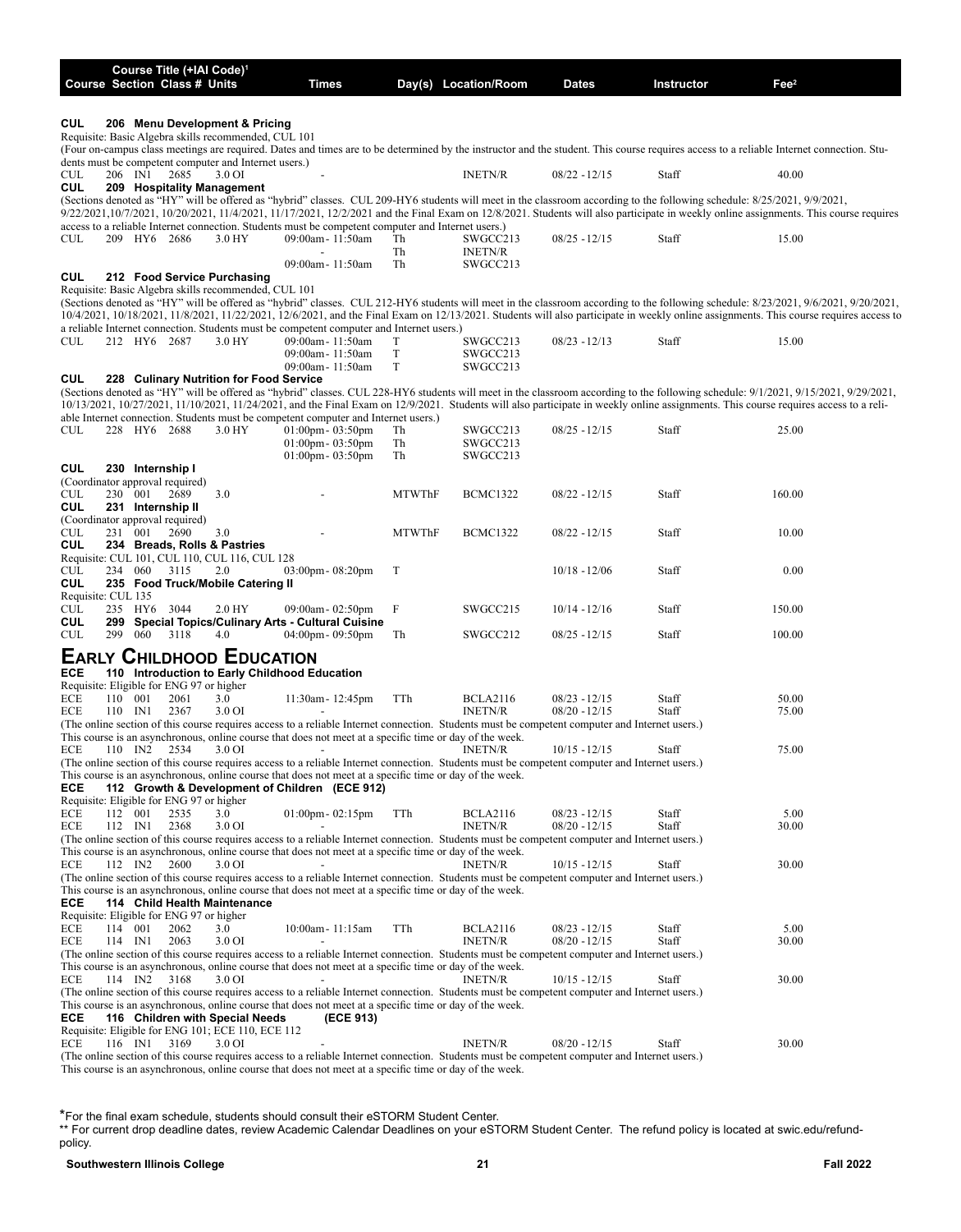| Course | Section | Class # | Units | Times | Day(s) | Location/Room | Dates | Instructor | Fee[2] |
|---|---|---|---|---|---|---|---|---|---|

**CUL 206 Menu Development & Pricing**

Requisite: Basic Algebra skills recommended, CUL 101

(Four on-campus class meetings are required. Dates and times are to be determined by the instructor and the student. This course requires access to a reliable Internet connection. Students must be competent computer and Internet users.)

| Course | Section | Class # | Units | Times | Day(s) | Location/Room | Dates | Instructor | Fee |
|---|---|---|---|---|---|---|---|---|---|
| CUL 206 | IN1 | 2685 | 3.0 OI | - | | INETN/R | 08/22 - 12/15 | Staff | 40.00 |

**CUL 209 Hospitality Management**

(Sections denoted as "HY" will be offered as "hybrid" classes. CUL 209-HY6 students will meet in the classroom according to the following schedule: 8/25/2021, 9/9/2021, 9/22/2021,10/7/2021, 10/20/2021, 11/4/2021, 11/17/2021, 12/2/2021 and the Final Exam on 12/8/2021. Students will also participate in weekly online assignments. This course requires access to a reliable Internet connection. Students must be competent computer and Internet users.)

| Course | Section | Class # | Units | Times | Day(s) | Location/Room | Dates | Instructor | Fee |
|---|---|---|---|---|---|---|---|---|---|
| CUL 209 | HY6 | 2686 | 3.0 HY | 09:00am - 11:50am | Th | SWGCC213 | 08/25 - 12/15 | Staff | 15.00 |
| | | | | - | Th | INETN/R | | | |
| | | | | 09:00am - 11:50am | Th | SWGCC213 | | | |

**CUL 212 Food Service Purchasing**

Requisite: Basic Algebra skills recommended, CUL 101

(Sections denoted as "HY" will be offered as "hybrid" classes. CUL 212-HY6 students will meet in the classroom according to the following schedule: 8/23/2021, 9/6/2021, 9/20/2021, 10/4/2021, 10/18/2021, 11/8/2021, 11/22/2021, 12/6/2021, and the Final Exam on 12/13/2021. Students will also participate in weekly online assignments. This course requires access to a reliable Internet connection. Students must be competent computer and Internet users.)

| Course | Section | Class # | Units | Times | Day(s) | Location/Room | Dates | Instructor | Fee |
|---|---|---|---|---|---|---|---|---|---|
| CUL 212 | HY6 | 2687 | 3.0 HY | 09:00am - 11:50am | T | SWGCC213 | 08/23 - 12/13 | Staff | 15.00 |
| | | | | 09:00am - 11:50am | T | SWGCC213 | | | |
| | | | | 09:00am - 11:50am | T | SWGCC213 | | | |

**CUL 228 Culinary Nutrition for Food Service**

(Sections denoted as "HY" will be offered as "hybrid" classes. CUL 228-HY6 students will meet in the classroom according to the following schedule: 9/1/2021, 9/15/2021, 9/29/2021, 10/13/2021, 10/27/2021, 11/10/2021, 11/24/2021, and the Final Exam on 12/9/2021. Students will also participate in weekly online assignments. This course requires access to a reliable Internet connection. Students must be competent computer and Internet users.)

| Course | Section | Class # | Units | Times | Day(s) | Location/Room | Dates | Instructor | Fee |
|---|---|---|---|---|---|---|---|---|---|
| CUL 228 | HY6 | 2688 | 3.0 HY | 01:00pm - 03:50pm | Th | SWGCC213 | 08/25 - 12/15 | Staff | 25.00 |
| | | | | 01:00pm - 03:50pm | Th | SWGCC213 | | | |
| | | | | 01:00pm - 03:50pm | Th | SWGCC213 | | | |

**CUL 230 Internship I**

(Coordinator approval required)

| Course | Section | Class # | Units | Times | Day(s) | Location/Room | Dates | Instructor | Fee |
|---|---|---|---|---|---|---|---|---|---|
| CUL 230 | 001 | 2689 | 3.0 | - | MTWThF | BCMC1322 | 08/22 - 12/15 | Staff | 160.00 |

**CUL 231 Internship II**

(Coordinator approval required)

| Course | Section | Class # | Units | Times | Day(s) | Location/Room | Dates | Instructor | Fee |
|---|---|---|---|---|---|---|---|---|---|
| CUL 231 | 001 | 2690 | 3.0 | - | MTWThF | BCMC1322 | 08/22 - 12/15 | Staff | 10.00 |

**CUL 234 Breads, Rolls & Pastries**

Requisite: CUL 101, CUL 110, CUL 116, CUL 128

| Course | Section | Class # | Units | Times | Day(s) | Location/Room | Dates | Instructor | Fee |
|---|---|---|---|---|---|---|---|---|---|
| CUL 234 | 060 | 3115 | 2.0 | 03:00pm - 08:20pm | T | | 10/18 - 12/06 | Staff | 0.00 |

**CUL 235 Food Truck/Mobile Catering II**

Requisite: CUL 135

| Course | Section | Class # | Units | Times | Day(s) | Location/Room | Dates | Instructor | Fee |
|---|---|---|---|---|---|---|---|---|---|
| CUL 235 | HY6 | 3044 | 2.0 HY | 09:00am - 02:50pm | F | SWGCC215 | 10/14 - 12/16 | Staff | 150.00 |

**CUL 299 Special Topics/Culinary Arts - Cultural Cuisine**

| Course | Section | Class # | Units | Times | Day(s) | Location/Room | Dates | Instructor | Fee |
|---|---|---|---|---|---|---|---|---|---|
| CUL 299 | 060 | 3118 | 4.0 | 04:00pm - 09:50pm | Th | SWGCC212 | 08/25 - 12/15 | Staff | 100.00 |

# Early Childhood Education

**ECE 110 Introduction to Early Childhood Education**

Requisite: Eligible for ENG 97 or higher

| Course | Section | Class # | Units | Times | Day(s) | Location/Room | Dates | Instructor | Fee |
|---|---|---|---|---|---|---|---|---|---|
| ECE 110 | 001 | 2061 | 3.0 | 11:30am - 12:45pm | TTh | BCLA2116 | 08/23 - 12/15 | Staff | 50.00 |
| ECE 110 | IN1 | 2367 | 3.0 OI | - | | INETN/R | 08/20 - 12/15 | Staff | 75.00 |

(The online section of this course requires access to a reliable Internet connection. Students must be competent computer and Internet users.)
This course is an asynchronous, online course that does not meet at a specific time or day of the week.

| Course | Section | Class # | Units | Times | Day(s) | Location/Room | Dates | Instructor | Fee |
|---|---|---|---|---|---|---|---|---|---|
| ECE 110 | IN2 | 2534 | 3.0 OI | - | | INETN/R | 10/15 - 12/15 | Staff | 75.00 |

(The online section of this course requires access to a reliable Internet connection. Students must be competent computer and Internet users.)
This course is an asynchronous, online course that does not meet at a specific time or day of the week.

**ECE 112 Growth & Development of Children (ECE 912)**

Requisite: Eligible for ENG 97 or higher

| Course | Section | Class # | Units | Times | Day(s) | Location/Room | Dates | Instructor | Fee |
|---|---|---|---|---|---|---|---|---|---|
| ECE 112 | 001 | 2535 | 3.0 | 01:00pm - 02:15pm | TTh | BCLA2116 | 08/23 - 12/15 | Staff | 5.00 |
| ECE 112 | IN1 | 2368 | 3.0 OI | - | | INETN/R | 08/20 - 12/15 | Staff | 30.00 |

(The online section of this course requires access to a reliable Internet connection. Students must be competent computer and Internet users.)
This course is an asynchronous, online course that does not meet at a specific time or day of the week.

| Course | Section | Class # | Units | Times | Day(s) | Location/Room | Dates | Instructor | Fee |
|---|---|---|---|---|---|---|---|---|---|
| ECE 112 | IN2 | 2600 | 3.0 OI | - | | INETN/R | 10/15 - 12/15 | Staff | 30.00 |

(The online section of this course requires access to a reliable Internet connection. Students must be competent computer and Internet users.)
This course is an asynchronous, online course that does not meet at a specific time or day of the week.

**ECE 114 Child Health Maintenance**

Requisite: Eligible for ENG 97 or higher

| Course | Section | Class # | Units | Times | Day(s) | Location/Room | Dates | Instructor | Fee |
|---|---|---|---|---|---|---|---|---|---|
| ECE 114 | 001 | 2062 | 3.0 | 10:00am - 11:15am | TTh | BCLA2116 | 08/23 - 12/15 | Staff | 5.00 |
| ECE 114 | IN1 | 2063 | 3.0 OI | - | | INETN/R | 08/20 - 12/15 | Staff | 30.00 |

(The online section of this course requires access to a reliable Internet connection. Students must be competent computer and Internet users.)
This course is an asynchronous, online course that does not meet at a specific time or day of the week.

| Course | Section | Class # | Units | Times | Day(s) | Location/Room | Dates | Instructor | Fee |
|---|---|---|---|---|---|---|---|---|---|
| ECE 114 | IN2 | 3168 | 3.0 OI | - | | INETN/R | 10/15 - 12/15 | Staff | 30.00 |

(The online section of this course requires access to a reliable Internet connection. Students must be competent computer and Internet users.)
This course is an asynchronous, online course that does not meet at a specific time or day of the week.

**ECE 116 Children with Special Needs (ECE 913)**

Requisite: Eligible for ENG 101; ECE 110, ECE 112

| Course | Section | Class # | Units | Times | Day(s) | Location/Room | Dates | Instructor | Fee |
|---|---|---|---|---|---|---|---|---|---|
| ECE 116 | IN1 | 3169 | 3.0 OI | - | | INETN/R | 08/20 - 12/15 | Staff | 30.00 |

(The online section of this course requires access to a reliable Internet connection. Students must be competent computer and Internet users.)
This course is an asynchronous, online course that does not meet at a specific time or day of the week.

*For the final exam schedule, students should consult their eSTORM Student Center.

** For current drop deadline dates, review Academic Calendar Deadlines on your eSTORM Student Center. The refund policy is located at swic.edu/refund-policy.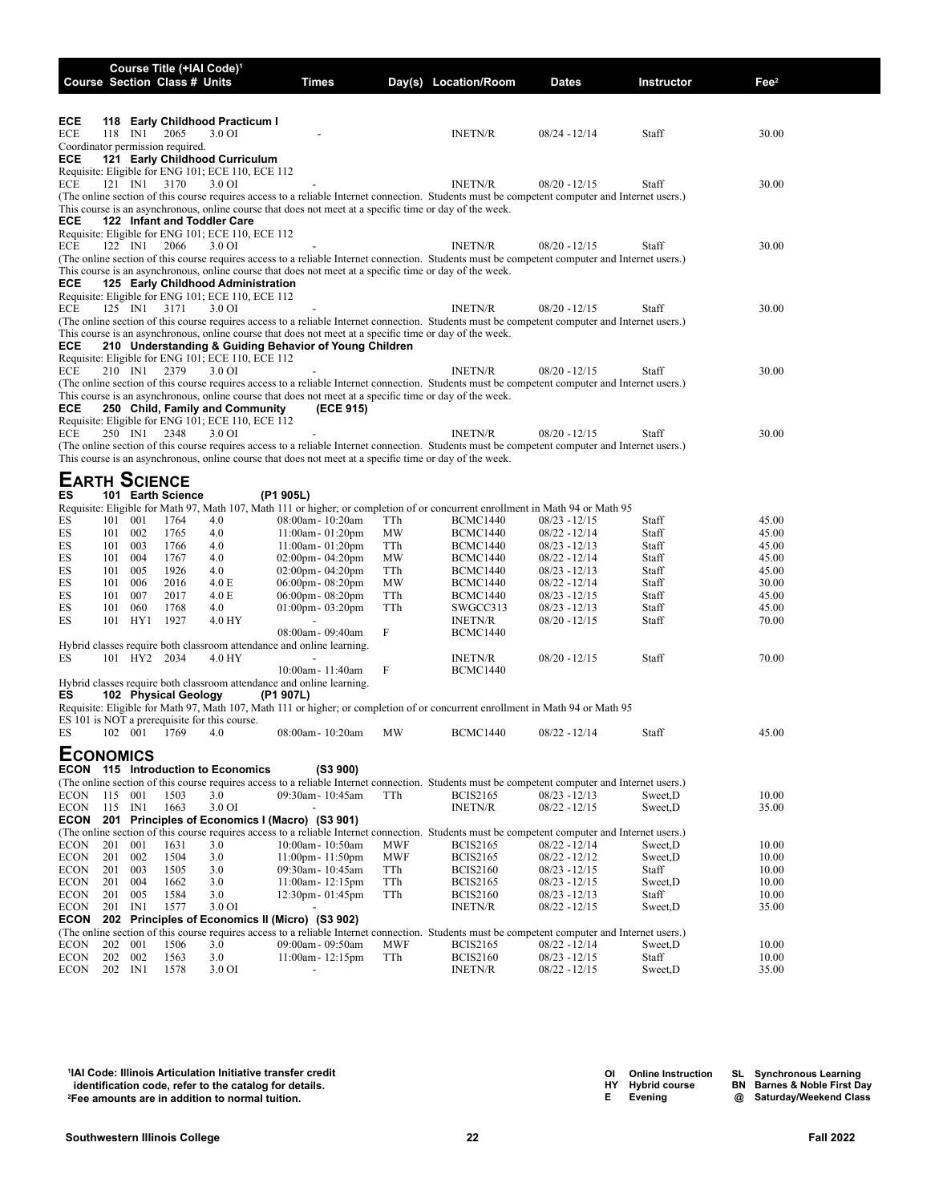| Course | Section | Class # | Units | Times | Day(s) | Location/Room | Dates | Instructor | Fee[2] |
|---|---|---|---|---|---|---|---|---|---|

**ECE 118 Early Childhood Practicum I**

| Course | Section | Class # | Units | Times | Day(s) | Location/Room | Dates | Instructor | Fee |
|---|---|---|---|---|---|---|---|---|---|
| ECE 118 | IN1 | 2065 | 3.0 OI | - | | INETN/R | 08/24 - 12/14 | Staff | 30.00 |

Coordinator permission required.

**ECE 121 Early Childhood Curriculum**

Requisite: Eligible for ENG 101; ECE 110, ECE 112

| Course | Section | Class # | Units | Times | Day(s) | Location/Room | Dates | Instructor | Fee |
|---|---|---|---|---|---|---|---|---|---|
| ECE 121 | IN1 | 3170 | 3.0 OI | - | | INETN/R | 08/20 - 12/15 | Staff | 30.00 |

(The online section of this course requires access to a reliable Internet connection. Students must be competent computer and Internet users.)
This course is an asynchronous, online course that does not meet at a specific time or day of the week.

**ECE 122 Infant and Toddler Care**

Requisite: Eligible for ENG 101; ECE 110, ECE 112

| Course | Section | Class # | Units | Times | Day(s) | Location/Room | Dates | Instructor | Fee |
|---|---|---|---|---|---|---|---|---|---|
| ECE 122 | IN1 | 2066 | 3.0 OI | - | | INETN/R | 08/20 - 12/15 | Staff | 30.00 |

(The online section of this course requires access to a reliable Internet connection. Students must be competent computer and Internet users.)
This course is an asynchronous, online course that does not meet at a specific time or day of the week.

**ECE 125 Early Childhood Administration**

Requisite: Eligible for ENG 101; ECE 110, ECE 112

| Course | Section | Class # | Units | Times | Day(s) | Location/Room | Dates | Instructor | Fee |
|---|---|---|---|---|---|---|---|---|---|
| ECE 125 | IN1 | 3171 | 3.0 OI | - | | INETN/R | 08/20 - 12/15 | Staff | 30.00 |

(The online section of this course requires access to a reliable Internet connection. Students must be competent computer and Internet users.)
This course is an asynchronous, online course that does not meet at a specific time or day of the week.

**ECE 210 Understanding & Guiding Behavior of Young Children**

Requisite: Eligible for ENG 101; ECE 110, ECE 112

| Course | Section | Class # | Units | Times | Day(s) | Location/Room | Dates | Instructor | Fee |
|---|---|---|---|---|---|---|---|---|---|
| ECE 210 | IN1 | 2379 | 3.0 OI | - | | INETN/R | 08/20 - 12/15 | Staff | 30.00 |

(The online section of this course requires access to a reliable Internet connection. Students must be competent computer and Internet users.)
This course is an asynchronous, online course that does not meet at a specific time or day of the week.

**ECE 250 Child, Family and Community (ECE 915)**

Requisite: Eligible for ENG 101; ECE 110, ECE 112

| Course | Section | Class # | Units | Times | Day(s) | Location/Room | Dates | Instructor | Fee |
|---|---|---|---|---|---|---|---|---|---|
| ECE 250 | IN1 | 2348 | 3.0 OI | - | | INETN/R | 08/20 - 12/15 | Staff | 30.00 |

(The online section of this course requires access to a reliable Internet connection. Students must be competent computer and Internet users.)
This course is an asynchronous, online course that does not meet at a specific time or day of the week.

## EARTH SCIENCE

**ES 101 Earth Science (P1 905L)**

Requisite: Eligible for Math 97, Math 107, Math 111 or higher; or completion of or concurrent enrollment in Math 94 or Math 95

| Course | Section | Class # | Units | Times | Day(s) | Location/Room | Dates | Instructor | Fee |
|---|---|---|---|---|---|---|---|---|---|
| ES 101 | 001 | 1764 | 4.0 | 08:00am- 10:20am | TTh | BCMC1440 | 08/23 - 12/15 | Staff | 45.00 |
| ES 101 | 002 | 1765 | 4.0 | 11:00am- 01:20pm | MW | BCMC1440 | 08/22 - 12/14 | Staff | 45.00 |
| ES 101 | 003 | 1766 | 4.0 | 11:00am- 01:20pm | TTh | BCMC1440 | 08/23 - 12/13 | Staff | 45.00 |
| ES 101 | 004 | 1767 | 4.0 | 02:00pm- 04:20pm | MW | BCMC1440 | 08/22 - 12/14 | Staff | 45.00 |
| ES 101 | 005 | 1926 | 4.0 | 02:00pm- 04:20pm | TTh | BCMC1440 | 08/23 - 12/13 | Staff | 45.00 |
| ES 101 | 006 | 2016 | 4.0 E | 06:00pm- 08:20pm | MW | BCMC1440 | 08/22 - 12/14 | Staff | 30.00 |
| ES 101 | 007 | 2017 | 4.0 E | 06:00pm- 08:20pm | TTh | BCMC1440 | 08/23 - 12/15 | Staff | 45.00 |
| ES 101 | 060 | 1768 | 4.0 | 01:00pm- 03:20pm | TTh | SWGCC313 | 08/23 - 12/13 | Staff | 45.00 |
| ES 101 | HY1 | 1927 | 4.0 HY | - | | INETN/R | 08/20 - 12/15 | Staff | 70.00 |
| | | | | 08:00am- 09:40am | F | BCMC1440 | | | |

Hybrid classes require both classroom attendance and online learning.

| Course | Section | Class # | Units | Times | Day(s) | Location/Room | Dates | Instructor | Fee |
|---|---|---|---|---|---|---|---|---|---|
| ES 101 | HY2 | 2034 | 4.0 HY | - | | INETN/R | 08/20 - 12/15 | Staff | 70.00 |
| | | | | 10:00am- 11:40am | F | BCMC1440 | | | |

Hybrid classes require both classroom attendance and online learning.

**ES 102 Physical Geology (P1 907L)**

Requisite: Eligible for Math 97, Math 107, Math 111 or higher; or completion of or concurrent enrollment in Math 94 or Math 95
ES 101 is NOT a prerequisite for this course.

| Course | Section | Class # | Units | Times | Day(s) | Location/Room | Dates | Instructor | Fee |
|---|---|---|---|---|---|---|---|---|---|
| ES 102 | 001 | 1769 | 4.0 | 08:00am- 10:20am | MW | BCMC1440 | 08/22 - 12/14 | Staff | 45.00 |

## ECONOMICS

**ECON 115 Introduction to Economics (S3 900)**

(The online section of this course requires access to a reliable Internet connection. Students must be competent computer and Internet users.)

| Course | Section | Class # | Units | Times | Day(s) | Location/Room | Dates | Instructor | Fee |
|---|---|---|---|---|---|---|---|---|---|
| ECON 115 | 001 | 1503 | 3.0 | 09:30am- 10:45am | TTh | BCIS2165 | 08/23 - 12/13 | Sweet,D | 10.00 |
| ECON 115 | IN1 | 1663 | 3.0 OI | - | | INETN/R | 08/22 - 12/15 | Sweet,D | 35.00 |

**ECON 201 Principles of Economics I (Macro) (S3 901)**

(The online section of this course requires access to a reliable Internet connection. Students must be competent computer and Internet users.)

| Course | Section | Class # | Units | Times | Day(s) | Location/Room | Dates | Instructor | Fee |
|---|---|---|---|---|---|---|---|---|---|
| ECON 201 | 001 | 1631 | 3.0 | 10:00am- 10:50am | MWF | BCIS2165 | 08/22 - 12/14 | Sweet,D | 10.00 |
| ECON 201 | 002 | 1504 | 3.0 | 11:00pm- 11:50pm | MWF | BCIS2165 | 08/22 - 12/12 | Sweet,D | 10.00 |
| ECON 201 | 003 | 1505 | 3.0 | 09:30am- 10:45am | TTh | BCIS2160 | 08/23 - 12/15 | Staff | 10.00 |
| ECON 201 | 004 | 1662 | 3.0 | 11:00am- 12:15pm | TTh | BCIS2165 | 08/23 - 12/15 | Sweet,D | 10.00 |
| ECON 201 | 005 | 1584 | 3.0 | 12:30pm- 01:45pm | TTh | BCIS2160 | 08/23 - 12/13 | Staff | 10.00 |
| ECON 201 | IN1 | 1577 | 3.0 OI | - | | INETN/R | 08/22 - 12/15 | Sweet,D | 35.00 |

**ECON 202 Principles of Economics II (Micro) (S3 902)**

(The online section of this course requires access to a reliable Internet connection. Students must be competent computer and Internet users.)

| Course | Section | Class # | Units | Times | Day(s) | Location/Room | Dates | Instructor | Fee |
|---|---|---|---|---|---|---|---|---|---|
| ECON 202 | 001 | 1506 | 3.0 | 09:00am- 09:50am | MWF | BCIS2165 | 08/22 - 12/14 | Sweet,D | 10.00 |
| ECON 202 | 002 | 1563 | 3.0 | 11:00am- 12:15pm | TTh | BCIS2160 | 08/23 - 12/15 | Staff | 10.00 |
| ECON 202 | IN1 | 1578 | 3.0 OI | - | | INETN/R | 08/22 - 12/15 | Sweet,D | 35.00 |

[1]IAI Code: Illinois Articulation Initiative transfer credit identification code, refer to the catalog for details.
[2]Fee amounts are in addition to normal tuition.

OI Online Instruction
HY Hybrid course
E Evening
SL Synchronous Learning
BN Barnes & Noble First Day
@ Saturday/Weekend Class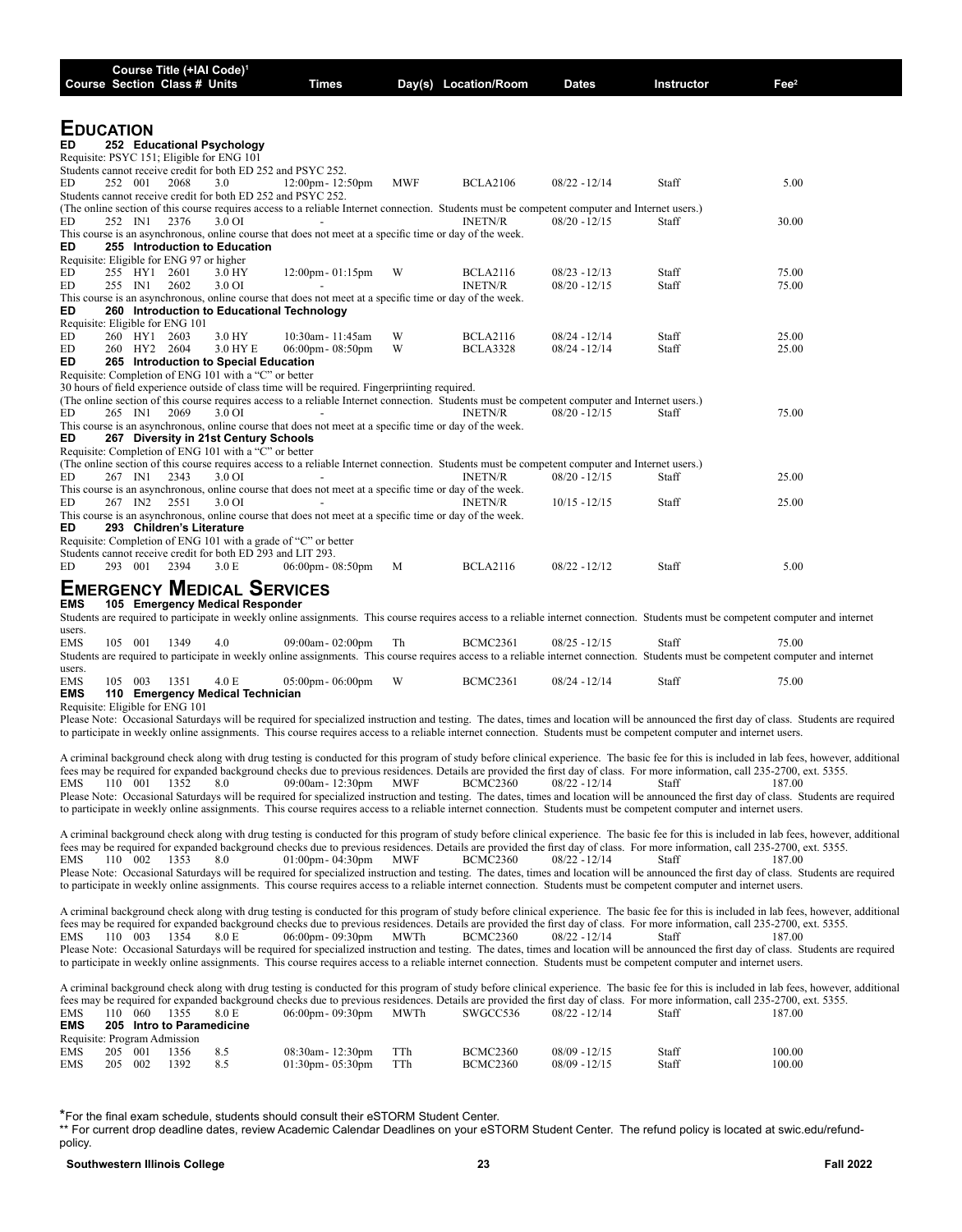| Course | Section | Class # | Units | Times | Day(s) | Location/Room | Dates | Instructor | Fee[2] |
|---|---|---|---|---|---|---|---|---|---|

Course Title (+IAI Code)[1]

# EDUCATION

**ED 252 Educational Psychology**

Requisite: PSYC 151; Eligible for ENG 101

Students cannot receive credit for both ED 252 and PSYC 252.

| ED | 252 | 001 | 2068 | 3.0 | 12:00pm - 12:50pm | MWF | BCLA2106 | 08/22 - 12/14 | Staff | 5.00 |
|---|---|---|---|---|---|---|---|---|---|---|

Students cannot receive credit for both ED 252 and PSYC 252.

(The online section of this course requires access to a reliable Internet connection. Students must be competent computer and Internet users.)

| ED | 252 | IN1 | 2376 | 3.0 OI | - | | INETN/R | 08/20 - 12/15 | Staff | 30.00 |
|---|---|---|---|---|---|---|---|---|---|---|

This course is an asynchronous, online course that does not meet at a specific time or day of the week.

**ED 255 Introduction to Education**

Requisite: Eligible for ENG 97 or higher

| ED | 255 | HY1 | 2601 | 3.0 HY | 12:00pm - 01:15pm | W | BCLA2116 | 08/23 - 12/13 | Staff | 75.00 |
|---|---|---|---|---|---|---|---|---|---|---|
| ED | 255 | IN1 | 2602 | 3.0 OI | - | | INETN/R | 08/20 - 12/15 | Staff | 75.00 |

This course is an asynchronous, online course that does not meet at a specific time or day of the week.

**ED 260 Introduction to Educational Technology**

Requisite: Eligible for ENG 101

| ED | 260 | HY1 | 2603 | 3.0 HY | 10:30am - 11:45am | W | BCLA2116 | 08/24 - 12/14 | Staff | 25.00 |
|---|---|---|---|---|---|---|---|---|---|---|
| ED | 260 | HY2 | 2604 | 3.0 HY E | 06:00pm - 08:50pm | W | BCLA3328 | 08/24 - 12/14 | Staff | 25.00 |

**ED 265 Introduction to Special Education**

Requisite: Completion of ENG 101 with a "C" or better

30 hours of field experience outside of class time will be required. Fingerpriinting required.

(The online section of this course requires access to a reliable Internet connection. Students must be competent computer and Internet users.)

| ED | 265 | IN1 | 2069 | 3.0 OI | - | | INETN/R | 08/20 - 12/15 | Staff | 75.00 |
|---|---|---|---|---|---|---|---|---|---|---|

This course is an asynchronous, online course that does not meet at a specific time or day of the week.

**ED 267 Diversity in 21st Century Schools**

Requisite: Completion of ENG 101 with a "C" or better

(The online section of this course requires access to a reliable Internet connection. Students must be competent computer and Internet users.)

| ED | 267 | IN1 | 2343 | 3.0 OI | - | | INETN/R | 08/20 - 12/15 | Staff | 25.00 |
|---|---|---|---|---|---|---|---|---|---|---|

This course is an asynchronous, online course that does not meet at a specific time or day of the week.

| ED | 267 | IN2 | 2551 | 3.0 OI | - | | INETN/R | 10/15 - 12/15 | Staff | 25.00 |
|---|---|---|---|---|---|---|---|---|---|---|

This course is an asynchronous, online course that does not meet at a specific time or day of the week.

**ED 293 Children's Literature**

Requisite: Completion of ENG 101 with a grade of "C" or better

Students cannot receive credit for both ED 293 and LIT 293.

| ED | 293 | 001 | 2394 | 3.0 E | 06:00pm - 08:50pm | M | BCLA2116 | 08/22 - 12/12 | Staff | 5.00 |
|---|---|---|---|---|---|---|---|---|---|---|

# EMERGENCY MEDICAL SERVICES

**EMS 105 Emergency Medical Responder**

Students are required to participate in weekly online assignments. This course requires access to a reliable internet connection. Students must be competent computer and internet users.

| EMS | 105 | 001 | 1349 | 4.0 | 09:00am - 02:00pm | Th | BCMC2361 | 08/25 - 12/15 | Staff | 75.00 |
|---|---|---|---|---|---|---|---|---|---|---|

Students are required to participate in weekly online assignments. This course requires access to a reliable internet connection. Students must be competent computer and internet users.

| EMS | 105 | 003 | 1351 | 4.0 E | 05:00pm - 06:00pm | W | BCMC2361 | 08/24 - 12/14 | Staff | 75.00 |
|---|---|---|---|---|---|---|---|---|---|---|

**EMS 110 Emergency Medical Technician**

Requisite: Eligible for ENG 101

Please Note: Occasional Saturdays will be required for specialized instruction and testing. The dates, times and location will be announced the first day of class. Students are required to participate in weekly online assignments. This course requires access to a reliable internet connection. Students must be competent computer and internet users.

A criminal background check along with drug testing is conducted for this program of study before clinical experience. The basic fee for this is included in lab fees, however, additional fees may be required for expanded background checks due to previous residences. Details are provided the first day of class. For more information, call 235-2700, ext. 5355.

| EMS | 110 | 001 | 1352 | 8.0 | 09:00am - 12:30pm | MWF | BCMC2360 | 08/22 - 12/14 | Staff | 187.00 |
|---|---|---|---|---|---|---|---|---|---|---|

Please Note: Occasional Saturdays will be required for specialized instruction and testing. The dates, times and location will be announced the first day of class. Students are required to participate in weekly online assignments. This course requires access to a reliable internet connection. Students must be competent computer and internet users.

A criminal background check along with drug testing is conducted for this program of study before clinical experience. The basic fee for this is included in lab fees, however, additional fees may be required for expanded background checks due to previous residences. Details are provided the first day of class. For more information, call 235-2700, ext. 5355.

| EMS | 110 | 002 | 1353 | 8.0 | 01:00pm - 04:30pm | MWF | BCMC2360 | 08/22 - 12/14 | Staff | 187.00 |
|---|---|---|---|---|---|---|---|---|---|---|

Please Note: Occasional Saturdays will be required for specialized instruction and testing. The dates, times and location will be announced the first day of class. Students are required to participate in weekly online assignments. This course requires access to a reliable internet connection. Students must be competent computer and internet users.

A criminal background check along with drug testing is conducted for this program of study before clinical experience. The basic fee for this is included in lab fees, however, additional fees may be required for expanded background checks due to previous residences. Details are provided the first day of class. For more information, call 235-2700, ext. 5355.

| EMS | 110 | 003 | 1354 | 8.0 E | 06:00pm - 09:30pm | MWTh | BCMC2360 | 08/22 - 12/14 | Staff | 187.00 |
|---|---|---|---|---|---|---|---|---|---|---|

Please Note: Occasional Saturdays will be required for specialized instruction and testing. The dates, times and location will be announced the first day of class. Students are required to participate in weekly online assignments. This course requires access to a reliable internet connection. Students must be competent computer and internet users.

A criminal background check along with drug testing is conducted for this program of study before clinical experience. The basic fee for this is included in lab fees, however, additional fees may be required for expanded background checks due to previous residences. Details are provided the first day of class. For more information, call 235-2700, ext. 5355.

| EMS | 110 | 060 | 1355 | 8.0 E | 06:00pm - 09:30pm | MWTh | SWGCC536 | 08/22 - 12/14 | Staff | 187.00 |
|---|---|---|---|---|---|---|---|---|---|---|

**EMS 205 Intro to Paramedicine**

Requisite: Program Admission

| EMS | 205 | 001 | 1356 | 8.5 | 08:30am - 12:30pm | TTh | BCMC2360 | 08/09 - 12/15 | Staff | 100.00 |
|---|---|---|---|---|---|---|---|---|---|---|
| EMS | 205 | 002 | 1392 | 8.5 | 01:30pm - 05:30pm | TTh | BCMC2360 | 08/09 - 12/15 | Staff | 100.00 |

*For the final exam schedule, students should consult their eSTORM Student Center.

** For current drop deadline dates, review Academic Calendar Deadlines on your eSTORM Student Center. The refund policy is located at swic.edu/refund-policy.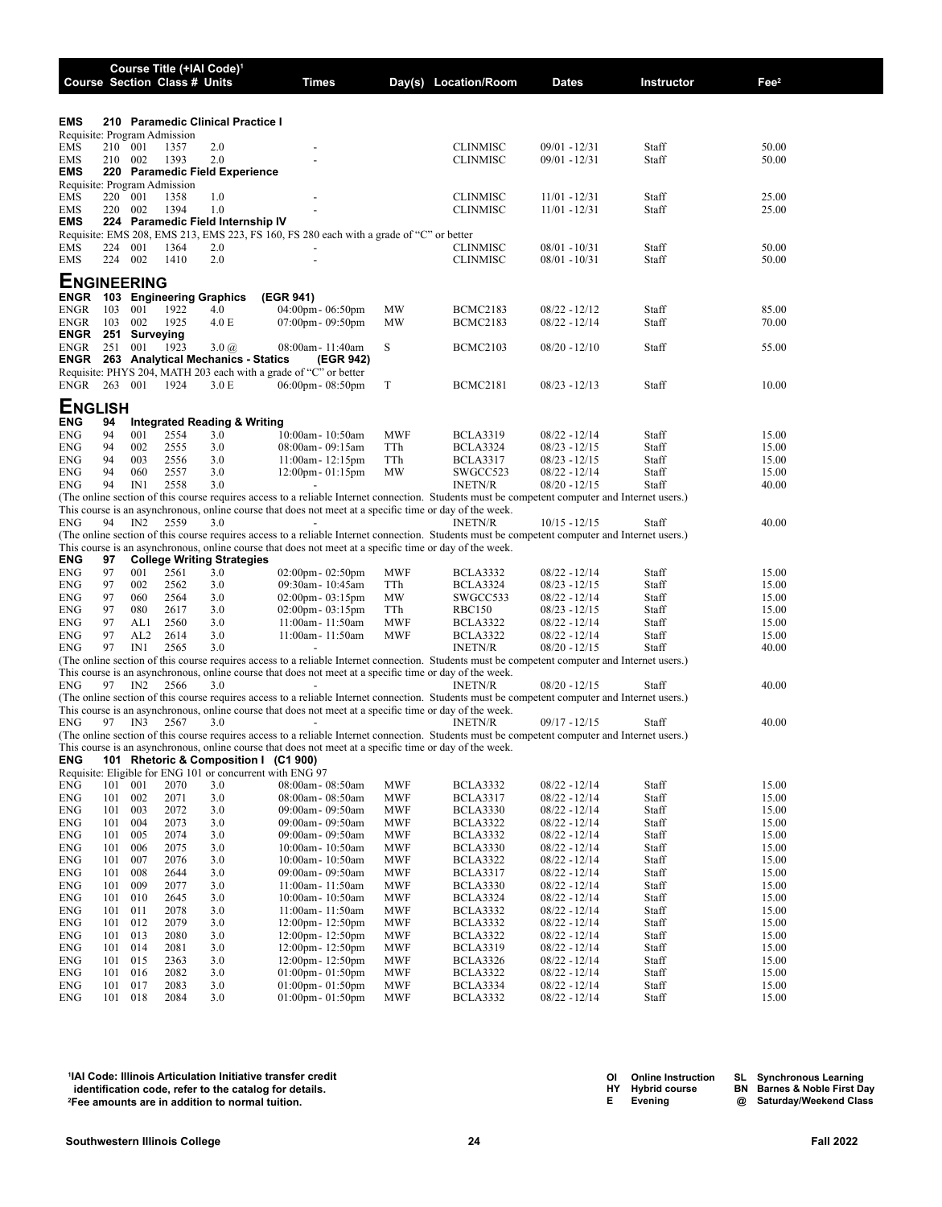| Course | Section | Class # | Units | Times | Day(s) | Location/Room | Dates | Instructor | Fee[2] |
|---|---|---|---|---|---|---|---|---|---|

**EMS 210 Paramedic Clinical Practice I**

Requisite: Program Admission

| Course | Section | Class # | Units | Times | Day(s) | Location/Room | Dates | Instructor | Fee |
|---|---|---|---|---|---|---|---|---|---|
| EMS 210 | 001 | 1357 | 2.0 | - | | CLINMISC | 09/01 - 12/31 | Staff | 50.00 |
| EMS 210 | 002 | 1393 | 2.0 | - | | CLINMISC | 09/01 - 12/31 | Staff | 50.00 |

**EMS 220 Paramedic Field Experience**

Requisite: Program Admission

| Course | Section | Class # | Units | Times | Day(s) | Location/Room | Dates | Instructor | Fee |
|---|---|---|---|---|---|---|---|---|---|
| EMS 220 | 001 | 1358 | 1.0 | - | | CLINMISC | 11/01 - 12/31 | Staff | 25.00 |
| EMS 220 | 002 | 1394 | 1.0 | - | | CLINMISC | 11/01 - 12/31 | Staff | 25.00 |

**EMS 224 Paramedic Field Internship IV**

Requisite: EMS 208, EMS 213, EMS 223, FS 160, FS 280 each with a grade of "C" or better

| Course | Section | Class # | Units | Times | Day(s) | Location/Room | Dates | Instructor | Fee |
|---|---|---|---|---|---|---|---|---|---|
| EMS 224 | 001 | 1364 | 2.0 | - | | CLINMISC | 08/01 - 10/31 | Staff | 50.00 |
| EMS 224 | 002 | 1410 | 2.0 | - | | CLINMISC | 08/01 - 10/31 | Staff | 50.00 |

## Engineering

**ENGR 103 Engineering Graphics (EGR 941)**

| Course | Section | Class # | Units | Times | Day(s) | Location/Room | Dates | Instructor | Fee |
|---|---|---|---|---|---|---|---|---|---|
| ENGR 103 | 001 | 1922 | 4.0 | 04:00pm - 06:50pm | MW | BCMC2183 | 08/22 - 12/12 | Staff | 85.00 |
| ENGR 103 | 002 | 1925 | 4.0 E | 07:00pm - 09:50pm | MW | BCMC2183 | 08/22 - 12/14 | Staff | 70.00 |

**ENGR 251 Surveying**

| Course | Section | Class # | Units | Times | Day(s) | Location/Room | Dates | Instructor | Fee |
|---|---|---|---|---|---|---|---|---|---|
| ENGR 251 | 001 | 1923 | 3.0 @ | 08:00am - 11:40am | S | BCMC2103 | 08/20 - 12/10 | Staff | 55.00 |

**ENGR 263 Analytical Mechanics - Statics (EGR 942)**

Requisite: PHYS 204, MATH 203 each with a grade of "C" or better

| Course | Section | Class # | Units | Times | Day(s) | Location/Room | Dates | Instructor | Fee |
|---|---|---|---|---|---|---|---|---|---|
| ENGR 263 | 001 | 1924 | 3.0 E | 06:00pm - 08:50pm | T | BCMC2181 | 08/23 - 12/13 | Staff | 10.00 |

## English

**ENG 94 Integrated Reading & Writing**

| Course | Section | Class # | Units | Times | Day(s) | Location/Room | Dates | Instructor | Fee |
|---|---|---|---|---|---|---|---|---|---|
| ENG 94 | 001 | 2554 | 3.0 | 10:00am - 10:50am | MWF | BCLA3319 | 08/22 - 12/14 | Staff | 15.00 |
| ENG 94 | 002 | 2555 | 3.0 | 08:00am - 09:15am | TTh | BCLA3324 | 08/23 - 12/15 | Staff | 15.00 |
| ENG 94 | 003 | 2556 | 3.0 | 11:00am - 12:15pm | TTh | BCLA3317 | 08/23 - 12/15 | Staff | 15.00 |
| ENG 94 | 060 | 2557 | 3.0 | 12:00pm - 01:15pm | MW | SWGCC523 | 08/22 - 12/14 | Staff | 15.00 |
| ENG 94 | IN1 | 2558 | 3.0 | - | | INETN/R | 08/20 - 12/15 | Staff | 40.00 |

(The online section of this course requires access to a reliable Internet connection. Students must be competent computer and Internet users.)
This course is an asynchronous, online course that does not meet at a specific time or day of the week.

| Course | Section | Class # | Units | Times | Day(s) | Location/Room | Dates | Instructor | Fee |
|---|---|---|---|---|---|---|---|---|---|
| ENG 94 | IN2 | 2559 | 3.0 | - | | INETN/R | 10/15 - 12/15 | Staff | 40.00 |

(The online section of this course requires access to a reliable Internet connection. Students must be competent computer and Internet users.)
This course is an asynchronous, online course that does not meet at a specific time or day of the week.

**ENG 97 College Writing Strategies**

| Course | Section | Class # | Units | Times | Day(s) | Location/Room | Dates | Instructor | Fee |
|---|---|---|---|---|---|---|---|---|---|
| ENG 97 | 001 | 2561 | 3.0 | 02:00pm - 02:50pm | MWF | BCLA3332 | 08/22 - 12/14 | Staff | 15.00 |
| ENG 97 | 002 | 2562 | 3.0 | 09:30am - 10:45am | TTh | BCLA3324 | 08/23 - 12/15 | Staff | 15.00 |
| ENG 97 | 060 | 2564 | 3.0 | 02:00pm - 03:15pm | MW | SWGCC533 | 08/22 - 12/14 | Staff | 15.00 |
| ENG 97 | 080 | 2617 | 3.0 | 02:00pm - 03:15pm | TTh | RBC150 | 08/23 - 12/15 | Staff | 15.00 |
| ENG 97 | AL1 | 2560 | 3.0 | 11:00am - 11:50am | MWF | BCLA3322 | 08/22 - 12/14 | Staff | 15.00 |
| ENG 97 | AL2 | 2614 | 3.0 | 11:00am - 11:50am | MWF | BCLA3322 | 08/22 - 12/14 | Staff | 15.00 |
| ENG 97 | IN1 | 2565 | 3.0 | - | | INETN/R | 08/20 - 12/15 | Staff | 40.00 |

(The online section of this course requires access to a reliable Internet connection. Students must be competent computer and Internet users.)
This course is an asynchronous, online course that does not meet at a specific time or day of the week.

| Course | Section | Class # | Units | Times | Day(s) | Location/Room | Dates | Instructor | Fee |
|---|---|---|---|---|---|---|---|---|---|
| ENG 97 | IN2 | 2566 | 3.0 | - | | INETN/R | 08/20 - 12/15 | Staff | 40.00 |

(The online section of this course requires access to a reliable Internet connection. Students must be competent computer and Internet users.)
This course is an asynchronous, online course that does not meet at a specific time or day of the week.

| Course | Section | Class # | Units | Times | Day(s) | Location/Room | Dates | Instructor | Fee |
|---|---|---|---|---|---|---|---|---|---|
| ENG 97 | IN3 | 2567 | 3.0 | - | | INETN/R | 09/17 - 12/15 | Staff | 40.00 |

(The online section of this course requires access to a reliable Internet connection. Students must be competent computer and Internet users.)
This course is an asynchronous, online course that does not meet at a specific time or day of the week.

**ENG 101 Rhetoric & Composition I (C1 900)**

Requisite: Eligible for ENG 101 or concurrent with ENG 97

| Course | Section | Class # | Units | Times | Day(s) | Location/Room | Dates | Instructor | Fee |
|---|---|---|---|---|---|---|---|---|---|
| ENG 101 | 001 | 2070 | 3.0 | 08:00am - 08:50am | MWF | BCLA3332 | 08/22 - 12/14 | Staff | 15.00 |
| ENG 101 | 002 | 2071 | 3.0 | 08:00am - 08:50am | MWF | BCLA3317 | 08/22 - 12/14 | Staff | 15.00 |
| ENG 101 | 003 | 2072 | 3.0 | 09:00am - 09:50am | MWF | BCLA3330 | 08/22 - 12/14 | Staff | 15.00 |
| ENG 101 | 004 | 2073 | 3.0 | 09:00am - 09:50am | MWF | BCLA3322 | 08/22 - 12/14 | Staff | 15.00 |
| ENG 101 | 005 | 2074 | 3.0 | 09:00am - 09:50am | MWF | BCLA3332 | 08/22 - 12/14 | Staff | 15.00 |
| ENG 101 | 006 | 2075 | 3.0 | 10:00am - 10:50am | MWF | BCLA3330 | 08/22 - 12/14 | Staff | 15.00 |
| ENG 101 | 007 | 2076 | 3.0 | 10:00am - 10:50am | MWF | BCLA3322 | 08/22 - 12/14 | Staff | 15.00 |
| ENG 101 | 008 | 2644 | 3.0 | 09:00am - 09:50am | MWF | BCLA3317 | 08/22 - 12/14 | Staff | 15.00 |
| ENG 101 | 009 | 2077 | 3.0 | 11:00am - 11:50am | MWF | BCLA3330 | 08/22 - 12/14 | Staff | 15.00 |
| ENG 101 | 010 | 2645 | 3.0 | 10:00am - 10:50am | MWF | BCLA3324 | 08/22 - 12/14 | Staff | 15.00 |
| ENG 101 | 011 | 2078 | 3.0 | 11:00am - 11:50am | MWF | BCLA3332 | 08/22 - 12/14 | Staff | 15.00 |
| ENG 101 | 012 | 2079 | 3.0 | 12:00pm - 12:50pm | MWF | BCLA3332 | 08/22 - 12/14 | Staff | 15.00 |
| ENG 101 | 013 | 2080 | 3.0 | 12:00pm - 12:50pm | MWF | BCLA3322 | 08/22 - 12/14 | Staff | 15.00 |
| ENG 101 | 014 | 2081 | 3.0 | 12:00pm - 12:50pm | MWF | BCLA3319 | 08/22 - 12/14 | Staff | 15.00 |
| ENG 101 | 015 | 2363 | 3.0 | 12:00pm - 12:50pm | MWF | BCLA3326 | 08/22 - 12/14 | Staff | 15.00 |
| ENG 101 | 016 | 2082 | 3.0 | 01:00pm - 01:50pm | MWF | BCLA3322 | 08/22 - 12/14 | Staff | 15.00 |
| ENG 101 | 017 | 2083 | 3.0 | 01:00pm - 01:50pm | MWF | BCLA3334 | 08/22 - 12/14 | Staff | 15.00 |
| ENG 101 | 018 | 2084 | 3.0 | 01:00pm - 01:50pm | MWF | BCLA3332 | 08/22 - 12/14 | Staff | 15.00 |

[1] **IAI Code: Illinois Articulation Initiative transfer credit identification code, refer to the catalog for details.**
[2] **Fee amounts are in addition to normal tuition.**

**OI** Online Instruction  **HY** Hybrid course  **E** Evening
**SL** Synchronous Learning  **BN** Barnes & Noble First Day  **@** Saturday/Weekend Class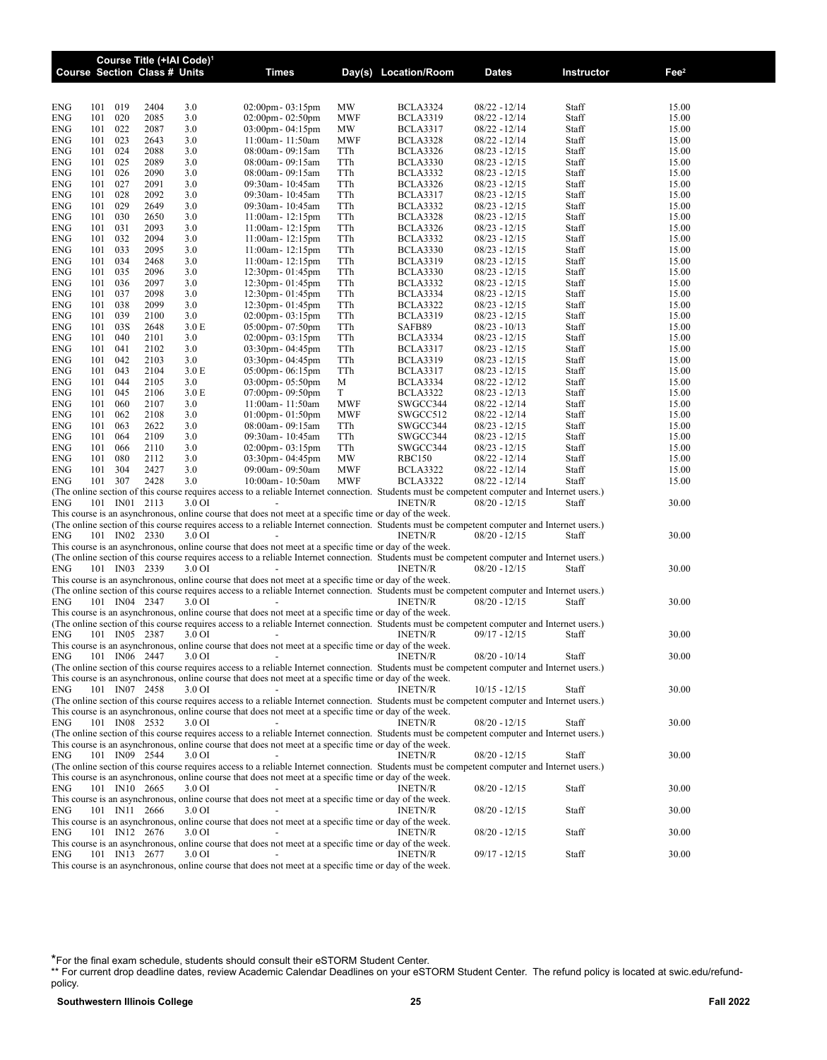| Course | Section | Class # | Units | Times | Day(s) | Location/Room | Dates | Instructor | Fee[2] |
|---|---|---|---|---|---|---|---|---|---|
| ENG | 101 | 019 | 2404 | 3.0 | 02:00pm- 03:15pm | MW | BCLA3324 | 08/22 - 12/14 | Staff | 15.00 |
| ENG | 101 | 020 | 2085 | 3.0 | 02:00pm- 02:50pm | MWF | BCLA3319 | 08/22 - 12/14 | Staff | 15.00 |
| ENG | 101 | 022 | 2087 | 3.0 | 03:00pm- 04:15pm | MW | BCLA3317 | 08/22 - 12/14 | Staff | 15.00 |
| ENG | 101 | 023 | 2643 | 3.0 | 11:00am- 11:50am | MWF | BCLA3328 | 08/22 - 12/14 | Staff | 15.00 |
| ENG | 101 | 024 | 2088 | 3.0 | 08:00am- 09:15am | TTh | BCLA3326 | 08/23 - 12/15 | Staff | 15.00 |
| ENG | 101 | 025 | 2089 | 3.0 | 08:00am- 09:15am | TTh | BCLA3330 | 08/23 - 12/15 | Staff | 15.00 |
| ENG | 101 | 026 | 2090 | 3.0 | 08:00am- 09:15am | TTh | BCLA3332 | 08/23 - 12/15 | Staff | 15.00 |
| ENG | 101 | 027 | 2091 | 3.0 | 09:30am- 10:45am | TTh | BCLA3326 | 08/23 - 12/15 | Staff | 15.00 |
| ENG | 101 | 028 | 2092 | 3.0 | 09:30am- 10:45am | TTh | BCLA3317 | 08/23 - 12/15 | Staff | 15.00 |
| ENG | 101 | 029 | 2649 | 3.0 | 09:30am- 10:45am | TTh | BCLA3332 | 08/23 - 12/15 | Staff | 15.00 |
| ENG | 101 | 030 | 2650 | 3.0 | 11:00am- 12:15pm | TTh | BCLA3328 | 08/23 - 12/15 | Staff | 15.00 |
| ENG | 101 | 031 | 2093 | 3.0 | 11:00am- 12:15pm | TTh | BCLA3326 | 08/23 - 12/15 | Staff | 15.00 |
| ENG | 101 | 032 | 2094 | 3.0 | 11:00am- 12:15pm | TTh | BCLA3332 | 08/23 - 12/15 | Staff | 15.00 |
| ENG | 101 | 033 | 2095 | 3.0 | 11:00am- 12:15pm | TTh | BCLA3330 | 08/23 - 12/15 | Staff | 15.00 |
| ENG | 101 | 034 | 2468 | 3.0 | 11:00am- 12:15pm | TTh | BCLA3319 | 08/23 - 12/15 | Staff | 15.00 |
| ENG | 101 | 035 | 2096 | 3.0 | 12:30pm- 01:45pm | TTh | BCLA3330 | 08/23 - 12/15 | Staff | 15.00 |
| ENG | 101 | 036 | 2097 | 3.0 | 12:30pm- 01:45pm | TTh | BCLA3332 | 08/23 - 12/15 | Staff | 15.00 |
| ENG | 101 | 037 | 2098 | 3.0 | 12:30pm- 01:45pm | TTh | BCLA3334 | 08/23 - 12/15 | Staff | 15.00 |
| ENG | 101 | 038 | 2099 | 3.0 | 12:30pm- 01:45pm | TTh | BCLA3322 | 08/23 - 12/15 | Staff | 15.00 |
| ENG | 101 | 039 | 2100 | 3.0 | 02:00pm- 03:15pm | TTh | BCLA3319 | 08/23 - 12/15 | Staff | 15.00 |
| ENG | 101 | 03S | 2648 | 3.0 E | 05:00pm- 07:50pm | TTh | SAFB89 | 08/23 - 10/13 | Staff | 15.00 |
| ENG | 101 | 040 | 2101 | 3.0 | 02:00pm- 03:15pm | TTh | BCLA3334 | 08/23 - 12/15 | Staff | 15.00 |
| ENG | 101 | 041 | 2102 | 3.0 | 03:30pm- 04:45pm | TTh | BCLA3317 | 08/23 - 12/15 | Staff | 15.00 |
| ENG | 101 | 042 | 2103 | 3.0 | 03:30pm- 04:45pm | TTh | BCLA3319 | 08/23 - 12/15 | Staff | 15.00 |
| ENG | 101 | 043 | 2104 | 3.0 E | 05:00pm- 06:15pm | TTh | BCLA3317 | 08/23 - 12/15 | Staff | 15.00 |
| ENG | 101 | 044 | 2105 | 3.0 | 03:00pm- 05:50pm | M | BCLA3334 | 08/22 - 12/12 | Staff | 15.00 |
| ENG | 101 | 045 | 2106 | 3.0 E | 07:00pm- 09:50pm | T | BCLA3322 | 08/23 - 12/13 | Staff | 15.00 |
| ENG | 101 | 060 | 2107 | 3.0 | 11:00am- 11:50am | MWF | SWGCC344 | 08/22 - 12/14 | Staff | 15.00 |
| ENG | 101 | 062 | 2108 | 3.0 | 01:00pm- 01:50pm | MWF | SWGCC512 | 08/22 - 12/14 | Staff | 15.00 |
| ENG | 101 | 063 | 2622 | 3.0 | 08:00am- 09:15am | TTh | SWGCC344 | 08/23 - 12/15 | Staff | 15.00 |
| ENG | 101 | 064 | 2109 | 3.0 | 09:30am- 10:45am | TTh | SWGCC344 | 08/23 - 12/15 | Staff | 15.00 |
| ENG | 101 | 066 | 2110 | 3.0 | 02:00pm- 03:15pm | TTh | SWGCC344 | 08/23 - 12/15 | Staff | 15.00 |
| ENG | 101 | 080 | 2112 | 3.0 | 03:30pm- 04:45pm | MW | RBC150 | 08/22 - 12/14 | Staff | 15.00 |
| ENG | 101 | 304 | 2427 | 3.0 | 09:00am- 09:50am | MWF | BCLA3322 | 08/22 - 12/14 | Staff | 15.00 |
| ENG | 101 | 307 | 2428 | 3.0 | 10:00am- 10:50am | MWF | BCLA3322 | 08/22 - 12/14 | Staff | 15.00 |

(The online section of this course requires access to a reliable Internet connection. Students must be competent computer and Internet users.)

| Course | Section | Class # | Units | Times | Day(s) | Location/Room | Dates | Instructor | Fee[2] |
|---|---|---|---|---|---|---|---|---|---|
| ENG 101 | IN01 | 2113 | 3.0 OI | - | | INETN/R | 08/20 - 12/15 | Staff | 30.00 |

This course is an asynchronous, online course that does not meet at a specific time or day of the week.

(The online section of this course requires access to a reliable Internet connection. Students must be competent computer and Internet users.)

| Course | Section | Class # | Units | Times | Day(s) | Location/Room | Dates | Instructor | Fee[2] |
|---|---|---|---|---|---|---|---|---|---|
| ENG 101 | IN02 | 2330 | 3.0 OI | - | | INETN/R | 08/20 - 12/15 | Staff | 30.00 |

This course is an asynchronous, online course that does not meet at a specific time or day of the week.

(The online section of this course requires access to a reliable Internet connection. Students must be competent computer and Internet users.)

| Course | Section | Class # | Units | Times | Day(s) | Location/Room | Dates | Instructor | Fee[2] |
|---|---|---|---|---|---|---|---|---|---|
| ENG 101 | IN03 | 2339 | 3.0 OI | - | | INETN/R | 08/20 - 12/15 | Staff | 30.00 |

This course is an asynchronous, online course that does not meet at a specific time or day of the week.

(The online section of this course requires access to a reliable Internet connection. Students must be competent computer and Internet users.)

| Course | Section | Class # | Units | Times | Day(s) | Location/Room | Dates | Instructor | Fee[2] |
|---|---|---|---|---|---|---|---|---|---|
| ENG 101 | IN04 | 2347 | 3.0 OI | - | | INETN/R | 08/20 - 12/15 | Staff | 30.00 |

This course is an asynchronous, online course that does not meet at a specific time or day of the week.

(The online section of this course requires access to a reliable Internet connection. Students must be competent computer and Internet users.)

| Course | Section | Class # | Units | Times | Day(s) | Location/Room | Dates | Instructor | Fee[2] |
|---|---|---|---|---|---|---|---|---|---|
| ENG 101 | IN05 | 2387 | 3.0 OI | - | | INETN/R | 09/17 - 12/15 | Staff | 30.00 |

This course is an asynchronous, online course that does not meet at a specific time or day of the week.

| Course | Section | Class # | Units | Times | Day(s) | Location/Room | Dates | Instructor | Fee[2] |
|---|---|---|---|---|---|---|---|---|---|
| ENG 101 | IN06 | 2447 | 3.0 OI | - | | INETN/R | 08/20 - 10/14 | Staff | 30.00 |

(The online section of this course requires access to a reliable Internet connection. Students must be competent computer and Internet users.)

This course is an asynchronous, online course that does not meet at a specific time or day of the week.

| Course | Section | Class # | Units | Times | Day(s) | Location/Room | Dates | Instructor | Fee[2] |
|---|---|---|---|---|---|---|---|---|---|
| ENG 101 | IN07 | 2458 | 3.0 OI | - | | INETN/R | 10/15 - 12/15 | Staff | 30.00 |

(The online section of this course requires access to a reliable Internet connection. Students must be competent computer and Internet users.)

This course is an asynchronous, online course that does not meet at a specific time or day of the week.

| Course | Section | Class # | Units | Times | Day(s) | Location/Room | Dates | Instructor | Fee[2] |
|---|---|---|---|---|---|---|---|---|---|
| ENG 101 | IN08 | 2532 | 3.0 OI | - | | INETN/R | 08/20 - 12/15 | Staff | 30.00 |

(The online section of this course requires access to a reliable Internet connection. Students must be competent computer and Internet users.)

This course is an asynchronous, online course that does not meet at a specific time or day of the week.

| Course | Section | Class # | Units | Times | Day(s) | Location/Room | Dates | Instructor | Fee[2] |
|---|---|---|---|---|---|---|---|---|---|
| ENG 101 | IN09 | 2544 | 3.0 OI | - | | INETN/R | 08/20 - 12/15 | Staff | 30.00 |

(The online section of this course requires access to a reliable Internet connection. Students must be competent computer and Internet users.)

This course is an asynchronous, online course that does not meet at a specific time or day of the week.

| Course | Section | Class # | Units | Times | Day(s) | Location/Room | Dates | Instructor | Fee[2] |
|---|---|---|---|---|---|---|---|---|---|
| ENG 101 | IN10 | 2665 | 3.0 OI | - | | INETN/R | 08/20 - 12/15 | Staff | 30.00 |

This course is an asynchronous, online course that does not meet at a specific time or day of the week.

| Course | Section | Class # | Units | Times | Day(s) | Location/Room | Dates | Instructor | Fee[2] |
|---|---|---|---|---|---|---|---|---|---|
| ENG 101 | IN11 | 2666 | 3.0 OI | - | | INETN/R | 08/20 - 12/15 | Staff | 30.00 |

This course is an asynchronous, online course that does not meet at a specific time or day of the week.

| Course | Section | Class # | Units | Times | Day(s) | Location/Room | Dates | Instructor | Fee[2] |
|---|---|---|---|---|---|---|---|---|---|
| ENG 101 | IN12 | 2676 | 3.0 OI | - | | INETN/R | 08/20 - 12/15 | Staff | 30.00 |

This course is an asynchronous, online course that does not meet at a specific time or day of the week.

| Course | Section | Class # | Units | Times | Day(s) | Location/Room | Dates | Instructor | Fee[2] |
|---|---|---|---|---|---|---|---|---|---|
| ENG 101 | IN13 | 2677 | 3.0 OI | - | | INETN/R | 09/17 - 12/15 | Staff | 30.00 |

This course is an asynchronous, online course that does not meet at a specific time or day of the week.

*For the final exam schedule, students should consult their eSTORM Student Center.

** For current drop deadline dates, review Academic Calendar Deadlines on your eSTORM Student Center. The refund policy is located at swic.edu/refund-policy.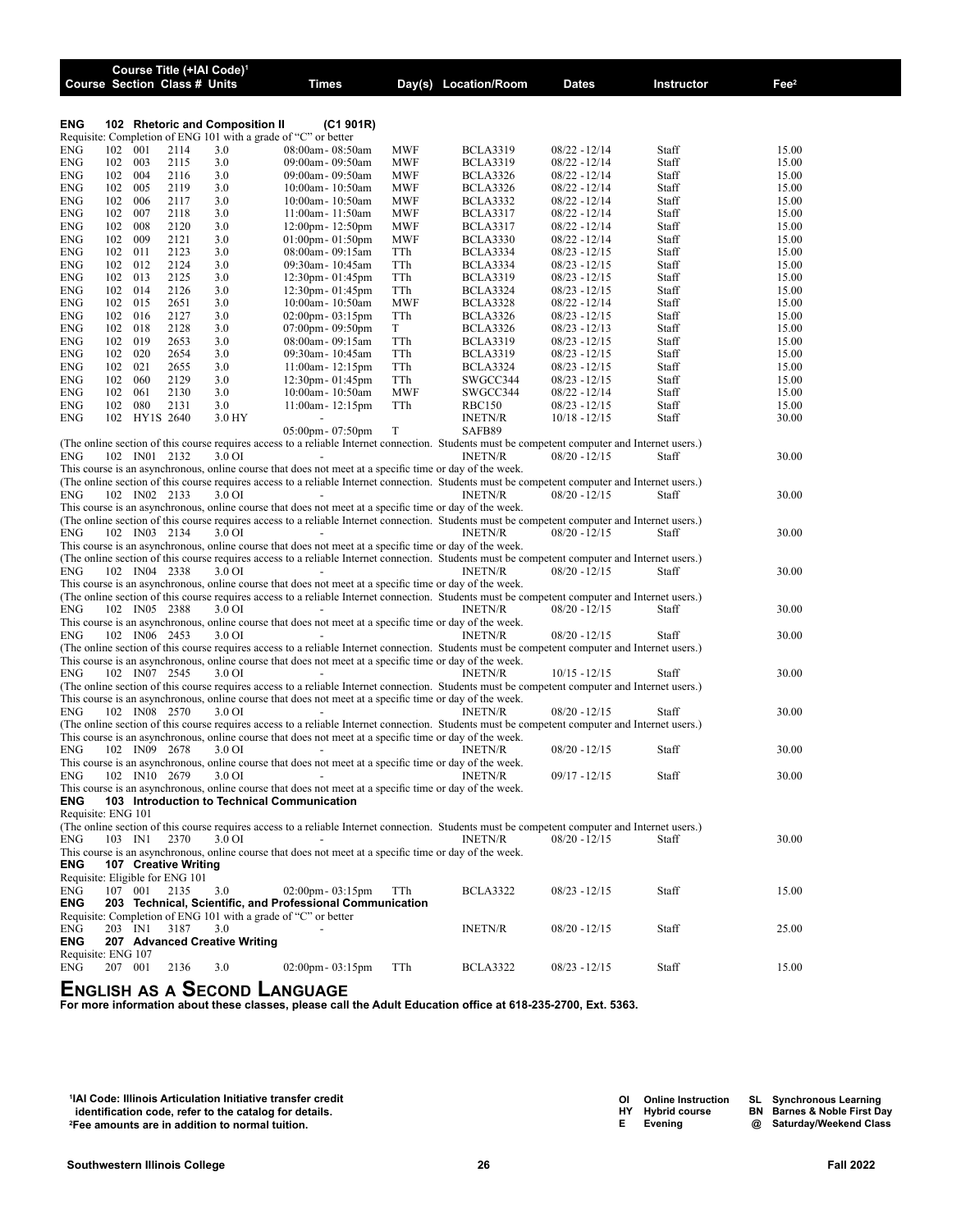| Course | Section | Class # | Units | Times | Day(s) | Location/Room | Dates | Instructor | Fee[2] |
|---|---|---|---|---|---|---|---|---|---|

**ENG 102 Rhetoric and Composition II (C1 901R)**

Requisite: Completion of ENG 101 with a grade of "C" or better

| Course | Section | Class # | Units | Times | Day(s) | Location/Room | Dates | Instructor | Fee[2] |
|---|---|---|---|---|---|---|---|---|---|
| ENG 102 | 001 | 2114 | 3.0 | 08:00am- 08:50am | MWF | BCLA3319 | 08/22 - 12/14 | Staff | 15.00 |
| ENG 102 | 003 | 2115 | 3.0 | 09:00am- 09:50am | MWF | BCLA3319 | 08/22 - 12/14 | Staff | 15.00 |
| ENG 102 | 004 | 2116 | 3.0 | 09:00am- 09:50am | MWF | BCLA3326 | 08/22 - 12/14 | Staff | 15.00 |
| ENG 102 | 005 | 2119 | 3.0 | 10:00am- 10:50am | MWF | BCLA3326 | 08/22 - 12/14 | Staff | 15.00 |
| ENG 102 | 006 | 2117 | 3.0 | 10:00am- 10:50am | MWF | BCLA3332 | 08/22 - 12/14 | Staff | 15.00 |
| ENG 102 | 007 | 2118 | 3.0 | 11:00am- 11:50am | MWF | BCLA3317 | 08/22 - 12/14 | Staff | 15.00 |
| ENG 102 | 008 | 2120 | 3.0 | 12:00pm- 12:50pm | MWF | BCLA3317 | 08/22 - 12/14 | Staff | 15.00 |
| ENG 102 | 009 | 2121 | 3.0 | 01:00pm- 01:50pm | MWF | BCLA3330 | 08/22 - 12/14 | Staff | 15.00 |
| ENG 102 | 011 | 2123 | 3.0 | 08:00am- 09:15am | TTh | BCLA3334 | 08/23 - 12/15 | Staff | 15.00 |
| ENG 102 | 012 | 2124 | 3.0 | 09:30am- 10:45am | TTh | BCLA3334 | 08/23 - 12/15 | Staff | 15.00 |
| ENG 102 | 013 | 2125 | 3.0 | 12:30pm- 01:45pm | TTh | BCLA3319 | 08/23 - 12/15 | Staff | 15.00 |
| ENG 102 | 014 | 2126 | 3.0 | 12:30pm- 01:45pm | TTh | BCLA3324 | 08/23 - 12/15 | Staff | 15.00 |
| ENG 102 | 015 | 2651 | 3.0 | 10:00am- 10:50am | MWF | BCLA3328 | 08/22 - 12/14 | Staff | 15.00 |
| ENG 102 | 016 | 2127 | 3.0 | 02:00pm- 03:15pm | TTh | BCLA3326 | 08/23 - 12/15 | Staff | 15.00 |
| ENG 102 | 018 | 2128 | 3.0 | 07:00pm- 09:50pm | T | BCLA3326 | 08/23 - 12/13 | Staff | 15.00 |
| ENG 102 | 019 | 2653 | 3.0 | 08:00am- 09:15am | TTh | BCLA3319 | 08/23 - 12/15 | Staff | 15.00 |
| ENG 102 | 020 | 2654 | 3.0 | 09:30am- 10:45am | TTh | BCLA3319 | 08/23 - 12/15 | Staff | 15.00 |
| ENG 102 | 021 | 2655 | 3.0 | 11:00am- 12:15pm | TTh | BCLA3324 | 08/23 - 12/15 | Staff | 15.00 |
| ENG 102 | 060 | 2129 | 3.0 | 12:30pm- 01:45pm | TTh | SWGCC344 | 08/23 - 12/15 | Staff | 15.00 |
| ENG 102 | 061 | 2130 | 3.0 | 10:00am- 10:50am | MWF | SWGCC344 | 08/22 - 12/14 | Staff | 15.00 |
| ENG 102 | 080 | 2131 | 3.0 | 11:00am- 12:15pm | TTh | RBC150 | 08/23 - 12/15 | Staff | 15.00 |
| ENG 102 | HY1S | 2640 | 3.0 HY | - | | INETN/R | 10/18 - 12/15 | Staff | 30.00 |
| | | | | 05:00pm- 07:50pm | T | SAFB89 | | | |

(The online section of this course requires access to a reliable Internet connection. Students must be competent computer and Internet users.)

| ENG 102 | IN01 | 2132 | 3.0 OI | - | | INETN/R | 08/20 - 12/15 | Staff | 30.00 |
|---|---|---|---|---|---|---|---|---|---|

This course is an asynchronous, online course that does not meet at a specific time or day of the week.

(The online section of this course requires access to a reliable Internet connection. Students must be competent computer and Internet users.)

| ENG 102 | IN02 | 2133 | 3.0 OI | - | | INETN/R | 08/20 - 12/15 | Staff | 30.00 |
|---|---|---|---|---|---|---|---|---|---|

This course is an asynchronous, online course that does not meet at a specific time or day of the week.

(The online section of this course requires access to a reliable Internet connection. Students must be competent computer and Internet users.)

| ENG 102 | IN03 | 2134 | 3.0 OI | - | | INETN/R | 08/20 - 12/15 | Staff | 30.00 |
|---|---|---|---|---|---|---|---|---|---|

This course is an asynchronous, online course that does not meet at a specific time or day of the week.

(The online section of this course requires access to a reliable Internet connection. Students must be competent computer and Internet users.)

| ENG 102 | IN04 | 2338 | 3.0 OI | - | | INETN/R | 08/20 - 12/15 | Staff | 30.00 |
|---|---|---|---|---|---|---|---|---|---|

This course is an asynchronous, online course that does not meet at a specific time or day of the week.

(The online section of this course requires access to a reliable Internet connection. Students must be competent computer and Internet users.)

| ENG 102 | IN05 | 2388 | 3.0 OI | - | | INETN/R | 08/20 - 12/15 | Staff | 30.00 |
|---|---|---|---|---|---|---|---|---|---|

This course is an asynchronous, online course that does not meet at a specific time or day of the week.

| ENG 102 | IN06 | 2453 | 3.0 OI | - | | INETN/R | 08/20 - 12/15 | Staff | 30.00 |
|---|---|---|---|---|---|---|---|---|---|

(The online section of this course requires access to a reliable Internet connection. Students must be competent computer and Internet users.)

This course is an asynchronous, online course that does not meet at a specific time or day of the week.

| ENG 102 | IN07 | 2545 | 3.0 OI | - | | INETN/R | 10/15 - 12/15 | Staff | 30.00 |
|---|---|---|---|---|---|---|---|---|---|

(The online section of this course requires access to a reliable Internet connection. Students must be competent computer and Internet users.)

This course is an asynchronous, online course that does not meet at a specific time or day of the week.

| ENG 102 | IN08 | 2570 | 3.0 OI | - | | INETN/R | 08/20 - 12/15 | Staff | 30.00 |
|---|---|---|---|---|---|---|---|---|---|

(The online section of this course requires access to a reliable Internet connection. Students must be competent computer and Internet users.)

This course is an asynchronous, online course that does not meet at a specific time or day of the week.

| ENG 102 | IN09 | 2678 | 3.0 OI | - | | INETN/R | 08/20 - 12/15 | Staff | 30.00 |
|---|---|---|---|---|---|---|---|---|---|

This course is an asynchronous, online course that does not meet at a specific time or day of the week.

| ENG 102 | IN10 | 2679 | 3.0 OI | - | | INETN/R | 09/17 - 12/15 | Staff | 30.00 |
|---|---|---|---|---|---|---|---|---|---|

This course is an asynchronous, online course that does not meet at a specific time or day of the week.

**ENG 103 Introduction to Technical Communication**

Requisite: ENG 101

(The online section of this course requires access to a reliable Internet connection. Students must be competent computer and Internet users.)

| ENG 103 | IN1 | 2370 | 3.0 OI | - | | INETN/R | 08/20 - 12/15 | Staff | 30.00 |
|---|---|---|---|---|---|---|---|---|---|

This course is an asynchronous, online course that does not meet at a specific time or day of the week.

**ENG 107 Creative Writing**

Requisite: Eligible for ENG 101

| ENG 107 | 001 | 2135 | 3.0 | 02:00pm- 03:15pm | TTh | BCLA3322 | 08/23 - 12/15 | Staff | 15.00 |
|---|---|---|---|---|---|---|---|---|---|

**ENG 203 Technical, Scientific, and Professional Communication**

Requisite: Completion of ENG 101 with a grade of "C" or better

| ENG 203 | IN1 | 3187 | 3.0 | - | | INETN/R | 08/20 - 12/15 | Staff | 25.00 |
|---|---|---|---|---|---|---|---|---|---|

**ENG 207 Advanced Creative Writing**

Requisite: ENG 107

| ENG 207 | 001 | 2136 | 3.0 | 02:00pm- 03:15pm | TTh | BCLA3322 | 08/23 - 12/15 | Staff | 15.00 |
|---|---|---|---|---|---|---|---|---|---|

## English as a Second Language

**For more information about these classes, please call the Adult Education office at 618-235-2700, Ext. 5363.**

[1]**IAI Code: Illinois Articulation Initiative transfer credit identification code, refer to the catalog for details.**
[2]**Fee amounts are in addition to normal tuition.**

**OI** Online Instruction  **SL** Synchronous Learning
**HY** Hybrid course  **BN** Barnes & Noble First Day
**E** Evening  **@** Saturday/Weekend Class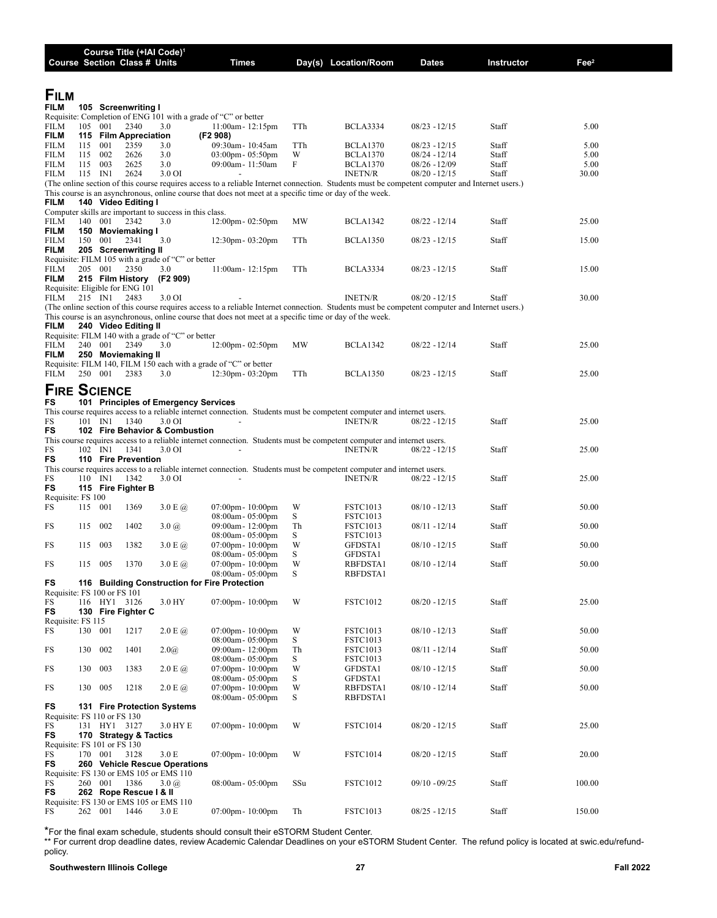| Course | Section | Class # | Units | Times | Day(s) | Location/Room | Dates | Instructor | Fee[2] |
|---|---|---|---|---|---|---|---|---|---|

Course Title (+IAI Code)[1]

# Film

**FILM 105 Screenwriting I**

Requisite: Completion of ENG 101 with a grade of "C" or better

| Course | Section | Class # | Units | Times | Day(s) | Location/Room | Dates | Instructor | Fee |
|---|---|---|---|---|---|---|---|---|---|
| FILM 105 | 001 | 2340 | 3.0 | 11:00am- 12:15pm | TTh | BCLA3334 | 08/23 - 12/15 | Staff | 5.00 |

**FILM 115 Film Appreciation (F2 908)**

| Course | Section | Class # | Units | Times | Day(s) | Location/Room | Dates | Instructor | Fee |
|---|---|---|---|---|---|---|---|---|---|
| FILM 115 | 001 | 2359 | 3.0 | 09:30am- 10:45am | TTh | BCLA1370 | 08/23 - 12/15 | Staff | 5.00 |
| FILM 115 | 002 | 2626 | 3.0 | 03:00pm- 05:50pm | W | BCLA1370 | 08/24 - 12/14 | Staff | 5.00 |
| FILM 115 | 003 | 2625 | 3.0 | 09:00am- 11:50am | F | BCLA1370 | 08/26 - 12/09 | Staff | 5.00 |
| FILM 115 | IN1 | 2624 | 3.0 OI | - | | INETN/R | 08/20 - 12/15 | Staff | 30.00 |

(The online section of this course requires access to a reliable Internet connection. Students must be competent computer and Internet users.)
This course is an asynchronous, online course that does not meet at a specific time or day of the week.

**FILM 140 Video Editing I**

Computer skills are important to success in this class.

| Course | Section | Class # | Units | Times | Day(s) | Location/Room | Dates | Instructor | Fee |
|---|---|---|---|---|---|---|---|---|---|
| FILM 140 | 001 | 2342 | 3.0 | 12:00pm- 02:50pm | MW | BCLA1342 | 08/22 - 12/14 | Staff | 25.00 |

**FILM 150 Moviemaking I**

| Course | Section | Class # | Units | Times | Day(s) | Location/Room | Dates | Instructor | Fee |
|---|---|---|---|---|---|---|---|---|---|
| FILM 150 | 001 | 2341 | 3.0 | 12:30pm- 03:20pm | TTh | BCLA1350 | 08/23 - 12/15 | Staff | 15.00 |

**FILM 205 Screenwriting II**

Requisite: FILM 105 with a grade of "C" or better

| Course | Section | Class # | Units | Times | Day(s) | Location/Room | Dates | Instructor | Fee |
|---|---|---|---|---|---|---|---|---|---|
| FILM 205 | 001 | 2350 | 3.0 | 11:00am- 12:15pm | TTh | BCLA3334 | 08/23 - 12/15 | Staff | 15.00 |

**FILM 215 Film History (F2 909)**

Requisite: Eligible for ENG 101

| Course | Section | Class # | Units | Times | Day(s) | Location/Room | Dates | Instructor | Fee |
|---|---|---|---|---|---|---|---|---|---|
| FILM 215 | IN1 | 2483 | 3.0 OI | - | | INETN/R | 08/20 - 12/15 | Staff | 30.00 |

(The online section of this course requires access to a reliable Internet connection. Students must be competent computer and Internet users.)
This course is an asynchronous, online course that does not meet at a specific time or day of the week.

**FILM 240 Video Editing II**

Requisite: FILM 140 with a grade of "C" or better

| Course | Section | Class # | Units | Times | Day(s) | Location/Room | Dates | Instructor | Fee |
|---|---|---|---|---|---|---|---|---|---|
| FILM 240 | 001 | 2349 | 3.0 | 12:00pm- 02:50pm | MW | BCLA1342 | 08/22 - 12/14 | Staff | 25.00 |

**FILM 250 Moviemaking II**

Requisite: FILM 140, FILM 150 each with a grade of "C" or better

| Course | Section | Class # | Units | Times | Day(s) | Location/Room | Dates | Instructor | Fee |
|---|---|---|---|---|---|---|---|---|---|
| FILM 250 | 001 | 2383 | 3.0 | 12:30pm- 03:20pm | TTh | BCLA1350 | 08/23 - 12/15 | Staff | 25.00 |

# Fire Science

**FS 101 Principles of Emergency Services**

This course requires access to a reliable internet connection. Students must be competent computer and internet users.

| Course | Section | Class # | Units | Times | Day(s) | Location/Room | Dates | Instructor | Fee |
|---|---|---|---|---|---|---|---|---|---|
| FS 101 | IN1 | 1340 | 3.0 OI | - | | INETN/R | 08/22 - 12/15 | Staff | 25.00 |

**FS 102 Fire Behavior & Combustion**

This course requires access to a reliable internet connection. Students must be competent computer and internet users.

| Course | Section | Class # | Units | Times | Day(s) | Location/Room | Dates | Instructor | Fee |
|---|---|---|---|---|---|---|---|---|---|
| FS 102 | IN1 | 1341 | 3.0 OI | - | | INETN/R | 08/22 - 12/15 | Staff | 25.00 |

**FS 110 Fire Prevention**

This course requires access to a reliable internet connection. Students must be competent computer and internet users.

| Course | Section | Class # | Units | Times | Day(s) | Location/Room | Dates | Instructor | Fee |
|---|---|---|---|---|---|---|---|---|---|
| FS 110 | IN1 | 1342 | 3.0 OI | - | | INETN/R | 08/22 - 12/15 | Staff | 25.00 |

**FS 115 Fire Fighter B**

Requisite: FS 100

| Course | Section | Class # | Units | Times | Day(s) | Location/Room | Dates | Instructor | Fee |
|---|---|---|---|---|---|---|---|---|---|
| FS 115 | 001 | 1369 | 3.0 E @ | 07:00pm- 10:00pm | W | FSTC1013 | 08/10 - 12/13 | Staff | 50.00 |
| | | | | 08:00am- 05:00pm | S | FSTC1013 | | | |
| FS 115 | 002 | 1402 | 3.0 @ | 09:00am- 12:00pm | Th | FSTC1013 | 08/11 - 12/14 | Staff | 50.00 |
| | | | | 08:00am- 05:00pm | S | FSTC1013 | | | |
| FS 115 | 003 | 1382 | 3.0 E @ | 07:00pm- 10:00pm | W | GFDSTA1 | 08/10 - 12/15 | Staff | 50.00 |
| | | | | 08:00am- 05:00pm | S | GFDSTA1 | | | |
| FS 115 | 005 | 1370 | 3.0 E @ | 07:00pm- 10:00pm | W | RBFDSTA1 | 08/10 - 12/14 | Staff | 50.00 |
| | | | | 08:00am- 05:00pm | S | RBFDSTA1 | | | |

**FS 116 Building Construction for Fire Protection**

Requisite: FS 100 or FS 101

| Course | Section | Class # | Units | Times | Day(s) | Location/Room | Dates | Instructor | Fee |
|---|---|---|---|---|---|---|---|---|---|
| FS 116 | HY1 | 3126 | 3.0 HY | 07:00pm- 10:00pm | W | FSTC1012 | 08/20 - 12/15 | Staff | 25.00 |

**FS 130 Fire Fighter C**

Requisite: FS 115

| Course | Section | Class # | Units | Times | Day(s) | Location/Room | Dates | Instructor | Fee |
|---|---|---|---|---|---|---|---|---|---|
| FS 130 | 001 | 1217 | 2.0 E @ | 07:00pm- 10:00pm | W | FSTC1013 | 08/10 - 12/13 | Staff | 50.00 |
| | | | | 08:00am- 05:00pm | S | FSTC1013 | | | |
| FS 130 | 002 | 1401 | 2.0@ | 09:00am- 12:00pm | Th | FSTC1013 | 08/11 - 12/14 | Staff | 50.00 |
| | | | | 08:00am- 05:00pm | S | FSTC1013 | | | |
| FS 130 | 003 | 1383 | 2.0 E @ | 07:00pm- 10:00pm | W | GFDSTA1 | 08/10 - 12/15 | Staff | 50.00 |
| | | | | 08:00am- 05:00pm | S | GFDSTA1 | | | |
| FS 130 | 005 | 1218 | 2.0 E @ | 07:00pm- 10:00pm | W | RBFDSTA1 | 08/10 - 12/14 | Staff | 50.00 |
| | | | | 08:00am- 05:00pm | S | RBFDSTA1 | | | |

**FS 131 Fire Protection Systems**

Requisite: FS 110 or FS 130

| Course | Section | Class # | Units | Times | Day(s) | Location/Room | Dates | Instructor | Fee |
|---|---|---|---|---|---|---|---|---|---|
| FS 131 | HY1 | 3127 | 3.0 HY E | 07:00pm- 10:00pm | W | FSTC1014 | 08/20 - 12/15 | Staff | 25.00 |

**FS 170 Strategy & Tactics**

Requisite: FS 101 or FS 130

| Course | Section | Class # | Units | Times | Day(s) | Location/Room | Dates | Instructor | Fee |
|---|---|---|---|---|---|---|---|---|---|
| FS 170 | 001 | 3128 | 3.0 E | 07:00pm- 10:00pm | W | FSTC1014 | 08/20 - 12/15 | Staff | 20.00 |

**FS 260 Vehicle Rescue Operations**

Requisite: FS 130 or EMS 105 or EMS 110

| Course | Section | Class # | Units | Times | Day(s) | Location/Room | Dates | Instructor | Fee |
|---|---|---|---|---|---|---|---|---|---|
| FS 260 | 001 | 1386 | 3.0 @ | 08:00am- 05:00pm | SSu | FSTC1012 | 09/10 - 09/25 | Staff | 100.00 |

**FS 262 Rope Rescue I & II**

Requisite: FS 130 or EMS 105 or EMS 110

| Course | Section | Class # | Units | Times | Day(s) | Location/Room | Dates | Instructor | Fee |
|---|---|---|---|---|---|---|---|---|---|
| FS 262 | 001 | 1446 | 3.0 E | 07:00pm- 10:00pm | Th | FSTC1013 | 08/25 - 12/15 | Staff | 150.00 |

*For the final exam schedule, students should consult their eSTORM Student Center.

** For current drop deadline dates, review Academic Calendar Deadlines on your eSTORM Student Center. The refund policy is located at swic.edu/refund-policy.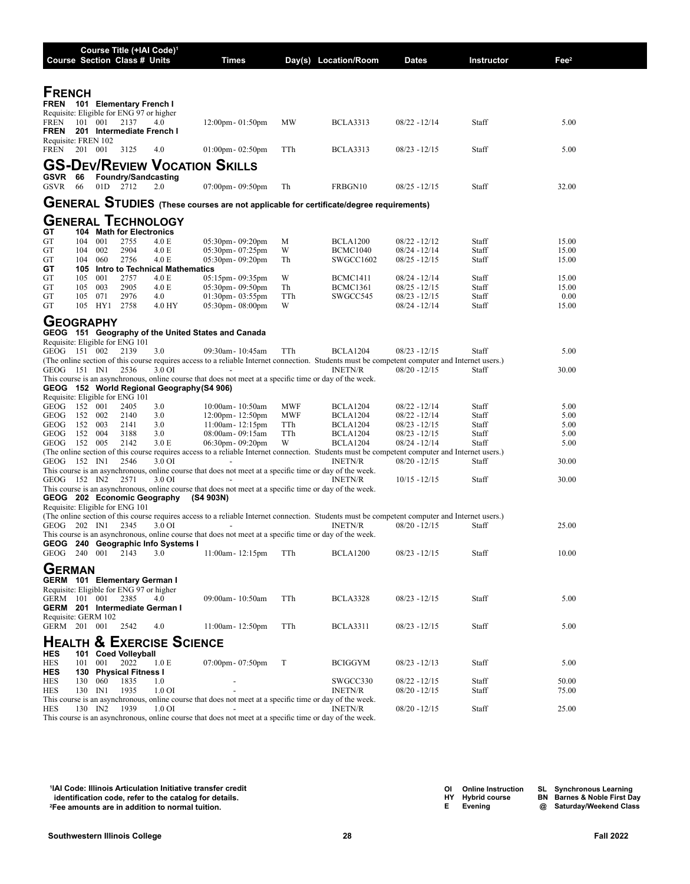| Course | Section | Class # | Units | Times | Day(s) | Location/Room | Dates | Instructor | Fee[2] |
|---|---|---|---|---|---|---|---|---|---|

## French

**FREN 101 Elementary French I**

Requisite: Eligible for ENG 97 or higher

| Course | Section | Class # | Units | Times | Day(s) | Location/Room | Dates | Instructor | Fee[2] |
|---|---|---|---|---|---|---|---|---|---|
| FREN 101 | 001 | 2137 | 4.0 | 12:00pm- 01:50pm | MW | BCLA3313 | 08/22 - 12/14 | Staff | 5.00 |

**FREN 201 Intermediate French I**

Requisite: FREN 102

| Course | Section | Class # | Units | Times | Day(s) | Location/Room | Dates | Instructor | Fee[2] |
|---|---|---|---|---|---|---|---|---|---|
| FREN 201 | 001 | 3125 | 4.0 | 01:00pm- 02:50pm | TTh | BCLA3313 | 08/23 - 12/15 | Staff | 5.00 |

## GS-Dev/Review Vocation Skills

**GSVR 66 Foundry/Sandcasting**

| Course | Section | Class # | Units | Times | Day(s) | Location/Room | Dates | Instructor | Fee[2] |
|---|---|---|---|---|---|---|---|---|---|
| GSVR 66 | 01D | 2712 | 2.0 | 07:00pm- 09:50pm | Th | FRBGN10 | 08/25 - 12/15 | Staff | 32.00 |

## General Studies (These courses are not applicable for certificate/degree requirements)

## General Technology

**GT 104 Math for Electronics**

| Course | Section | Class # | Units | Times | Day(s) | Location/Room | Dates | Instructor | Fee[2] |
|---|---|---|---|---|---|---|---|---|---|
| GT 104 | 001 | 2755 | 4.0 E | 05:30pm- 09:20pm | M | BCLA1200 | 08/22 - 12/12 | Staff | 15.00 |
| GT 104 | 002 | 2904 | 4.0 E | 05:30pm- 07:25pm | W | BCMC1040 | 08/24 - 12/14 | Staff | 15.00 |
| GT 104 | 060 | 2756 | 4.0 E | 05:30pm- 09:20pm | Th | SWGCC1602 | 08/25 - 12/15 | Staff | 15.00 |

**GT 105 Intro to Technical Mathematics**

| Course | Section | Class # | Units | Times | Day(s) | Location/Room | Dates | Instructor | Fee[2] |
|---|---|---|---|---|---|---|---|---|---|
| GT 105 | 001 | 2757 | 4.0 E | 05:15pm- 09:35pm | W | BCMC1411 | 08/24 - 12/14 | Staff | 15.00 |
| GT 105 | 003 | 2905 | 4.0 E | 05:30pm- 09:50pm | Th | BCMC1361 | 08/25 - 12/15 | Staff | 15.00 |
| GT 105 | 071 | 2976 | 4.0 | 01:30pm- 03:55pm | TTh | SWGCC545 | 08/23 - 12/15 | Staff | 0.00 |
| GT 105 | HY1 | 2758 | 4.0 HY | 05:30pm- 08:00pm | W | | 08/24 - 12/14 | Staff | 15.00 |

## Geography

**GEOG 151 Geography of the United States and Canada**

Requisite: Eligible for ENG 101

| Course | Section | Class # | Units | Times | Day(s) | Location/Room | Dates | Instructor | Fee[2] |
|---|---|---|---|---|---|---|---|---|---|
| GEOG 151 | 002 | 2139 | 3.0 | 09:30am- 10:45am | TTh | BCLA1204 | 08/23 - 12/15 | Staff | 5.00 |

(The online section of this course requires access to a reliable Internet connection. Students must be competent computer and Internet users.)

| Course | Section | Class # | Units | Times | Day(s) | Location/Room | Dates | Instructor | Fee[2] |
|---|---|---|---|---|---|---|---|---|---|
| GEOG 151 | IN1 | 2536 | 3.0 OI | - | | INETN/R | 08/20 - 12/15 | Staff | 30.00 |

This course is an asynchronous, online course that does not meet at a specific time or day of the week.

**GEOG 152 World Regional Geography (S4 906)**

Requisite: Eligible for ENG 101

| Course | Section | Class # | Units | Times | Day(s) | Location/Room | Dates | Instructor | Fee[2] |
|---|---|---|---|---|---|---|---|---|---|
| GEOG 152 | 001 | 2405 | 3.0 | 10:00am- 10:50am | MWF | BCLA1204 | 08/22 - 12/14 | Staff | 5.00 |
| GEOG 152 | 002 | 2140 | 3.0 | 12:00pm- 12:50pm | MWF | BCLA1204 | 08/22 - 12/14 | Staff | 5.00 |
| GEOG 152 | 003 | 2141 | 3.0 | 11:00am- 12:15pm | TTh | BCLA1204 | 08/23 - 12/15 | Staff | 5.00 |
| GEOG 152 | 004 | 3188 | 3.0 | 08:00am- 09:15am | TTh | BCLA1204 | 08/23 - 12/15 | Staff | 5.00 |
| GEOG 152 | 005 | 2142 | 3.0 E | 06:30pm- 09:20pm | W | BCLA1204 | 08/24 - 12/14 | Staff | 5.00 |

(The online section of this course requires access to a reliable Internet connection. Students must be competent computer and Internet users.)

| Course | Section | Class # | Units | Times | Day(s) | Location/Room | Dates | Instructor | Fee[2] |
|---|---|---|---|---|---|---|---|---|---|
| GEOG 152 | IN1 | 2546 | 3.0 OI | - | | INETN/R | 08/20 - 12/15 | Staff | 30.00 |

This course is an asynchronous, online course that does not meet at a specific time or day of the week.

| Course | Section | Class # | Units | Times | Day(s) | Location/Room | Dates | Instructor | Fee[2] |
|---|---|---|---|---|---|---|---|---|---|
| GEOG 152 | IN2 | 2571 | 3.0 OI | - | | INETN/R | 10/15 - 12/15 | Staff | 30.00 |

This course is an asynchronous, online course that does not meet at a specific time or day of the week.

**GEOG 202 Economic Geography (S4 903N)**

Requisite: Eligible for ENG 101

(The online section of this course requires access to a reliable Internet connection. Students must be competent computer and Internet users.)

| Course | Section | Class # | Units | Times | Day(s) | Location/Room | Dates | Instructor | Fee[2] |
|---|---|---|---|---|---|---|---|---|---|
| GEOG 202 | IN1 | 2345 | 3.0 OI | - | | INETN/R | 08/20 - 12/15 | Staff | 25.00 |

This course is an asynchronous, online course that does not meet at a specific time or day of the week.

**GEOG 240 Geographic Info Systems I**

| Course | Section | Class # | Units | Times | Day(s) | Location/Room | Dates | Instructor | Fee[2] |
|---|---|---|---|---|---|---|---|---|---|
| GEOG 240 | 001 | 2143 | 3.0 | 11:00am- 12:15pm | TTh | BCLA1200 | 08/23 - 12/15 | Staff | 10.00 |

## German

**GERM 101 Elementary German I**

Requisite: Eligible for ENG 97 or higher

| Course | Section | Class # | Units | Times | Day(s) | Location/Room | Dates | Instructor | Fee[2] |
|---|---|---|---|---|---|---|---|---|---|
| GERM 101 | 001 | 2385 | 4.0 | 09:00am- 10:50am | TTh | BCLA3328 | 08/23 - 12/15 | Staff | 5.00 |

**GERM 201 Intermediate German I**

Requisite: GERM 102

| Course | Section | Class # | Units | Times | Day(s) | Location/Room | Dates | Instructor | Fee[2] |
|---|---|---|---|---|---|---|---|---|---|
| GERM 201 | 001 | 2542 | 4.0 | 11:00am- 12:50pm | TTh | BCLA3311 | 08/23 - 12/15 | Staff | 5.00 |

## Health & Exercise Science

**HES 101 Coed Volleyball**

| Course | Section | Class # | Units | Times | Day(s) | Location/Room | Dates | Instructor | Fee[2] |
|---|---|---|---|---|---|---|---|---|---|
| HES 101 | 001 | 2022 | 1.0 E | 07:00pm- 07:50pm | T | BCIGGYM | 08/23 - 12/13 | Staff | 5.00 |

**HES 130 Physical Fitness I**

| Course | Section | Class # | Units | Times | Day(s) | Location/Room | Dates | Instructor | Fee[2] |
|---|---|---|---|---|---|---|---|---|---|
| HES 130 | 060 | 1835 | 1.0 | - | | SWGCC330 | 08/22 - 12/15 | Staff | 50.00 |
| HES 130 | IN1 | 1935 | 1.0 OI | - | | INETN/R | 08/20 - 12/15 | Staff | 75.00 |

This course is an asynchronous, online course that does not meet at a specific time or day of the week.

| Course | Section | Class # | Units | Times | Day(s) | Location/Room | Dates | Instructor | Fee[2] |
|---|---|---|---|---|---|---|---|---|---|
| HES 130 | IN2 | 1939 | 1.0 OI | - | | INETN/R | 08/20 - 12/15 | Staff | 25.00 |

This course is an asynchronous, online course that does not meet at a specific time or day of the week.

---

[1]IAI Code: Illinois Articulation Initiative transfer credit identification code, refer to the catalog for details.
[2]Fee amounts are in addition to normal tuition.

OI Online Instruction | HY Hybrid course | E Evening | SL Synchronous Learning | BN Barnes & Noble First Day | @ Saturday/Weekend Class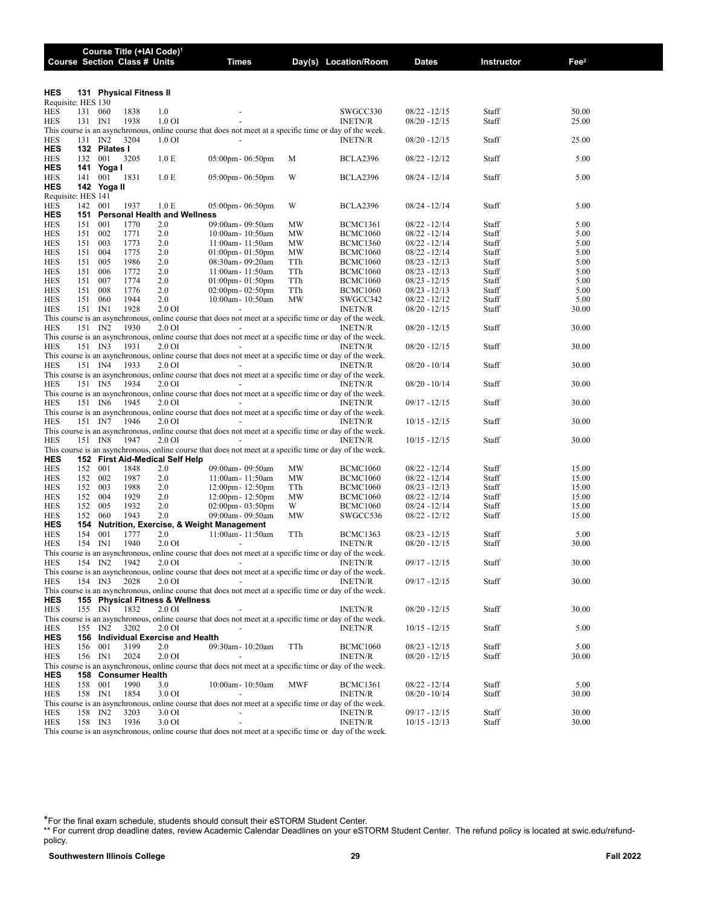| Course | Section | Class # | Units | Times | Day(s) | Location/Room | Dates | Instructor | Fee[2] |
|---|---|---|---|---|---|---|---|---|---|
| **HES** | **131** | **Physical Fitness II** | | | | | | | |
| Requisite: HES 130 | | | | | | | | | |
| HES | 131 060 | 1838 | 1.0 | - | | SWGCC330 | 08/22 - 12/15 | Staff | 50.00 |
| HES | 131 IN1 | 1938 | 1.0 OI | - | | INETN/R | 08/20 - 12/15 | Staff | 25.00 |
| This course is an asynchronous, online course that does not meet at a specific time or day of the week. | | | | | | | | | |
| HES | 131 IN2 | 3204 | 1.0 OI | - | | INETN/R | 08/20 - 12/15 | Staff | 25.00 |
| **HES** | **132** | **Pilates I** | | | | | | | |
| HES | 132 001 | 3205 | 1.0 E | 05:00pm - 06:50pm | M | BCLA2396 | 08/22 - 12/12 | Staff | 5.00 |
| **HES** | **141** | **Yoga I** | | | | | | | |
| HES | 141 001 | 1831 | 1.0 E | 05:00pm - 06:50pm | W | BCLA2396 | 08/24 - 12/14 | Staff | 5.00 |
| **HES** | **142** | **Yoga II** | | | | | | | |
| Requisite: HES 141 | | | | | | | | | |
| HES | 142 001 | 1937 | 1.0 E | 05:00pm - 06:50pm | W | BCLA2396 | 08/24 - 12/14 | Staff | 5.00 |
| **HES** | **151** | **Personal Health and Wellness** | | | | | | | |
| HES | 151 001 | 1770 | 2.0 | 09:00am - 09:50am | MW | BCMC1361 | 08/22 - 12/14 | Staff | 5.00 |
| HES | 151 002 | 1771 | 2.0 | 10:00am - 10:50am | MW | BCMC1060 | 08/22 - 12/14 | Staff | 5.00 |
| HES | 151 003 | 1773 | 2.0 | 11:00am - 11:50am | MW | BCMC1360 | 08/22 - 12/14 | Staff | 5.00 |
| HES | 151 004 | 1775 | 2.0 | 01:00pm - 01:50pm | MW | BCMC1060 | 08/22 - 12/14 | Staff | 5.00 |
| HES | 151 005 | 1986 | 2.0 | 08:30am - 09:20am | TTh | BCMC1060 | 08/23 - 12/13 | Staff | 5.00 |
| HES | 151 006 | 1772 | 2.0 | 11:00am - 11:50am | TTh | BCMC1060 | 08/23 - 12/13 | Staff | 5.00 |
| HES | 151 007 | 1774 | 2.0 | 01:00pm - 01:50pm | TTh | BCMC1060 | 08/23 - 12/15 | Staff | 5.00 |
| HES | 151 008 | 1776 | 2.0 | 02:00pm - 02:50pm | TTh | BCMC1060 | 08/23 - 12/13 | Staff | 5.00 |
| HES | 151 060 | 1944 | 2.0 | 10:00am - 10:50am | MW | SWGCC342 | 08/22 - 12/12 | Staff | 5.00 |
| HES | 151 IN1 | 1928 | 2.0 OI | - | | INETN/R | 08/20 - 12/15 | Staff | 30.00 |
| This course is an asynchronous, online course that does not meet at a specific time or day of the week. | | | | | | | | | |
| HES | 151 IN2 | 1930 | 2.0 OI | - | | INETN/R | 08/20 - 12/15 | Staff | 30.00 |
| This course is an asynchronous, online course that does not meet at a specific time or day of the week. | | | | | | | | | |
| HES | 151 IN3 | 1931 | 2.0 OI | - | | INETN/R | 08/20 - 12/15 | Staff | 30.00 |
| This course is an asynchronous, online course that does not meet at a specific time or day of the week. | | | | | | | | | |
| HES | 151 IN4 | 1933 | 2.0 OI | - | | INETN/R | 08/20 - 10/14 | Staff | 30.00 |
| This course is an asynchronous, online course that does not meet at a specific time or day of the week. | | | | | | | | | |
| HES | 151 IN5 | 1934 | 2.0 OI | - | | INETN/R | 08/20 - 10/14 | Staff | 30.00 |
| This course is an asynchronous, online course that does not meet at a specific time or day of the week. | | | | | | | | | |
| HES | 151 IN6 | 1945 | 2.0 OI | - | | INETN/R | 09/17 - 12/15 | Staff | 30.00 |
| This course is an asynchronous, online course that does not meet at a specific time or day of the week. | | | | | | | | | |
| HES | 151 IN7 | 1946 | 2.0 OI | - | | INETN/R | 10/15 - 12/15 | Staff | 30.00 |
| This course is an asynchronous, online course that does not meet at a specific time or day of the week. | | | | | | | | | |
| HES | 151 IN8 | 1947 | 2.0 OI | - | | INETN/R | 10/15 - 12/15 | Staff | 30.00 |
| This course is an asynchronous, online course that does not meet at a specific time or day of the week. | | | | | | | | | |
| **HES** | **152** | **First Aid-Medical Self Help** | | | | | | | |
| HES | 152 001 | 1848 | 2.0 | 09:00am - 09:50am | MW | BCMC1060 | 08/22 - 12/14 | Staff | 15.00 |
| HES | 152 002 | 1987 | 2.0 | 11:00am - 11:50am | MW | BCMC1060 | 08/22 - 12/14 | Staff | 15.00 |
| HES | 152 003 | 1988 | 2.0 | 12:00pm - 12:50pm | TTh | BCMC1060 | 08/23 - 12/13 | Staff | 15.00 |
| HES | 152 004 | 1929 | 2.0 | 12:00pm - 12:50pm | MW | BCMC1060 | 08/22 - 12/14 | Staff | 15.00 |
| HES | 152 005 | 1932 | 2.0 | 02:00pm - 03:50pm | W | BCMC1060 | 08/24 - 12/14 | Staff | 15.00 |
| HES | 152 060 | 1943 | 2.0 | 09:00am - 09:50am | MW | SWGCC536 | 08/22 - 12/12 | Staff | 15.00 |
| **HES** | **154** | **Nutrition, Exercise, & Weight Management** | | | | | | | |
| HES | 154 001 | 1777 | 2.0 | 11:00am - 11:50am | TTh | BCMC1363 | 08/23 - 12/15 | Staff | 5.00 |
| HES | 154 IN1 | 1940 | 2.0 OI | - | | INETN/R | 08/20 - 12/15 | Staff | 30.00 |
| This course is an asynchronous, online course that does not meet at a specific time or day of the week. | | | | | | | | | |
| HES | 154 IN2 | 1942 | 2.0 OI | - | | INETN/R | 09/17 - 12/15 | Staff | 30.00 |
| This course is an asynchronous, online course that does not meet at a specific time or day of the week. | | | | | | | | | |
| HES | 154 IN3 | 2028 | 2.0 OI | - | | INETN/R | 09/17 - 12/15 | Staff | 30.00 |
| This course is an asynchronous, online course that does not meet at a specific time or day of the week. | | | | | | | | | |
| **HES** | **155** | **Physical Fitness & Wellness** | | | | | | | |
| HES | 155 IN1 | 1832 | 2.0 OI | - | | INETN/R | 08/20 - 12/15 | Staff | 30.00 |
| This course is an asynchronous, online course that does not meet at a specific time or day of the week. | | | | | | | | | |
| HES | 155 IN2 | 3202 | 2.0 OI | - | | INETN/R | 10/15 - 12/15 | Staff | 5.00 |
| **HES** | **156** | **Individual Exercise and Health** | | | | | | | |
| HES | 156 001 | 3199 | 2.0 | 09:30am - 10:20am | TTh | BCMC1060 | 08/23 - 12/15 | Staff | 5.00 |
| HES | 156 IN1 | 2024 | 2.0 OI | - | | INETN/R | 08/20 - 12/15 | Staff | 30.00 |
| This course is an asynchronous, online course that does not meet at a specific time or day of the week. | | | | | | | | | |
| **HES** | **158** | **Consumer Health** | | | | | | | |
| HES | 158 001 | 1990 | 3.0 | 10:00am - 10:50am | MWF | BCMC1361 | 08/22 - 12/14 | Staff | 5.00 |
| HES | 158 IN1 | 1854 | 3.0 OI | - | | INETN/R | 08/20 - 10/14 | Staff | 30.00 |
| This course is an asynchronous, online course that does not meet at a specific time or day of the week. | | | | | | | | | |
| HES | 158 IN2 | 3203 | 3.0 OI | - | | INETN/R | 09/17 - 12/15 | Staff | 30.00 |
| HES | 158 IN3 | 1936 | 3.0 OI | - | | INETN/R | 10/15 - 12/13 | Staff | 30.00 |
| This course is an asynchronous, online course that does not meet at a specific time or day of the week. | | | | | | | | | |

Column header note: Course Title (+IAI Code)[1]

*For the final exam schedule, students should consult their eSTORM Student Center.

** For current drop deadline dates, review Academic Calendar Deadlines on your eSTORM Student Center. The refund policy is located at swic.edu/refund-policy.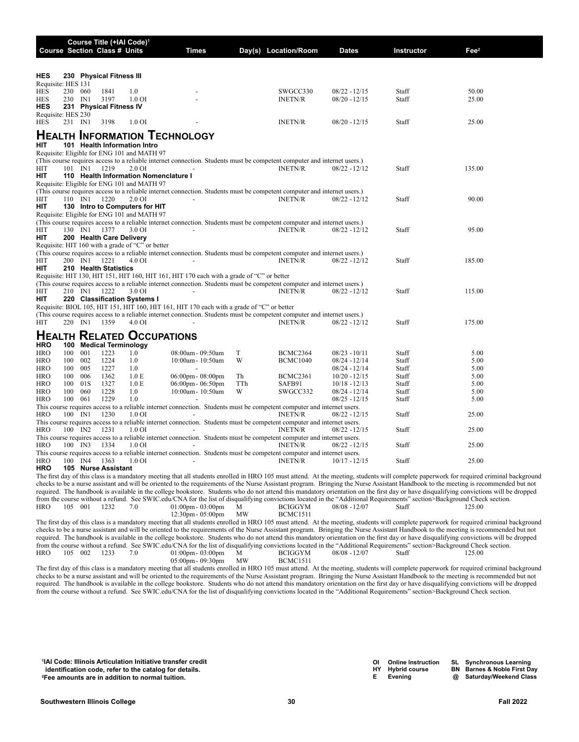| Course | Section | Class # | Units | Times | Day(s) | Location/Room | Dates | Instructor | Fee[2] |
|---|---|---|---|---|---|---|---|---|---|

**HES 230 Physical Fitness III**
Requisite: HES 131

| Course | Section | Class # | Units | Times | Day(s) | Location/Room | Dates | Instructor | Fee[2] |
|---|---|---|---|---|---|---|---|---|---|
| HES 230 | 060 | 1841 | 1.0 | - | | SWGCC330 | 08/22 - 12/15 | Staff | 50.00 |
| HES 230 | IN1 | 3197 | 1.0 OI | - | | INETN/R | 08/20 - 12/15 | Staff | 25.00 |

**HES 231 Physical Fitness IV**
Requisite: HES 230

| Course | Section | Class # | Units | Times | Day(s) | Location/Room | Dates | Instructor | Fee[2] |
|---|---|---|---|---|---|---|---|---|---|
| HES 231 | IN1 | 3198 | 1.0 OI | - | | INETN/R | 08/20 - 12/15 | Staff | 25.00 |

# Health Information Technology

**HIT 101 Health Information Intro**
Requisite: Eligible for ENG 101 and MATH 97
(This course requires access to a reliable internet connection. Students must be competent computer and internet users.)

| Course | Section | Class # | Units | Times | Day(s) | Location/Room | Dates | Instructor | Fee[2] |
|---|---|---|---|---|---|---|---|---|---|
| HIT 101 | IN1 | 1219 | 2.0 OI | - | | INETN/R | 08/22 - 12/12 | Staff | 135.00 |

**HIT 110 Health Information Nomenclature I**
Requisite: Eligible for ENG 101 and MATH 97
(This course requires access to a reliable internet connection. Students must be competent computer and internet users.)

| Course | Section | Class # | Units | Times | Day(s) | Location/Room | Dates | Instructor | Fee[2] |
|---|---|---|---|---|---|---|---|---|---|
| HIT 110 | IN1 | 1220 | 2.0 OI | - | | INETN/R | 08/22 - 12/12 | Staff | 90.00 |

**HIT 130 Intro to Computers for HIT**
Requisite: Eligible for ENG 101 and MATH 97
(This course requires access to a reliable internet connection. Students must be competent computer and internet users.)

| Course | Section | Class # | Units | Times | Day(s) | Location/Room | Dates | Instructor | Fee[2] |
|---|---|---|---|---|---|---|---|---|---|
| HIT 130 | IN1 | 1377 | 3.0 OI | - | | INETN/R | 08/22 - 12/12 | Staff | 95.00 |

**HIT 200 Health Care Delivery**
Requisite: HIT 160 with a grade of "C" or better
(This course requires access to a reliable internet connection. Students must be competent computer and internet users.)

| Course | Section | Class # | Units | Times | Day(s) | Location/Room | Dates | Instructor | Fee[2] |
|---|---|---|---|---|---|---|---|---|---|
| HIT 200 | IN1 | 1221 | 4.0 OI | - | | INETN/R | 08/22 - 12/12 | Staff | 185.00 |

**HIT 210 Health Statistics**
Requisite: HIT 130, HIT 151, HIT 160, HIT 161, HIT 170 each with a grade of "C" or better
(This course requires access to a reliable internet connection. Students must be competent computer and internet users.)

| Course | Section | Class # | Units | Times | Day(s) | Location/Room | Dates | Instructor | Fee[2] |
|---|---|---|---|---|---|---|---|---|---|
| HIT 210 | IN1 | 1222 | 3.0 OI | - | | INETN/R | 08/22 - 12/12 | Staff | 115.00 |

**HIT 220 Classification Systems I**
Requisite: BIOL 105, HIT 151, HIT 160, HIT 161, HIT 170 each with a grade of "C" or better
(This course requires access to a reliable internet connection. Students must be competent computer and internet users.)

| Course | Section | Class # | Units | Times | Day(s) | Location/Room | Dates | Instructor | Fee[2] |
|---|---|---|---|---|---|---|---|---|---|
| HIT 220 | IN1 | 1359 | 4.0 OI | - | | INETN/R | 08/22 - 12/12 | Staff | 175.00 |

# Health Related Occupations

**HRO 100 Medical Terminology**

| Course | Section | Class # | Units | Times | Day(s) | Location/Room | Dates | Instructor | Fee[2] |
|---|---|---|---|---|---|---|---|---|---|
| HRO 100 | 001 | 1223 | 1.0 | 08:00am - 09:50am | T | BCMC2364 | 08/23 - 10/11 | Staff | 5.00 |
| HRO 100 | 002 | 1224 | 1.0 | 10:00am - 10:50am | W | BCMC1040 | 08/24 - 12/14 | Staff | 5.00 |
| HRO 100 | 005 | 1227 | 1.0 | - | | | 08/24 - 12/14 | Staff | 5.00 |
| HRO 100 | 006 | 1362 | 1.0 E | 06:00pm - 08:00pm | Th | BCMC2361 | 10/20 - 12/15 | Staff | 5.00 |
| HRO 100 | 01S | 1327 | 1.0 E | 06:00pm - 06:50pm | TTh | SAFB91 | 10/18 - 12/13 | Staff | 5.00 |
| HRO 100 | 060 | 1228 | 1.0 | 10:00am - 10:50am | W | SWGCC332 | 08/24 - 12/14 | Staff | 5.00 |
| HRO 100 | 061 | 1229 | 1.0 | - | | | 08/25 - 12/15 | Staff | 5.00 |

This course requires access to a reliable internet connection. Students must be competent computer and internet users.

| Course | Section | Class # | Units | Times | Day(s) | Location/Room | Dates | Instructor | Fee[2] |
|---|---|---|---|---|---|---|---|---|---|
| HRO 100 | IN1 | 1230 | 1.0 OI | - | | INETN/R | 08/22 - 12/15 | Staff | 25.00 |

This course requires access to a reliable internet connection. Students must be competent computer and internet users.

| Course | Section | Class # | Units | Times | Day(s) | Location/Room | Dates | Instructor | Fee[2] |
|---|---|---|---|---|---|---|---|---|---|
| HRO 100 | IN2 | 1231 | 1.0 OI | - | | INETN/R | 08/22 - 12/15 | Staff | 25.00 |

This course requires access to a reliable internet connection. Students must be competent computer and internet users.

| Course | Section | Class # | Units | Times | Day(s) | Location/Room | Dates | Instructor | Fee[2] |
|---|---|---|---|---|---|---|---|---|---|
| HRO 100 | IN3 | 1334 | 1.0 OI | - | | INETN/R | 08/22 - 12/15 | Staff | 25.00 |

This course requires access to a reliable internet connection. Students must be competent computer and internet users.

| Course | Section | Class # | Units | Times | Day(s) | Location/Room | Dates | Instructor | Fee[2] |
|---|---|---|---|---|---|---|---|---|---|
| HRO 100 | IN4 | 1363 | 1.0 OI | - | | INETN/R | 10/17 - 12/15 | Staff | 25.00 |

**HRO 105 Nurse Assistant**

The first day of this class is a mandatory meeting that all students enrolled in HRO 105 must attend. At the meeting, students will complete paperwork for required criminal background checks to be a nurse assistant and will be oriented to the requirements of the Nurse Assistant program. Bringing the Nurse Assistant Handbook to the meeting is recommended but not required. The handbook is available in the college bookstore. Students who do not attend this mandatory orientation on the first day or have disqualifying convictions will be dropped from the course without a refund. See SWIC.edu/CNA for the list of disqualifying convictions located in the "Additional Requirements" section>Background Check section.

| Course | Section | Class # | Units | Times | Day(s) | Location/Room | Dates | Instructor | Fee[2] |
|---|---|---|---|---|---|---|---|---|---|
| HRO 105 | 001 | 1232 | 7.0 | 01:00pm - 03:00pm | M | BCIGGYM | 08/08 - 12/07 | Staff | 125.00 |
| | | | | 12:30pm - 05:00pm | MW | BCMC1511 | | | |

The first day of this class is a mandatory meeting that all students enrolled in HRO 105 must attend. At the meeting, students will complete paperwork for required criminal background checks to be a nurse assistant and will be oriented to the requirements of the Nurse Assistant program. Bringing the Nurse Assistant Handbook to the meeting is recommended but not required. The handbook is available in the college bookstore. Students who do not attend this mandatory orientation on the first day or have disqualifying convictions will be dropped from the course without a refund. See SWIC.edu/CNA for the list of disqualifying convictions located in the "Additional Requirements" section>Background Check section.

| Course | Section | Class # | Units | Times | Day(s) | Location/Room | Dates | Instructor | Fee[2] |
|---|---|---|---|---|---|---|---|---|---|
| HRO 105 | 002 | 1233 | 7.0 | 01:00pm - 03:00pm | M | BCIGGYM | 08/08 - 12/07 | Staff | 125.00 |
| | | | | 05:00pm - 09:30pm | MW | BCMC1511 | | | |

The first day of this class is a mandatory meeting that all students enrolled in HRO 105 must attend. At the meeting, students will complete paperwork for required criminal background checks to be a nurse assistant and will be oriented to the requirements of the Nurse Assistant program. Bringing the Nurse Assistant Handbook to the meeting is recommended but not required. The handbook is available in the college bookstore. Students who do not attend this mandatory orientation on the first day or have disqualifying convictions will be dropped from the course without a refund. See SWIC.edu/CNA for the list of disqualifying convictions located in the "Additional Requirements" section>Background Check section.

[1]IAI Code: Illinois Articulation Initiative transfer credit identification code, refer to the catalog for details.
[2]Fee amounts are in addition to normal tuition.

OI Online Instruction
HY Hybrid course
E Evening
SL Synchronous Learning
BN Barnes & Noble First Day
@ Saturday/Weekend Class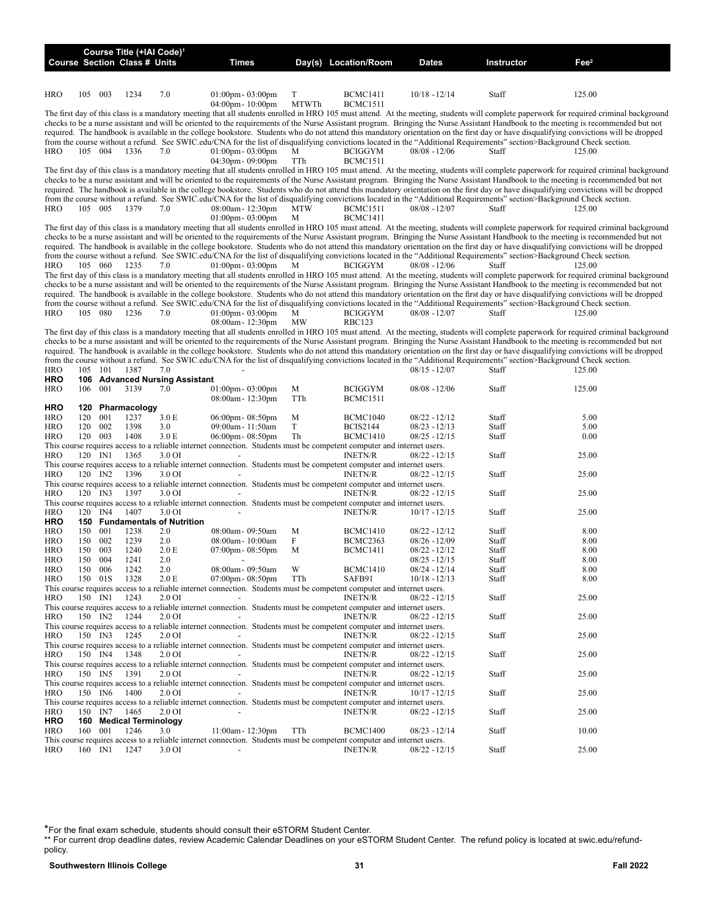| Course | Section | Class # | Units | Times | Day(s) | Location/Room | Dates | Instructor | Fee[2] |
|---|---|---|---|---|---|---|---|---|---|
| HRO | 105 | 003 | 1234 | 7.0 | 01:00pm - 03:00pm | T | BCMC1411 | 10/18 - 12/14 | Staff | 125.00 |
| | | | | | 04:00pm - 10:00pm | MTWTh | BCMC1511 | | | |

The first day of this class is a mandatory meeting that all students enrolled in HRO 105 must attend. At the meeting, students will complete paperwork for required criminal background checks to be a nurse assistant and will be oriented to the requirements of the Nurse Assistant program. Bringing the Nurse Assistant Handbook to the meeting is recommended but not required. The handbook is available in the college bookstore. Students who do not attend this mandatory orientation on the first day or have disqualifying convictions will be dropped from the course without a refund. See SWIC.edu/CNA for the list of disqualifying convictions located in the "Additional Requirements" section>Background Check section.

| Course | Section | Class # | Units | Times | Day(s) | Location/Room | Dates | Instructor | Fee[2] |
|---|---|---|---|---|---|---|---|---|---|
| HRO 105 | 004 | 1336 | 7.0 | 01:00pm - 03:00pm | M | BCIGGYM | 08/08 - 12/06 | Staff | 125.00 |
| | | | | 04:30pm - 09:00pm | TTh | BCMC1511 | | | |

The first day of this class is a mandatory meeting that all students enrolled in HRO 105 must attend. At the meeting, students will complete paperwork for required criminal background checks to be a nurse assistant and will be oriented to the requirements of the Nurse Assistant program. Bringing the Nurse Assistant Handbook to the meeting is recommended but not required. The handbook is available in the college bookstore. Students who do not attend this mandatory orientation on the first day or have disqualifying convictions will be dropped from the course without a refund. See SWIC.edu/CNA for the list of disqualifying convictions located in the "Additional Requirements" section>Background Check section.

| Course | Section | Class # | Units | Times | Day(s) | Location/Room | Dates | Instructor | Fee[2] |
|---|---|---|---|---|---|---|---|---|---|
| HRO 105 | 005 | 1379 | 7.0 | 08:00am - 12:30pm | MTW | BCMC1511 | 08/08 - 12/07 | Staff | 125.00 |
| | | | | 01:00pm - 03:00pm | M | BCMC1411 | | | |

The first day of this class is a mandatory meeting that all students enrolled in HRO 105 must attend. At the meeting, students will complete paperwork for required criminal background checks to be a nurse assistant and will be oriented to the requirements of the Nurse Assistant program. Bringing the Nurse Assistant Handbook to the meeting is recommended but not required. The handbook is available in the college bookstore. Students who do not attend this mandatory orientation on the first day or have disqualifying convictions will be dropped from the course without a refund. See SWIC.edu/CNA for the list of disqualifying convictions located in the "Additional Requirements" section>Background Check section.

| Course | Section | Class # | Units | Times | Day(s) | Location/Room | Dates | Instructor | Fee[2] |
|---|---|---|---|---|---|---|---|---|---|
| HRO 105 | 060 | 1235 | 7.0 | 01:00pm - 03:00pm | M | BCIGGYM | 08/08 - 12/06 | Staff | 125.00 |

The first day of this class is a mandatory meeting that all students enrolled in HRO 105 must attend. At the meeting, students will complete paperwork for required criminal background checks to be a nurse assistant and will be oriented to the requirements of the Nurse Assistant program. Bringing the Nurse Assistant Handbook to the meeting is recommended but not required. The handbook is available in the college bookstore. Students who do not attend this mandatory orientation on the first day or have disqualifying convictions will be dropped from the course without a refund. See SWIC.edu/CNA for the list of disqualifying convictions located in the "Additional Requirements" section>Background Check section.

| Course | Section | Class # | Units | Times | Day(s) | Location/Room | Dates | Instructor | Fee[2] |
|---|---|---|---|---|---|---|---|---|---|
| HRO 105 | 080 | 1236 | 7.0 | 01:00pm - 03:00pm | M | BCIGGYM | 08/08 - 12/07 | Staff | 125.00 |
| | | | | 08:00am - 12:30pm | MW | RBC123 | | | |

The first day of this class is a mandatory meeting that all students enrolled in HRO 105 must attend. At the meeting, students will complete paperwork for required criminal background checks to be a nurse assistant and will be oriented to the requirements of the Nurse Assistant program. Bringing the Nurse Assistant Handbook to the meeting is recommended but not required. The handbook is available in the college bookstore. Students who do not attend this mandatory orientation on the first day or have disqualifying convictions will be dropped from the course without a refund. See SWIC.edu/CNA for the list of disqualifying convictions located in the "Additional Requirements" section>Background Check section.

| Course | Section | Class # | Units | Times | Day(s) | Location/Room | Dates | Instructor | Fee[2] |
|---|---|---|---|---|---|---|---|---|---|
| HRO 105 | 101 | 1387 | 7.0 | - | | | 08/15 - 12/07 | Staff | 125.00 |

**HRO 106 Advanced Nursing Assistant**

| Course | Section | Class # | Units | Times | Day(s) | Location/Room | Dates | Instructor | Fee[2] |
|---|---|---|---|---|---|---|---|---|---|
| HRO 106 | 001 | 3139 | 7.0 | 01:00pm - 03:00pm | M | BCIGGYM | 08/08 - 12/06 | Staff | 125.00 |
| | | | | 08:00am - 12:30pm | TTh | BCMC1511 | | | |

**HRO 120 Pharmacology**

| Course | Section | Class # | Units | Times | Day(s) | Location/Room | Dates | Instructor | Fee[2] |
|---|---|---|---|---|---|---|---|---|---|
| HRO 120 | 001 | 1237 | 3.0 E | 06:00pm - 08:50pm | M | BCMC1040 | 08/22 - 12/12 | Staff | 5.00 |
| HRO 120 | 002 | 1398 | 3.0 | 09:00am - 11:50am | T | BCIS2144 | 08/23 - 12/13 | Staff | 5.00 |
| HRO 120 | 003 | 1408 | 3.0 E | 06:00pm - 08:50pm | Th | BCMC1410 | 08/25 - 12/15 | Staff | 0.00 |

This course requires access to a reliable internet connection. Students must be competent computer and internet users.

| HRO 120 | IN1 | 1365 | 3.0 OI | - | | INETN/R | 08/22 - 12/15 | Staff | 25.00 |
|---|---|---|---|---|---|---|---|---|---|

This course requires access to a reliable internet connection. Students must be competent computer and internet users.

| HRO 120 | IN2 | 1396 | 3.0 OI | - | | INETN/R | 08/22 - 12/15 | Staff | 25.00 |
|---|---|---|---|---|---|---|---|---|---|

This course requires access to a reliable internet connection. Students must be competent computer and internet users.

| HRO 120 | IN3 | 1397 | 3.0 OI | - | | INETN/R | 08/22 - 12/15 | Staff | 25.00 |
|---|---|---|---|---|---|---|---|---|---|

This course requires access to a reliable internet connection. Students must be competent computer and internet users.

| HRO 120 | IN4 | 1407 | 3.0 OI | - | | INETN/R | 10/17 - 12/15 | Staff | 25.00 |
|---|---|---|---|---|---|---|---|---|---|

**HRO 150 Fundamentals of Nutrition**

| Course | Section | Class # | Units | Times | Day(s) | Location/Room | Dates | Instructor | Fee[2] |
|---|---|---|---|---|---|---|---|---|---|
| HRO 150 | 001 | 1238 | 2.0 | 08:00am - 09:50am | M | BCMC1410 | 08/22 - 12/12 | Staff | 8.00 |
| HRO 150 | 002 | 1239 | 2.0 | 08:00am - 10:00am | F | BCMC2363 | 08/26 - 12/09 | Staff | 8.00 |
| HRO 150 | 003 | 1240 | 2.0 E | 07:00pm - 08:50pm | M | BCMC1411 | 08/22 - 12/12 | Staff | 8.00 |
| HRO 150 | 004 | 1241 | 2.0 | - | | | 08/25 - 12/15 | Staff | 8.00 |
| HRO 150 | 006 | 1242 | 2.0 | 08:00am - 09:50am | W | BCMC1410 | 08/24 - 12/14 | Staff | 8.00 |
| HRO 150 | 01S | 1328 | 2.0 E | 07:00pm - 08:50pm | TTh | SAFB91 | 10/18 - 12/13 | Staff | 8.00 |

This course requires access to a reliable internet connection. Students must be competent computer and internet users.

| HRO 150 | IN1 | 1243 | 2.0 OI | - | | INETN/R | 08/22 - 12/15 | Staff | 25.00 |
|---|---|---|---|---|---|---|---|---|---|

This course requires access to a reliable internet connection. Students must be competent computer and internet users.

| HRO 150 | IN2 | 1244 | 2.0 OI | - | | INETN/R | 08/22 - 12/15 | Staff | 25.00 |
|---|---|---|---|---|---|---|---|---|---|

This course requires access to a reliable internet connection. Students must be competent computer and internet users.

| HRO 150 | IN3 | 1245 | 2.0 OI | - | | INETN/R | 08/22 - 12/15 | Staff | 25.00 |
|---|---|---|---|---|---|---|---|---|---|

This course requires access to a reliable internet connection. Students must be competent computer and internet users.

| HRO 150 | IN4 | 1348 | 2.0 OI | - | | INETN/R | 08/22 - 12/15 | Staff | 25.00 |
|---|---|---|---|---|---|---|---|---|---|

This course requires access to a reliable internet connection. Students must be competent computer and internet users.

| HRO 150 | IN5 | 1391 | 2.0 OI | - | | INETN/R | 08/22 - 12/15 | Staff | 25.00 |
|---|---|---|---|---|---|---|---|---|---|

This course requires access to a reliable internet connection. Students must be competent computer and internet users.

| HRO 150 | IN6 | 1400 | 2.0 OI | - | | INETN/R | 10/17 - 12/15 | Staff | 25.00 |
|---|---|---|---|---|---|---|---|---|---|

This course requires access to a reliable internet connection. Students must be competent computer and internet users.

| HRO 150 | IN7 | 1465 | 2.0 OI | - | | INETN/R | 08/22 - 12/15 | Staff | 25.00 |
|---|---|---|---|---|---|---|---|---|---|

**HRO 160 Medical Terminology**

| Course | Section | Class # | Units | Times | Day(s) | Location/Room | Dates | Instructor | Fee[2] |
|---|---|---|---|---|---|---|---|---|---|
| HRO 160 | 001 | 1246 | 3.0 | 11:00am - 12:30pm | TTh | BCMC1400 | 08/23 - 12/14 | Staff | 10.00 |

This course requires access to a reliable internet connection. Students must be competent computer and internet users.

| HRO 160 | IN1 | 1247 | 3.0 OI | - | | INETN/R | 08/22 - 12/15 | Staff | 25.00 |
|---|---|---|---|---|---|---|---|---|---|

*For the final exam schedule, students should consult their eSTORM Student Center.

** For current drop deadline dates, review Academic Calendar Deadlines on your eSTORM Student Center. The refund policy is located at swic.edu/refund-policy.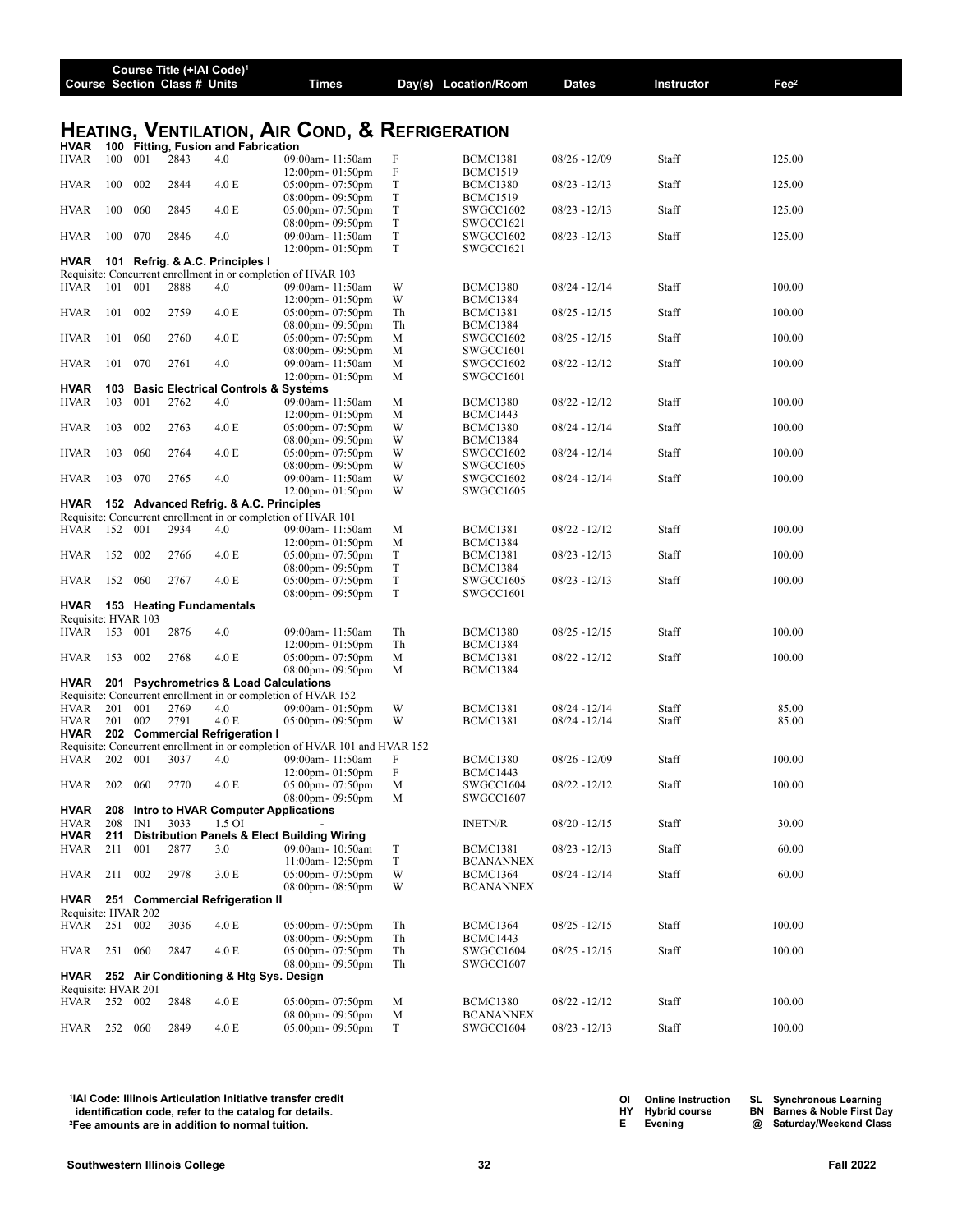| Course | Section | Class # | Units | Times | Day(s) | Location/Room | Dates | Instructor | Fee[2] |
|---|---|---|---|---|---|---|---|---|---|

## Heating, Ventilation, Air Cond, & Refrigeration

**HVAR 100 Fitting, Fusion and Fabrication**

| Course | Section | Class # | Units | Times | Day(s) | Location/Room | Dates | Instructor | Fee[2] |
|---|---|---|---|---|---|---|---|---|---|
| HVAR 100 | 001 | 2843 | 4.0 | 09:00am - 11:50am | F | BCMC1381 | 08/26 - 12/09 | Staff | 125.00 |
| | | | | 12:00pm - 01:50pm | F | BCMC1519 | | | |
| HVAR 100 | 002 | 2844 | 4.0 E | 05:00pm - 07:50pm | T | BCMC1380 | 08/23 - 12/13 | Staff | 125.00 |
| | | | | 08:00pm - 09:50pm | T | BCMC1519 | | | |
| HVAR 100 | 060 | 2845 | 4.0 E | 05:00pm - 07:50pm | T | SWGCC1602 | 08/23 - 12/13 | Staff | 125.00 |
| | | | | 08:00pm - 09:50pm | T | SWGCC1621 | | | |
| HVAR 100 | 070 | 2846 | 4.0 | 09:00am - 11:50am | T | SWGCC1602 | 08/23 - 12/13 | Staff | 125.00 |
| | | | | 12:00pm - 01:50pm | T | SWGCC1621 | | | |

**HVAR 101 Refrig. & A.C. Principles I**

Requisite: Concurrent enrollment in or completion of HVAR 103

| Course | Section | Class # | Units | Times | Day(s) | Location/Room | Dates | Instructor | Fee[2] |
|---|---|---|---|---|---|---|---|---|---|
| HVAR 101 | 001 | 2888 | 4.0 | 09:00am - 11:50am | W | BCMC1380 | 08/24 - 12/14 | Staff | 100.00 |
| | | | | 12:00pm - 01:50pm | W | BCMC1384 | | | |
| HVAR 101 | 002 | 2759 | 4.0 E | 05:00pm - 07:50pm | Th | BCMC1381 | 08/25 - 12/15 | Staff | 100.00 |
| | | | | 08:00pm - 09:50pm | Th | BCMC1384 | | | |
| HVAR 101 | 060 | 2760 | 4.0 E | 05:00pm - 07:50pm | M | SWGCC1602 | 08/25 - 12/15 | Staff | 100.00 |
| | | | | 08:00pm - 09:50pm | M | SWGCC1601 | | | |
| HVAR 101 | 070 | 2761 | 4.0 | 09:00am - 11:50am | M | SWGCC1602 | 08/22 - 12/12 | Staff | 100.00 |
| | | | | 12:00pm - 01:50pm | M | SWGCC1601 | | | |

**HVAR 103 Basic Electrical Controls & Systems**

| Course | Section | Class # | Units | Times | Day(s) | Location/Room | Dates | Instructor | Fee[2] |
|---|---|---|---|---|---|---|---|---|---|
| HVAR 103 | 001 | 2762 | 4.0 | 09:00am - 11:50am | M | BCMC1380 | 08/22 - 12/12 | Staff | 100.00 |
| | | | | 12:00pm - 01:50pm | M | BCMC1443 | | | |
| HVAR 103 | 002 | 2763 | 4.0 E | 05:00pm - 07:50pm | W | BCMC1380 | 08/24 - 12/14 | Staff | 100.00 |
| | | | | 08:00pm - 09:50pm | W | BCMC1384 | | | |
| HVAR 103 | 060 | 2764 | 4.0 E | 05:00pm - 07:50pm | W | SWGCC1602 | 08/24 - 12/14 | Staff | 100.00 |
| | | | | 08:00pm - 09:50pm | W | SWGCC1605 | | | |
| HVAR 103 | 070 | 2765 | 4.0 | 09:00am - 11:50am | W | SWGCC1602 | 08/24 - 12/14 | Staff | 100.00 |
| | | | | 12:00pm - 01:50pm | W | SWGCC1605 | | | |

**HVAR 152 Advanced Refrig. & A.C. Principles**

Requisite: Concurrent enrollment in or completion of HVAR 101

| Course | Section | Class # | Units | Times | Day(s) | Location/Room | Dates | Instructor | Fee[2] |
|---|---|---|---|---|---|---|---|---|---|
| HVAR 152 | 001 | 2934 | 4.0 | 09:00am - 11:50am | M | BCMC1381 | 08/22 - 12/12 | Staff | 100.00 |
| | | | | 12:00pm - 01:50pm | M | BCMC1384 | | | |
| HVAR 152 | 002 | 2766 | 4.0 E | 05:00pm - 07:50pm | T | BCMC1381 | 08/23 - 12/13 | Staff | 100.00 |
| | | | | 08:00pm - 09:50pm | T | BCMC1384 | | | |
| HVAR 152 | 060 | 2767 | 4.0 E | 05:00pm - 07:50pm | T | SWGCC1605 | 08/23 - 12/13 | Staff | 100.00 |
| | | | | 08:00pm - 09:50pm | T | SWGCC1601 | | | |

**HVAR 153 Heating Fundamentals**

Requisite: HVAR 103

| Course | Section | Class # | Units | Times | Day(s) | Location/Room | Dates | Instructor | Fee[2] |
|---|---|---|---|---|---|---|---|---|---|
| HVAR 153 | 001 | 2876 | 4.0 | 09:00am - 11:50am | Th | BCMC1380 | 08/25 - 12/15 | Staff | 100.00 |
| | | | | 12:00pm - 01:50pm | Th | BCMC1384 | | | |
| HVAR 153 | 002 | 2768 | 4.0 E | 05:00pm - 07:50pm | M | BCMC1381 | 08/22 - 12/12 | Staff | 100.00 |
| | | | | 08:00pm - 09:50pm | M | BCMC1384 | | | |

**HVAR 201 Psychrometrics & Load Calculations**

Requisite: Concurrent enrollment in or completion of HVAR 152

| Course | Section | Class # | Units | Times | Day(s) | Location/Room | Dates | Instructor | Fee[2] |
|---|---|---|---|---|---|---|---|---|---|
| HVAR 201 | 001 | 2769 | 4.0 | 09:00am - 01:50pm | W | BCMC1381 | 08/24 - 12/14 | Staff | 85.00 |
| HVAR 201 | 002 | 2791 | 4.0 E | 05:00pm - 09:50pm | W | BCMC1381 | 08/24 - 12/14 | Staff | 85.00 |

**HVAR 202 Commercial Refrigeration I**

Requisite: Concurrent enrollment in or completion of HVAR 101 and HVAR 152

| Course | Section | Class # | Units | Times | Day(s) | Location/Room | Dates | Instructor | Fee[2] |
|---|---|---|---|---|---|---|---|---|---|
| HVAR 202 | 001 | 3037 | 4.0 | 09:00am - 11:50am | F | BCMC1380 | 08/26 - 12/09 | Staff | 100.00 |
| | | | | 12:00pm - 01:50pm | F | BCMC1443 | | | |
| HVAR 202 | 060 | 2770 | 4.0 E | 05:00pm - 07:50pm | M | SWGCC1604 | 08/22 - 12/12 | Staff | 100.00 |
| | | | | 08:00pm - 09:50pm | M | SWGCC1607 | | | |

**HVAR 208 Intro to HVAR Computer Applications**

| Course | Section | Class # | Units | Times | Day(s) | Location/Room | Dates | Instructor | Fee[2] |
|---|---|---|---|---|---|---|---|---|---|
| HVAR 208 | IN1 | 3033 | 1.5 OI | - | | INETN/R | 08/20 - 12/15 | Staff | 30.00 |

**HVAR 211 Distribution Panels & Elect Building Wiring**

| Course | Section | Class # | Units | Times | Day(s) | Location/Room | Dates | Instructor | Fee[2] |
|---|---|---|---|---|---|---|---|---|---|
| HVAR 211 | 001 | 2877 | 3.0 | 09:00am - 10:50am | T | BCMC1381 | 08/23 - 12/13 | Staff | 60.00 |
| | | | | 11:00am - 12:50pm | T | BCANANNEX | | | |
| HVAR 211 | 002 | 2978 | 3.0 E | 05:00pm - 07:50pm | W | BCMC1364 | 08/24 - 12/14 | Staff | 60.00 |
| | | | | 08:00pm - 08:50pm | W | BCANANNEX | | | |

**HVAR 251 Commercial Refrigeration II**

Requisite: HVAR 202

| Course | Section | Class # | Units | Times | Day(s) | Location/Room | Dates | Instructor | Fee[2] |
|---|---|---|---|---|---|---|---|---|---|
| HVAR 251 | 002 | 3036 | 4.0 E | 05:00pm - 07:50pm | Th | BCMC1364 | 08/25 - 12/15 | Staff | 100.00 |
| | | | | 08:00pm - 09:50pm | Th | BCMC1443 | | | |
| HVAR 251 | 060 | 2847 | 4.0 E | 05:00pm - 07:50pm | Th | SWGCC1604 | 08/25 - 12/15 | Staff | 100.00 |
| | | | | 08:00pm - 09:50pm | Th | SWGCC1607 | | | |

**HVAR 252 Air Conditioning & Htg Sys. Design**

Requisite: HVAR 201

| Course | Section | Class # | Units | Times | Day(s) | Location/Room | Dates | Instructor | Fee[2] |
|---|---|---|---|---|---|---|---|---|---|
| HVAR 252 | 002 | 2848 | 4.0 E | 05:00pm - 07:50pm | M | BCMC1380 | 08/22 - 12/12 | Staff | 100.00 |
| | | | | 08:00pm - 09:50pm | M | BCANANNEX | | | |
| HVAR 252 | 060 | 2849 | 4.0 E | 05:00pm - 09:50pm | T | SWGCC1604 | 08/23 - 12/13 | Staff | 100.00 |

[1]IAI Code: Illinois Articulation Initiative transfer credit identification code, refer to the catalog for details.
[2]Fee amounts are in addition to normal tuition.

OI Online Instruction | HY Hybrid course | E Evening | SL Synchronous Learning | BN Barnes & Noble First Day | @ Saturday/Weekend Class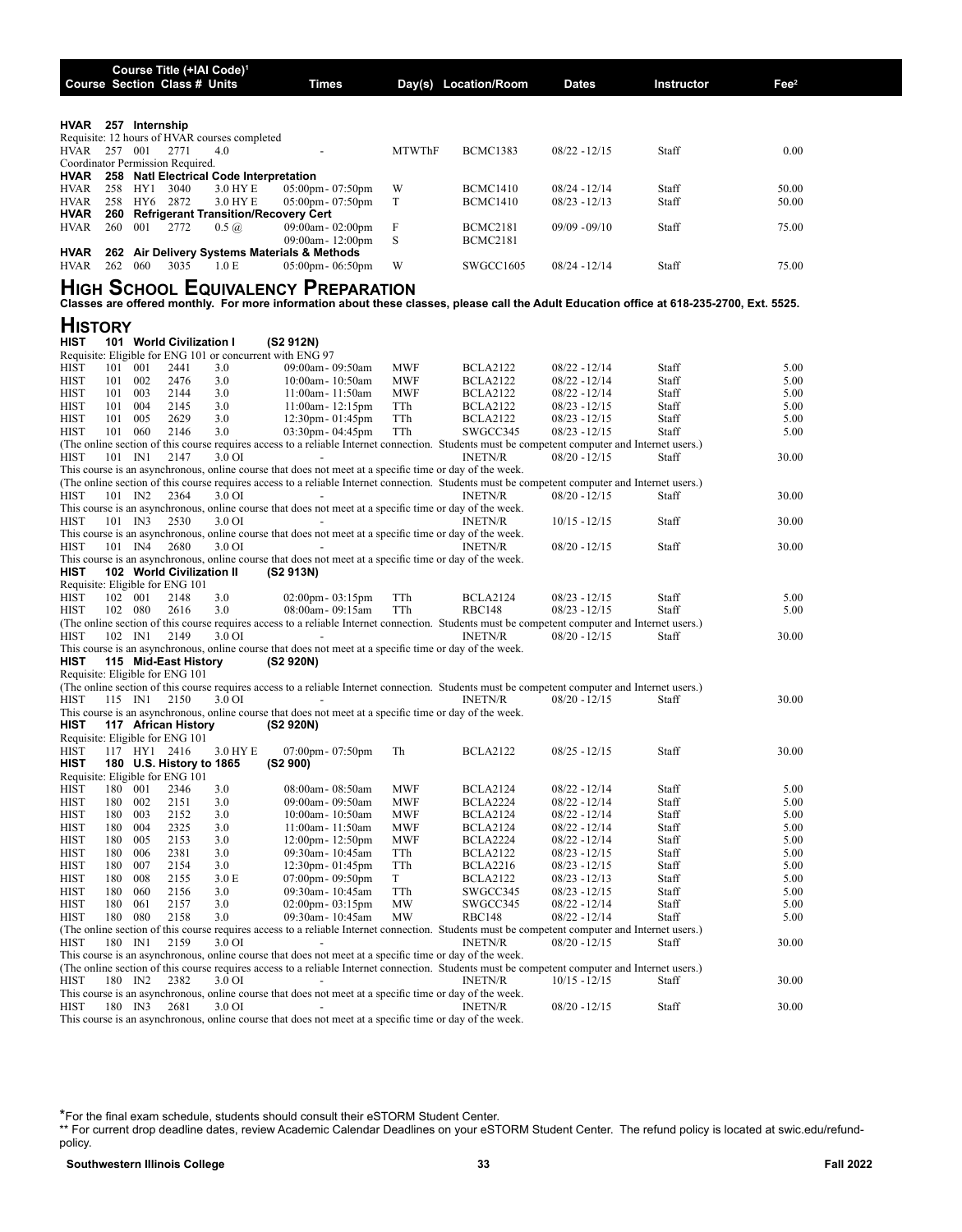| Course | Section | Class # | Units | Times | Day(s) | Location/Room | Dates | Instructor | Fee[2] |
|---|---|---|---|---|---|---|---|---|---|

Course Title (+IAI Code)[1]

**HVAR 257 Internship**

Requisite: 12 hours of HVAR courses completed

| Course | Section | Class # | Units | Times | Day(s) | Location/Room | Dates | Instructor | Fee |
|---|---|---|---|---|---|---|---|---|---|
| HVAR 257 | 001 | 2771 | 4.0 | - | MTWThF | BCMC1383 | 08/22 - 12/15 | Staff | 0.00 |

Coordinator Permission Required.

**HVAR 258 Natl Electrical Code Interpretation**

| Course | Section | Class # | Units | Times | Day(s) | Location/Room | Dates | Instructor | Fee |
|---|---|---|---|---|---|---|---|---|---|
| HVAR 258 | HY1 | 3040 | 3.0 HY E | 05:00pm- 07:50pm | W | BCMC1410 | 08/24 - 12/14 | Staff | 50.00 |
| HVAR 258 | HY6 | 2872 | 3.0 HY E | 05:00pm- 07:50pm | T | BCMC1410 | 08/23 - 12/13 | Staff | 50.00 |

**HVAR 260 Refrigerant Transition/Recovery Cert**

| Course | Section | Class # | Units | Times | Day(s) | Location/Room | Dates | Instructor | Fee |
|---|---|---|---|---|---|---|---|---|---|
| HVAR 260 | 001 | 2772 | 0.5 @ | 09:00am- 02:00pm | F | BCMC2181 | 09/09 -09/10 | Staff | 75.00 |
| | | | | 09:00am- 12:00pm | S | BCMC2181 | | | |

**HVAR 262 Air Delivery Systems Materials & Methods**

| Course | Section | Class # | Units | Times | Day(s) | Location/Room | Dates | Instructor | Fee |
|---|---|---|---|---|---|---|---|---|---|
| HVAR 262 | 060 | 3035 | 1.0 E | 05:00pm- 06:50pm | W | SWGCC1605 | 08/24 - 12/14 | Staff | 75.00 |

# High School Equivalency Preparation

**Classes are offered monthly. For more information about these classes, please call the Adult Education office at 618-235-2700, Ext. 5525.**

# History

**HIST 101 World Civilization I (S2 912N)**

Requisite: Eligible for ENG 101 or concurrent with ENG 97

| Course | Section | Class # | Units | Times | Day(s) | Location/Room | Dates | Instructor | Fee |
|---|---|---|---|---|---|---|---|---|---|
| HIST 101 | 001 | 2441 | 3.0 | 09:00am- 09:50am | MWF | BCLA2122 | 08/22 - 12/14 | Staff | 5.00 |
| HIST 101 | 002 | 2476 | 3.0 | 10:00am- 10:50am | MWF | BCLA2122 | 08/22 - 12/14 | Staff | 5.00 |
| HIST 101 | 003 | 2144 | 3.0 | 11:00am- 11:50am | MWF | BCLA2122 | 08/22 - 12/14 | Staff | 5.00 |
| HIST 101 | 004 | 2145 | 3.0 | 11:00am- 12:15pm | TTh | BCLA2122 | 08/23 - 12/15 | Staff | 5.00 |
| HIST 101 | 005 | 2629 | 3.0 | 12:30pm- 01:45pm | TTh | BCLA2122 | 08/23 - 12/15 | Staff | 5.00 |
| HIST 101 | 060 | 2146 | 3.0 | 03:30pm- 04:45pm | TTh | SWGCC345 | 08/23 - 12/15 | Staff | 5.00 |

(The online section of this course requires access to a reliable Internet connection. Students must be competent computer and Internet users.)

| Course | Section | Class # | Units | Times | Day(s) | Location/Room | Dates | Instructor | Fee |
|---|---|---|---|---|---|---|---|---|---|
| HIST 101 | IN1 | 2147 | 3.0 OI | - | | INETN/R | 08/20 - 12/15 | Staff | 30.00 |

This course is an asynchronous, online course that does not meet at a specific time or day of the week.

(The online section of this course requires access to a reliable Internet connection. Students must be competent computer and Internet users.)

| Course | Section | Class # | Units | Times | Day(s) | Location/Room | Dates | Instructor | Fee |
|---|---|---|---|---|---|---|---|---|---|
| HIST 101 | IN2 | 2364 | 3.0 OI | - | | INETN/R | 08/20 - 12/15 | Staff | 30.00 |

This course is an asynchronous, online course that does not meet at a specific time or day of the week.

| Course | Section | Class # | Units | Times | Day(s) | Location/Room | Dates | Instructor | Fee |
|---|---|---|---|---|---|---|---|---|---|
| HIST 101 | IN3 | 2530 | 3.0 OI | - | | INETN/R | 10/15 - 12/15 | Staff | 30.00 |

This course is an asynchronous, online course that does not meet at a specific time or day of the week.

| Course | Section | Class # | Units | Times | Day(s) | Location/Room | Dates | Instructor | Fee |
|---|---|---|---|---|---|---|---|---|---|
| HIST 101 | IN4 | 2680 | 3.0 OI | - | | INETN/R | 08/20 - 12/15 | Staff | 30.00 |

This course is an asynchronous, online course that does not meet at a specific time or day of the week.

**HIST 102 World Civilization II (S2 913N)**

Requisite: Eligible for ENG 101

| Course | Section | Class # | Units | Times | Day(s) | Location/Room | Dates | Instructor | Fee |
|---|---|---|---|---|---|---|---|---|---|
| HIST 102 | 001 | 2148 | 3.0 | 02:00pm- 03:15pm | TTh | BCLA2124 | 08/23 - 12/15 | Staff | 5.00 |
| HIST 102 | 080 | 2616 | 3.0 | 08:00am- 09:15am | TTh | RBC148 | 08/23 - 12/15 | Staff | 5.00 |

(The online section of this course requires access to a reliable Internet connection. Students must be competent computer and Internet users.)

| Course | Section | Class # | Units | Times | Day(s) | Location/Room | Dates | Instructor | Fee |
|---|---|---|---|---|---|---|---|---|---|
| HIST 102 | IN1 | 2149 | 3.0 OI | - | | INETN/R | 08/20 - 12/15 | Staff | 30.00 |

This course is an asynchronous, online course that does not meet at a specific time or day of the week.

**HIST 115 Mid-East History (S2 920N)**

Requisite: Eligible for ENG 101

(The online section of this course requires access to a reliable Internet connection. Students must be competent computer and Internet users.)

| Course | Section | Class # | Units | Times | Day(s) | Location/Room | Dates | Instructor | Fee |
|---|---|---|---|---|---|---|---|---|---|
| HIST 115 | IN1 | 2150 | 3.0 OI | - | | INETN/R | 08/20 - 12/15 | Staff | 30.00 |

This course is an asynchronous, online course that does not meet at a specific time or day of the week.

**HIST 117 African History (S2 920N)**

Requisite: Eligible for ENG 101

| Course | Section | Class # | Units | Times | Day(s) | Location/Room | Dates | Instructor | Fee |
|---|---|---|---|---|---|---|---|---|---|
| HIST 117 | HY1 | 2416 | 3.0 HY E | 07:00pm- 07:50pm | Th | BCLA2122 | 08/25 - 12/15 | Staff | 30.00 |

**HIST 180 U.S. History to 1865 (S2 900)**

Requisite: Eligible for ENG 101

| Course | Section | Class # | Units | Times | Day(s) | Location/Room | Dates | Instructor | Fee |
|---|---|---|---|---|---|---|---|---|---|
| HIST 180 | 001 | 2346 | 3.0 | 08:00am- 08:50am | MWF | BCLA2124 | 08/22 - 12/14 | Staff | 5.00 |
| HIST 180 | 002 | 2151 | 3.0 | 09:00am- 09:50am | MWF | BCLA2224 | 08/22 - 12/14 | Staff | 5.00 |
| HIST 180 | 003 | 2152 | 3.0 | 10:00am- 10:50am | MWF | BCLA2124 | 08/22 - 12/14 | Staff | 5.00 |
| HIST 180 | 004 | 2325 | 3.0 | 11:00am- 11:50am | MWF | BCLA2124 | 08/22 - 12/14 | Staff | 5.00 |
| HIST 180 | 005 | 2153 | 3.0 | 12:00pm- 12:50pm | MWF | BCLA2224 | 08/22 - 12/14 | Staff | 5.00 |
| HIST 180 | 006 | 2381 | 3.0 | 09:30am- 10:45am | TTh | BCLA2122 | 08/23 - 12/15 | Staff | 5.00 |
| HIST 180 | 007 | 2154 | 3.0 | 12:30pm- 01:45pm | TTh | BCLA2216 | 08/23 - 12/15 | Staff | 5.00 |
| HIST 180 | 008 | 2155 | 3.0 E | 07:00pm- 09:50pm | T | BCLA2122 | 08/23 - 12/13 | Staff | 5.00 |
| HIST 180 | 060 | 2156 | 3.0 | 09:30am- 10:45am | TTh | SWGCC345 | 08/23 - 12/15 | Staff | 5.00 |
| HIST 180 | 061 | 2157 | 3.0 | 02:00pm- 03:15pm | MW | SWGCC345 | 08/22 - 12/14 | Staff | 5.00 |
| HIST 180 | 080 | 2158 | 3.0 | 09:30am- 10:45am | MW | RBC148 | 08/22 - 12/14 | Staff | 5.00 |

(The online section of this course requires access to a reliable Internet connection. Students must be competent computer and Internet users.)

| Course | Section | Class # | Units | Times | Day(s) | Location/Room | Dates | Instructor | Fee |
|---|---|---|---|---|---|---|---|---|---|
| HIST 180 | IN1 | 2159 | 3.0 OI | - | | INETN/R | 08/20 - 12/15 | Staff | 30.00 |

This course is an asynchronous, online course that does not meet at a specific time or day of the week.

(The online section of this course requires access to a reliable Internet connection. Students must be competent computer and Internet users.)

| Course | Section | Class # | Units | Times | Day(s) | Location/Room | Dates | Instructor | Fee |
|---|---|---|---|---|---|---|---|---|---|
| HIST 180 | IN2 | 2382 | 3.0 OI | - | | INETN/R | 10/15 - 12/15 | Staff | 30.00 |

This course is an asynchronous, online course that does not meet at a specific time or day of the week.

| Course | Section | Class # | Units | Times | Day(s) | Location/Room | Dates | Instructor | Fee |
|---|---|---|---|---|---|---|---|---|---|
| HIST 180 | IN3 | 2681 | 3.0 OI | - | | INETN/R | 08/20 - 12/15 | Staff | 30.00 |

This course is an asynchronous, online course that does not meet at a specific time or day of the week.

*For the final exam schedule, students should consult their eSTORM Student Center.

** For current drop deadline dates, review Academic Calendar Deadlines on your eSTORM Student Center. The refund policy is located at swic.edu/refund-policy.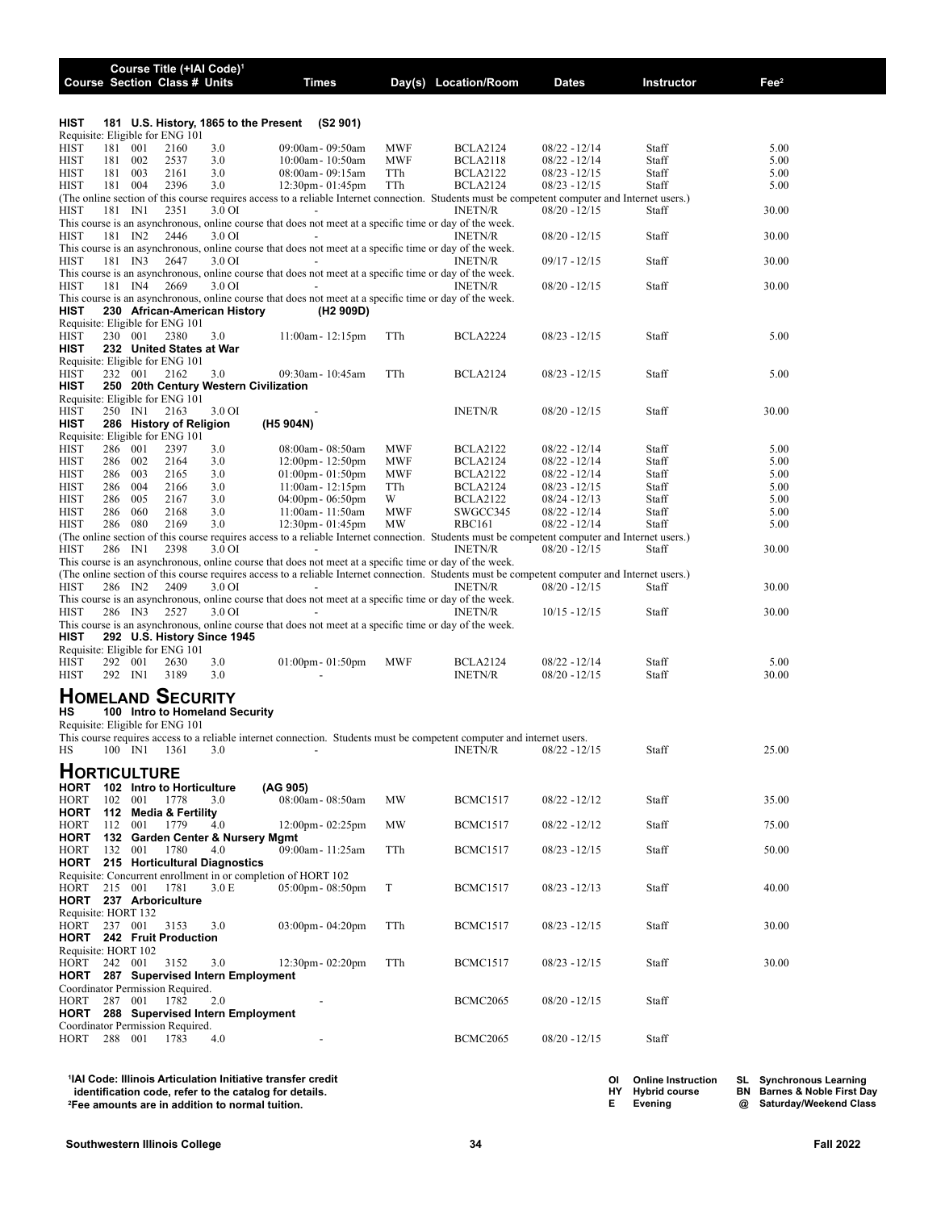| Course | Section | Class # | Units | Times | Day(s) | Location/Room | Dates | Instructor | Fee[2] |
|---|---|---|---|---|---|---|---|---|---|
| **HIST 181 U.S. History, 1865 to the Present (S2 901)** | | | | | | | | | |
| Requisite: Eligible for ENG 101 | | | | | | | | | |
| HIST 181 | 001 | 2160 | 3.0 | 09:00am - 09:50am | MWF | BCLA2124 | 08/22 - 12/14 | Staff | 5.00 |
| HIST 181 | 002 | 2537 | 3.0 | 10:00am - 10:50am | MWF | BCLA2118 | 08/22 - 12/14 | Staff | 5.00 |
| HIST 181 | 003 | 2161 | 3.0 | 08:00am - 09:15am | TTh | BCLA2122 | 08/23 - 12/15 | Staff | 5.00 |
| HIST 181 | 004 | 2396 | 3.0 | 12:30pm - 01:45pm | TTh | BCLA2124 | 08/23 - 12/15 | Staff | 5.00 |
| (The online section of this course requires access to a reliable Internet connection. Students must be competent computer and Internet users.) | | | | | | | | | |
| HIST 181 | IN1 | 2351 | 3.0 OI | - | | INETN/R | 08/20 - 12/15 | Staff | 30.00 |
| This course is an asynchronous, online course that does not meet at a specific time or day of the week. | | | | | | | | | |
| HIST 181 | IN2 | 2446 | 3.0 OI | - | | INETN/R | 08/20 - 12/15 | Staff | 30.00 |
| This course is an asynchronous, online course that does not meet at a specific time or day of the week. | | | | | | | | | |
| HIST 181 | IN3 | 2647 | 3.0 OI | - | | INETN/R | 09/17 - 12/15 | Staff | 30.00 |
| This course is an asynchronous, online course that does not meet at a specific time or day of the week. | | | | | | | | | |
| HIST 181 | IN4 | 2669 | 3.0 OI | - | | INETN/R | 08/20 - 12/15 | Staff | 30.00 |
| This course is an asynchronous, online course that does not meet at a specific time or day of the week. | | | | | | | | | |
| **HIST 230 African-American History (H2 909D)** | | | | | | | | | |
| Requisite: Eligible for ENG 101 | | | | | | | | | |
| HIST 230 | 001 | 2380 | 3.0 | 11:00am - 12:15pm | TTh | BCLA2224 | 08/23 - 12/15 | Staff | 5.00 |
| **HIST 232 United States at War** | | | | | | | | | |
| Requisite: Eligible for ENG 101 | | | | | | | | | |
| HIST 232 | 001 | 2162 | 3.0 | 09:30am - 10:45am | TTh | BCLA2124 | 08/23 - 12/15 | Staff | 5.00 |
| **HIST 250 20th Century Western Civilization** | | | | | | | | | |
| Requisite: Eligible for ENG 101 | | | | | | | | | |
| HIST 250 | IN1 | 2163 | 3.0 OI | - | | INETN/R | 08/20 - 12/15 | Staff | 30.00 |
| **HIST 286 History of Religion (H5 904N)** | | | | | | | | | |
| Requisite: Eligible for ENG 101 | | | | | | | | | |
| HIST 286 | 001 | 2397 | 3.0 | 08:00am - 08:50am | MWF | BCLA2122 | 08/22 - 12/14 | Staff | 5.00 |
| HIST 286 | 002 | 2164 | 3.0 | 12:00pm - 12:50pm | MWF | BCLA2124 | 08/22 - 12/14 | Staff | 5.00 |
| HIST 286 | 003 | 2165 | 3.0 | 01:00pm - 01:50pm | MWF | BCLA2122 | 08/22 - 12/14 | Staff | 5.00 |
| HIST 286 | 004 | 2166 | 3.0 | 11:00am - 12:15pm | TTh | BCLA2124 | 08/23 - 12/15 | Staff | 5.00 |
| HIST 286 | 005 | 2167 | 3.0 | 04:00pm - 06:50pm | W | BCLA2122 | 08/24 - 12/13 | Staff | 5.00 |
| HIST 286 | 060 | 2168 | 3.0 | 11:00am - 11:50am | MWF | SWGCC345 | 08/22 - 12/14 | Staff | 5.00 |
| HIST 286 | 080 | 2169 | 3.0 | 12:30pm - 01:45pm | MW | RBC161 | 08/22 - 12/14 | Staff | 5.00 |
| (The online section of this course requires access to a reliable Internet connection. Students must be competent computer and Internet users.) | | | | | | | | | |
| HIST 286 | IN1 | 2398 | 3.0 OI | - | | INETN/R | 08/20 - 12/15 | Staff | 30.00 |
| This course is an asynchronous, online course that does not meet at a specific time or day of the week. | | | | | | | | | |
| (The online section of this course requires access to a reliable Internet connection. Students must be competent computer and Internet users.) | | | | | | | | | |
| HIST 286 | IN2 | 2409 | 3.0 OI | - | | INETN/R | 08/20 - 12/15 | Staff | 30.00 |
| This course is an asynchronous, online course that does not meet at a specific time or day of the week. | | | | | | | | | |
| HIST 286 | IN3 | 2527 | 3.0 OI | - | | INETN/R | 10/15 - 12/15 | Staff | 30.00 |
| This course is an asynchronous, online course that does not meet at a specific time or day of the week. | | | | | | | | | |
| **HIST 292 U.S. History Since 1945** | | | | | | | | | |
| Requisite: Eligible for ENG 101 | | | | | | | | | |
| HIST 292 | 001 | 2630 | 3.0 | 01:00pm - 01:50pm | MWF | BCLA2124 | 08/22 - 12/14 | Staff | 5.00 |
| HIST 292 | IN1 | 3189 | 3.0 | - | | INETN/R | 08/20 - 12/15 | Staff | 30.00 |

## Homeland Security

| Course | Section | Class # | Units | Times | Day(s) | Location/Room | Dates | Instructor | Fee[2] |
|---|---|---|---|---|---|---|---|---|---|
| **HS 100 Intro to Homeland Security** | | | | | | | | | |
| Requisite: Eligible for ENG 101 | | | | | | | | | |
| This course requires access to a reliable internet connection. Students must be competent computer and internet users. | | | | | | | | | |
| HS 100 | IN1 | 1361 | 3.0 | - | | INETN/R | 08/22 - 12/15 | Staff | 25.00 |

## Horticulture

| Course | Section | Class # | Units | Times | Day(s) | Location/Room | Dates | Instructor | Fee[2] |
|---|---|---|---|---|---|---|---|---|---|
| **HORT 102 Intro to Horticulture (AG 905)** | | | | | | | | | |
| HORT 102 | 001 | 1778 | 3.0 | 08:00am - 08:50am | MW | BCMC1517 | 08/22 - 12/12 | Staff | 35.00 |
| **HORT 112 Media & Fertility** | | | | | | | | | |
| HORT 112 | 001 | 1779 | 4.0 | 12:00pm - 02:25pm | MW | BCMC1517 | 08/22 - 12/12 | Staff | 75.00 |
| **HORT 132 Garden Center & Nursery Mgmt** | | | | | | | | | |
| HORT 132 | 001 | 1780 | 4.0 | 09:00am - 11:25am | TTh | BCMC1517 | 08/23 - 12/15 | Staff | 50.00 |
| **HORT 215 Horticultural Diagnostics** | | | | | | | | | |
| Requisite: Concurrent enrollment in or completion of HORT 102 | | | | | | | | | |
| HORT 215 | 001 | 1781 | 3.0 E | 05:00pm - 08:50pm | T | BCMC1517 | 08/23 - 12/13 | Staff | 40.00 |
| **HORT 237 Arboriculture** | | | | | | | | | |
| Requisite: HORT 132 | | | | | | | | | |
| HORT 237 | 001 | 3153 | 3.0 | 03:00pm - 04:20pm | TTh | BCMC1517 | 08/23 - 12/15 | Staff | 30.00 |
| **HORT 242 Fruit Production** | | | | | | | | | |
| Requisite: HORT 102 | | | | | | | | | |
| HORT 242 | 001 | 3152 | 3.0 | 12:30pm - 02:20pm | TTh | BCMC1517 | 08/23 - 12/15 | Staff | 30.00 |
| **HORT 287 Supervised Intern Employment** | | | | | | | | | |
| Coordinator Permission Required. | | | | | | | | | |
| HORT 287 | 001 | 1782 | 2.0 | - | | BCMC2065 | 08/20 - 12/15 | Staff | |
| **HORT 288 Supervised Intern Employment** | | | | | | | | | |
| Coordinator Permission Required. | | | | | | | | | |
| HORT 288 | 001 | 1783 | 4.0 | - | | BCMC2065 | 08/20 - 12/15 | Staff | |

[1]IAI Code: Illinois Articulation Initiative transfer credit identification code, refer to the catalog for details.
[2]Fee amounts are in addition to normal tuition.

OI Online Instruction; HY Hybrid course; E Evening; SL Synchronous Learning; BN Barnes & Noble First Day; @ Saturday/Weekend Class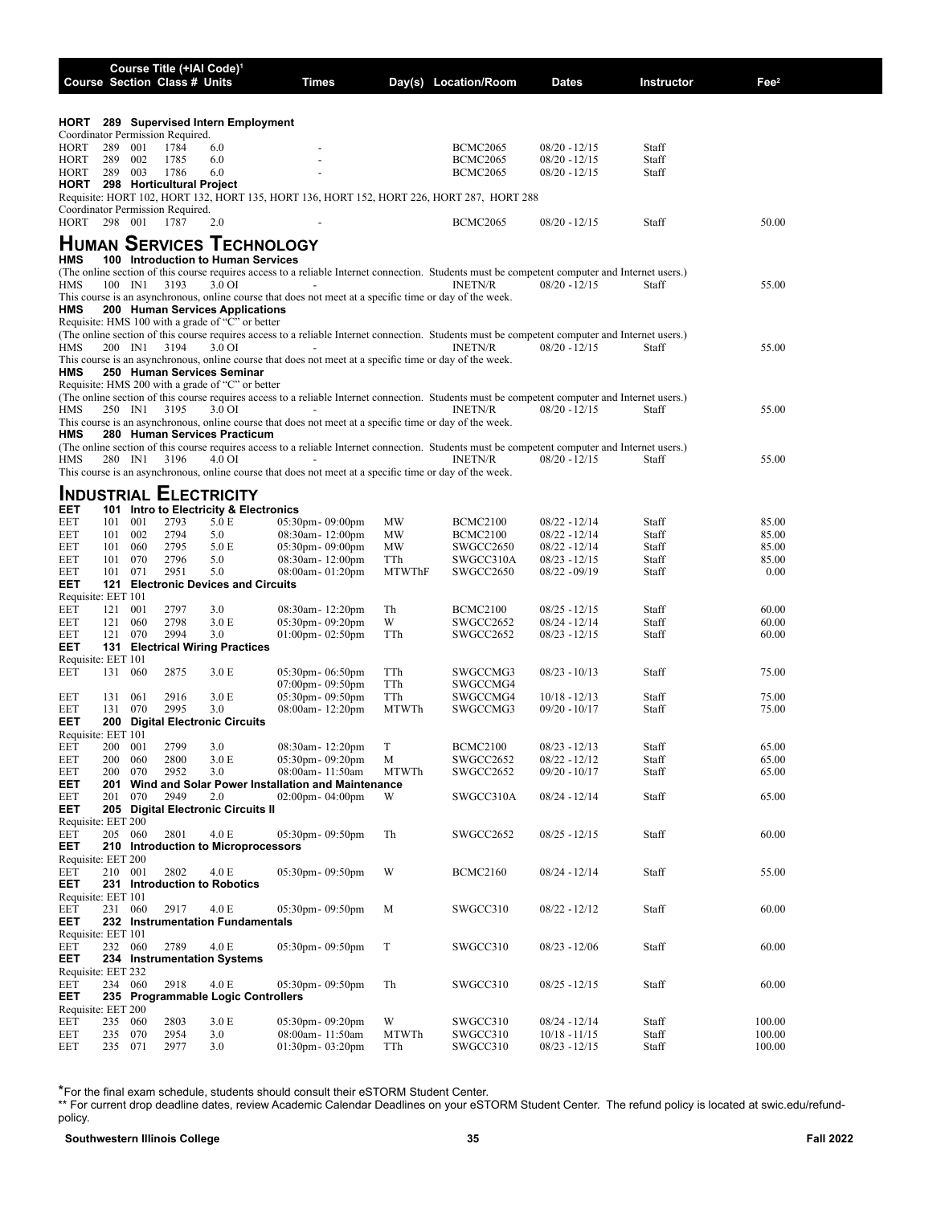| Course | Section | Class # | Units | Times | Day(s) | Location/Room | Dates | Instructor | Fee[2] |
|---|---|---|---|---|---|---|---|---|---|

**HORT 289 Supervised Intern Employment**

Coordinator Permission Required.

| Course | Section | Class # | Units | Times | Day(s) | Location/Room | Dates | Instructor | Fee |
|---|---|---|---|---|---|---|---|---|---|
| HORT 289 | 001 | 1784 | 6.0 | - | | BCMC2065 | 08/20 - 12/15 | Staff | |
| HORT 289 | 002 | 1785 | 6.0 | - | | BCMC2065 | 08/20 - 12/15 | Staff | |
| HORT 289 | 003 | 1786 | 6.0 | - | | BCMC2065 | 08/20 - 12/15 | Staff | |

**HORT 298 Horticultural Project**

Requisite: HORT 102, HORT 132, HORT 135, HORT 136, HORT 152, HORT 226, HORT 287, HORT 288

Coordinator Permission Required.

| Course | Section | Class # | Units | Times | Day(s) | Location/Room | Dates | Instructor | Fee |
|---|---|---|---|---|---|---|---|---|---|
| HORT 298 | 001 | 1787 | 2.0 | - | | BCMC2065 | 08/20 - 12/15 | Staff | 50.00 |

# Human Services Technology

**HMS 100 Introduction to Human Services**

(The online section of this course requires access to a reliable Internet connection. Students must be competent computer and Internet users.)

| Course | Section | Class # | Units | Times | Day(s) | Location/Room | Dates | Instructor | Fee |
|---|---|---|---|---|---|---|---|---|---|
| HMS 100 | IN1 | 3193 | 3.0 OI | - | | INETN/R | 08/20 - 12/15 | Staff | 55.00 |

This course is an asynchronous, online course that does not meet at a specific time or day of the week.

**HMS 200 Human Services Applications**

Requisite: HMS 100 with a grade of "C" or better

(The online section of this course requires access to a reliable Internet connection. Students must be competent computer and Internet users.)

| Course | Section | Class # | Units | Times | Day(s) | Location/Room | Dates | Instructor | Fee |
|---|---|---|---|---|---|---|---|---|---|
| HMS 200 | IN1 | 3194 | 3.0 OI | - | | INETN/R | 08/20 - 12/15 | Staff | 55.00 |

This course is an asynchronous, online course that does not meet at a specific time or day of the week.

**HMS 250 Human Services Seminar**

Requisite: HMS 200 with a grade of "C" or better

(The online section of this course requires access to a reliable Internet connection. Students must be competent computer and Internet users.)

| Course | Section | Class # | Units | Times | Day(s) | Location/Room | Dates | Instructor | Fee |
|---|---|---|---|---|---|---|---|---|---|
| HMS 250 | IN1 | 3195 | 3.0 OI | - | | INETN/R | 08/20 - 12/15 | Staff | 55.00 |

This course is an asynchronous, online course that does not meet at a specific time or day of the week.

**HMS 280 Human Services Practicum**

(The online section of this course requires access to a reliable Internet connection. Students must be competent computer and Internet users.)

| Course | Section | Class # | Units | Times | Day(s) | Location/Room | Dates | Instructor | Fee |
|---|---|---|---|---|---|---|---|---|---|
| HMS 280 | IN1 | 3196 | 4.0 OI | - | | INETN/R | 08/20 - 12/15 | Staff | 55.00 |

This course is an asynchronous, online course that does not meet at a specific time or day of the week.

# Industrial Electricity

**EET 101 Intro to Electricity & Electronics**

| Course | Section | Class # | Units | Times | Day(s) | Location/Room | Dates | Instructor | Fee |
|---|---|---|---|---|---|---|---|---|---|
| EET 101 | 001 | 2793 | 5.0 E | 05:30pm - 09:00pm | MW | BCMC2100 | 08/22 - 12/14 | Staff | 85.00 |
| EET 101 | 002 | 2794 | 5.0 | 08:30am - 12:00pm | MW | BCMC2100 | 08/22 - 12/14 | Staff | 85.00 |
| EET 101 | 060 | 2795 | 5.0 E | 05:30pm - 09:00pm | MW | SWGCC2650 | 08/22 - 12/14 | Staff | 85.00 |
| EET 101 | 070 | 2796 | 5.0 | 08:30am - 12:00pm | TTh | SWGCC310A | 08/23 - 12/15 | Staff | 85.00 |
| EET 101 | 071 | 2951 | 5.0 | 08:00am - 01:20pm | MTWThF | SWGCC2650 | 08/22 - 09/19 | Staff | 0.00 |

**EET 121 Electronic Devices and Circuits**

Requisite: EET 101

| Course | Section | Class # | Units | Times | Day(s) | Location/Room | Dates | Instructor | Fee |
|---|---|---|---|---|---|---|---|---|---|
| EET 121 | 001 | 2797 | 3.0 | 08:30am - 12:20pm | Th | BCMC2100 | 08/25 - 12/15 | Staff | 60.00 |
| EET 121 | 060 | 2798 | 3.0 E | 05:30pm - 09:20pm | W | SWGCC2652 | 08/24 - 12/14 | Staff | 60.00 |
| EET 121 | 070 | 2994 | 3.0 | 01:00pm - 02:50pm | TTh | SWGCC2652 | 08/23 - 12/15 | Staff | 60.00 |

**EET 131 Electrical Wiring Practices**

Requisite: EET 101

| Course | Section | Class # | Units | Times | Day(s) | Location/Room | Dates | Instructor | Fee |
|---|---|---|---|---|---|---|---|---|---|
| EET 131 | 060 | 2875 | 3.0 E | 05:30pm - 06:50pm | TTh | SWGCCMG3 | 08/23 - 10/13 | Staff | 75.00 |
| | | | | 07:00pm - 09:50pm | TTh | SWGCCMG4 | | | |
| EET 131 | 061 | 2916 | 3.0 E | 05:30pm - 09:50pm | TTh | SWGCCMG4 | 10/18 - 12/13 | Staff | 75.00 |
| EET 131 | 070 | 2995 | 3.0 | 08:00am - 12:20pm | MTWTh | SWGCCMG3 | 09/20 - 10/17 | Staff | 75.00 |

**EET 200 Digital Electronic Circuits**

Requisite: EET 101

| Course | Section | Class # | Units | Times | Day(s) | Location/Room | Dates | Instructor | Fee |
|---|---|---|---|---|---|---|---|---|---|
| EET 200 | 001 | 2799 | 3.0 | 08:30am - 12:20pm | T | BCMC2100 | 08/23 - 12/13 | Staff | 65.00 |
| EET 200 | 060 | 2800 | 3.0 E | 05:30pm - 09:20pm | M | SWGCC2652 | 08/22 - 12/12 | Staff | 65.00 |
| EET 200 | 070 | 2952 | 3.0 | 08:00am - 11:50am | MTWTh | SWGCC2652 | 09/20 - 10/17 | Staff | 65.00 |

**EET 201 Wind and Solar Power Installation and Maintenance**

| Course | Section | Class # | Units | Times | Day(s) | Location/Room | Dates | Instructor | Fee |
|---|---|---|---|---|---|---|---|---|---|
| EET 201 | 070 | 2949 | 2.0 | 02:00pm - 04:00pm | W | SWGCC310A | 08/24 - 12/14 | Staff | 65.00 |

**EET 205 Digital Electronic Circuits II**

Requisite: EET 200

| Course | Section | Class # | Units | Times | Day(s) | Location/Room | Dates | Instructor | Fee |
|---|---|---|---|---|---|---|---|---|---|
| EET 205 | 060 | 2801 | 4.0 E | 05:30pm - 09:50pm | Th | SWGCC2652 | 08/25 - 12/15 | Staff | 60.00 |

**EET 210 Introduction to Microprocessors**

Requisite: EET 200

| Course | Section | Class # | Units | Times | Day(s) | Location/Room | Dates | Instructor | Fee |
|---|---|---|---|---|---|---|---|---|---|
| EET 210 | 001 | 2802 | 4.0 E | 05:30pm - 09:50pm | W | BCMC2160 | 08/24 - 12/14 | Staff | 55.00 |

**EET 231 Introduction to Robotics**

Requisite: EET 101

| Course | Section | Class # | Units | Times | Day(s) | Location/Room | Dates | Instructor | Fee |
|---|---|---|---|---|---|---|---|---|---|
| EET 231 | 060 | 2917 | 4.0 E | 05:30pm - 09:50pm | M | SWGCC310 | 08/22 - 12/12 | Staff | 60.00 |

**EET 232 Instrumentation Fundamentals**

Requisite: EET 101

| Course | Section | Class # | Units | Times | Day(s) | Location/Room | Dates | Instructor | Fee |
|---|---|---|---|---|---|---|---|---|---|
| EET 232 | 060 | 2789 | 4.0 E | 05:30pm - 09:50pm | T | SWGCC310 | 08/23 - 12/06 | Staff | 60.00 |

**EET 234 Instrumentation Systems**

Requisite: EET 232

| Course | Section | Class # | Units | Times | Day(s) | Location/Room | Dates | Instructor | Fee |
|---|---|---|---|---|---|---|---|---|---|
| EET 234 | 060 | 2918 | 4.0 E | 05:30pm - 09:50pm | Th | SWGCC310 | 08/25 - 12/15 | Staff | 60.00 |

**EET 235 Programmable Logic Controllers**

Requisite: EET 200

| Course | Section | Class # | Units | Times | Day(s) | Location/Room | Dates | Instructor | Fee |
|---|---|---|---|---|---|---|---|---|---|
| EET 235 | 060 | 2803 | 3.0 E | 05:30pm - 09:20pm | W | SWGCC310 | 08/24 - 12/14 | Staff | 100.00 |
| EET 235 | 070 | 2954 | 3.0 | 08:00am - 11:50am | MTWTh | SWGCC310 | 10/18 - 11/15 | Staff | 100.00 |
| EET 235 | 071 | 2977 | 3.0 | 01:30pm - 03:20pm | TTh | SWGCC310 | 08/23 - 12/15 | Staff | 100.00 |

*For the final exam schedule, students should consult their eSTORM Student Center.

** For current drop deadline dates, review Academic Calendar Deadlines on your eSTORM Student Center. The refund policy is located at swic.edu/refund-policy.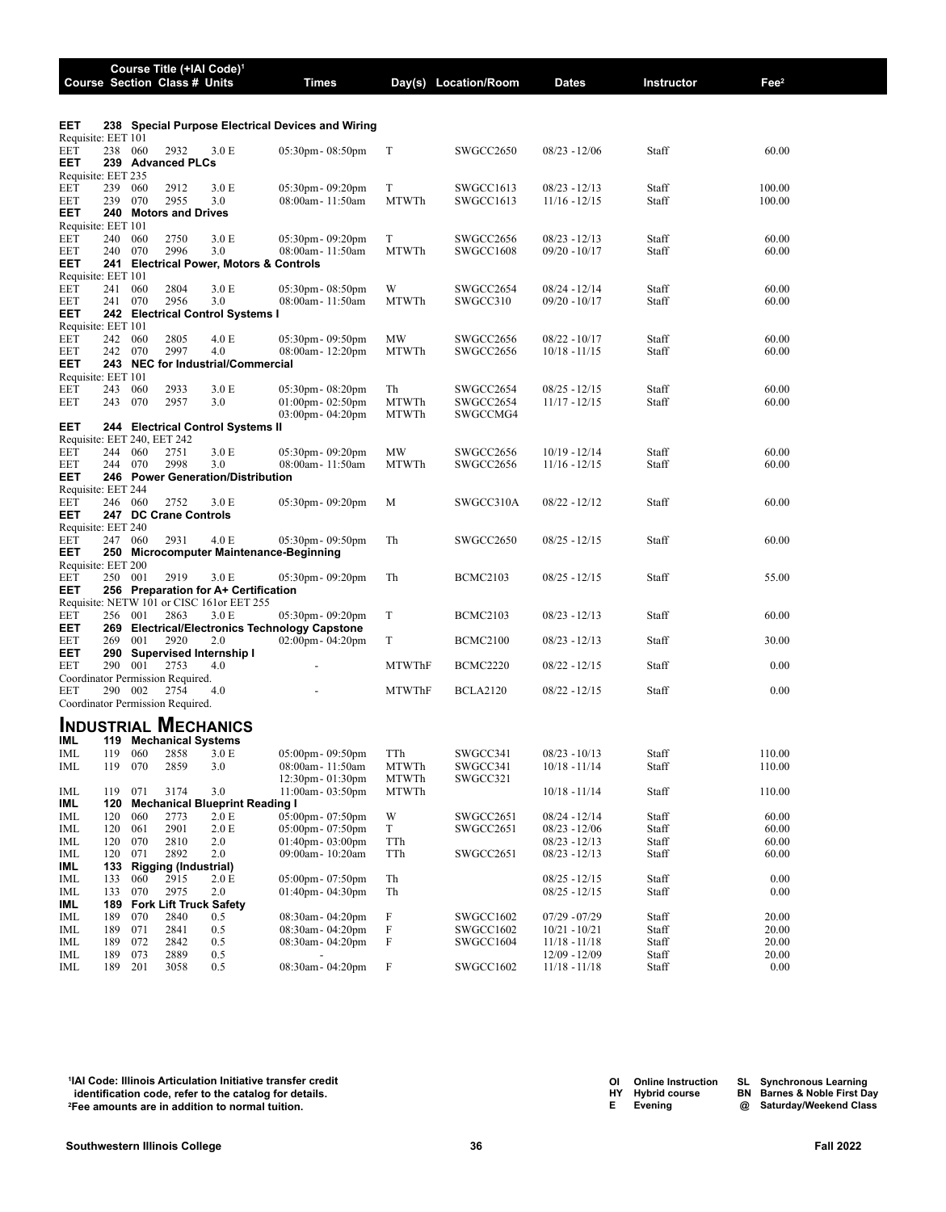| Course | Section | Class # | Units | Times | Day(s) | Location/Room | Dates | Instructor | Fee[2] |
|---|---|---|---|---|---|---|---|---|---|
| **EET** | **238** | **Special Purpose Electrical Devices and Wiring** | | | | | | | |
| Requisite: EET 101 | | | | | | | | | |
| EET | 238 060 | 2932 | 3.0 E | 05:30pm- 08:50pm | T | SWGCC2650 | 08/23 - 12/06 | Staff | 60.00 |
| **EET** | **239** | **Advanced PLCs** | | | | | | | |
| Requisite: EET 235 | | | | | | | | | |
| EET | 239 060 | 2912 | 3.0 E | 05:30pm- 09:20pm | T | SWGCC1613 | 08/23 - 12/13 | Staff | 100.00 |
| EET | 239 070 | 2955 | 3.0 | 08:00am- 11:50am | MTWTh | SWGCC1613 | 11/16 - 12/15 | Staff | 100.00 |
| **EET** | **240** | **Motors and Drives** | | | | | | | |
| Requisite: EET 101 | | | | | | | | | |
| EET | 240 060 | 2750 | 3.0 E | 05:30pm- 09:20pm | T | SWGCC2656 | 08/23 - 12/13 | Staff | 60.00 |
| EET | 240 070 | 2996 | 3.0 | 08:00am- 11:50am | MTWTh | SWGCC1608 | 09/20 - 10/17 | Staff | 60.00 |
| **EET** | **241** | **Electrical Power, Motors & Controls** | | | | | | | |
| Requisite: EET 101 | | | | | | | | | |
| EET | 241 060 | 2804 | 3.0 E | 05:30pm- 08:50pm | W | SWGCC2654 | 08/24 - 12/14 | Staff | 60.00 |
| EET | 241 070 | 2956 | 3.0 | 08:00am- 11:50am | MTWTh | SWGCC310 | 09/20 - 10/17 | Staff | 60.00 |
| **EET** | **242** | **Electrical Control Systems I** | | | | | | | |
| Requisite: EET 101 | | | | | | | | | |
| EET | 242 060 | 2805 | 4.0 E | 05:30pm- 09:50pm | MW | SWGCC2656 | 08/22 - 10/17 | Staff | 60.00 |
| EET | 242 070 | 2997 | 4.0 | 08:00am- 12:20pm | MTWTh | SWGCC2656 | 10/18 - 11/15 | Staff | 60.00 |
| **EET** | **243** | **NEC for Industrial/Commercial** | | | | | | | |
| Requisite: EET 101 | | | | | | | | | |
| EET | 243 060 | 2933 | 3.0 E | 05:30pm- 08:20pm | Th | SWGCC2654 | 08/25 - 12/15 | Staff | 60.00 |
| EET | 243 070 | 2957 | 3.0 | 01:00pm- 02:50pm | MTWTh | SWGCC2654 | 11/17 - 12/15 | Staff | 60.00 |
| | | | | 03:00pm- 04:20pm | MTWTh | SWGCCMG4 | | | |
| **EET** | **244** | **Electrical Control Systems II** | | | | | | | |
| Requisite: EET 240, EET 242 | | | | | | | | | |
| EET | 244 060 | 2751 | 3.0 E | 05:30pm- 09:20pm | MW | SWGCC2656 | 10/19 - 12/14 | Staff | 60.00 |
| EET | 244 070 | 2998 | 3.0 | 08:00am- 11:50am | MTWTh | SWGCC2656 | 11/16 - 12/15 | Staff | 60.00 |
| **EET** | **246** | **Power Generation/Distribution** | | | | | | | |
| Requisite: EET 244 | | | | | | | | | |
| EET | 246 060 | 2752 | 3.0 E | 05:30pm- 09:20pm | M | SWGCC310A | 08/22 - 12/12 | Staff | 60.00 |
| **EET** | **247** | **DC Crane Controls** | | | | | | | |
| Requisite: EET 240 | | | | | | | | | |
| EET | 247 060 | 2931 | 4.0 E | 05:30pm- 09:50pm | Th | SWGCC2650 | 08/25 - 12/15 | Staff | 60.00 |
| **EET** | **250** | **Microcomputer Maintenance-Beginning** | | | | | | | |
| Requisite: EET 200 | | | | | | | | | |
| EET | 250 001 | 2919 | 3.0 E | 05:30pm- 09:20pm | Th | BCMC2103 | 08/25 - 12/15 | Staff | 55.00 |
| **EET** | **256** | **Preparation for A+ Certification** | | | | | | | |
| Requisite: NETW 101 or CISC 161or EET 255 | | | | | | | | | |
| EET | 256 001 | 2863 | 3.0 E | 05:30pm- 09:20pm | T | BCMC2103 | 08/23 - 12/13 | Staff | 60.00 |
| **EET** | **269** | **Electrical/Electronics Technology Capstone** | | | | | | | |
| EET | 269 001 | 2920 | 2.0 | 02:00pm- 04:20pm | T | BCMC2100 | 08/23 - 12/13 | Staff | 30.00 |
| **EET** | **290** | **Supervised Internship I** | | | | | | | |
| EET | 290 001 | 2753 | 4.0 | - | MTWThF | BCMC2220 | 08/22 - 12/15 | Staff | 0.00 |
| Coordinator Permission Required. | | | | | | | | | |
| EET | 290 002 | 2754 | 4.0 | - | MTWThF | BCLA2120 | 08/22 - 12/15 | Staff | 0.00 |
| Coordinator Permission Required. | | | | | | | | | |

# Industrial Mechanics

| Course | Section | Class # | Units | Times | Day(s) | Location/Room | Dates | Instructor | Fee[2] |
|---|---|---|---|---|---|---|---|---|---|
| **IML** | **119** | **Mechanical Systems** | | | | | | | |
| IML | 119 060 | 2858 | 3.0 E | 05:00pm- 09:50pm | TTh | SWGCC341 | 08/23 - 10/13 | Staff | 110.00 |
| IML | 119 070 | 2859 | 3.0 | 08:00am- 11:50am | MTWTh | SWGCC341 | 10/18 - 11/14 | Staff | 110.00 |
| | | | | 12:30pm- 01:30pm | MTWTh | SWGCC321 | | | |
| IML | 119 071 | 3174 | 3.0 | 11:00am- 03:50pm | MTWTh | | 10/18 - 11/14 | Staff | 110.00 |
| **IML** | **120** | **Mechanical Blueprint Reading I** | | | | | | | |
| IML | 120 060 | 2773 | 2.0 E | 05:00pm- 07:50pm | W | SWGCC2651 | 08/24 - 12/14 | Staff | 60.00 |
| IML | 120 061 | 2901 | 2.0 E | 05:00pm- 07:50pm | T | SWGCC2651 | 08/23 - 12/06 | Staff | 60.00 |
| IML | 120 070 | 2810 | 2.0 | 01:40pm- 03:00pm | TTh | | 08/23 - 12/13 | Staff | 60.00 |
| IML | 120 071 | 2892 | 2.0 | 09:00am- 10:20am | TTh | SWGCC2651 | 08/23 - 12/13 | Staff | 60.00 |
| **IML** | **133** | **Rigging (Industrial)** | | | | | | | |
| IML | 133 060 | 2915 | 2.0 E | 05:00pm- 07:50pm | Th | | 08/25 - 12/15 | Staff | 0.00 |
| IML | 133 070 | 2975 | 2.0 | 01:40pm- 04:30pm | Th | | 08/25 - 12/15 | Staff | 0.00 |
| **IML** | **189** | **Fork Lift Truck Safety** | | | | | | | |
| IML | 189 070 | 2840 | 0.5 | 08:30am- 04:20pm | F | SWGCC1602 | 07/29 - 07/29 | Staff | 20.00 |
| IML | 189 071 | 2841 | 0.5 | 08:30am- 04:20pm | F | SWGCC1602 | 10/21 - 10/21 | Staff | 20.00 |
| IML | 189 072 | 2842 | 0.5 | 08:30am- 04:20pm | F | SWGCC1604 | 11/18 - 11/18 | Staff | 20.00 |
| IML | 189 073 | 2889 | 0.5 | - | | | 12/09 - 12/09 | Staff | 20.00 |
| IML | 189 201 | 3058 | 0.5 | 08:30am- 04:20pm | F | SWGCC1602 | 11/18 - 11/18 | Staff | 0.00 |

**[1]IAI Code: Illinois Articulation Initiative transfer credit identification code, refer to the catalog for details.**
**[2]Fee amounts are in addition to normal tuition.**

**OI** Online Instruction **HY** Hybrid course **E** Evening
**SL** Synchronous Learning **BN** Barnes & Noble First Day **@** Saturday/Weekend Class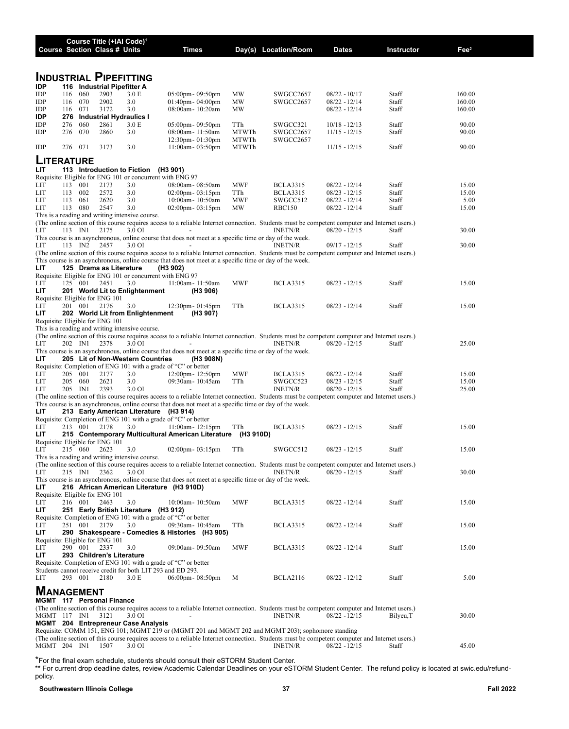| Course | Section | Class # | Course Title (+IAI Code)[1] Units | Times | Day(s) | Location/Room | Dates | Instructor | Fee[2] |
|---|---|---|---|---|---|---|---|---|---|

# Industrial Pipefitting

**IDP 116 Industrial Pipefitter A**

| Course | Section | Class # | Units | Times | Day(s) | Location/Room | Dates | Instructor | Fee |
|---|---|---|---|---|---|---|---|---|---|
| IDP 116 | 060 | 2903 | 3.0 E | 05:00pm - 09:50pm | MW | SWGCC2657 | 08/22 - 10/17 | Staff | 160.00 |
| IDP 116 | 070 | 2902 | 3.0 | 01:40pm - 04:00pm | MW | SWGCC2657 | 08/22 - 12/14 | Staff | 160.00 |
| IDP 116 | 071 | 3172 | 3.0 | 08:00am - 10:20am | MW | | 08/22 - 12/14 | Staff | 160.00 |

**IDP 276 Industrial Hydraulics I**

| Course | Section | Class # | Units | Times | Day(s) | Location/Room | Dates | Instructor | Fee |
|---|---|---|---|---|---|---|---|---|---|
| IDP 276 | 060 | 2861 | 3.0 E | 05:00pm - 09:50pm | TTh | SWGCC321 | 10/18 - 12/13 | Staff | 90.00 |
| IDP 276 | 070 | 2860 | 3.0 | 08:00am - 11:50am | MTWTh | SWGCC2657 | 11/15 - 12/15 | Staff | 90.00 |
| | | | | 12:30pm - 01:30pm | MTWTh | SWGCC2657 | | | |
| IDP 276 | 071 | 3173 | 3.0 | 11:00am - 03:50pm | MTWTh | | 11/15 - 12/15 | Staff | 90.00 |

# Literature

**LIT 113 Introduction to Fiction (H3 901)**

Requisite: Eligible for ENG 101 or concurrent with ENG 97

| Course | Section | Class # | Units | Times | Day(s) | Location/Room | Dates | Instructor | Fee |
|---|---|---|---|---|---|---|---|---|---|
| LIT 113 | 001 | 2173 | 3.0 | 08:00am - 08:50am | MWF | BCLA3315 | 08/22 - 12/14 | Staff | 15.00 |
| LIT 113 | 002 | 2572 | 3.0 | 02:00pm - 03:15pm | TTh | BCLA3315 | 08/23 - 12/15 | Staff | 15.00 |
| LIT 113 | 061 | 2620 | 3.0 | 10:00am - 10:50am | MWF | SWGCC512 | 08/22 - 12/14 | Staff | 5.00 |
| LIT 113 | 080 | 2547 | 3.0 | 02:00pm - 03:15pm | MW | RBC150 | 08/22 - 12/14 | Staff | 15.00 |

This is a reading and writing intensive course.

(The online section of this course requires access to a reliable Internet connection. Students must be competent computer and Internet users.)

| Course | Section | Class # | Units | Times | Day(s) | Location/Room | Dates | Instructor | Fee |
|---|---|---|---|---|---|---|---|---|---|
| LIT 113 | IN1 | 2175 | 3.0 OI | - | | INETN/R | 08/20 - 12/15 | Staff | 30.00 |

This course is an asynchronous, online course that does not meet at a specific time or day of the week.

| Course | Section | Class # | Units | Times | Day(s) | Location/Room | Dates | Instructor | Fee |
|---|---|---|---|---|---|---|---|---|---|
| LIT 113 | IN2 | 2457 | 3.0 OI | - | | INETN/R | 09/17 - 12/15 | Staff | 30.00 |

(The online section of this course requires access to a reliable Internet connection. Students must be competent computer and Internet users.)

This course is an asynchronous, online course that does not meet at a specific time or day of the week.

**LIT 125 Drama as Literature (H3 902)**

Requisite: Eligible for ENG 101 or concurrent with ENG 97

| Course | Section | Class # | Units | Times | Day(s) | Location/Room | Dates | Instructor | Fee |
|---|---|---|---|---|---|---|---|---|---|
| LIT 125 | 001 | 2451 | 3.0 | 11:00am - 11:50am | MWF | BCLA3315 | 08/23 - 12/15 | Staff | 15.00 |

**LIT 201 World Lit to Enlightenment (H3 906)**

Requisite: Eligible for ENG 101

| Course | Section | Class # | Units | Times | Day(s) | Location/Room | Dates | Instructor | Fee |
|---|---|---|---|---|---|---|---|---|---|
| LIT 201 | 001 | 2176 | 3.0 | 12:30pm - 01:45pm | TTh | BCLA3315 | 08/23 - 12/14 | Staff | 15.00 |

**LIT 202 World Lit from Enlightenment (H3 907)**

Requisite: Eligible for ENG 101

This is a reading and writing intensive course.

(The online section of this course requires access to a reliable Internet connection. Students must be competent computer and Internet users.)

| Course | Section | Class # | Units | Times | Day(s) | Location/Room | Dates | Instructor | Fee |
|---|---|---|---|---|---|---|---|---|---|
| LIT 202 | IN1 | 2378 | 3.0 OI | - | | INETN/R | 08/20 - 12/15 | Staff | 25.00 |

This course is an asynchronous, online course that does not meet at a specific time or day of the week.

**LIT 205 Lit of Non-Western Countries (H3 908N)**

Requisite: Completion of ENG 101 with a grade of "C" or better

| Course | Section | Class # | Units | Times | Day(s) | Location/Room | Dates | Instructor | Fee |
|---|---|---|---|---|---|---|---|---|---|
| LIT 205 | 001 | 2177 | 3.0 | 12:00pm - 12:50pm | MWF | BCLA3315 | 08/22 - 12/14 | Staff | 15.00 |
| LIT 205 | 060 | 2621 | 3.0 | 09:30am - 10:45am | TTh | SWGCC523 | 08/23 - 12/15 | Staff | 15.00 |
| LIT 205 | IN1 | 2393 | 3.0 OI | - | | INETN/R | 08/20 - 12/15 | Staff | 25.00 |

(The online section of this course requires access to a reliable Internet connection. Students must be competent computer and Internet users.)

This course is an asynchronous, online course that does not meet at a specific time or day of the week.

**LIT 213 Early American Literature (H3 914)**

Requisite: Completion of ENG 101 with a grade of "C" or better

| Course | Section | Class # | Units | Times | Day(s) | Location/Room | Dates | Instructor | Fee |
|---|---|---|---|---|---|---|---|---|---|
| LIT 213 | 001 | 2178 | 3.0 | 11:00am - 12:15pm | TTh | BCLA3315 | 08/23 - 12/15 | Staff | 15.00 |

**LIT 215 Contemporary Multicultural American Literature (H3 910D)**

Requisite: Eligible for ENG 101

| Course | Section | Class # | Units | Times | Day(s) | Location/Room | Dates | Instructor | Fee |
|---|---|---|---|---|---|---|---|---|---|
| LIT 215 | 060 | 2623 | 3.0 | 02:00pm - 03:15pm | TTh | SWGCC512 | 08/23 - 12/15 | Staff | 15.00 |

This is a reading and writing intensive course.

(The online section of this course requires access to a reliable Internet connection. Students must be competent computer and Internet users.)

| Course | Section | Class # | Units | Times | Day(s) | Location/Room | Dates | Instructor | Fee |
|---|---|---|---|---|---|---|---|---|---|
| LIT 215 | IN1 | 2362 | 3.0 OI | - | | INETN/R | 08/20 - 12/15 | Staff | 30.00 |

This course is an asynchronous, online course that does not meet at a specific time or day of the week.

**LIT 216 African American Literature (H3 910D)**

Requisite: Eligible for ENG 101

| Course | Section | Class # | Units | Times | Day(s) | Location/Room | Dates | Instructor | Fee |
|---|---|---|---|---|---|---|---|---|---|
| LIT 216 | 001 | 2463 | 3.0 | 10:00am - 10:50am | MWF | BCLA3315 | 08/22 - 12/14 | Staff | 15.00 |

**LIT 251 Early British Literature (H3 912)**

Requisite: Completion of ENG 101 with a grade of "C" or better

| Course | Section | Class # | Units | Times | Day(s) | Location/Room | Dates | Instructor | Fee |
|---|---|---|---|---|---|---|---|---|---|
| LIT 251 | 001 | 2179 | 3.0 | 09:30am - 10:45am | TTh | BCLA3315 | 08/22 - 12/14 | Staff | 15.00 |

**LIT 290 Shakespeare - Comedies & Histories (H3 905)**

Requisite: Eligible for ENG 101

| Course | Section | Class # | Units | Times | Day(s) | Location/Room | Dates | Instructor | Fee |
|---|---|---|---|---|---|---|---|---|---|
| LIT 290 | 001 | 2337 | 3.0 | 09:00am - 09:50am | MWF | BCLA3315 | 08/22 - 12/14 | Staff | 15.00 |

**LIT 293 Children's Literature**

Requisite: Completion of ENG 101 with a grade of "C" or better

Students cannot receive credit for both LIT 293 and ED 293.

| Course | Section | Class # | Units | Times | Day(s) | Location/Room | Dates | Instructor | Fee |
|---|---|---|---|---|---|---|---|---|---|
| LIT 293 | 001 | 2180 | 3.0 E | 06:00pm - 08:50pm | M | BCLA2116 | 08/22 - 12/12 | Staff | 5.00 |

# Management

**MGMT 117 Personal Finance**

(The online section of this course requires access to a reliable Internet connection. Students must be competent computer and Internet users.)

| Course | Section | Class # | Units | Times | Day(s) | Location/Room | Dates | Instructor | Fee |
|---|---|---|---|---|---|---|---|---|---|
| MGMT 117 | IN1 | 3121 | 3.0 OI | - | | INETN/R | 08/22 - 12/15 | Bilyeu,T | 30.00 |

**MGMT 204 Entrepreneur Case Analysis**

Requisite: COMM 151, ENG 101; MGMT 219 or (MGMT 201 and MGMT 202 and MGMT 203); sophomore standing

(The online section of this course requires access to a reliable Internet connection. Students must be competent computer and Internet users.)

| Course | Section | Class # | Units | Times | Day(s) | Location/Room | Dates | Instructor | Fee |
|---|---|---|---|---|---|---|---|---|---|
| MGMT 204 | IN1 | 1507 | 3.0 OI | - | | INETN/R | 08/22 - 12/15 | Staff | 45.00 |

*For the final exam schedule, students should consult their eSTORM Student Center.

** For current drop deadline dates, review Academic Calendar Deadlines on your eSTORM Student Center. The refund policy is located at swic.edu/refund-policy.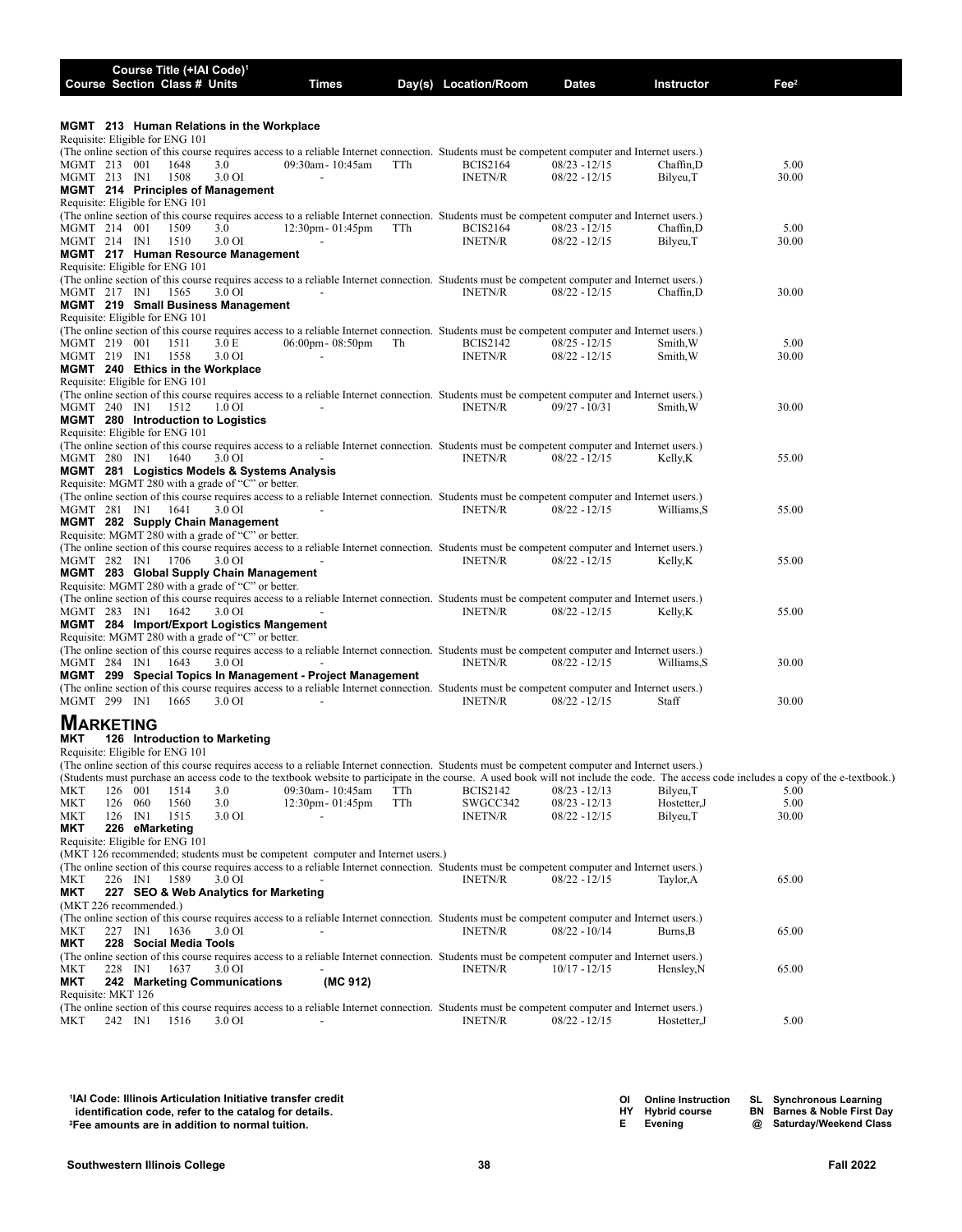| Course | Section | Class # | Units | Times | Day(s) | Location/Room | Dates | Instructor | Fee[2] |
|---|---|---|---|---|---|---|---|---|---|

**MGMT 213 Human Relations in the Workplace**
Requisite: Eligible for ENG 101
(The online section of this course requires access to a reliable Internet connection. Students must be competent computer and Internet users.)

| Course | Section | Class # | Units | Times | Day(s) | Location/Room | Dates | Instructor | Fee |
|---|---|---|---|---|---|---|---|---|---|
| MGMT 213 | 001 | 1648 | 3.0 | 09:30am- 10:45am | TTh | BCIS2164 | 08/23 - 12/15 | Chaffin,D | 5.00 |
| MGMT 213 | IN1 | 1508 | 3.0 OI | - | | INETN/R | 08/22 - 12/15 | Bilyeu,T | 30.00 |

**MGMT 214 Principles of Management**
Requisite: Eligible for ENG 101
(The online section of this course requires access to a reliable Internet connection. Students must be competent computer and Internet users.)

| Course | Section | Class # | Units | Times | Day(s) | Location/Room | Dates | Instructor | Fee |
|---|---|---|---|---|---|---|---|---|---|
| MGMT 214 | 001 | 1509 | 3.0 | 12:30pm- 01:45pm | TTh | BCIS2164 | 08/23 - 12/15 | Chaffin,D | 5.00 |
| MGMT 214 | IN1 | 1510 | 3.0 OI | - | | INETN/R | 08/22 - 12/15 | Bilyeu,T | 30.00 |

**MGMT 217 Human Resource Management**
Requisite: Eligible for ENG 101
(The online section of this course requires access to a reliable Internet connection. Students must be competent computer and Internet users.)

| Course | Section | Class # | Units | Times | Day(s) | Location/Room | Dates | Instructor | Fee |
|---|---|---|---|---|---|---|---|---|---|
| MGMT 217 | IN1 | 1565 | 3.0 OI | - | | INETN/R | 08/22 - 12/15 | Chaffin,D | 30.00 |

**MGMT 219 Small Business Management**
Requisite: Eligible for ENG 101
(The online section of this course requires access to a reliable Internet connection. Students must be competent computer and Internet users.)

| Course | Section | Class # | Units | Times | Day(s) | Location/Room | Dates | Instructor | Fee |
|---|---|---|---|---|---|---|---|---|---|
| MGMT 219 | 001 | 1511 | 3.0 E | 06:00pm- 08:50pm | Th | BCIS2142 | 08/25 - 12/15 | Smith,W | 5.00 |
| MGMT 219 | IN1 | 1558 | 3.0 OI | - | | INETN/R | 08/22 - 12/15 | Smith,W | 30.00 |

**MGMT 240 Ethics in the Workplace**
Requisite: Eligible for ENG 101
(The online section of this course requires access to a reliable Internet connection. Students must be competent computer and Internet users.)

| Course | Section | Class # | Units | Times | Day(s) | Location/Room | Dates | Instructor | Fee |
|---|---|---|---|---|---|---|---|---|---|
| MGMT 240 | IN1 | 1512 | 1.0 OI | - | | INETN/R | 09/27 - 10/31 | Smith,W | 30.00 |

**MGMT 280 Introduction to Logistics**
Requisite: Eligible for ENG 101
(The online section of this course requires access to a reliable Internet connection. Students must be competent computer and Internet users.)

| Course | Section | Class # | Units | Times | Day(s) | Location/Room | Dates | Instructor | Fee |
|---|---|---|---|---|---|---|---|---|---|
| MGMT 280 | IN1 | 1640 | 3.0 OI | - | | INETN/R | 08/22 - 12/15 | Kelly,K | 55.00 |

**MGMT 281 Logistics Models & Systems Analysis**
Requisite: MGMT 280 with a grade of "C" or better.
(The online section of this course requires access to a reliable Internet connection. Students must be competent computer and Internet users.)

| Course | Section | Class # | Units | Times | Day(s) | Location/Room | Dates | Instructor | Fee |
|---|---|---|---|---|---|---|---|---|---|
| MGMT 281 | IN1 | 1641 | 3.0 OI | - | | INETN/R | 08/22 - 12/15 | Williams,S | 55.00 |

**MGMT 282 Supply Chain Management**
Requisite: MGMT 280 with a grade of "C" or better.
(The online section of this course requires access to a reliable Internet connection. Students must be competent computer and Internet users.)

| Course | Section | Class # | Units | Times | Day(s) | Location/Room | Dates | Instructor | Fee |
|---|---|---|---|---|---|---|---|---|---|
| MGMT 282 | IN1 | 1706 | 3.0 OI | - | | INETN/R | 08/22 - 12/15 | Kelly,K | 55.00 |

**MGMT 283 Global Supply Chain Management**
Requisite: MGMT 280 with a grade of "C" or better.
(The online section of this course requires access to a reliable Internet connection. Students must be competent computer and Internet users.)

| Course | Section | Class # | Units | Times | Day(s) | Location/Room | Dates | Instructor | Fee |
|---|---|---|---|---|---|---|---|---|---|
| MGMT 283 | IN1 | 1642 | 3.0 OI | - | | INETN/R | 08/22 - 12/15 | Kelly,K | 55.00 |

**MGMT 284 Import/Export Logistics Mangement**
Requisite: MGMT 280 with a grade of "C" or better.
(The online section of this course requires access to a reliable Internet connection. Students must be competent computer and Internet users.)

| Course | Section | Class # | Units | Times | Day(s) | Location/Room | Dates | Instructor | Fee |
|---|---|---|---|---|---|---|---|---|---|
| MGMT 284 | IN1 | 1643 | 3.0 OI | - | | INETN/R | 08/22 - 12/15 | Williams,S | 30.00 |

**MGMT 299 Special Topics In Management - Project Management**
(The online section of this course requires access to a reliable Internet connection. Students must be competent computer and Internet users.)

| Course | Section | Class # | Units | Times | Day(s) | Location/Room | Dates | Instructor | Fee |
|---|---|---|---|---|---|---|---|---|---|
| MGMT 299 | IN1 | 1665 | 3.0 OI | - | | INETN/R | 08/22 - 12/15 | Staff | 30.00 |

# Marketing

**MKT 126 Introduction to Marketing**
Requisite: Eligible for ENG 101
(The online section of this course requires access to a reliable Internet connection. Students must be competent computer and Internet users.)
(Students must purchase an access code to the textbook website to participate in the course. A used book will not include the code. The access code includes a copy of the e-textbook.)

| Course | Section | Class # | Units | Times | Day(s) | Location/Room | Dates | Instructor | Fee |
|---|---|---|---|---|---|---|---|---|---|
| MKT 126 | 001 | 1514 | 3.0 | 09:30am- 10:45am | TTh | BCIS2142 | 08/23 - 12/13 | Bilyeu,T | 5.00 |
| MKT 126 | 060 | 1560 | 3.0 | 12:30pm- 01:45pm | TTh | SWGCC342 | 08/23 - 12/13 | Hostetter,J | 5.00 |
| MKT 126 | IN1 | 1515 | 3.0 OI | - | | INETN/R | 08/22 - 12/15 | Bilyeu,T | 30.00 |

**MKT 226 eMarketing**
Requisite: Eligible for ENG 101
(MKT 126 recommended; students must be competent computer and Internet users.)
(The online section of this course requires access to a reliable Internet connection. Students must be competent computer and Internet users.)

| Course | Section | Class # | Units | Times | Day(s) | Location/Room | Dates | Instructor | Fee |
|---|---|---|---|---|---|---|---|---|---|
| MKT 226 | IN1 | 1589 | 3.0 OI | - | | INETN/R | 08/22 - 12/15 | Taylor,A | 65.00 |

**MKT 227 SEO & Web Analytics for Marketing**
(MKT 226 recommended.)
(The online section of this course requires access to a reliable Internet connection. Students must be competent computer and Internet users.)

| Course | Section | Class # | Units | Times | Day(s) | Location/Room | Dates | Instructor | Fee |
|---|---|---|---|---|---|---|---|---|---|
| MKT 227 | IN1 | 1636 | 3.0 OI | - | | INETN/R | 08/22 - 10/14 | Burns,B | 65.00 |

**MKT 228 Social Media Tools**
(The online section of this course requires access to a reliable Internet connection. Students must be competent computer and Internet users.)

| Course | Section | Class # | Units | Times | Day(s) | Location/Room | Dates | Instructor | Fee |
|---|---|---|---|---|---|---|---|---|---|
| MKT 228 | IN1 | 1637 | 3.0 OI | - | | INETN/R | 10/17 - 12/15 | Hensley,N | 65.00 |

**MKT 242 Marketing Communications (MC 912)**
Requisite: MKT 126
(The online section of this course requires access to a reliable Internet connection. Students must be competent computer and Internet users.)

| Course | Section | Class # | Units | Times | Day(s) | Location/Room | Dates | Instructor | Fee |
|---|---|---|---|---|---|---|---|---|---|
| MKT 242 | IN1 | 1516 | 3.0 OI | - | | INETN/R | 08/22 - 12/15 | Hostetter,J | 5.00 |

[1] **IAI Code: Illinois Articulation Initiative transfer credit identification code, refer to the catalog for details.**
[2] **Fee amounts are in addition to normal tuition.**

**OI** Online Instruction | **HY** Hybrid course | **E** Evening | **SL** Synchronous Learning | **BN** Barnes & Noble First Day | **@** Saturday/Weekend Class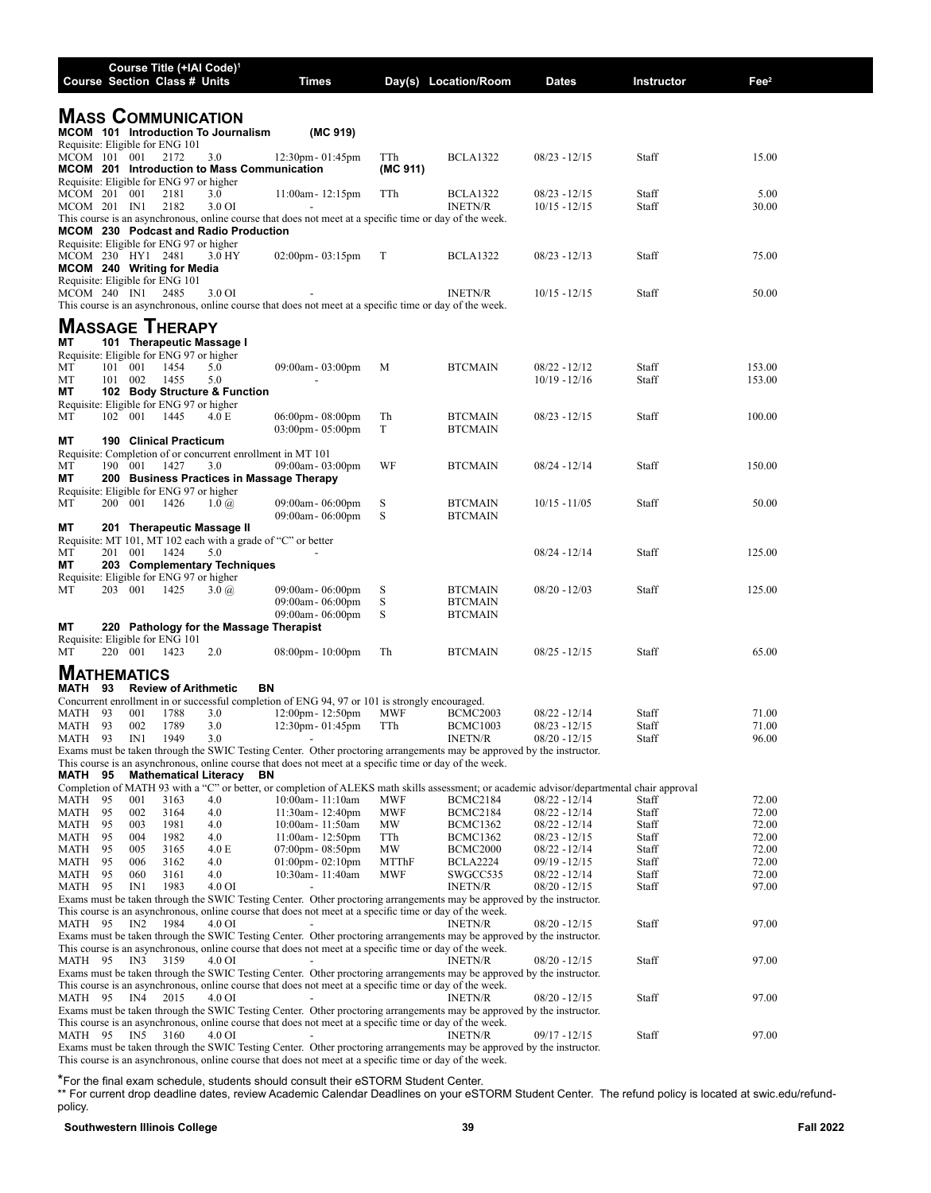| Course | Section | Class # | Units | Times | Day(s) | Location/Room | Dates | Instructor | Fee² |
|---|---|---|---|---|---|---|---|---|---|

## Mass Communication

**MCOM 101 Introduction To Journalism (MC 919)**

Requisite: Eligible for ENG 101

| Course | Section | Class # | Units | Times | Day(s) | Location/Room | Dates | Instructor | Fee |
|---|---|---|---|---|---|---|---|---|---|
| MCOM 101 | 001 | 2172 | 3.0 | 12:30pm- 01:45pm | TTh | BCLA1322 | 08/23 - 12/15 | Staff | 15.00 |

**MCOM 201 Introduction to Mass Communication (MC 911)**

Requisite: Eligible for ENG 97 or higher

| Course | Section | Class # | Units | Times | Day(s) | Location/Room | Dates | Instructor | Fee |
|---|---|---|---|---|---|---|---|---|---|
| MCOM 201 | 001 | 2181 | 3.0 | 11:00am- 12:15pm | TTh | BCLA1322 | 08/23 - 12/15 | Staff | 5.00 |
| MCOM 201 | IN1 | 2182 | 3.0 OI | - | | INETN/R | 10/15 - 12/15 | Staff | 30.00 |

This course is an asynchronous, online course that does not meet at a specific time or day of the week.

**MCOM 230 Podcast and Radio Production**

Requisite: Eligible for ENG 97 or higher

| Course | Section | Class # | Units | Times | Day(s) | Location/Room | Dates | Instructor | Fee |
|---|---|---|---|---|---|---|---|---|---|
| MCOM 230 | HY1 | 2481 | 3.0 HY | 02:00pm- 03:15pm | T | BCLA1322 | 08/23 - 12/13 | Staff | 75.00 |

**MCOM 240 Writing for Media**

Requisite: Eligible for ENG 101

| Course | Section | Class # | Units | Times | Day(s) | Location/Room | Dates | Instructor | Fee |
|---|---|---|---|---|---|---|---|---|---|
| MCOM 240 | IN1 | 2485 | 3.0 OI | - | | INETN/R | 10/15 - 12/15 | Staff | 50.00 |

This course is an asynchronous, online course that does not meet at a specific time or day of the week.

## Massage Therapy

**MT 101 Therapeutic Massage I**

Requisite: Eligible for ENG 97 or higher

| Course | Section | Class # | Units | Times | Day(s) | Location/Room | Dates | Instructor | Fee |
|---|---|---|---|---|---|---|---|---|---|
| MT 101 | 001 | 1454 | 5.0 | 09:00am- 03:00pm | M | BTCMAIN | 08/22 - 12/12 | Staff | 153.00 |
| MT 101 | 002 | 1455 | 5.0 | - | | | 10/19 - 12/16 | Staff | 153.00 |

**MT 102 Body Structure & Function**

Requisite: Eligible for ENG 97 or higher

| Course | Section | Class # | Units | Times | Day(s) | Location/Room | Dates | Instructor | Fee |
|---|---|---|---|---|---|---|---|---|---|
| MT 102 | 001 | 1445 | 4.0 E | 06:00pm- 08:00pm | Th | BTCMAIN | 08/23 - 12/15 | Staff | 100.00 |
| | | | | 03:00pm- 05:00pm | T | BTCMAIN | | | |

**MT 190 Clinical Practicum**

Requisite: Completion of or concurrent enrollment in MT 101

| Course | Section | Class # | Units | Times | Day(s) | Location/Room | Dates | Instructor | Fee |
|---|---|---|---|---|---|---|---|---|---|
| MT 190 | 001 | 1427 | 3.0 | 09:00am- 03:00pm | WF | BTCMAIN | 08/24 - 12/14 | Staff | 150.00 |

**MT 200 Business Practices in Massage Therapy**

Requisite: Eligible for ENG 97 or higher

| Course | Section | Class # | Units | Times | Day(s) | Location/Room | Dates | Instructor | Fee |
|---|---|---|---|---|---|---|---|---|---|
| MT 200 | 001 | 1426 | 1.0 @ | 09:00am- 06:00pm | S | BTCMAIN | 10/15 - 11/05 | Staff | 50.00 |
| | | | | 09:00am- 06:00pm | S | BTCMAIN | | | |

**MT 201 Therapeutic Massage II**

Requisite: MT 101, MT 102 each with a grade of "C" or better

| Course | Section | Class # | Units | Times | Day(s) | Location/Room | Dates | Instructor | Fee |
|---|---|---|---|---|---|---|---|---|---|
| MT 201 | 001 | 1424 | 5.0 | - | | | 08/24 - 12/14 | Staff | 125.00 |

**MT 203 Complementary Techniques**

Requisite: Eligible for ENG 97 or higher

| Course | Section | Class # | Units | Times | Day(s) | Location/Room | Dates | Instructor | Fee |
|---|---|---|---|---|---|---|---|---|---|
| MT 203 | 001 | 1425 | 3.0 @ | 09:00am- 06:00pm | S | BTCMAIN | 08/20 - 12/03 | Staff | 125.00 |
| | | | | 09:00am- 06:00pm | S | BTCMAIN | | | |
| | | | | 09:00am- 06:00pm | S | BTCMAIN | | | |

**MT 220 Pathology for the Massage Therapist**

Requisite: Eligible for ENG 101

| Course | Section | Class # | Units | Times | Day(s) | Location/Room | Dates | Instructor | Fee |
|---|---|---|---|---|---|---|---|---|---|
| MT 220 | 001 | 1423 | 2.0 | 08:00pm- 10:00pm | Th | BTCMAIN | 08/25 - 12/15 | Staff | 65.00 |

## Mathematics

**MATH 93 Review of Arithmetic BN**

Concurrent enrollment in or successful completion of ENG 94, 97 or 101 is strongly encouraged.

| Course | Section | Class # | Units | Times | Day(s) | Location/Room | Dates | Instructor | Fee |
|---|---|---|---|---|---|---|---|---|---|
| MATH 93 | 001 | 1788 | 3.0 | 12:00pm- 12:50pm | MWF | BCMC2003 | 08/22 - 12/14 | Staff | 71.00 |
| MATH 93 | 002 | 1789 | 3.0 | 12:30pm- 01:45pm | TTh | BCMC1003 | 08/23 - 12/15 | Staff | 71.00 |
| MATH 93 | IN1 | 1949 | 3.0 | - | | INETN/R | 08/20 - 12/15 | Staff | 96.00 |

Exams must be taken through the SWIC Testing Center. Other proctoring arrangements may be approved by the instructor.
This course is an asynchronous, online course that does not meet at a specific time or day of the week.

**MATH 95 Mathematical Literacy BN**

Completion of MATH 93 with a "C" or better, or completion of ALEKS math skills assessment; or academic advisor/departmental chair approval

| Course | Section | Class # | Units | Times | Day(s) | Location/Room | Dates | Instructor | Fee |
|---|---|---|---|---|---|---|---|---|---|
| MATH 95 | 001 | 3163 | 4.0 | 10:00am- 11:10am | MWF | BCMC2184 | 08/22 - 12/14 | Staff | 72.00 |
| MATH 95 | 002 | 3164 | 4.0 | 11:30am- 12:40pm | MWF | BCMC2184 | 08/22 - 12/14 | Staff | 72.00 |
| MATH 95 | 003 | 1981 | 4.0 | 10:00am- 11:50am | MW | BCMC1362 | 08/22 - 12/14 | Staff | 72.00 |
| MATH 95 | 004 | 1982 | 4.0 | 11:00am- 12:50pm | TTh | BCMC1362 | 08/23 - 12/15 | Staff | 72.00 |
| MATH 95 | 005 | 3165 | 4.0 E | 07:00pm- 08:50pm | MW | BCMC2000 | 08/22 - 12/14 | Staff | 72.00 |
| MATH 95 | 006 | 3162 | 4.0 | 01:00pm- 02:10pm | MTThF | BCLA2224 | 09/19 - 12/15 | Staff | 72.00 |
| MATH 95 | 060 | 3161 | 4.0 | 10:30am- 11:40am | MWF | SWGCC535 | 08/22 - 12/14 | Staff | 72.00 |
| MATH 95 | IN1 | 1983 | 4.0 OI | - | | INETN/R | 08/20 - 12/15 | Staff | 97.00 |

Exams must be taken through the SWIC Testing Center. Other proctoring arrangements may be approved by the instructor.
This course is an asynchronous, online course that does not meet at a specific time or day of the week.

| Course | Section | Class # | Units | Times | Day(s) | Location/Room | Dates | Instructor | Fee |
|---|---|---|---|---|---|---|---|---|---|
| MATH 95 | IN2 | 1984 | 4.0 OI | - | | INETN/R | 08/20 - 12/15 | Staff | 97.00 |

Exams must be taken through the SWIC Testing Center. Other proctoring arrangements may be approved by the instructor.
This course is an asynchronous, online course that does not meet at a specific time or day of the week.

| Course | Section | Class # | Units | Times | Day(s) | Location/Room | Dates | Instructor | Fee |
|---|---|---|---|---|---|---|---|---|---|
| MATH 95 | IN3 | 3159 | 4.0 OI | - | | INETN/R | 08/20 - 12/15 | Staff | 97.00 |

Exams must be taken through the SWIC Testing Center. Other proctoring arrangements may be approved by the instructor.
This course is an asynchronous, online course that does not meet at a specific time or day of the week.

| Course | Section | Class # | Units | Times | Day(s) | Location/Room | Dates | Instructor | Fee |
|---|---|---|---|---|---|---|---|---|---|
| MATH 95 | IN4 | 2015 | 4.0 OI | - | | INETN/R | 08/20 - 12/15 | Staff | 97.00 |

Exams must be taken through the SWIC Testing Center. Other proctoring arrangements may be approved by the instructor.
This course is an asynchronous, online course that does not meet at a specific time or day of the week.

| Course | Section | Class # | Units | Times | Day(s) | Location/Room | Dates | Instructor | Fee |
|---|---|---|---|---|---|---|---|---|---|
| MATH 95 | IN5 | 3160 | 4.0 OI | - | | INETN/R | 09/17 - 12/15 | Staff | 97.00 |

Exams must be taken through the SWIC Testing Center. Other proctoring arrangements may be approved by the instructor.
This course is an asynchronous, online course that does not meet at a specific time or day of the week.

*For the final exam schedule, students should consult their eSTORM Student Center.

** For current drop deadline dates, review Academic Calendar Deadlines on your eSTORM Student Center. The refund policy is located at swic.edu/refund-policy.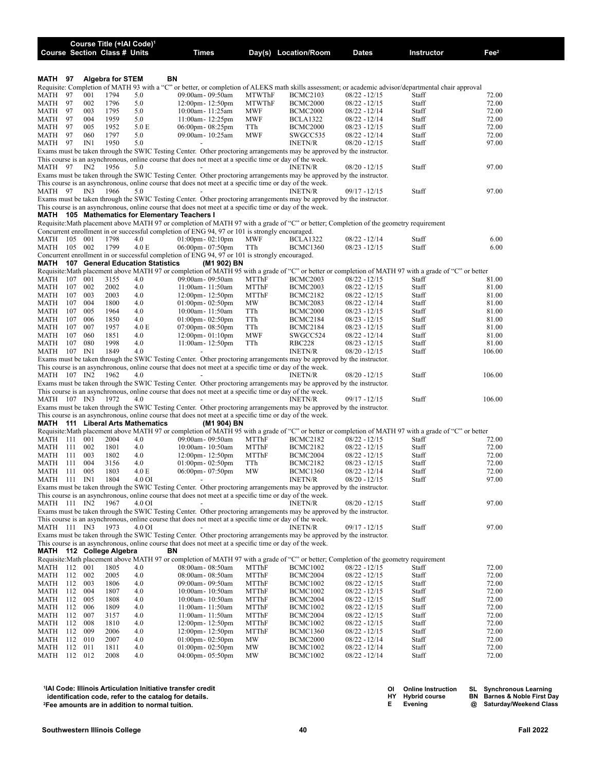| Course | Section | Class # | Course Title (+IAI Code)[1] Units | Times | Day(s) | Location/Room | Dates | Instructor | Fee[2] |
|---|---|---|---|---|---|---|---|---|---|

**MATH 97 Algebra for STEM BN**

Requisite: Completion of MATH 93 with a "C" or better, or completion of ALEKS math skills assessment; or academic advisor/departmental chair approval

| Course | Section | Class # | Units | Times | Day(s) | Location/Room | Dates | Instructor | Fee |
|---|---|---|---|---|---|---|---|---|---|
| MATH 97 | 001 | 1794 | 5.0 | 09:00am- 09:50am | MTWThF | BCMC2103 | 08/22 - 12/15 | Staff | 72.00 |
| MATH 97 | 002 | 1796 | 5.0 | 12:00pm- 12:50pm | MTWThF | BCMC2000 | 08/22 - 12/15 | Staff | 72.00 |
| MATH 97 | 003 | 1795 | 5.0 | 10:00am- 11:25am | MWF | BCMC2000 | 08/22 - 12/14 | Staff | 72.00 |
| MATH 97 | 004 | 1959 | 5.0 | 11:00am- 12:25pm | MWF | BCLA1322 | 08/22 - 12/14 | Staff | 72.00 |
| MATH 97 | 005 | 1952 | 5.0 E | 06:00pm- 08:25pm | TTh | BCMC2000 | 08/23 - 12/15 | Staff | 72.00 |
| MATH 97 | 060 | 1797 | 5.0 | 09:00am- 10:25am | MWF | SWGCC535 | 08/22 - 12/14 | Staff | 72.00 |
| MATH 97 | IN1 | 1950 | 5.0 | - | | INETN/R | 08/20 - 12/15 | Staff | 97.00 |

Exams must be taken through the SWIC Testing Center. Other proctoring arrangements may be approved by the instructor.
This course is an asynchronous, online course that does not meet at a specific time or day of the week.

| Course | Section | Class # | Units | Times | Day(s) | Location/Room | Dates | Instructor | Fee |
|---|---|---|---|---|---|---|---|---|---|
| MATH 97 | IN2 | 1956 | 5.0 | - | | INETN/R | 08/20 - 12/15 | Staff | 97.00 |

Exams must be taken through the SWIC Testing Center. Other proctoring arrangements may be approved by the instructor.
This course is an asynchronous, online course that does not meet at a specific time or day of the week.

| Course | Section | Class # | Units | Times | Day(s) | Location/Room | Dates | Instructor | Fee |
|---|---|---|---|---|---|---|---|---|---|
| MATH 97 | IN3 | 1966 | 5.0 | - | | INETN/R | 09/17 - 12/15 | Staff | 97.00 |

Exams must be taken through the SWIC Testing Center. Other proctoring arrangements may be approved by the instructor.
This course is an asynchronous, online course that does not meet at a specific time or day of the week.

**MATH 105 Mathematics for Elementary Teachers I**

Requisite: Math placement above MATH 97 or completion of MATH 97 with a grade of "C" or better; Completion of the geometry requirement
Concurrent enrollment in or successful completion of ENG 94, 97 or 101 is strongly encouraged.

| Course | Section | Class # | Units | Times | Day(s) | Location/Room | Dates | Instructor | Fee |
|---|---|---|---|---|---|---|---|---|---|
| MATH 105 | 001 | 1798 | 4.0 | 01:00pm- 02:10pm | MWF | BCLA1322 | 08/22 - 12/14 | Staff | 6.00 |
| MATH 105 | 002 | 1799 | 4.0 E | 06:00pm- 07:50pm | TTh | BCMC1360 | 08/23 - 12/15 | Staff | 6.00 |

Concurrent enrollment in or successful completion of ENG 94, 97 or 101 is strongly encouraged.

**MATH 107 General Education Statistics (M1 902) BN**

Requisite: Math placement above MATH 97 or completion of MATH 95 with a grade of "C" or better or completion of MATH 97 with a grade of "C" or better

| Course | Section | Class # | Units | Times | Day(s) | Location/Room | Dates | Instructor | Fee |
|---|---|---|---|---|---|---|---|---|---|
| MATH 107 | 001 | 3155 | 4.0 | 09:00am- 09:50am | MTThF | BCMC2003 | 08/22 - 12/15 | Staff | 81.00 |
| MATH 107 | 002 | 2002 | 4.0 | 11:00am- 11:50am | MTThF | BCMC2003 | 08/22 - 12/15 | Staff | 81.00 |
| MATH 107 | 003 | 2003 | 4.0 | 12:00pm- 12:50pm | MTThF | BCMC2182 | 08/22 - 12/15 | Staff | 81.00 |
| MATH 107 | 004 | 1800 | 4.0 | 01:00pm- 02:50pm | MW | BCMC2083 | 08/22 - 12/14 | Staff | 81.00 |
| MATH 107 | 005 | 1964 | 4.0 | 10:00am- 11:50am | TTh | BCMC2000 | 08/23 - 12/15 | Staff | 81.00 |
| MATH 107 | 006 | 1850 | 4.0 | 01:00pm- 02:50pm | TTh | BCMC2184 | 08/23 - 12/15 | Staff | 81.00 |
| MATH 107 | 007 | 1957 | 4.0 E | 07:00pm- 08:50pm | TTh | BCMC2184 | 08/23 - 12/15 | Staff | 81.00 |
| MATH 107 | 060 | 1851 | 4.0 | 12:00pm- 01:10pm | MWF | SWGCC524 | 08/22 - 12/14 | Staff | 81.00 |
| MATH 107 | 080 | 1998 | 4.0 | 11:00am- 12:50pm | TTh | RBC228 | 08/23 - 12/15 | Staff | 81.00 |
| MATH 107 | IN1 | 1849 | 4.0 | - | | INETN/R | 08/20 - 12/15 | Staff | 106.00 |

Exams must be taken through the SWIC Testing Center. Other proctoring arrangements may be approved by the instructor.
This course is an asynchronous, online course that does not meet at a specific time or day of the week.

| Course | Section | Class # | Units | Times | Day(s) | Location/Room | Dates | Instructor | Fee |
|---|---|---|---|---|---|---|---|---|---|
| MATH 107 | IN2 | 1962 | 4.0 | - | | INETN/R | 08/20 - 12/15 | Staff | 106.00 |

Exams must be taken through the SWIC Testing Center. Other proctoring arrangements may be approved by the instructor.
This course is an asynchronous, online course that does not meet at a specific time or day of the week.

| Course | Section | Class # | Units | Times | Day(s) | Location/Room | Dates | Instructor | Fee |
|---|---|---|---|---|---|---|---|---|---|
| MATH 107 | IN3 | 1972 | 4.0 | - | | INETN/R | 09/17 - 12/15 | Staff | 106.00 |

Exams must be taken through the SWIC Testing Center. Other proctoring arrangements may be approved by the instructor.
This course is an asynchronous, online course that does not meet at a specific time or day of the week.

**MATH 111 Liberal Arts Mathematics (M1 904) BN**

Requisite: Math placement above MATH 97 or completion of MATH 95 with a grade of "C" or better or completion of MATH 97 with a grade of "C" or better

| Course | Section | Class # | Units | Times | Day(s) | Location/Room | Dates | Instructor | Fee |
|---|---|---|---|---|---|---|---|---|---|
| MATH 111 | 001 | 2004 | 4.0 | 09:00am- 09:50am | MTThF | BCMC2182 | 08/22 - 12/15 | Staff | 72.00 |
| MATH 111 | 002 | 1801 | 4.0 | 10:00am- 10:50am | MTThF | BCMC2182 | 08/22 - 12/15 | Staff | 72.00 |
| MATH 111 | 003 | 1802 | 4.0 | 12:00pm- 12:50pm | MTThF | BCMC2004 | 08/22 - 12/15 | Staff | 72.00 |
| MATH 111 | 004 | 3156 | 4.0 | 01:00pm- 02:50pm | TTh | BCMC2182 | 08/23 - 12/15 | Staff | 72.00 |
| MATH 111 | 005 | 1803 | 4.0 E | 06:00pm- 07:50pm | MW | BCMC1360 | 08/22 - 12/14 | Staff | 72.00 |
| MATH 111 | IN1 | 1804 | 4.0 OI | - | | INETN/R | 08/20 - 12/15 | Staff | 97.00 |

Exams must be taken through the SWIC Testing Center. Other proctoring arrangements may be approved by the instructor.
This course is an asynchronous, online course that does not meet at a specific time or day of the week.

| Course | Section | Class # | Units | Times | Day(s) | Location/Room | Dates | Instructor | Fee |
|---|---|---|---|---|---|---|---|---|---|
| MATH 111 | IN2 | 1967 | 4.0 OI | - | | INETN/R | 08/20 - 12/15 | Staff | 97.00 |

Exams must be taken through the SWIC Testing Center. Other proctoring arrangements may be approved by the instructor.
This course is an asynchronous, online course that does not meet at a specific time or day of the week.

| Course | Section | Class # | Units | Times | Day(s) | Location/Room | Dates | Instructor | Fee |
|---|---|---|---|---|---|---|---|---|---|
| MATH 111 | IN3 | 1973 | 4.0 OI | - | | INETN/R | 09/17 - 12/15 | Staff | 97.00 |

Exams must be taken through the SWIC Testing Center. Other proctoring arrangements may be approved by the instructor.
This course is an asynchronous, online course that does not meet at a specific time or day of the week.

**MATH 112 College Algebra BN**

Requisite: Math placement above MATH 97 or completion of MATH 97 with a grade of "C" or better; Completion of the geometry requirement

| Course | Section | Class # | Units | Times | Day(s) | Location/Room | Dates | Instructor | Fee |
|---|---|---|---|---|---|---|---|---|---|
| MATH 112 | 001 | 1805 | 4.0 | 08:00am- 08:50am | MTThF | BCMC1002 | 08/22 - 12/15 | Staff | 72.00 |
| MATH 112 | 002 | 2005 | 4.0 | 08:00am- 08:50am | MTThF | BCMC2004 | 08/22 - 12/15 | Staff | 72.00 |
| MATH 112 | 003 | 1806 | 4.0 | 09:00am- 09:50am | MTThF | BCMC1002 | 08/22 - 12/15 | Staff | 72.00 |
| MATH 112 | 004 | 1807 | 4.0 | 10:00am- 10:50am | MTThF | BCMC1002 | 08/22 - 12/15 | Staff | 72.00 |
| MATH 112 | 005 | 1808 | 4.0 | 10:00am- 10:50am | MTThF | BCMC2004 | 08/22 - 12/15 | Staff | 72.00 |
| MATH 112 | 006 | 1809 | 4.0 | 11:00am- 11:50am | MTThF | BCMC1002 | 08/22 - 12/15 | Staff | 72.00 |
| MATH 112 | 007 | 3157 | 4.0 | 11:00am- 11:50am | MTThF | BCMC2004 | 08/22 - 12/15 | Staff | 72.00 |
| MATH 112 | 008 | 1810 | 4.0 | 12:00pm- 12:50pm | MTThF | BCMC1002 | 08/22 - 12/15 | Staff | 72.00 |
| MATH 112 | 009 | 2006 | 4.0 | 12:00pm- 12:50pm | MTThF | BCMC1360 | 08/22 - 12/15 | Staff | 72.00 |
| MATH 112 | 010 | 2007 | 4.0 | 01:00pm- 02:50pm | MW | BCMC2000 | 08/22 - 12/14 | Staff | 72.00 |
| MATH 112 | 011 | 1811 | 4.0 | 01:00pm- 02:50pm | MW | BCMC1002 | 08/22 - 12/14 | Staff | 72.00 |
| MATH 112 | 012 | 2008 | 4.0 | 04:00pm- 05:50pm | MW | BCMC1002 | 08/22 - 12/14 | Staff | 72.00 |

[1]IAI Code: Illinois Articulation Initiative transfer credit identification code, refer to the catalog for details.
[2]Fee amounts are in addition to normal tuition.

OI Online Instruction — HY Hybrid course — E Evening — SL Synchronous Learning — BN Barnes & Noble First Day — @ Saturday/Weekend Class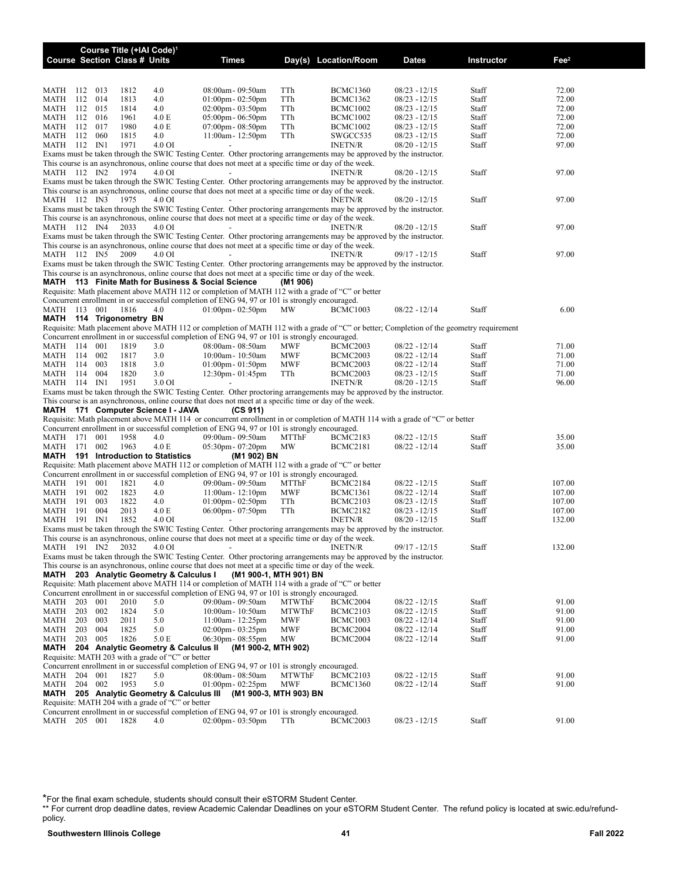| Course | Section | Class # | Course Title (+IAI Code)[1] Units | Times | Day(s) | Location/Room | Dates | Instructor | Fee[2] |
|---|---|---|---|---|---|---|---|---|---|
| MATH | 112 | 013 | 1812 | 4.0 | 08:00am - 09:50am | TTh | BCMC1360 | 08/23 - 12/15 | Staff | 72.00 |
| MATH | 112 | 014 | 1813 | 4.0 | 01:00pm - 02:50pm | TTh | BCMC1362 | 08/23 - 12/15 | Staff | 72.00 |
| MATH | 112 | 015 | 1814 | 4.0 | 02:00pm - 03:50pm | TTh | BCMC1002 | 08/23 - 12/15 | Staff | 72.00 |
| MATH | 112 | 016 | 1961 | 4.0 E | 05:00pm - 06:50pm | TTh | BCMC1002 | 08/23 - 12/15 | Staff | 72.00 |
| MATH | 112 | 017 | 1980 | 4.0 E | 07:00pm - 08:50pm | TTh | BCMC1002 | 08/23 - 12/15 | Staff | 72.00 |
| MATH | 112 | 060 | 1815 | 4.0 | 11:00am - 12:50pm | TTh | SWGCC535 | 08/23 - 12/15 | Staff | 72.00 |
| MATH | 112 | IN1 | 1971 | 4.0 OI | - | | INETN/R | 08/20 - 12/15 | Staff | 97.00 |

Exams must be taken through the SWIC Testing Center. Other proctoring arrangements may be approved by the instructor.
This course is an asynchronous, online course that does not meet at a specific time or day of the week.

| Course | Section | Class # | Units | Times | Day(s) | Location/Room | Dates | Instructor | Fee |
|---|---|---|---|---|---|---|---|---|---|
| MATH 112 | IN2 | 1974 | 4.0 OI | - | | INETN/R | 08/20 - 12/15 | Staff | 97.00 |

Exams must be taken through the SWIC Testing Center. Other proctoring arrangements may be approved by the instructor.
This course is an asynchronous, online course that does not meet at a specific time or day of the week.

| Course | Section | Class # | Units | Times | Day(s) | Location/Room | Dates | Instructor | Fee |
|---|---|---|---|---|---|---|---|---|---|
| MATH 112 | IN3 | 1975 | 4.0 OI | - | | INETN/R | 08/20 - 12/15 | Staff | 97.00 |

Exams must be taken through the SWIC Testing Center. Other proctoring arrangements may be approved by the instructor.
This course is an asynchronous, online course that does not meet at a specific time or day of the week.

| Course | Section | Class # | Units | Times | Day(s) | Location/Room | Dates | Instructor | Fee |
|---|---|---|---|---|---|---|---|---|---|
| MATH 112 | IN4 | 2033 | 4.0 OI | - | | INETN/R | 08/20 - 12/15 | Staff | 97.00 |

Exams must be taken through the SWIC Testing Center. Other proctoring arrangements may be approved by the instructor.
This course is an asynchronous, online course that does not meet at a specific time or day of the week.

| Course | Section | Class # | Units | Times | Day(s) | Location/Room | Dates | Instructor | Fee |
|---|---|---|---|---|---|---|---|---|---|
| MATH 112 | IN5 | 2009 | 4.0 OI | - | | INETN/R | 09/17 - 12/15 | Staff | 97.00 |

Exams must be taken through the SWIC Testing Center. Other proctoring arrangements may be approved by the instructor.
This course is an asynchronous, online course that does not meet at a specific time or day of the week.

**MATH 113 Finite Math for Business & Social Science (M1 906)**

Requisite: Math placement above MATH 112 or completion of MATH 112 with a grade of "C" or better
Concurrent enrollment in or successful completion of ENG 94, 97 or 101 is strongly encouraged.

| Course | Section | Class # | Units | Times | Day(s) | Location/Room | Dates | Instructor | Fee |
|---|---|---|---|---|---|---|---|---|---|
| MATH 113 | 001 | 1816 | 4.0 | 01:00pm - 02:50pm | MW | BCMC1003 | 08/22 - 12/14 | Staff | 6.00 |

**MATH 114 Trigonometry BN**

Requisite: Math placement above MATH 112 or completion of MATH 112 with a grade of "C" or better; Completion of the geometry requirement
Concurrent enrollment in or successful completion of ENG 94, 97 or 101 is strongly encouraged.

| Course | Section | Class # | Units | Times | Day(s) | Location/Room | Dates | Instructor | Fee |
|---|---|---|---|---|---|---|---|---|---|
| MATH 114 | 001 | 1819 | 3.0 | 08:00am - 08:50am | MWF | BCMC2003 | 08/22 - 12/14 | Staff | 71.00 |
| MATH 114 | 002 | 1817 | 3.0 | 10:00am - 10:50am | MWF | BCMC2003 | 08/22 - 12/14 | Staff | 71.00 |
| MATH 114 | 003 | 1818 | 3.0 | 01:00pm - 01:50pm | MWF | BCMC2003 | 08/22 - 12/14 | Staff | 71.00 |
| MATH 114 | 004 | 1820 | 3.0 | 12:30pm - 01:45pm | TTh | BCMC2003 | 08/23 - 12/15 | Staff | 71.00 |
| MATH 114 | IN1 | 1951 | 3.0 OI | - | | INETN/R | 08/20 - 12/15 | Staff | 96.00 |

Exams must be taken through the SWIC Testing Center. Other proctoring arrangements may be approved by the instructor.
This course is an asynchronous, online course that does not meet at a specific time or day of the week.

**MATH 171 Computer Science I - JAVA (CS 911)**

Requisite: Math placement above MATH 114 or concurrent enrollment in or completion of MATH 114 with a grade of "C" or better
Concurrent enrollment in or successful completion of ENG 94, 97 or 101 is strongly encouraged.

| Course | Section | Class # | Units | Times | Day(s) | Location/Room | Dates | Instructor | Fee |
|---|---|---|---|---|---|---|---|---|---|
| MATH 171 | 001 | 1958 | 4.0 | 09:00am - 09:50am | MTThF | BCMC2183 | 08/22 - 12/15 | Staff | 35.00 |
| MATH 171 | 002 | 1963 | 4.0 E | 05:30pm - 07:20pm | MW | BCMC2181 | 08/22 - 12/14 | Staff | 35.00 |

**MATH 191 Introduction to Statistics (M1 902) BN**

Requisite: Math placement above MATH 112 or completion of MATH 112 with a grade of "C" or better
Concurrent enrollment in or successful completion of ENG 94, 97 or 101 is strongly encouraged.

| Course | Section | Class # | Units | Times | Day(s) | Location/Room | Dates | Instructor | Fee |
|---|---|---|---|---|---|---|---|---|---|
| MATH 191 | 001 | 1821 | 4.0 | 09:00am - 09:50am | MTThF | BCMC2184 | 08/22 - 12/15 | Staff | 107.00 |
| MATH 191 | 002 | 1823 | 4.0 | 11:00am - 12:10pm | MWF | BCMC1361 | 08/22 - 12/14 | Staff | 107.00 |
| MATH 191 | 003 | 1822 | 4.0 | 01:00pm - 02:50pm | TTh | BCMC2103 | 08/23 - 12/15 | Staff | 107.00 |
| MATH 191 | 004 | 2013 | 4.0 E | 06:00pm - 07:50pm | TTh | BCMC2182 | 08/23 - 12/15 | Staff | 107.00 |
| MATH 191 | IN1 | 1852 | 4.0 OI | - | | INETN/R | 08/20 - 12/15 | Staff | 132.00 |

Exams must be taken through the SWIC Testing Center. Other proctoring arrangements may be approved by the instructor.
This course is an asynchronous, online course that does not meet at a specific time or day of the week.

| Course | Section | Class # | Units | Times | Day(s) | Location/Room | Dates | Instructor | Fee |
|---|---|---|---|---|---|---|---|---|---|
| MATH 191 | IN2 | 2032 | 4.0 OI | - | | INETN/R | 09/17 - 12/15 | Staff | 132.00 |

Exams must be taken through the SWIC Testing Center. Other proctoring arrangements may be approved by the instructor.
This course is an asynchronous, online course that does not meet at a specific time or day of the week.

**MATH 203 Analytic Geometry & Calculus I (M1 900-1, MTH 901) BN**

Requisite: Math placement above MATH 114 or completion of MATH 114 with a grade of "C" or better
Concurrent enrollment in or successful completion of ENG 94, 97 or 101 is strongly encouraged.

| Course | Section | Class # | Units | Times | Day(s) | Location/Room | Dates | Instructor | Fee |
|---|---|---|---|---|---|---|---|---|---|
| MATH 203 | 001 | 2010 | 5.0 | 09:00am - 09:50am | MTWThF | BCMC2004 | 08/22 - 12/15 | Staff | 91.00 |
| MATH 203 | 002 | 1824 | 5.0 | 10:00am - 10:50am | MTWThF | BCMC2103 | 08/22 - 12/15 | Staff | 91.00 |
| MATH 203 | 003 | 2011 | 5.0 | 11:00am - 12:25pm | MWF | BCMC1003 | 08/22 - 12/14 | Staff | 91.00 |
| MATH 203 | 004 | 1825 | 5.0 | 02:00pm - 03:25pm | MWF | BCMC2004 | 08/22 - 12/14 | Staff | 91.00 |
| MATH 203 | 005 | 1826 | 5.0 E | 06:30pm - 08:55pm | MW | BCMC2004 | 08/22 - 12/14 | Staff | 91.00 |

**MATH 204 Analytic Geometry & Calculus II (M1 900-2, MTH 902)**

Requisite: MATH 203 with a grade of "C" or better
Concurrent enrollment in or successful completion of ENG 94, 97 or 101 is strongly encouraged.

| Course | Section | Class # | Units | Times | Day(s) | Location/Room | Dates | Instructor | Fee |
|---|---|---|---|---|---|---|---|---|---|
| MATH 204 | 001 | 1827 | 5.0 | 08:00am - 08:50am | MTWThF | BCMC2103 | 08/22 - 12/15 | Staff | 91.00 |
| MATH 204 | 002 | 1953 | 5.0 | 01:00pm - 02:25pm | MWF | BCMC1360 | 08/22 - 12/14 | Staff | 91.00 |

**MATH 205 Analytic Geometry & Calculus III (M1 900-3, MTH 903) BN**

Requisite: MATH 204 with a grade of "C" or better
Concurrent enrollment in or successful completion of ENG 94, 97 or 101 is strongly encouraged.

| Course | Section | Class # | Units | Times | Day(s) | Location/Room | Dates | Instructor | Fee |
|---|---|---|---|---|---|---|---|---|---|
| MATH 205 | 001 | 1828 | 4.0 | 02:00pm - 03:50pm | TTh | BCMC2003 | 08/23 - 12/15 | Staff | 91.00 |

*For the final exam schedule, students should consult their eSTORM Student Center.
** For current drop deadline dates, review Academic Calendar Deadlines on your eSTORM Student Center. The refund policy is located at swic.edu/refund-policy.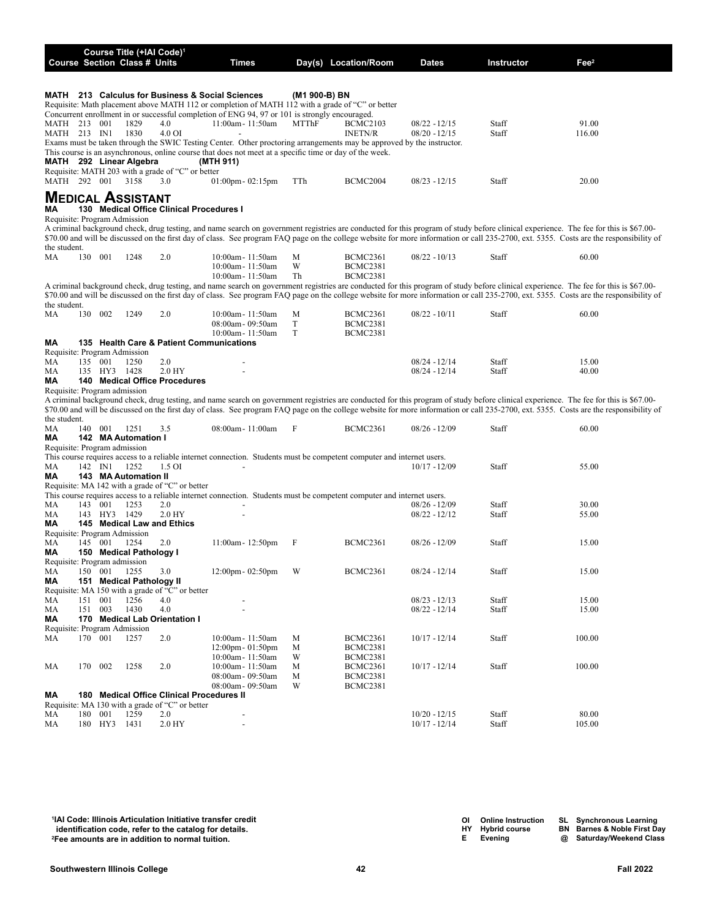| Course | Section | Class # | Units | Times | Day(s) | Location/Room | Dates | Instructor | Fee[2] |
|---|---|---|---|---|---|---|---|---|---|

**MATH 213 Calculus for Business & Social Sciences (M1 900-B) BN**

Requisite: Math placement above MATH 112 or completion of MATH 112 with a grade of "C" or better

Concurrent enrollment in or successful completion of ENG 94, 97 or 101 is strongly encouraged.

| Course | Section | Class # | Units | Times | Day(s) | Location/Room | Dates | Instructor | Fee |
|---|---|---|---|---|---|---|---|---|---|
| MATH 213 | 001 | 1829 | 4.0 | 11:00am - 11:50am | MTThF | BCMC2103 | 08/22 - 12/15 | Staff | 91.00 |
| MATH 213 | IN1 | 1830 | 4.0 OI | - | | INETN/R | 08/20 - 12/15 | Staff | 116.00 |

Exams must be taken through the SWIC Testing Center. Other proctoring arrangements may be approved by the instructor.

This course is an asynchronous, online course that does not meet at a specific time or day of the week.

**MATH 292 Linear Algebra (MTH 911)**

Requisite: MATH 203 with a grade of "C" or better

| Course | Section | Class # | Units | Times | Day(s) | Location/Room | Dates | Instructor | Fee |
|---|---|---|---|---|---|---|---|---|---|
| MATH 292 | 001 | 3158 | 3.0 | 01:00pm - 02:15pm | TTh | BCMC2004 | 08/23 - 12/15 | Staff | 20.00 |

# Medical Assistant

**MA 130 Medical Office Clinical Procedures I**

Requisite: Program Admission

A criminal background check, drug testing, and name search on government registries are conducted for this program of study before clinical experience. The fee for this is $67.00-$70.00 and will be discussed on the first day of class. See program FAQ page on the college website for more information or call 235-2700, ext. 5355. Costs are the responsibility of the student.

| Course | Section | Class # | Units | Times | Day(s) | Location/Room | Dates | Instructor | Fee |
|---|---|---|---|---|---|---|---|---|---|
| MA 130 | 001 | 1248 | 2.0 | 10:00am - 11:50am | M | BCMC2361 | 08/22 - 10/13 | Staff | 60.00 |
| | | | | 10:00am - 11:50am | W | BCMC2381 | | | |
| | | | | 10:00am - 11:50am | Th | BCMC2381 | | | |

A criminal background check, drug testing, and name search on government registries are conducted for this program of study before clinical experience. The fee for this is $67.00-$70.00 and will be discussed on the first day of class. See program FAQ page on the college website for more information or call 235-2700, ext. 5355. Costs are the responsibility of the student.

| Course | Section | Class # | Units | Times | Day(s) | Location/Room | Dates | Instructor | Fee |
|---|---|---|---|---|---|---|---|---|---|
| MA 130 | 002 | 1249 | 2.0 | 10:00am - 11:50am | M | BCMC2361 | 08/22 - 10/11 | Staff | 60.00 |
| | | | | 08:00am - 09:50am | T | BCMC2381 | | | |
| | | | | 10:00am - 11:50am | T | BCMC2381 | | | |

**MA 135 Health Care & Patient Communications**

Requisite: Program Admission

| Course | Section | Class # | Units | Times | Day(s) | Location/Room | Dates | Instructor | Fee |
|---|---|---|---|---|---|---|---|---|---|
| MA 135 | 001 | 1250 | 2.0 | - | | | 08/24 - 12/14 | Staff | 15.00 |
| MA 135 | HY3 | 1428 | 2.0 HY | - | | | 08/24 - 12/14 | Staff | 40.00 |

**MA 140 Medical Office Procedures**

Requisite: Program admission

A criminal background check, drug testing, and name search on government registries are conducted for this program of study before clinical experience. The fee for this is $67.00-$70.00 and will be discussed on the first day of class. See program FAQ page on the college website for more information or call 235-2700, ext. 5355. Costs are the responsibility of the student.

| Course | Section | Class # | Units | Times | Day(s) | Location/Room | Dates | Instructor | Fee |
|---|---|---|---|---|---|---|---|---|---|
| MA 140 | 001 | 1251 | 3.5 | 08:00am - 11:00am | F | BCMC2361 | 08/26 - 12/09 | Staff | 60.00 |

**MA 142 MA Automation I**

Requisite: Program admission

This course requires access to a reliable internet connection. Students must be competent computer and internet users.

| Course | Section | Class # | Units | Times | Day(s) | Location/Room | Dates | Instructor | Fee |
|---|---|---|---|---|---|---|---|---|---|
| MA 142 | IN1 | 1252 | 1.5 OI | - | | | 10/17 - 12/09 | Staff | 55.00 |

**MA 143 MA Automation II**

Requisite: MA 142 with a grade of "C" or better

This course requires access to a reliable internet connection. Students must be competent computer and internet users.

| Course | Section | Class # | Units | Times | Day(s) | Location/Room | Dates | Instructor | Fee |
|---|---|---|---|---|---|---|---|---|---|
| MA 143 | 001 | 1253 | 2.0 | - | | | 08/26 - 12/09 | Staff | 30.00 |
| MA 143 | HY3 | 1429 | 2.0 HY | - | | | 08/22 - 12/12 | Staff | 55.00 |

**MA 145 Medical Law and Ethics**

Requisite: Program Admission

| Course | Section | Class # | Units | Times | Day(s) | Location/Room | Dates | Instructor | Fee |
|---|---|---|---|---|---|---|---|---|---|
| MA 145 | 001 | 1254 | 2.0 | 11:00am - 12:50pm | F | BCMC2361 | 08/26 - 12/09 | Staff | 15.00 |

**MA 150 Medical Pathology I**

Requisite: Program admission

| Course | Section | Class # | Units | Times | Day(s) | Location/Room | Dates | Instructor | Fee |
|---|---|---|---|---|---|---|---|---|---|
| MA 150 | 001 | 1255 | 3.0 | 12:00pm - 02:50pm | W | BCMC2361 | 08/24 - 12/14 | Staff | 15.00 |

**MA 151 Medical Pathology II**

Requisite: MA 150 with a grade of "C" or better

| Course | Section | Class # | Units | Times | Day(s) | Location/Room | Dates | Instructor | Fee |
|---|---|---|---|---|---|---|---|---|---|
| MA 151 | 001 | 1256 | 4.0 | - | | | 08/23 - 12/13 | Staff | 15.00 |
| MA 151 | 003 | 1430 | 4.0 | - | | | 08/22 - 12/14 | Staff | 15.00 |

**MA 170 Medical Lab Orientation I**

Requisite: Program Admission

| Course | Section | Class # | Units | Times | Day(s) | Location/Room | Dates | Instructor | Fee |
|---|---|---|---|---|---|---|---|---|---|
| MA 170 | 001 | 1257 | 2.0 | 10:00am - 11:50am | M | BCMC2361 | 10/17 - 12/14 | Staff | 100.00 |
| | | | | 12:00pm - 01:50pm | M | BCMC2381 | | | |
| | | | | 10:00am - 11:50am | W | BCMC2381 | | | |
| MA 170 | 002 | 1258 | 2.0 | 10:00am - 11:50am | M | BCMC2361 | 10/17 - 12/14 | Staff | 100.00 |
| | | | | 08:00am - 09:50am | M | BCMC2381 | | | |
| | | | | 08:00am - 09:50am | W | BCMC2381 | | | |

**MA 180 Medical Office Clinical Procedures II**

Requisite: MA 130 with a grade of "C" or better

| Course | Section | Class # | Units | Times | Day(s) | Location/Room | Dates | Instructor | Fee |
|---|---|---|---|---|---|---|---|---|---|
| MA 180 | 001 | 1259 | 2.0 | - | | | 10/20 - 12/15 | Staff | 80.00 |
| MA 180 | HY3 | 1431 | 2.0 HY | - | | | 10/17 - 12/14 | Staff | 105.00 |

[1] **IAI Code: Illinois Articulation Initiative transfer credit identification code, refer to the catalog for details.**
[2] **Fee amounts are in addition to normal tuition.**

**OI** Online Instruction | **HY** Hybrid course | **E** Evening | **SL** Synchronous Learning | **BN** Barnes & Noble First Day | **@** Saturday/Weekend Class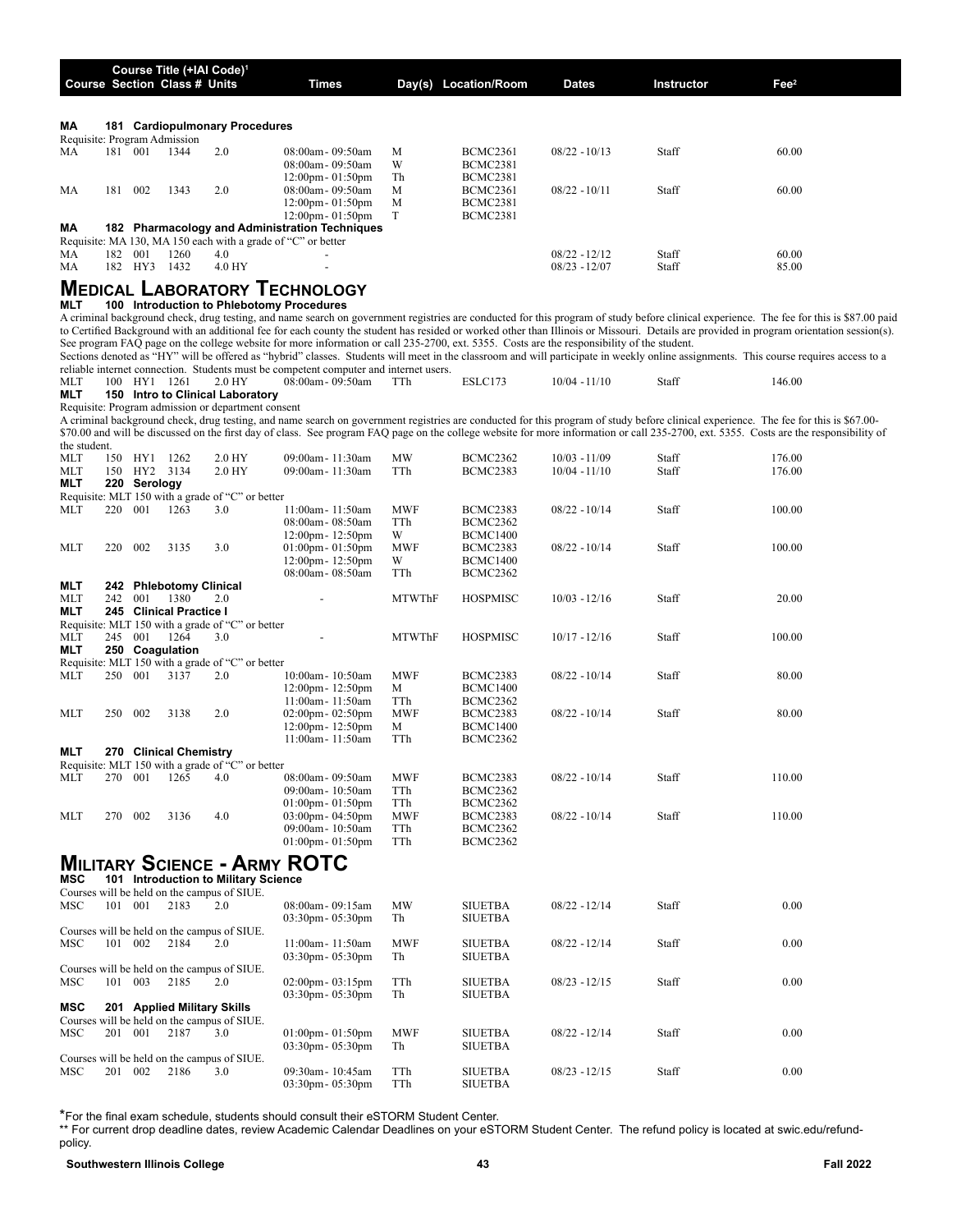| Course | Section | Class # | Units | Times | Day(s) | Location/Room | Dates | Instructor | Fee[2] |
|---|---|---|---|---|---|---|---|---|---|

(Column header "Course Title (+IAI Code)[1]")

**MA 181 Cardiopulmonary Procedures**

Requisite: Program Admission

| Course | Section | Class # | Units | Times | Day(s) | Location/Room | Dates | Instructor | Fee |
|---|---|---|---|---|---|---|---|---|---|
| MA 181 | 001 | 1344 | 2.0 | 08:00am - 09:50am | M | BCMC2361 | 08/22 - 10/13 | Staff | 60.00 |
| | | | | 08:00am - 09:50am | W | BCMC2381 | | | |
| | | | | 12:00pm - 01:50pm | Th | BCMC2381 | | | |
| MA 181 | 002 | 1343 | 2.0 | 08:00am - 09:50am | M | BCMC2361 | 08/22 - 10/11 | Staff | 60.00 |
| | | | | 12:00pm - 01:50pm | M | BCMC2381 | | | |
| | | | | 12:00pm - 01:50pm | T | BCMC2381 | | | |

**MA 182 Pharmacology and Administration Techniques**

Requisite: MA 130, MA 150 each with a grade of "C" or better

| Course | Section | Class # | Units | Times | Day(s) | Location/Room | Dates | Instructor | Fee |
|---|---|---|---|---|---|---|---|---|---|
| MA 182 | 001 | 1260 | 4.0 | - | | | 08/22 - 12/12 | Staff | 60.00 |
| MA 182 | HY3 | 1432 | 4.0 HY | - | | | 08/23 - 12/07 | Staff | 85.00 |

## Medical Laboratory Technology

**MLT 100 Introduction to Phlebotomy Procedures**

A criminal background check, drug testing, and name search on government registries are conducted for this program of study before clinical experience. The fee for this is $87.00 paid to Certified Background with an additional fee for each county the student has resided or worked other than Illinois or Missouri. Details are provided in program orientation session(s). See program FAQ page on the college website for more information or call 235-2700, ext. 5355. Costs are the responsibility of the student.

Sections denoted as "HY" will be offered as "hybrid" classes. Students will meet in the classroom and will participate in weekly online assignments. This course requires access to a reliable internet connection. Students must be competent computer and internet users.

| Course | Section | Class # | Units | Times | Day(s) | Location/Room | Dates | Instructor | Fee |
|---|---|---|---|---|---|---|---|---|---|
| MLT 100 | HY1 | 1261 | 2.0 HY | 08:00am - 09:50am | TTh | ESLC173 | 10/04 - 11/10 | Staff | 146.00 |

**MLT 150 Intro to Clinical Laboratory**

Requisite: Program admission or department consent

A criminal background check, drug testing, and name search on government registries are conducted for this program of study before clinical experience. The fee for this is $67.00-$70.00 and will be discussed on the first day of class. See program FAQ page on the college website for more information or call 235-2700, ext. 5355. Costs are the responsibility of the student.

| Course | Section | Class # | Units | Times | Day(s) | Location/Room | Dates | Instructor | Fee |
|---|---|---|---|---|---|---|---|---|---|
| MLT 150 | HY1 | 1262 | 2.0 HY | 09:00am - 11:30am | MW | BCMC2362 | 10/03 - 11/09 | Staff | 176.00 |
| MLT 150 | HY2 | 3134 | 2.0 HY | 09:00am - 11:30am | TTh | BCMC2383 | 10/04 - 11/10 | Staff | 176.00 |

**MLT 220 Serology**

Requisite: MLT 150 with a grade of "C" or better

| Course | Section | Class # | Units | Times | Day(s) | Location/Room | Dates | Instructor | Fee |
|---|---|---|---|---|---|---|---|---|---|
| MLT 220 | 001 | 1263 | 3.0 | 11:00am - 11:50am | MWF | BCMC2383 | 08/22 - 10/14 | Staff | 100.00 |
| | | | | 08:00am - 08:50am | TTh | BCMC2362 | | | |
| | | | | 12:00pm - 12:50pm | W | BCMC1400 | | | |
| MLT 220 | 002 | 3135 | 3.0 | 01:00pm - 01:50pm | MWF | BCMC2383 | 08/22 - 10/14 | Staff | 100.00 |
| | | | | 12:00pm - 12:50pm | W | BCMC1400 | | | |
| | | | | 08:00am - 08:50am | TTh | BCMC2362 | | | |

**MLT 242 Phlebotomy Clinical**

| Course | Section | Class # | Units | Times | Day(s) | Location/Room | Dates | Instructor | Fee |
|---|---|---|---|---|---|---|---|---|---|
| MLT 242 | 001 | 1380 | 2.0 | - | MTWThF | HOSPMISC | 10/03 - 12/16 | Staff | 20.00 |

**MLT 245 Clinical Practice I**

Requisite: MLT 150 with a grade of "C" or better

| Course | Section | Class # | Units | Times | Day(s) | Location/Room | Dates | Instructor | Fee |
|---|---|---|---|---|---|---|---|---|---|
| MLT 245 | 001 | 1264 | 3.0 | - | MTWThF | HOSPMISC | 10/17 - 12/16 | Staff | 100.00 |

**MLT 250 Coagulation**

Requisite: MLT 150 with a grade of "C" or better

| Course | Section | Class # | Units | Times | Day(s) | Location/Room | Dates | Instructor | Fee |
|---|---|---|---|---|---|---|---|---|---|
| MLT 250 | 001 | 3137 | 2.0 | 10:00am - 10:50am | MWF | BCMC2383 | 08/22 - 10/14 | Staff | 80.00 |
| | | | | 12:00pm - 12:50pm | M | BCMC1400 | | | |
| | | | | 11:00am - 11:50am | TTh | BCMC2362 | | | |
| MLT 250 | 002 | 3138 | 2.0 | 02:00pm - 02:50pm | MWF | BCMC2383 | 08/22 - 10/14 | Staff | 80.00 |
| | | | | 12:00pm - 12:50pm | M | BCMC1400 | | | |
| | | | | 11:00am - 11:50am | TTh | BCMC2362 | | | |

**MLT 270 Clinical Chemistry**

Requisite: MLT 150 with a grade of "C" or better

| Course | Section | Class # | Units | Times | Day(s) | Location/Room | Dates | Instructor | Fee |
|---|---|---|---|---|---|---|---|---|---|
| MLT 270 | 001 | 1265 | 4.0 | 08:00am - 09:50am | MWF | BCMC2383 | 08/22 - 10/14 | Staff | 110.00 |
| | | | | 09:00am - 10:50am | TTh | BCMC2362 | | | |
| | | | | 01:00pm - 01:50pm | TTh | BCMC2362 | | | |
| MLT 270 | 002 | 3136 | 4.0 | 03:00pm - 04:50pm | MWF | BCMC2383 | 08/22 - 10/14 | Staff | 110.00 |
| | | | | 09:00am - 10:50am | TTh | BCMC2362 | | | |
| | | | | 01:00pm - 01:50pm | TTh | BCMC2362 | | | |

## Military Science - Army ROTC

**MSC 101 Introduction to Military Science**

| Course | Section | Class # | Units | Times | Day(s) | Location/Room | Dates | Instructor | Fee |
|---|---|---|---|---|---|---|---|---|---|
| Courses will be held on the campus of SIUE. | | | | | | | | | |
| MSC 101 | 001 | 2183 | 2.0 | 08:00am - 09:15am | MW | SIUETBA | 08/22 - 12/14 | Staff | 0.00 |
| | | | | 03:30pm - 05:30pm | Th | SIUETBA | | | |
| Courses will be held on the campus of SIUE. | | | | | | | | | |
| MSC 101 | 002 | 2184 | 2.0 | 11:00am - 11:50am | MWF | SIUETBA | 08/22 - 12/14 | Staff | 0.00 |
| | | | | 03:30pm - 05:30pm | Th | SIUETBA | | | |
| Courses will be held on the campus of SIUE. | | | | | | | | | |
| MSC 101 | 003 | 2185 | 2.0 | 02:00pm - 03:15pm | TTh | SIUETBA | 08/23 - 12/15 | Staff | 0.00 |
| | | | | 03:30pm - 05:30pm | Th | SIUETBA | | | |

**MSC 201 Applied Military Skills**

| Course | Section | Class # | Units | Times | Day(s) | Location/Room | Dates | Instructor | Fee |
|---|---|---|---|---|---|---|---|---|---|
| Courses will be held on the campus of SIUE. | | | | | | | | | |
| MSC 201 | 001 | 2187 | 3.0 | 01:00pm - 01:50pm | MWF | SIUETBA | 08/22 - 12/14 | Staff | 0.00 |
| | | | | 03:30pm - 05:30pm | Th | SIUETBA | | | |
| Courses will be held on the campus of SIUE. | | | | | | | | | |
| MSC 201 | 002 | 2186 | 3.0 | 09:30am - 10:45am | TTh | SIUETBA | 08/23 - 12/15 | Staff | 0.00 |
| | | | | 03:30pm - 05:30pm | TTh | SIUETBA | | | |

*For the final exam schedule, students should consult their eSTORM Student Center.

** For current drop deadline dates, review Academic Calendar Deadlines on your eSTORM Student Center. The refund policy is located at swic.edu/refund-policy.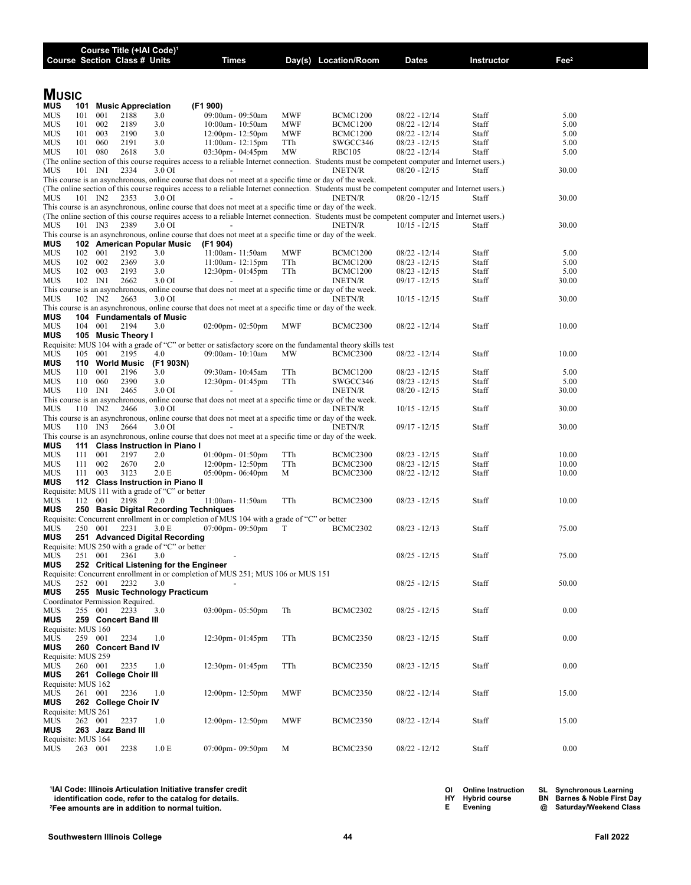| Course | Section | Class # | Units | Times | Day(s) | Location/Room | Dates | Instructor | Fee[2] |
|---|---|---|---|---|---|---|---|---|---|

# Music

**MUS 101 Music Appreciation (F1 900)**

| Course | Section | Class # | Units | Times | Day(s) | Location/Room | Dates | Instructor | Fee[2] |
|---|---|---|---|---|---|---|---|---|---|
| MUS 101 | 001 | 2188 | 3.0 | 09:00am- 09:50am | MWF | BCMC1200 | 08/22 - 12/14 | Staff | 5.00 |
| MUS 101 | 002 | 2189 | 3.0 | 10:00am- 10:50am | MWF | BCMC1200 | 08/22 - 12/14 | Staff | 5.00 |
| MUS 101 | 003 | 2190 | 3.0 | 12:00pm- 12:50pm | MWF | BCMC1200 | 08/22 - 12/14 | Staff | 5.00 |
| MUS 101 | 060 | 2191 | 3.0 | 11:00am- 12:15pm | TTh | SWGCC346 | 08/23 - 12/15 | Staff | 5.00 |
| MUS 101 | 080 | 2618 | 3.0 | 03:30pm- 04:45pm | MW | RBC105 | 08/22 - 12/14 | Staff | 5.00 |

(The online section of this course requires access to a reliable Internet connection. Students must be competent computer and Internet users.)

| MUS 101 | IN1 | 2334 | 3.0 OI | - | | INETN/R | 08/20 - 12/15 | Staff | 30.00 |
|---|---|---|---|---|---|---|---|---|---|

This course is an asynchronous, online course that does not meet at a specific time or day of the week.
(The online section of this course requires access to a reliable Internet connection. Students must be competent computer and Internet users.)

| MUS 101 | IN2 | 2353 | 3.0 OI | - | | INETN/R | 08/20 - 12/15 | Staff | 30.00 |
|---|---|---|---|---|---|---|---|---|---|

This course is an asynchronous, online course that does not meet at a specific time or day of the week.
(The online section of this course requires access to a reliable Internet connection. Students must be competent computer and Internet users.)

| MUS 101 | IN3 | 2389 | 3.0 OI | - | | INETN/R | 10/15 - 12/15 | Staff | 30.00 |
|---|---|---|---|---|---|---|---|---|---|

This course is an asynchronous, online course that does not meet at a specific time or day of the week.

**MUS 102 American Popular Music (F1 904)**

| MUS 102 | 001 | 2192 | 3.0 | 11:00am- 11:50am | MWF | BCMC1200 | 08/22 - 12/14 | Staff | 5.00 |
|---|---|---|---|---|---|---|---|---|---|
| MUS 102 | 002 | 2369 | 3.0 | 11:00am- 12:15pm | TTh | BCMC1200 | 08/23 - 12/15 | Staff | 5.00 |
| MUS 102 | 003 | 2193 | 3.0 | 12:30pm- 01:45pm | TTh | BCMC1200 | 08/23 - 12/15 | Staff | 5.00 |
| MUS 102 | IN1 | 2662 | 3.0 OI | - | | INETN/R | 09/17 - 12/15 | Staff | 30.00 |

This course is an asynchronous, online course that does not meet at a specific time or day of the week.

| MUS 102 | IN2 | 2663 | 3.0 OI | - | | INETN/R | 10/15 - 12/15 | Staff | 30.00 |
|---|---|---|---|---|---|---|---|---|---|

This course is an asynchronous, online course that does not meet at a specific time or day of the week.

**MUS 104 Fundamentals of Music**

| MUS 104 | 001 | 2194 | 3.0 | 02:00pm- 02:50pm | MWF | BCMC2300 | 08/22 - 12/14 | Staff | 10.00 |
|---|---|---|---|---|---|---|---|---|---|

**MUS 105 Music Theory I**

Requisite: MUS 104 with a grade of "C" or better or satisfactory score on the fundamental theory skills test

| MUS 105 | 001 | 2195 | 4.0 | 09:00am- 10:10am | MW | BCMC2300 | 08/22 - 12/14 | Staff | 10.00 |
|---|---|---|---|---|---|---|---|---|---|

**MUS 110 World Music (F1 903N)**

| MUS 110 | 001 | 2196 | 3.0 | 09:30am- 10:45am | TTh | BCMC1200 | 08/23 - 12/15 | Staff | 5.00 |
|---|---|---|---|---|---|---|---|---|---|
| MUS 110 | 060 | 2390 | 3.0 | 12:30pm- 01:45pm | TTh | SWGCC346 | 08/23 - 12/15 | Staff | 5.00 |
| MUS 110 | IN1 | 2465 | 3.0 OI | - | | INETN/R | 08/20 - 12/15 | Staff | 30.00 |

This course is an asynchronous, online course that does not meet at a specific time or day of the week.

| MUS 110 | IN2 | 2466 | 3.0 OI | - | | INETN/R | 10/15 - 12/15 | Staff | 30.00 |
|---|---|---|---|---|---|---|---|---|---|

This course is an asynchronous, online course that does not meet at a specific time or day of the week.

| MUS 110 | IN3 | 2664 | 3.0 OI | - | | INETN/R | 09/17 - 12/15 | Staff | 30.00 |
|---|---|---|---|---|---|---|---|---|---|

This course is an asynchronous, online course that does not meet at a specific time or day of the week.

**MUS 111 Class Instruction in Piano I**

| MUS 111 | 001 | 2197 | 2.0 | 01:00pm- 01:50pm | TTh | BCMC2300 | 08/23 - 12/15 | Staff | 10.00 |
|---|---|---|---|---|---|---|---|---|---|
| MUS 111 | 002 | 2670 | 2.0 | 12:00pm- 12:50pm | TTh | BCMC2300 | 08/23 - 12/15 | Staff | 10.00 |
| MUS 111 | 003 | 3123 | 2.0 E | 05:00pm- 06:40pm | M | BCMC2300 | 08/22 - 12/12 | Staff | 10.00 |

**MUS 112 Class Instruction in Piano II**

Requisite: MUS 111 with a grade of "C" or better

| MUS 112 | 001 | 2198 | 2.0 | 11:00am- 11:50am | TTh | BCMC2300 | 08/23 - 12/15 | Staff | 10.00 |
|---|---|---|---|---|---|---|---|---|---|

**MUS 250 Basic Digital Recording Techniques**

Requisite: Concurrent enrollment in or completion of MUS 104 with a grade of "C" or better

| MUS 250 | 001 | 2231 | 3.0 E | 07:00pm- 09:50pm | T | BCMC2302 | 08/23 - 12/13 | Staff | 75.00 |
|---|---|---|---|---|---|---|---|---|---|

**MUS 251 Advanced Digital Recording**

Requisite: MUS 250 with a grade of "C" or better

| MUS 251 | 001 | 2361 | 3.0 | - | | | 08/25 - 12/15 | Staff | 75.00 |
|---|---|---|---|---|---|---|---|---|---|

**MUS 252 Critical Listening for the Engineer**

Requisite: Concurrent enrollment in or completion of MUS 251; MUS 106 or MUS 151

| MUS 252 | 001 | 2232 | 3.0 | - | | | 08/25 - 12/15 | Staff | 50.00 |
|---|---|---|---|---|---|---|---|---|---|

**MUS 255 Music Technology Practicum**

Coordinator Permission Required.

| MUS 255 | 001 | 2233 | 3.0 | 03:00pm- 05:50pm | Th | BCMC2302 | 08/25 - 12/15 | Staff | 0.00 |
|---|---|---|---|---|---|---|---|---|---|

**MUS 259 Concert Band III**

Requisite: MUS 160

| MUS 259 | 001 | 2234 | 1.0 | 12:30pm- 01:45pm | TTh | BCMC2350 | 08/23 - 12/15 | Staff | 0.00 |
|---|---|---|---|---|---|---|---|---|---|

**MUS 260 Concert Band IV**

Requisite: MUS 259

| MUS 260 | 001 | 2235 | 1.0 | 12:30pm- 01:45pm | TTh | BCMC2350 | 08/23 - 12/15 | Staff | 0.00 |
|---|---|---|---|---|---|---|---|---|---|

**MUS 261 College Choir III**

Requisite: MUS 162

| MUS 261 | 001 | 2236 | 1.0 | 12:00pm- 12:50pm | MWF | BCMC2350 | 08/22 - 12/14 | Staff | 15.00 |
|---|---|---|---|---|---|---|---|---|---|

**MUS 262 College Choir IV**

Requisite: MUS 261

| MUS 262 | 001 | 2237 | 1.0 | 12:00pm- 12:50pm | MWF | BCMC2350 | 08/22 - 12/14 | Staff | 15.00 |
|---|---|---|---|---|---|---|---|---|---|

**MUS 263 Jazz Band III**

Requisite: MUS 164

| MUS 263 | 001 | 2238 | 1.0 E | 07:00pm- 09:50pm | M | BCMC2350 | 08/22 - 12/12 | Staff | 0.00 |
|---|---|---|---|---|---|---|---|---|---|

[1]**IAI Code: Illinois Articulation Initiative transfer credit identification code, refer to the catalog for details.**
[2]**Fee amounts are in addition to normal tuition.**

**OI** Online Instruction **HY** Hybrid course **E** Evening
**SL** Synchronous Learning **BN** Barnes & Noble First Day **@** Saturday/Weekend Class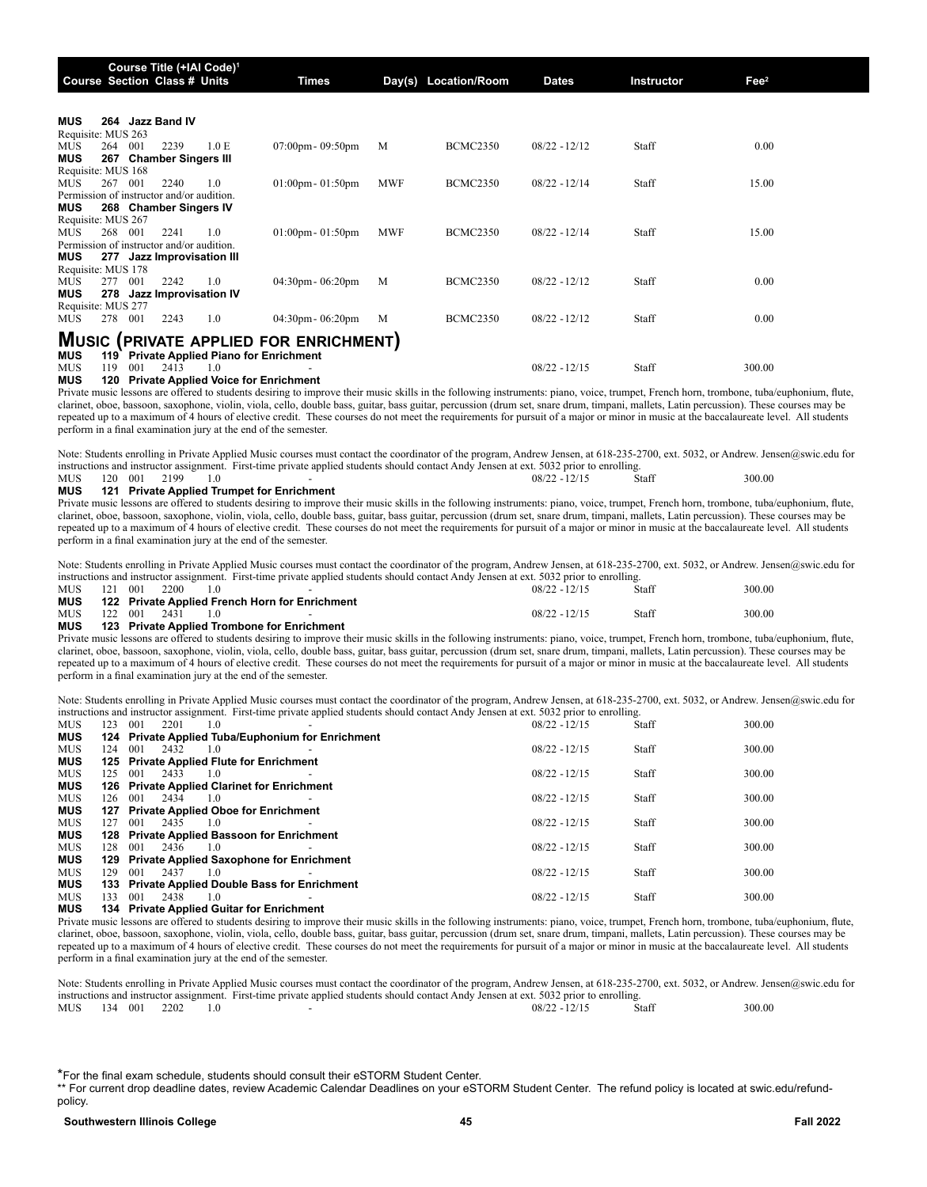| Course | Section | Class # | Units | Times | Day(s) | Location/Room | Dates | Instructor | Fee[2] |
|---|---|---|---|---|---|---|---|---|---|

**MUS 264 Jazz Band IV**
Requisite: MUS 263

| Course | Section | Class # | Units | Times | Day(s) | Location/Room | Dates | Instructor | Fee |
|---|---|---|---|---|---|---|---|---|---|
| MUS 264 | 001 | 2239 | 1.0 E | 07:00pm - 09:50pm | M | BCMC2350 | 08/22 - 12/12 | Staff | 0.00 |

**MUS 267 Chamber Singers III**
Requisite: MUS 168

| Course | Section | Class # | Units | Times | Day(s) | Location/Room | Dates | Instructor | Fee |
|---|---|---|---|---|---|---|---|---|---|
| MUS 267 | 001 | 2240 | 1.0 | 01:00pm - 01:50pm | MWF | BCMC2350 | 08/22 - 12/14 | Staff | 15.00 |

Permission of instructor and/or audition.

**MUS 268 Chamber Singers IV**
Requisite: MUS 267

| Course | Section | Class # | Units | Times | Day(s) | Location/Room | Dates | Instructor | Fee |
|---|---|---|---|---|---|---|---|---|---|
| MUS 268 | 001 | 2241 | 1.0 | 01:00pm - 01:50pm | MWF | BCMC2350 | 08/22 - 12/14 | Staff | 15.00 |

Permission of instructor and/or audition.

**MUS 277 Jazz Improvisation III**
Requisite: MUS 178

| Course | Section | Class # | Units | Times | Day(s) | Location/Room | Dates | Instructor | Fee |
|---|---|---|---|---|---|---|---|---|---|
| MUS 277 | 001 | 2242 | 1.0 | 04:30pm - 06:20pm | M | BCMC2350 | 08/22 - 12/12 | Staff | 0.00 |

**MUS 278 Jazz Improvisation IV**
Requisite: MUS 277

| Course | Section | Class # | Units | Times | Day(s) | Location/Room | Dates | Instructor | Fee |
|---|---|---|---|---|---|---|---|---|---|
| MUS 278 | 001 | 2243 | 1.0 | 04:30pm - 06:20pm | M | BCMC2350 | 08/22 - 12/12 | Staff | 0.00 |

## MUSIC (PRIVATE APPLIED FOR ENRICHMENT)

**MUS 119 Private Applied Piano for Enrichment**

| Course | Section | Class # | Units | Times | Day(s) | Location/Room | Dates | Instructor | Fee |
|---|---|---|---|---|---|---|---|---|---|
| MUS 119 | 001 | 2413 | 1.0 | - | | | 08/22 - 12/15 | Staff | 300.00 |

**MUS 120 Private Applied Voice for Enrichment**

Private music lessons are offered to students desiring to improve their music skills in the following instruments: piano, voice, trumpet, French horn, trombone, tuba/euphonium, flute, clarinet, oboe, bassoon, saxophone, violin, viola, cello, double bass, guitar, bass guitar, percussion (drum set, snare drum, timpani, mallets, Latin percussion). These courses may be repeated up to a maximum of 4 hours of elective credit. These courses do not meet the requirements for pursuit of a major or minor in music at the baccalaureate level. All students perform in a final examination jury at the end of the semester.

Note: Students enrolling in Private Applied Music courses must contact the coordinator of the program, Andrew Jensen, at 618-235-2700, ext. 5032, or Andrew. Jensen@swic.edu for instructions and instructor assignment. First-time private applied students should contact Andy Jensen at ext. 5032 prior to enrolling.

| Course | Section | Class # | Units | Times | Day(s) | Location/Room | Dates | Instructor | Fee |
|---|---|---|---|---|---|---|---|---|---|
| MUS 120 | 001 | 2199 | 1.0 | - | | | 08/22 - 12/15 | Staff | 300.00 |

**MUS 121 Private Applied Trumpet for Enrichment**

Private music lessons are offered to students desiring to improve their music skills in the following instruments: piano, voice, trumpet, French horn, trombone, tuba/euphonium, flute, clarinet, oboe, bassoon, saxophone, violin, viola, cello, double bass, guitar, bass guitar, percussion (drum set, snare drum, timpani, mallets, Latin percussion). These courses may be repeated up to a maximum of 4 hours of elective credit. These courses do not meet the requirements for pursuit of a major or minor in music at the baccalaureate level. All students perform in a final examination jury at the end of the semester.

Note: Students enrolling in Private Applied Music courses must contact the coordinator of the program, Andrew Jensen, at 618-235-2700, ext. 5032, or Andrew. Jensen@swic.edu for instructions and instructor assignment. First-time private applied students should contact Andy Jensen at ext. 5032 prior to enrolling.

| Course | Section | Class # | Units | Times | Day(s) | Location/Room | Dates | Instructor | Fee |
|---|---|---|---|---|---|---|---|---|---|
| MUS 121 | 001 | 2200 | 1.0 | - | | | 08/22 - 12/15 | Staff | 300.00 |

**MUS 122 Private Applied French Horn for Enrichment**

| Course | Section | Class # | Units | Times | Day(s) | Location/Room | Dates | Instructor | Fee |
|---|---|---|---|---|---|---|---|---|---|
| MUS 122 | 001 | 2431 | 1.0 | - | | | 08/22 - 12/15 | Staff | 300.00 |

**MUS 123 Private Applied Trombone for Enrichment**

Private music lessons are offered to students desiring to improve their music skills in the following instruments: piano, voice, trumpet, French horn, trombone, tuba/euphonium, flute, clarinet, oboe, bassoon, saxophone, violin, viola, cello, double bass, guitar, bass guitar, percussion (drum set, snare drum, timpani, mallets, Latin percussion). These courses may be repeated up to a maximum of 4 hours of elective credit. These courses do not meet the requirements for pursuit of a major or minor in music at the baccalaureate level. All students perform in a final examination jury at the end of the semester.

Note: Students enrolling in Private Applied Music courses must contact the coordinator of the program, Andrew Jensen, at 618-235-2700, ext. 5032, or Andrew. Jensen@swic.edu for instructions and instructor assignment. First-time private applied students should contact Andy Jensen at ext. 5032 prior to enrolling.

| Course | Section | Class # | Units | Times | Day(s) | Location/Room | Dates | Instructor | Fee |
|---|---|---|---|---|---|---|---|---|---|
| MUS 123 | 001 | 2201 | 1.0 | - | | | 08/22 - 12/15 | Staff | 300.00 |

**MUS 124 Private Applied Tuba/Euphonium for Enrichment**

| Course | Section | Class # | Units | Times | Day(s) | Location/Room | Dates | Instructor | Fee |
|---|---|---|---|---|---|---|---|---|---|
| MUS 124 | 001 | 2432 | 1.0 | - | | | 08/22 - 12/15 | Staff | 300.00 |

**MUS 125 Private Applied Flute for Enrichment**

| Course | Section | Class # | Units | Times | Day(s) | Location/Room | Dates | Instructor | Fee |
|---|---|---|---|---|---|---|---|---|---|
| MUS 125 | 001 | 2433 | 1.0 | - | | | 08/22 - 12/15 | Staff | 300.00 |

**MUS 126 Private Applied Clarinet for Enrichment**

| Course | Section | Class # | Units | Times | Day(s) | Location/Room | Dates | Instructor | Fee |
|---|---|---|---|---|---|---|---|---|---|
| MUS 126 | 001 | 2434 | 1.0 | - | | | 08/22 - 12/15 | Staff | 300.00 |

**MUS 127 Private Applied Oboe for Enrichment**

| Course | Section | Class # | Units | Times | Day(s) | Location/Room | Dates | Instructor | Fee |
|---|---|---|---|---|---|---|---|---|---|
| MUS 127 | 001 | 2435 | 1.0 | - | | | 08/22 - 12/15 | Staff | 300.00 |

**MUS 128 Private Applied Bassoon for Enrichment**

| Course | Section | Class # | Units | Times | Day(s) | Location/Room | Dates | Instructor | Fee |
|---|---|---|---|---|---|---|---|---|---|
| MUS 128 | 001 | 2436 | 1.0 | - | | | 08/22 - 12/15 | Staff | 300.00 |

**MUS 129 Private Applied Saxophone for Enrichment**

| Course | Section | Class # | Units | Times | Day(s) | Location/Room | Dates | Instructor | Fee |
|---|---|---|---|---|---|---|---|---|---|
| MUS 129 | 001 | 2437 | 1.0 | - | | | 08/22 - 12/15 | Staff | 300.00 |

**MUS 133 Private Applied Double Bass for Enrichment**

| Course | Section | Class # | Units | Times | Day(s) | Location/Room | Dates | Instructor | Fee |
|---|---|---|---|---|---|---|---|---|---|
| MUS 133 | 001 | 2438 | 1.0 | - | | | 08/22 - 12/15 | Staff | 300.00 |

**MUS 134 Private Applied Guitar for Enrichment**

Private music lessons are offered to students desiring to improve their music skills in the following instruments: piano, voice, trumpet, French horn, trombone, tuba/euphonium, flute, clarinet, oboe, bassoon, saxophone, violin, viola, cello, double bass, guitar, bass guitar, percussion (drum set, snare drum, timpani, mallets, Latin percussion). These courses may be repeated up to a maximum of 4 hours of elective credit. These courses do not meet the requirements for pursuit of a major or minor in music at the baccalaureate level. All students perform in a final examination jury at the end of the semester.

Note: Students enrolling in Private Applied Music courses must contact the coordinator of the program, Andrew Jensen, at 618-235-2700, ext. 5032, or Andrew. Jensen@swic.edu for instructions and instructor assignment. First-time private applied students should contact Andy Jensen at ext. 5032 prior to enrolling.

| Course | Section | Class # | Units | Times | Day(s) | Location/Room | Dates | Instructor | Fee |
|---|---|---|---|---|---|---|---|---|---|
| MUS 134 | 001 | 2202 | 1.0 | - | | | 08/22 - 12/15 | Staff | 300.00 |

*For the final exam schedule, students should consult their eSTORM Student Center.

** For current drop deadline dates, review Academic Calendar Deadlines on your eSTORM Student Center. The refund policy is located at swic.edu/refund-policy.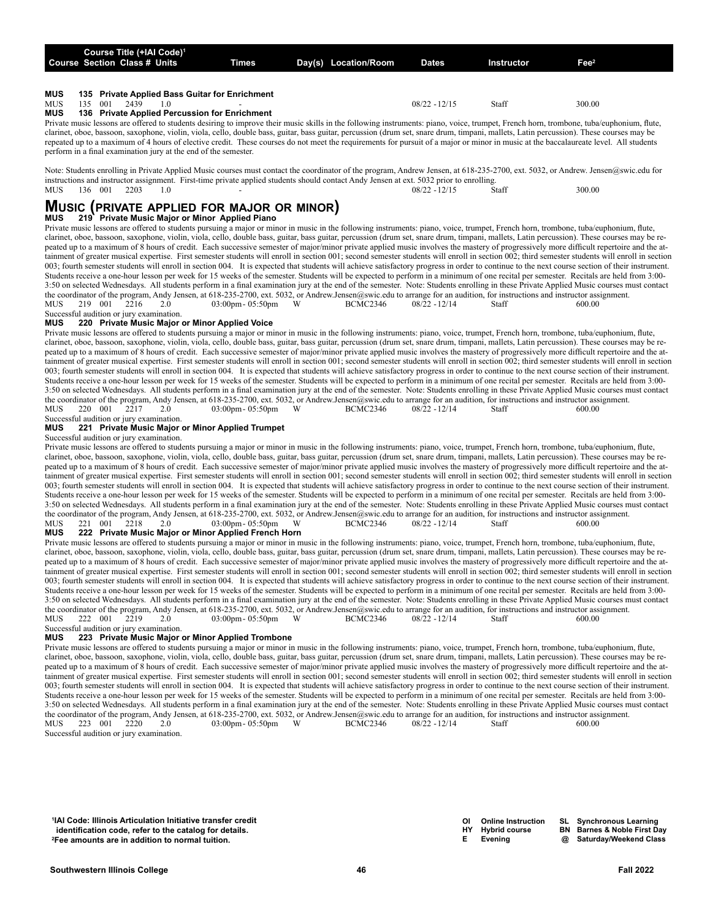| Course | Section | Class # | Units | Times | Day(s) | Location/Room | Dates | Instructor | Fee[2] |
|---|---|---|---|---|---|---|---|---|---|

**MUS 135 Private Applied Bass Guitar for Enrichment**

| MUS | 135 | 001 | 2439 | 1.0 | - | | | 08/22 - 12/15 | Staff | 300.00 |
|---|---|---|---|---|---|---|---|---|---|---|

**MUS 136 Private Applied Percussion for Enrichment**

Private music lessons are offered to students desiring to improve their music skills in the following instruments: piano, voice, trumpet, French horn, trombone, tuba/euphonium, flute, clarinet, oboe, bassoon, saxophone, violin, viola, cello, double bass, guitar, bass guitar, percussion (drum set, snare drum, timpani, mallets, Latin percussion). These courses may be repeated up to a maximum of 4 hours of elective credit. These courses do not meet the requirements for pursuit of a major or minor in music at the baccalaureate level. All students perform in a final examination jury at the end of the semester.

Note: Students enrolling in Private Applied Music courses must contact the coordinator of the program, Andrew Jensen, at 618-235-2700, ext. 5032, or Andrew. Jensen@swic.edu for instructions and instructor assignment. First-time private applied students should contact Andy Jensen at ext. 5032 prior to enrolling.

| MUS | 136 | 001 | 2203 | 1.0 | - | | | 08/22 - 12/15 | Staff | 300.00 |
|---|---|---|---|---|---|---|---|---|---|---|

# Music (Private Applied for Major or Minor)

**MUS 219 Private Music Major or Minor Applied Piano**

Private music lessons are offered to students pursuing a major or minor in music in the following instruments: piano, voice, trumpet, French horn, trombone, tuba/euphonium, flute, clarinet, oboe, bassoon, saxophone, violin, viola, cello, double bass, guitar, bass guitar, percussion (drum set, snare drum, timpani, mallets, Latin percussion). These courses may be repeated up to a maximum of 8 hours of credit. Each successive semester of major/minor private applied music involves the mastery of progressively more difficult repertoire and the attainment of greater musical expertise. First semester students will enroll in section 001; second semester students will enroll in section 002; third semester students will enroll in section 003; fourth semester students will enroll in section 004. It is expected that students will achieve satisfactory progress in order to continue to the next course section of their instrument. Students receive a one-hour lesson per week for 15 weeks of the semester. Students will be expected to perform in a minimum of one recital per semester. Recitals are held from 3:00-3:50 on selected Wednesdays. All students perform in a final examination jury at the end of the semester. Note: Students enrolling in these Private Applied Music courses must contact the coordinator of the program, Andy Jensen, at 618-235-2700, ext. 5032, or Andrew.Jensen@swic.edu to arrange for an audition, for instructions and instructor assignment.

| MUS | 219 | 001 | 2216 | 2.0 | 03:00pm - 05:50pm | W | BCMC2346 | 08/22 - 12/14 | Staff | 600.00 |
|---|---|---|---|---|---|---|---|---|---|---|

Successful audition or jury examination.

**MUS 220 Private Music Major or Minor Applied Voice**

Private music lessons are offered to students pursuing a major or minor in music in the following instruments: piano, voice, trumpet, French horn, trombone, tuba/euphonium, flute, clarinet, oboe, bassoon, saxophone, violin, viola, cello, double bass, guitar, bass guitar, percussion (drum set, snare drum, timpani, mallets, Latin percussion). These courses may be repeated up to a maximum of 8 hours of credit. Each successive semester of major/minor private applied music involves the mastery of progressively more difficult repertoire and the attainment of greater musical expertise. First semester students will enroll in section 001; second semester students will enroll in section 002; third semester students will enroll in section 003; fourth semester students will enroll in section 004. It is expected that students will achieve satisfactory progress in order to continue to the next course section of their instrument. Students receive a one-hour lesson per week for 15 weeks of the semester. Students will be expected to perform in a minimum of one recital per semester. Recitals are held from 3:00-3:50 on selected Wednesdays. All students perform in a final examination jury at the end of the semester. Note: Students enrolling in these Private Applied Music courses must contact the coordinator of the program, Andy Jensen, at 618-235-2700, ext. 5032, or Andrew.Jensen@swic.edu to arrange for an audition, for instructions and instructor assignment.

| MUS | 220 | 001 | 2217 | 2.0 | 03:00pm - 05:50pm | W | BCMC2346 | 08/22 - 12/14 | Staff | 600.00 |
|---|---|---|---|---|---|---|---|---|---|---|

Successful audition or jury examination.

**MUS 221 Private Music Major or Minor Applied Trumpet**

Successful audition or jury examination.

Private music lessons are offered to students pursuing a major or minor in music in the following instruments: piano, voice, trumpet, French horn, trombone, tuba/euphonium, flute, clarinet, oboe, bassoon, saxophone, violin, viola, cello, double bass, guitar, bass guitar, percussion (drum set, snare drum, timpani, mallets, Latin percussion). These courses may be repeated up to a maximum of 8 hours of credit. Each successive semester of major/minor private applied music involves the mastery of progressively more difficult repertoire and the attainment of greater musical expertise. First semester students will enroll in section 001; second semester students will enroll in section 002; third semester students will enroll in section 003; fourth semester students will enroll in section 004. It is expected that students will achieve satisfactory progress in order to continue to the next course section of their instrument. Students receive a one-hour lesson per week for 15 weeks of the semester. Students will be expected to perform in a minimum of one recital per semester. Recitals are held from 3:00-3:50 on selected Wednesdays. All students perform in a final examination jury at the end of the semester. Note: Students enrolling in these Private Applied Music courses must contact the coordinator of the program, Andy Jensen, at 618-235-2700, ext. 5032, or Andrew.Jensen@swic.edu to arrange for an audition, for instructions and instructor assignment.

| MUS | 221 | 001 | 2218 | 2.0 | 03:00pm - 05:50pm | W | BCMC2346 | 08/22 - 12/14 | Staff | 600.00 |
|---|---|---|---|---|---|---|---|---|---|---|

**MUS 222 Private Music Major or Minor Applied French Horn**

Private music lessons are offered to students pursuing a major or minor in music in the following instruments: piano, voice, trumpet, French horn, trombone, tuba/euphonium, flute, clarinet, oboe, bassoon, saxophone, violin, viola, cello, double bass, guitar, bass guitar, percussion (drum set, snare drum, timpani, mallets, Latin percussion). These courses may be repeated up to a maximum of 8 hours of credit. Each successive semester of major/minor private applied music involves the mastery of progressively more difficult repertoire and the attainment of greater musical expertise. First semester students will enroll in section 001; second semester students will enroll in section 002; third semester students will enroll in section 003; fourth semester students will enroll in section 004. It is expected that students will achieve satisfactory progress in order to continue to the next course section of their instrument. Students receive a one-hour lesson per week for 15 weeks of the semester. Students will be expected to perform in a minimum of one recital per semester. Recitals are held from 3:00-3:50 on selected Wednesdays. All students perform in a final examination jury at the end of the semester. Note: Students enrolling in these Private Applied Music courses must contact the coordinator of the program, Andy Jensen, at 618-235-2700, ext. 5032, or Andrew.Jensen@swic.edu to arrange for an audition, for instructions and instructor assignment.

| MUS | 222 | 001 | 2219 | 2.0 | 03:00pm - 05:50pm | W | BCMC2346 | 08/22 - 12/14 | Staff | 600.00 |
|---|---|---|---|---|---|---|---|---|---|---|

Successful audition or jury examination.

**MUS 223 Private Music Major or Minor Applied Trombone**

Private music lessons are offered to students pursuing a major or minor in music in the following instruments: piano, voice, trumpet, French horn, trombone, tuba/euphonium, flute, clarinet, oboe, bassoon, saxophone, violin, viola, cello, double bass, guitar, bass guitar, percussion (drum set, snare drum, timpani, mallets, Latin percussion). These courses may be repeated up to a maximum of 8 hours of credit. Each successive semester of major/minor private applied music involves the mastery of progressively more difficult repertoire and the attainment of greater musical expertise. First semester students will enroll in section 001; second semester students will enroll in section 002; third semester students will enroll in section 003; fourth semester students will enroll in section 004. It is expected that students will achieve satisfactory progress in order to continue to the next course section of their instrument. Students receive a one-hour lesson per week for 15 weeks of the semester. Students will be expected to perform in a minimum of one recital per semester. Recitals are held from 3:00-3:50 on selected Wednesdays. All students perform in a final examination jury at the end of the semester. Note: Students enrolling in these Private Applied Music courses must contact the coordinator of the program, Andy Jensen, at 618-235-2700, ext. 5032, or Andrew.Jensen@swic.edu to arrange for an audition, for instructions and instructor assignment.

| MUS | 223 | 001 | 2220 | 2.0 | 03:00pm - 05:50pm | W | BCMC2346 | 08/22 - 12/14 | Staff | 600.00 |
|---|---|---|---|---|---|---|---|---|---|---|

Successful audition or jury examination.

[1]IAI Code: Illinois Articulation Initiative transfer credit identification code, refer to the catalog for details.
[2]Fee amounts are in addition to normal tuition.

| | | | |
|---|---|---|---|
| OI | Online Instruction | SL | Synchronous Learning |
| HY | Hybrid course | BN | Barnes & Noble First Day |
| E | Evening | @ | Saturday/Weekend Class |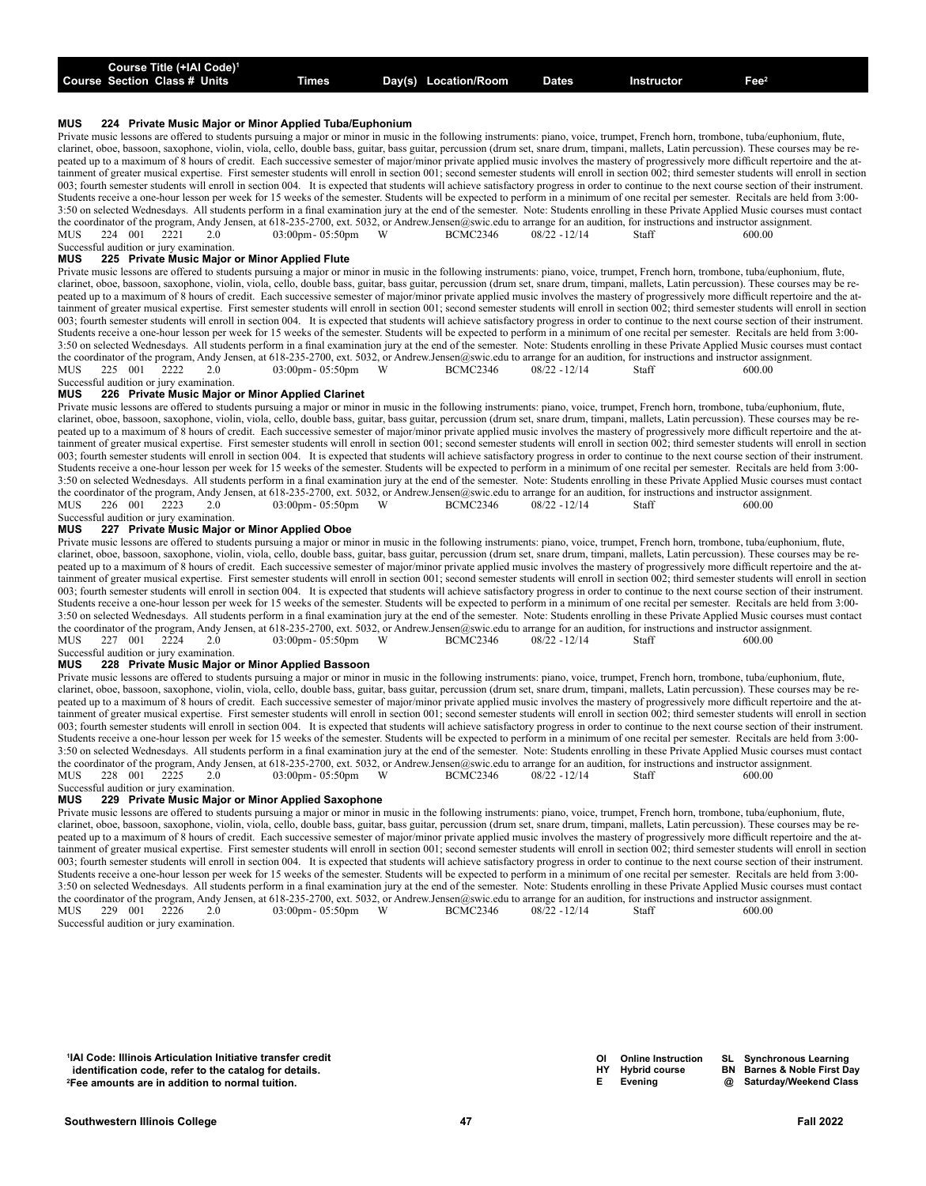| Course | Section | Class # | Units | Times | Day(s) | Location/Room | Dates | Instructor | Fee[2] |
|---|---|---|---|---|---|---|---|---|---|

Course Title (+IAI Code)[1]

### MUS 224 Private Music Major or Minor Applied Tuba/Euphonium

Private music lessons are offered to students pursuing a major or minor in music in the following instruments: piano, voice, trumpet, French horn, trombone, tuba/euphonium, flute, clarinet, oboe, bassoon, saxophone, violin, viola, cello, double bass, guitar, bass guitar, percussion (drum set, snare drum, timpani, mallets, Latin percussion). These courses may be repeated up to a maximum of 8 hours of credit. Each successive semester of major/minor private applied music involves the mastery of progressively more difficult repertoire and the attainment of greater musical expertise. First semester students will enroll in section 001; second semester students will enroll in section 002; third semester students will enroll in section 003; fourth semester students will enroll in section 004. It is expected that students will achieve satisfactory progress in order to continue to the next course section of their instrument. Students receive a one-hour lesson per week for 15 weeks of the semester. Students will be expected to perform in a minimum of one recital per semester. Recitals are held from 3:00-3:50 on selected Wednesdays. All students perform in a final examination jury at the end of the semester. Note: Students enrolling in these Private Applied Music courses must contact the coordinator of the program, Andy Jensen, at 618-235-2700, ext. 5032, or Andrew.Jensen@swic.edu to arrange for an audition, for instructions and instructor assignment.

| Course | Section | Class # | Units | Times | Day(s) | Location/Room | Dates | Instructor | Fee |
|---|---|---|---|---|---|---|---|---|---|
| MUS 224 | 001 | 2221 | 2.0 | 03:00pm- 05:50pm | W | BCMC2346 | 08/22 -12/14 | Staff | 600.00 |

Successful audition or jury examination.

### MUS 225 Private Music Major or Minor Applied Flute

Private music lessons are offered to students pursuing a major or minor in music in the following instruments: piano, voice, trumpet, French horn, trombone, tuba/euphonium, flute, clarinet, oboe, bassoon, saxophone, violin, viola, cello, double bass, guitar, bass guitar, percussion (drum set, snare drum, timpani, mallets, Latin percussion). These courses may be repeated up to a maximum of 8 hours of credit. Each successive semester of major/minor private applied music involves the mastery of progressively more difficult repertoire and the attainment of greater musical expertise. First semester students will enroll in section 001; second semester students will enroll in section 002; third semester students will enroll in section 003; fourth semester students will enroll in section 004. It is expected that students will achieve satisfactory progress in order to continue to the next course section of their instrument. Students receive a one-hour lesson per week for 15 weeks of the semester. Students will be expected to perform in a minimum of one recital per semester. Recitals are held from 3:00-3:50 on selected Wednesdays. All students perform in a final examination jury at the end of the semester. Note: Students enrolling in these Private Applied Music courses must contact the coordinator of the program, Andy Jensen, at 618-235-2700, ext. 5032, or Andrew.Jensen@swic.edu to arrange for an audition, for instructions and instructor assignment.

| Course | Section | Class # | Units | Times | Day(s) | Location/Room | Dates | Instructor | Fee |
|---|---|---|---|---|---|---|---|---|---|
| MUS 225 | 001 | 2222 | 2.0 | 03:00pm- 05:50pm | W | BCMC2346 | 08/22 -12/14 | Staff | 600.00 |

Successful audition or jury examination.

### MUS 226 Private Music Major or Minor Applied Clarinet

Private music lessons are offered to students pursuing a major or minor in music in the following instruments: piano, voice, trumpet, French horn, trombone, tuba/euphonium, flute, clarinet, oboe, bassoon, saxophone, violin, viola, cello, double bass, guitar, bass guitar, percussion (drum set, snare drum, timpani, mallets, Latin percussion). These courses may be repeated up to a maximum of 8 hours of credit. Each successive semester of major/minor private applied music involves the mastery of progressively more difficult repertoire and the attainment of greater musical expertise. First semester students will enroll in section 001; second semester students will enroll in section 002; third semester students will enroll in section 003; fourth semester students will enroll in section 004. It is expected that students will achieve satisfactory progress in order to continue to the next course section of their instrument. Students receive a one-hour lesson per week for 15 weeks of the semester. Students will be expected to perform in a minimum of one recital per semester. Recitals are held from 3:00-3:50 on selected Wednesdays. All students perform in a final examination jury at the end of the semester. Note: Students enrolling in these Private Applied Music courses must contact the coordinator of the program, Andy Jensen, at 618-235-2700, ext. 5032, or Andrew.Jensen@swic.edu to arrange for an audition, for instructions and instructor assignment.

| Course | Section | Class # | Units | Times | Day(s) | Location/Room | Dates | Instructor | Fee |
|---|---|---|---|---|---|---|---|---|---|
| MUS 226 | 001 | 2223 | 2.0 | 03:00pm- 05:50pm | W | BCMC2346 | 08/22 -12/14 | Staff | 600.00 |

Successful audition or jury examination.

### MUS 227 Private Music Major or Minor Applied Oboe

Private music lessons are offered to students pursuing a major or minor in music in the following instruments: piano, voice, trumpet, French horn, trombone, tuba/euphonium, flute, clarinet, oboe, bassoon, saxophone, violin, viola, cello, double bass, guitar, bass guitar, percussion (drum set, snare drum, timpani, mallets, Latin percussion). These courses may be repeated up to a maximum of 8 hours of credit. Each successive semester of major/minor private applied music involves the mastery of progressively more difficult repertoire and the attainment of greater musical expertise. First semester students will enroll in section 001; second semester students will enroll in section 002; third semester students will enroll in section 003; fourth semester students will enroll in section 004. It is expected that students will achieve satisfactory progress in order to continue to the next course section of their instrument. Students receive a one-hour lesson per week for 15 weeks of the semester. Students will be expected to perform in a minimum of one recital per semester. Recitals are held from 3:00-3:50 on selected Wednesdays. All students perform in a final examination jury at the end of the semester. Note: Students enrolling in these Private Applied Music courses must contact the coordinator of the program, Andy Jensen, at 618-235-2700, ext. 5032, or Andrew.Jensen@swic.edu to arrange for an audition, for instructions and instructor assignment.

| Course | Section | Class # | Units | Times | Day(s) | Location/Room | Dates | Instructor | Fee |
|---|---|---|---|---|---|---|---|---|---|
| MUS 227 | 001 | 2224 | 2.0 | 03:00pm- 05:50pm | W | BCMC2346 | 08/22 -12/14 | Staff | 600.00 |

Successful audition or jury examination.

### MUS 228 Private Music Major or Minor Applied Bassoon

Private music lessons are offered to students pursuing a major or minor in music in the following instruments: piano, voice, trumpet, French horn, trombone, tuba/euphonium, flute, clarinet, oboe, bassoon, saxophone, violin, viola, cello, double bass, guitar, bass guitar, percussion (drum set, snare drum, timpani, mallets, Latin percussion). These courses may be repeated up to a maximum of 8 hours of credit. Each successive semester of major/minor private applied music involves the mastery of progressively more difficult repertoire and the attainment of greater musical expertise. First semester students will enroll in section 001; second semester students will enroll in section 002; third semester students will enroll in section 003; fourth semester students will enroll in section 004. It is expected that students will achieve satisfactory progress in order to continue to the next course section of their instrument. Students receive a one-hour lesson per week for 15 weeks of the semester. Students will be expected to perform in a minimum of one recital per semester. Recitals are held from 3:00-3:50 on selected Wednesdays. All students perform in a final examination jury at the end of the semester. Note: Students enrolling in these Private Applied Music courses must contact the coordinator of the program, Andy Jensen, at 618-235-2700, ext. 5032, or Andrew.Jensen@swic.edu to arrange for an audition, for instructions and instructor assignment.

| Course | Section | Class # | Units | Times | Day(s) | Location/Room | Dates | Instructor | Fee |
|---|---|---|---|---|---|---|---|---|---|
| MUS 228 | 001 | 2225 | 2.0 | 03:00pm- 05:50pm | W | BCMC2346 | 08/22 -12/14 | Staff | 600.00 |

Successful audition or jury examination.

### MUS 229 Private Music Major or Minor Applied Saxophone

Private music lessons are offered to students pursuing a major or minor in music in the following instruments: piano, voice, trumpet, French horn, trombone, tuba/euphonium, flute, clarinet, oboe, bassoon, saxophone, violin, viola, cello, double bass, guitar, bass guitar, percussion (drum set, snare drum, timpani, mallets, Latin percussion). These courses may be repeated up to a maximum of 8 hours of credit. Each successive semester of major/minor private applied music involves the mastery of progressively more difficult repertoire and the attainment of greater musical expertise. First semester students will enroll in section 001; second semester students will enroll in section 002; third semester students will enroll in section 003; fourth semester students will enroll in section 004. It is expected that students will achieve satisfactory progress in order to continue to the next course section of their instrument. Students receive a one-hour lesson per week for 15 weeks of the semester. Students will be expected to perform in a minimum of one recital per semester. Recitals are held from 3:00-3:50 on selected Wednesdays. All students perform in a final examination jury at the end of the semester. Note: Students enrolling in these Private Applied Music courses must contact the coordinator of the program, Andy Jensen, at 618-235-2700, ext. 5032, or Andrew.Jensen@swic.edu to arrange for an audition, for instructions and instructor assignment.

| Course | Section | Class # | Units | Times | Day(s) | Location/Room | Dates | Instructor | Fee |
|---|---|---|---|---|---|---|---|---|---|
| MUS 229 | 001 | 2226 | 2.0 | 03:00pm- 05:50pm | W | BCMC2346 | 08/22 -12/14 | Staff | 600.00 |

Successful audition or jury examination.

**[1]IAI Code: Illinois Articulation Initiative transfer credit identification code, refer to the catalog for details.**
**[2]Fee amounts are in addition to normal tuition.**

**OI** Online Instruction **SL** Synchronous Learning
**HY** Hybrid course **BN** Barnes & Noble First Day
**E** Evening **@** Saturday/Weekend Class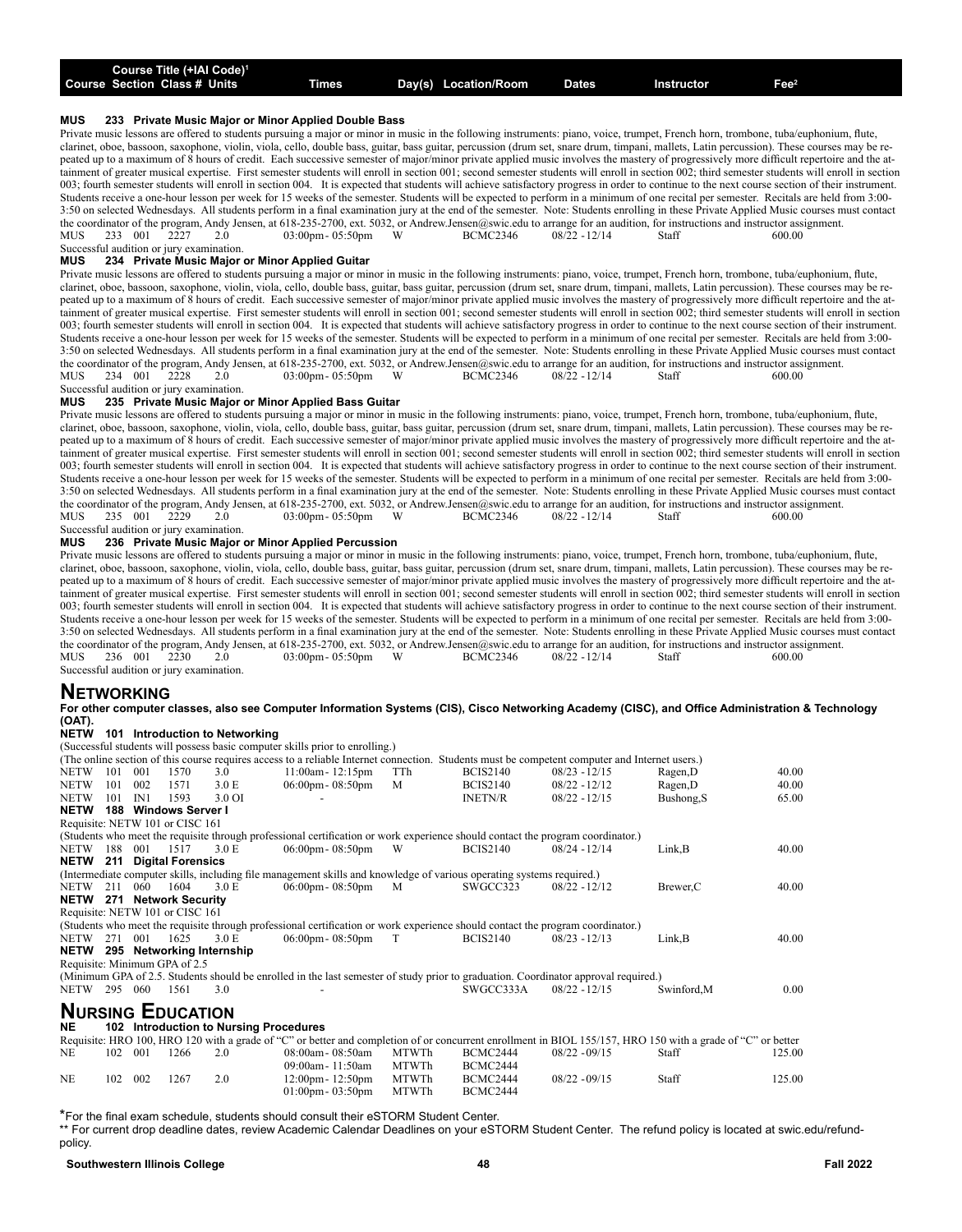| Course | Section | Class # | Units | Times | Day(s) | Location/Room | Dates | Instructor | Fee[2] |
|---|---|---|---|---|---|---|---|---|---|

Course Title (+IAI Code)[1]

**MUS 233 Private Music Major or Minor Applied Double Bass**

Private music lessons are offered to students pursuing a major or minor in music in the following instruments: piano, voice, trumpet, French horn, trombone, tuba/euphonium, flute, clarinet, oboe, bassoon, saxophone, violin, viola, cello, double bass, guitar, bass guitar, percussion (drum set, snare drum, timpani, mallets, Latin percussion). These courses may be repeated up to a maximum of 8 hours of credit. Each successive semester of major/minor private applied music involves the mastery of progressively more difficult repertoire and the attainment of greater musical expertise. First semester students will enroll in section 001; second semester students will enroll in section 002; third semester students will enroll in section 003; fourth semester students will enroll in section 004. It is expected that students will achieve satisfactory progress in order to continue to the next course section of their instrument. Students receive a one-hour lesson per week for 15 weeks of the semester. Students will be expected to perform in a minimum of one recital per semester. Recitals are held from 3:00-3:50 on selected Wednesdays. All students perform in a final examination jury at the end of the semester. Note: Students enrolling in these Private Applied Music courses must contact the coordinator of the program, Andy Jensen, at 618-235-2700, ext. 5032, or Andrew.Jensen@swic.edu to arrange for an audition, for instructions and instructor assignment.

| | | | | | | | | | |
|---|---|---|---|---|---|---|---|---|---|
| MUS 233 | 001 | 2227 | 2.0 | 03:00pm - 05:50pm | W | BCMC2346 | 08/22 - 12/14 | Staff | 600.00 |

Successful audition or jury examination.

**MUS 234 Private Music Major or Minor Applied Guitar**

Private music lessons are offered to students pursuing a major or minor in music in the following instruments: piano, voice, trumpet, French horn, trombone, tuba/euphonium, flute, clarinet, oboe, bassoon, saxophone, violin, viola, cello, double bass, guitar, bass guitar, percussion (drum set, snare drum, timpani, mallets, Latin percussion). These courses may be repeated up to a maximum of 8 hours of credit. Each successive semester of major/minor private applied music involves the mastery of progressively more difficult repertoire and the attainment of greater musical expertise. First semester students will enroll in section 001; second semester students will enroll in section 002; third semester students will enroll in section 003; fourth semester students will enroll in section 004. It is expected that students will achieve satisfactory progress in order to continue to the next course section of their instrument. Students receive a one-hour lesson per week for 15 weeks of the semester. Students will be expected to perform in a minimum of one recital per semester. Recitals are held from 3:00-3:50 on selected Wednesdays. All students perform in a final examination jury at the end of the semester. Note: Students enrolling in these Private Applied Music courses must contact the coordinator of the program, Andy Jensen, at 618-235-2700, ext. 5032, or Andrew.Jensen@swic.edu to arrange for an audition, for instructions and instructor assignment.

| | | | | | | | | | |
|---|---|---|---|---|---|---|---|---|---|
| MUS 234 | 001 | 2228 | 2.0 | 03:00pm - 05:50pm | W | BCMC2346 | 08/22 - 12/14 | Staff | 600.00 |

Successful audition or jury examination.

**MUS 235 Private Music Major or Minor Applied Bass Guitar**

Private music lessons are offered to students pursuing a major or minor in music in the following instruments: piano, voice, trumpet, French horn, trombone, tuba/euphonium, flute, clarinet, oboe, bassoon, saxophone, violin, viola, cello, double bass, guitar, bass guitar, percussion (drum set, snare drum, timpani, mallets, Latin percussion). These courses may be repeated up to a maximum of 8 hours of credit. Each successive semester of major/minor private applied music involves the mastery of progressively more difficult repertoire and the attainment of greater musical expertise. First semester students will enroll in section 001; second semester students will enroll in section 002; third semester students will enroll in section 003; fourth semester students will enroll in section 004. It is expected that students will achieve satisfactory progress in order to continue to the next course section of their instrument. Students receive a one-hour lesson per week for 15 weeks of the semester. Students will be expected to perform in a minimum of one recital per semester. Recitals are held from 3:00-3:50 on selected Wednesdays. All students perform in a final examination jury at the end of the semester. Note: Students enrolling in these Private Applied Music courses must contact the coordinator of the program, Andy Jensen, at 618-235-2700, ext. 5032, or Andrew.Jensen@swic.edu to arrange for an audition, for instructions and instructor assignment.

| | | | | | | | | | |
|---|---|---|---|---|---|---|---|---|---|
| MUS 235 | 001 | 2229 | 2.0 | 03:00pm - 05:50pm | W | BCMC2346 | 08/22 - 12/14 | Staff | 600.00 |

Successful audition or jury examination.

**MUS 236 Private Music Major or Minor Applied Percussion**

Private music lessons are offered to students pursuing a major or minor in music in the following instruments: piano, voice, trumpet, French horn, trombone, tuba/euphonium, flute, clarinet, oboe, bassoon, saxophone, violin, viola, cello, double bass, guitar, bass guitar, percussion (drum set, snare drum, timpani, mallets, Latin percussion). These courses may be repeated up to a maximum of 8 hours of credit. Each successive semester of major/minor private applied music involves the mastery of progressively more difficult repertoire and the attainment of greater musical expertise. First semester students will enroll in section 001; second semester students will enroll in section 002; third semester students will enroll in section 003; fourth semester students will enroll in section 004. It is expected that students will achieve satisfactory progress in order to continue to the next course section of their instrument. Students receive a one-hour lesson per week for 15 weeks of the semester. Students will be expected to perform in a minimum of one recital per semester. Recitals are held from 3:00-3:50 on selected Wednesdays. All students perform in a final examination jury at the end of the semester. Note: Students enrolling in these Private Applied Music courses must contact the coordinator of the program, Andy Jensen, at 618-235-2700, ext. 5032, or Andrew.Jensen@swic.edu to arrange for an audition, for instructions and instructor assignment.

| | | | | | | | | | |
|---|---|---|---|---|---|---|---|---|---|
| MUS 236 | 001 | 2230 | 2.0 | 03:00pm - 05:50pm | W | BCMC2346 | 08/22 - 12/14 | Staff | 600.00 |

Successful audition or jury examination.

## Networking

**For other computer classes, also see Computer Information Systems (CIS), Cisco Networking Academy (CISC), and Office Administration & Technology (OAT).**

**NETW 101 Introduction to Networking**

(Successful students will possess basic computer skills prior to enrolling.)

(The online section of this course requires access to a reliable Internet connection. Students must be competent computer and Internet users.)

| | | | | | | | | | |
|---|---|---|---|---|---|---|---|---|---|
| NETW 101 | 001 | 1570 | 3.0 | 11:00am - 12:15pm | TTh | BCIS2140 | 08/23 - 12/15 | Ragen,D | 40.00 |
| NETW 101 | 002 | 1571 | 3.0 E | 06:00pm - 08:50pm | M | BCIS2140 | 08/22 - 12/12 | Ragen,D | 40.00 |
| NETW 101 | IN1 | 1593 | 3.0 OI | - | | INETN/R | 08/23 - 12/15 | Bushong,S | 65.00 |

**NETW 188 Windows Server I**

Requisite: NETW 101 or CISC 161

(Students who meet the requisite through professional certification or work experience should contact the program coordinator.)

| | | | | | | | | | |
|---|---|---|---|---|---|---|---|---|---|
| NETW 188 | 001 | 1517 | 3.0 E | 06:00pm - 08:50pm | W | BCIS2140 | 08/24 - 12/14 | Link,B | 40.00 |

**NETW 211 Digital Forensics**

(Intermediate computer skills, including file management skills and knowledge of various operating systems required.)

| | | | | | | | | | |
|---|---|---|---|---|---|---|---|---|---|
| NETW 211 | 060 | 1604 | 3.0 E | 06:00pm - 08:50pm | M | SWGCC323 | 08/22 - 12/12 | Brewer,C | 40.00 |

**NETW 271 Network Security**

Requisite: NETW 101 or CISC 161

(Students who meet the requisite through professional certification or work experience should contact the program coordinator.)

| | | | | | | | | | |
|---|---|---|---|---|---|---|---|---|---|
| NETW 271 | 001 | 1625 | 3.0 E | 06:00pm - 08:50pm | T | BCIS2140 | 08/23 - 12/13 | Link,B | 40.00 |

**NETW 295 Networking Internship**

Requisite: Minimum GPA of 2.5

(Minimum GPA of 2.5. Students should be enrolled in the last semester of study prior to graduation. Coordinator approval required.)

| | | | | | | | | | |
|---|---|---|---|---|---|---|---|---|---|
| NETW 295 | 060 | 1561 | 3.0 | - | | SWGCC333A | 08/22 - 12/15 | Swinford,M | 0.00 |

## Nursing Education

**NE 102 Introduction to Nursing Procedures**

Requisite: HRO 100, HRO 120 with a grade of "C" or better and completion of or concurrent enrollment in BIOL 155/157, HRO 150 with a grade of "C" or better

| | | | | | | | | | |
|---|---|---|---|---|---|---|---|---|---|
| NE 102 | 001 | 1266 | 2.0 | 08:00am - 08:50am | MTWTh | BCMC2444 | 08/22 - 09/15 | Staff | 125.00 |
| | | | | 09:00am - 11:50am | MTWTh | BCMC2444 | | | |
| NE 102 | 002 | 1267 | 2.0 | 12:00pm - 12:50pm | MTWTh | BCMC2444 | 08/22 - 09/15 | Staff | 125.00 |
| | | | | 01:00pm - 03:50pm | MTWTh | BCMC2444 | | | |

*For the final exam schedule, students should consult their eSTORM Student Center.

** For current drop deadline dates, review Academic Calendar Deadlines on your eSTORM Student Center. The refund policy is located at swic.edu/refund-policy.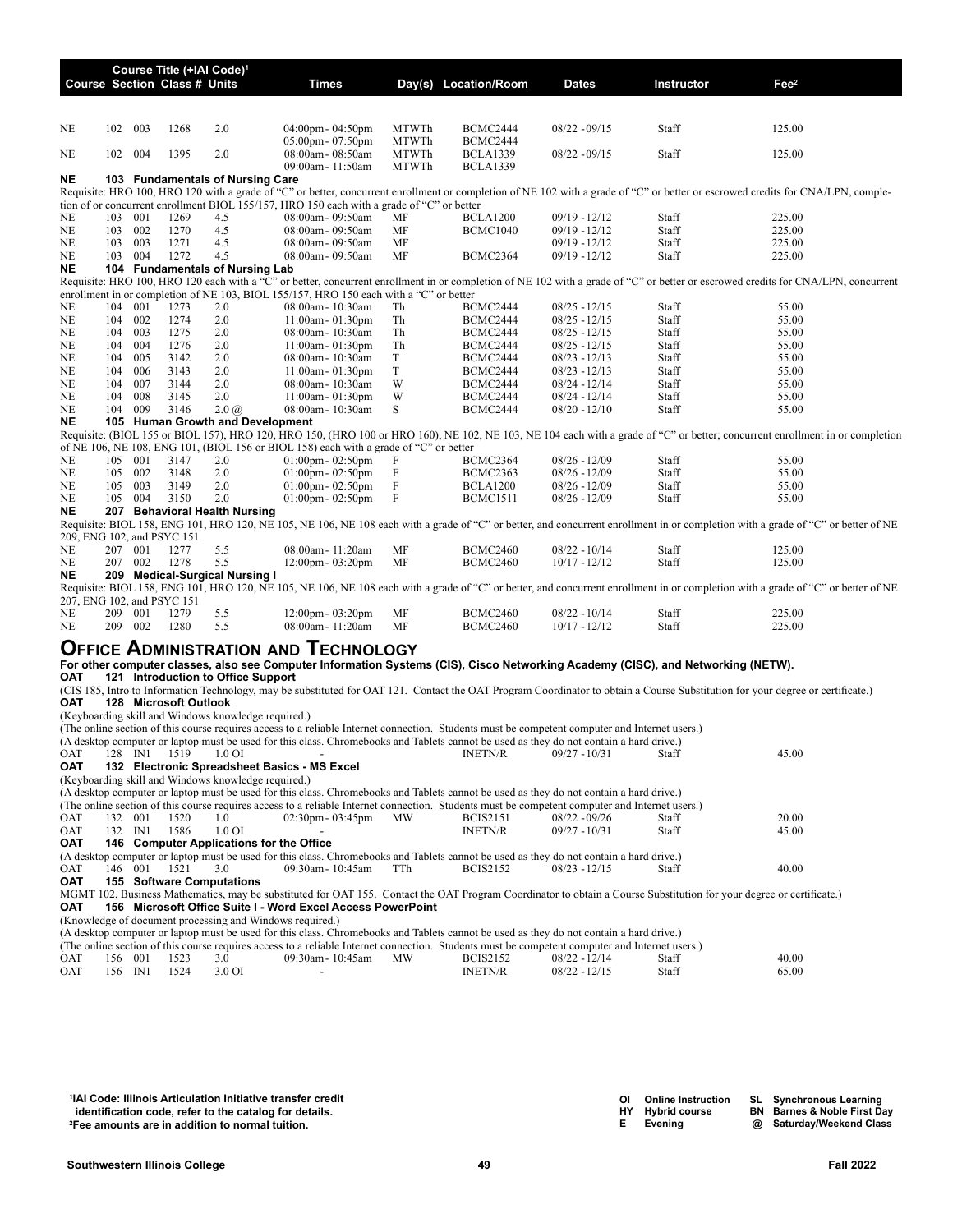| Course | Section | Class # | Units | Times | Day(s) | Location/Room | Dates | Instructor | Fee[2] |
|---|---|---|---|---|---|---|---|---|---|
| NE | 102 | 003 | 1268 | 2.0 | 04:00pm - 04:50pm<br>05:00pm - 07:50pm | MTWTh<br>MTWTh | BCMC2444<br>BCMC2444 | 08/22 - 09/15 | Staff | 125.00 |
| NE | 102 | 004 | 1395 | 2.0 | 08:00am - 08:50am<br>09:00am - 11:50am | MTWTh<br>MTWTh | BCLA1339<br>BCLA1339 | 08/22 - 09/15 | Staff | 125.00 |

**NE 103 Fundamentals of Nursing Care**

Requisite: HRO 100, HRO 120 with a grade of "C" or better, concurrent enrollment or completion of NE 102 with a grade of "C" or better or escrowed credits for CNA/LPN, completion of or concurrent enrollment BIOL 155/157, HRO 150 each with a grade of "C" or better

| Course | Section | Class # | Units | Times | Day(s) | Location/Room | Dates | Instructor | Fee[2] |
|---|---|---|---|---|---|---|---|---|---|
| NE | 103 | 001 | 1269 | 4.5 | 08:00am - 09:50am | MF | BCLA1200 | 09/19 - 12/12 | Staff | 225.00 |
| NE | 103 | 002 | 1270 | 4.5 | 08:00am - 09:50am | MF | BCMC1040 | 09/19 - 12/12 | Staff | 225.00 |
| NE | 103 | 003 | 1271 | 4.5 | 08:00am - 09:50am | MF | | 09/19 - 12/12 | Staff | 225.00 |
| NE | 103 | 004 | 1272 | 4.5 | 08:00am - 09:50am | MF | BCMC2364 | 09/19 - 12/12 | Staff | 225.00 |

**NE 104 Fundamentals of Nursing Lab**

Requisite: HRO 100, HRO 120 each with a "C" or better, concurrent enrollment in or completion of NE 102 with a grade of "C" or better or escrowed credits for CNA/LPN, concurrent enrollment in or completion of NE 103, BIOL 155/157, HRO 150 each with a "C" or better

| Course | Section | Class # | Units | Times | Day(s) | Location/Room | Dates | Instructor | Fee[2] |
|---|---|---|---|---|---|---|---|---|---|
| NE | 104 | 001 | 1273 | 2.0 | 08:00am - 10:30am | Th | BCMC2444 | 08/25 - 12/15 | Staff | 55.00 |
| NE | 104 | 002 | 1274 | 2.0 | 11:00am - 01:30pm | Th | BCMC2444 | 08/25 - 12/15 | Staff | 55.00 |
| NE | 104 | 003 | 1275 | 2.0 | 08:00am - 10:30am | Th | BCMC2444 | 08/25 - 12/15 | Staff | 55.00 |
| NE | 104 | 004 | 1276 | 2.0 | 11:00am - 01:30pm | Th | BCMC2444 | 08/25 - 12/15 | Staff | 55.00 |
| NE | 104 | 005 | 3142 | 2.0 | 08:00am - 10:30am | T | BCMC2444 | 08/23 - 12/13 | Staff | 55.00 |
| NE | 104 | 006 | 3143 | 2.0 | 11:00am - 01:30pm | T | BCMC2444 | 08/23 - 12/13 | Staff | 55.00 |
| NE | 104 | 007 | 3144 | 2.0 | 08:00am - 10:30am | W | BCMC2444 | 08/24 - 12/14 | Staff | 55.00 |
| NE | 104 | 008 | 3145 | 2.0 | 11:00am - 01:30pm | W | BCMC2444 | 08/24 - 12/14 | Staff | 55.00 |
| NE | 104 | 009 | 3146 | 2.0 @ | 08:00am - 10:30am | S | BCMC2444 | 08/20 - 12/10 | Staff | 55.00 |

**NE 105 Human Growth and Development**

Requisite: (BIOL 155 or BIOL 157), HRO 120, HRO 150, (HRO 100 or HRO 160), NE 102, NE 103, NE 104 each with a grade of "C" or better; concurrent enrollment in or completion of NE 106, NE 108, ENG 101, (BIOL 156 or BIOL 158) each with a grade of "C" or better

| Course | Section | Class # | Units | Times | Day(s) | Location/Room | Dates | Instructor | Fee[2] |
|---|---|---|---|---|---|---|---|---|---|
| NE | 105 | 001 | 3147 | 2.0 | 01:00pm - 02:50pm | F | BCMC2364 | 08/26 - 12/09 | Staff | 55.00 |
| NE | 105 | 002 | 3148 | 2.0 | 01:00pm - 02:50pm | F | BCMC2363 | 08/26 - 12/09 | Staff | 55.00 |
| NE | 105 | 003 | 3149 | 2.0 | 01:00pm - 02:50pm | F | BCLA1200 | 08/26 - 12/09 | Staff | 55.00 |
| NE | 105 | 004 | 3150 | 2.0 | 01:00pm - 02:50pm | F | BCMC1511 | 08/26 - 12/09 | Staff | 55.00 |

**NE 207 Behavioral Health Nursing**

Requisite: BIOL 158, ENG 101, HRO 120, NE 105, NE 106, NE 108 each with a grade of "C" or better, and concurrent enrollment in or completion with a grade of "C" or better of NE 209, ENG 102, and PSYC 151

| Course | Section | Class # | Units | Times | Day(s) | Location/Room | Dates | Instructor | Fee[2] |
|---|---|---|---|---|---|---|---|---|---|
| NE | 207 | 001 | 1277 | 5.5 | 08:00am - 11:20am | MF | BCMC2460 | 08/22 - 10/14 | Staff | 125.00 |
| NE | 207 | 002 | 1278 | 5.5 | 12:00pm - 03:20pm | MF | BCMC2460 | 10/17 - 12/12 | Staff | 125.00 |

**NE 209 Medical-Surgical Nursing I**

Requisite: BIOL 158, ENG 101, HRO 120, NE 105, NE 106, NE 108 each with a grade of "C" or better, and concurrent enrollment in or completion with a grade of "C" or better of NE 207, ENG 102, and PSYC 151

| Course | Section | Class # | Units | Times | Day(s) | Location/Room | Dates | Instructor | Fee[2] |
|---|---|---|---|---|---|---|---|---|---|
| NE | 209 | 001 | 1279 | 5.5 | 12:00pm - 03:20pm | MF | BCMC2460 | 08/22 - 10/14 | Staff | 225.00 |
| NE | 209 | 002 | 1280 | 5.5 | 08:00am - 11:20am | MF | BCMC2460 | 10/17 - 12/12 | Staff | 225.00 |

# Office Administration and Technology

**For other computer classes, also see Computer Information Systems (CIS), Cisco Networking Academy (CISC), and Networking (NETW).**

**OAT 121 Introduction to Office Support**

(CIS 185, Intro to Information Technology, may be substituted for OAT 121. Contact the OAT Program Coordinator to obtain a Course Substitution for your degree or certificate.)

**OAT 128 Microsoft Outlook**

(Keyboarding skill and Windows knowledge required.)
(The online section of this course requires access to a reliable Internet connection. Students must be competent computer and Internet users.)
(A desktop computer or laptop must be used for this class. Chromebooks and Tablets cannot be used as they do not contain a hard drive.)

| Course | Section | Class # | Units | Times | Day(s) | Location/Room | Dates | Instructor | Fee[2] |
|---|---|---|---|---|---|---|---|---|---|
| OAT | 128 | IN1 | 1519 | 1.0 OI | - | | INETN/R | 09/27 - 10/31 | Staff | 45.00 |

**OAT 132 Electronic Spreadsheet Basics - MS Excel**

(Keyboarding skill and Windows knowledge required.)
(A desktop computer or laptop must be used for this class. Chromebooks and Tablets cannot be used as they do not contain a hard drive.)
(The online section of this course requires access to a reliable Internet connection. Students must be competent computer and Internet users.)

| Course | Section | Class # | Units | Times | Day(s) | Location/Room | Dates | Instructor | Fee[2] |
|---|---|---|---|---|---|---|---|---|---|
| OAT | 132 | 001 | 1520 | 1.0 | 02:30pm - 03:45pm | MW | BCIS2151 | 08/22 - 09/26 | Staff | 20.00 |
| OAT | 132 | IN1 | 1586 | 1.0 OI | - | | INETN/R | 09/27 - 10/31 | Staff | 45.00 |

**OAT 146 Computer Applications for the Office**

(A desktop computer or laptop must be used for this class. Chromebooks and Tablets cannot be used as they do not contain a hard drive.)

| Course | Section | Class # | Units | Times | Day(s) | Location/Room | Dates | Instructor | Fee[2] |
|---|---|---|---|---|---|---|---|---|---|
| OAT | 146 | 001 | 1521 | 3.0 | 09:30am - 10:45am | TTh | BCIS2152 | 08/23 - 12/15 | Staff | 40.00 |

**OAT 155 Software Computations**

MGMT 102, Business Mathematics, may be substituted for OAT 155. Contact the OAT Program Coordinator to obtain a Course Substitution for your degree or certificate.)

**OAT 156 Microsoft Office Suite I - Word Excel Access PowerPoint**

(Knowledge of document processing and Windows required.)
(A desktop computer or laptop must be used for this class. Chromebooks and Tablets cannot be used as they do not contain a hard drive.)
(The online section of this course requires access to a reliable Internet connection. Students must be competent computer and Internet users.)

| Course | Section | Class # | Units | Times | Day(s) | Location/Room | Dates | Instructor | Fee[2] |
|---|---|---|---|---|---|---|---|---|---|
| OAT | 156 | 001 | 1523 | 3.0 | 09:30am - 10:45am | MW | BCIS2152 | 08/22 - 12/14 | Staff | 40.00 |
| OAT | 156 | IN1 | 1524 | 3.0 OI | - | | INETN/R | 08/22 - 12/15 | Staff | 65.00 |

[1]IAI Code: Illinois Articulation Initiative transfer credit identification code, refer to the catalog for details.
[2]Fee amounts are in addition to normal tuition.

OI Online Instruction; HY Hybrid course; E Evening; SL Synchronous Learning; BN Barnes & Noble First Day; @ Saturday/Weekend Class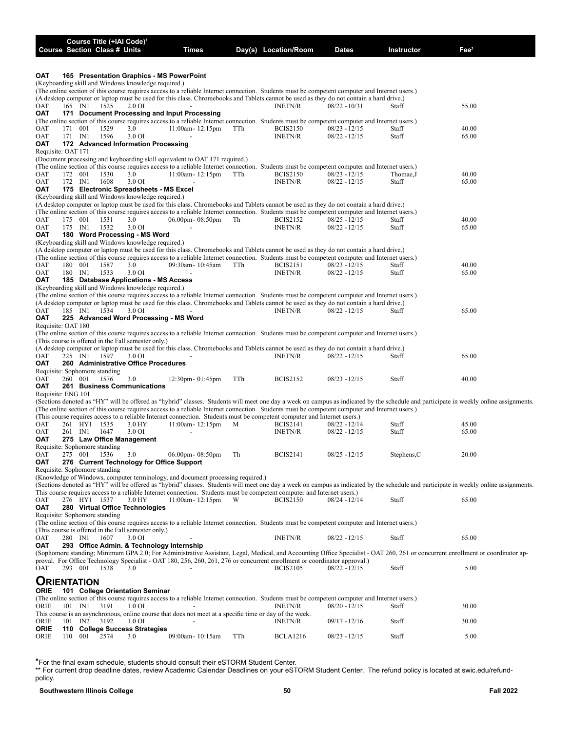| Course | Section | Class # | Units | Times | Day(s) | Location/Room | Dates | Instructor | Fee[2] |
|---|---|---|---|---|---|---|---|---|---|

Course Title (+IAI Code)[1]

**OAT 165 Presentation Graphics - MS PowerPoint**

(Keyboarding skill and Windows knowledge required.)
(The online section of this course requires access to a reliable Internet connection. Students must be competent computer and Internet users.)
(A desktop computer or laptop must be used for this class. Chromebooks and Tablets cannot be used as they do not contain a hard drive.)

| Course | Section | Class # | Units | Times | Day(s) | Location/Room | Dates | Instructor | Fee |
|---|---|---|---|---|---|---|---|---|---|
| OAT | 165 IN1 | 1525 | 2.0 OI | - | | INETN/R | 08/22 - 10/31 | Staff | 55.00 |

**OAT 171 Document Processing and Input Processing**

(The online section of this course requires access to a reliable Internet connection. Students must be competent computer and Internet users.)

| Course | Section | Class # | Units | Times | Day(s) | Location/Room | Dates | Instructor | Fee |
|---|---|---|---|---|---|---|---|---|---|
| OAT | 171 001 | 1529 | 3.0 | 11:00am- 12:15pm | TTh | BCIS2150 | 08/23 - 12/15 | Staff | 40.00 |
| OAT | 171 IN1 | 1596 | 3.0 OI | - | | INETN/R | 08/22 - 12/15 | Staff | 65.00 |

**OAT 172 Advanced Information Processing**

Requisite: OAT 171
(Document processing and keyboarding skill equivalent to OAT 171 required.)
(The online section of this course requires access to a reliable Internet connection. Students must be competent computer and Internet users.)

| Course | Section | Class # | Units | Times | Day(s) | Location/Room | Dates | Instructor | Fee |
|---|---|---|---|---|---|---|---|---|---|
| OAT | 172 001 | 1530 | 3.0 | 11:00am- 12:15pm | TTh | BCIS2150 | 08/23 - 12/15 | Thomae,J | 40.00 |
| OAT | 172 IN1 | 1608 | 3.0 OI | - | | INETN/R | 08/22 - 12/15 | Staff | 65.00 |

**OAT 175 Electronic Spreadsheets - MS Excel**

(Keyboarding skill and Windows knowledge required.)
(A desktop computer or laptop must be used for this class. Chromebooks and Tablets cannot be used as they do not contain a hard drive.)
(The online section of this course requires access to a reliable Internet connection. Students must be competent computer and Internet users.)

| Course | Section | Class # | Units | Times | Day(s) | Location/Room | Dates | Instructor | Fee |
|---|---|---|---|---|---|---|---|---|---|
| OAT | 175 001 | 1531 | 3.0 | 06:00pm- 08:50pm | Th | BCIS2152 | 08/25 - 12/15 | Staff | 40.00 |
| OAT | 175 IN1 | 1532 | 3.0 OI | - | | INETN/R | 08/22 - 12/15 | Staff | 65.00 |

**OAT 180 Word Processing - MS Word**

(Keyboarding skill and Windows knowledge required.)
(A desktop computer or laptop must be used for this class. Chromebooks and Tablets cannot be used as they do not contain a hard drive.)
(The online section of this course requires access to a reliable Internet connection. Students must be competent computer and Internet users.)

| Course | Section | Class # | Units | Times | Day(s) | Location/Room | Dates | Instructor | Fee |
|---|---|---|---|---|---|---|---|---|---|
| OAT | 180 001 | 1587 | 3.0 | 09:30am- 10:45am | TTh | BCIS2151 | 08/23 - 12/15 | Staff | 40.00 |
| OAT | 180 IN1 | 1533 | 3.0 OI | - | | INETN/R | 08/22 - 12/15 | Staff | 65.00 |

**OAT 185 Database Applications - MS Access**

(Keyboarding skill and Windows knowledge required.)
(The online section of this course requires access to a reliable Internet connection. Students must be competent computer and Internet users.)
(A desktop computer or laptop must be used for this class. Chromebooks and Tablets cannot be used as they do not contain a hard drive.)

| Course | Section | Class # | Units | Times | Day(s) | Location/Room | Dates | Instructor | Fee |
|---|---|---|---|---|---|---|---|---|---|
| OAT | 185 IN1 | 1534 | 3.0 OI | - | | INETN/R | 08/22 - 12/15 | Staff | 65.00 |

**OAT 225 Advanced Word Processing - MS Word**

Requisite: OAT 180
(The online section of this course requires access to a reliable Internet connection. Students must be competent computer and Internet users.)
(This course is offered in the Fall semester only.)
(A desktop computer or laptop must be used for this class. Chromebooks and Tablets cannot be used as they do not contain a hard drive.)

| Course | Section | Class # | Units | Times | Day(s) | Location/Room | Dates | Instructor | Fee |
|---|---|---|---|---|---|---|---|---|---|
| OAT | 225 IN1 | 1597 | 3.0 OI | - | | INETN/R | 08/22 - 12/15 | Staff | 65.00 |

**OAT 260 Administrative Office Procedures**

Requisite: Sophomore standing

| Course | Section | Class # | Units | Times | Day(s) | Location/Room | Dates | Instructor | Fee |
|---|---|---|---|---|---|---|---|---|---|
| OAT | 260 001 | 1576 | 3.0 | 12:30pm- 01:45pm | TTh | BCIS2152 | 08/23 - 12/15 | Staff | 40.00 |

**OAT 261 Business Communications**

Requisite: ENG 101
(Sections denoted as "HY" will be offered as "hybrid" classes. Students will meet one day a week on campus as indicated by the schedule and participate in weekly online assignments.
(The online section of this course requires access to a reliable Internet connection. Students must be competent computer and Internet users.)
(This course requires access to a reliable Internet connection. Students must be competent computer and Internet users.)

| Course | Section | Class # | Units | Times | Day(s) | Location/Room | Dates | Instructor | Fee |
|---|---|---|---|---|---|---|---|---|---|
| OAT | 261 HY1 | 1535 | 3.0 HY | 11:00am- 12:15pm | M | BCIS2141 | 08/22 - 12/14 | Staff | 45.00 |
| OAT | 261 IN1 | 1647 | 3.0 OI | - | | INETN/R | 08/22 - 12/15 | Staff | 65.00 |

**OAT 275 Law Office Management**

Requisite: Sophomore standing

| Course | Section | Class # | Units | Times | Day(s) | Location/Room | Dates | Instructor | Fee |
|---|---|---|---|---|---|---|---|---|---|
| OAT | 275 001 | 1536 | 3.0 | 06:00pm- 08:50pm | Th | BCIS2141 | 08/25 - 12/15 | Stephens,C | 20.00 |

**OAT 276 Current Technology for Office Support**

Requisite: Sophomore standing
(Knowledge of Windows, computer terminology, and document processing required.)
(Sections denoted as "HY" will be offered as "hybrid" classes. Students will meet one day a week on campus as indicated by the schedule and participate in weekly online assignments.
This course requires access to a reliable Internet connection. Students must be competent computer and Internet users.)

| Course | Section | Class # | Units | Times | Day(s) | Location/Room | Dates | Instructor | Fee |
|---|---|---|---|---|---|---|---|---|---|
| OAT | 276 HY1 | 1537 | 3.0 HY | 11:00am- 12:15pm | W | BCIS2150 | 08/24 - 12/14 | Staff | 65.00 |

**OAT 280 Virtual Office Technologies**

Requisite: Sophomore standing
(The online section of this course requires access to a reliable Internet connection. Students must be competent computer and Internet users.)
(This course is offered in the Fall semester only.)

| Course | Section | Class # | Units | Times | Day(s) | Location/Room | Dates | Instructor | Fee |
|---|---|---|---|---|---|---|---|---|---|
| OAT | 280 IN1 | 1607 | 3.0 OI | - | | INETN/R | 08/22 - 12/15 | Staff | 65.00 |

**OAT 293 Office Admin. & Technology Internship**

(Sophomore standing; Minimum GPA 2.0; For Administrative Assistant, Legal, Medical, and Accounting Office Specialist - OAT 260, 261 or concurrent enrollment or coordinator approval. For Office Technology Specialist - OAT 180, 256, 260, 261, 276 or concurrent enrollment or coordinator approval.)

| Course | Section | Class # | Units | Times | Day(s) | Location/Room | Dates | Instructor | Fee |
|---|---|---|---|---|---|---|---|---|---|
| OAT | 293 001 | 1538 | 3.0 | - | | BCIS2105 | 08/22 - 12/15 | Staff | 5.00 |

# Orientation

**ORIE 101 College Orientation Seminar**

(The online section of this course requires access to a reliable Internet connection. Students must be competent computer and Internet users.)

| Course | Section | Class # | Units | Times | Day(s) | Location/Room | Dates | Instructor | Fee |
|---|---|---|---|---|---|---|---|---|---|
| ORIE | 101 IN1 | 3191 | 1.0 OI | - | | INETN/R | 08/20 - 12/15 | Staff | 30.00 |

This course is an asynchronous, online course that does not meet at a specific time or day of the week.

| Course | Section | Class # | Units | Times | Day(s) | Location/Room | Dates | Instructor | Fee |
|---|---|---|---|---|---|---|---|---|---|
| ORIE | 101 IN2 | 3192 | 1.0 OI | - | | INETN/R | 09/17 - 12/16 | Staff | 30.00 |

**ORIE 110 College Success Strategies**

| Course | Section | Class # | Units | Times | Day(s) | Location/Room | Dates | Instructor | Fee |
|---|---|---|---|---|---|---|---|---|---|
| ORIE | 110 001 | 2574 | 3.0 | 09:00am- 10:15am | TTh | BCLA1216 | 08/23 - 12/15 | Staff | 5.00 |

*For the final exam schedule, students should consult their eSTORM Student Center.
** For current drop deadline dates, review Academic Calendar Deadlines on your eSTORM Student Center. The refund policy is located at swic.edu/refund-policy.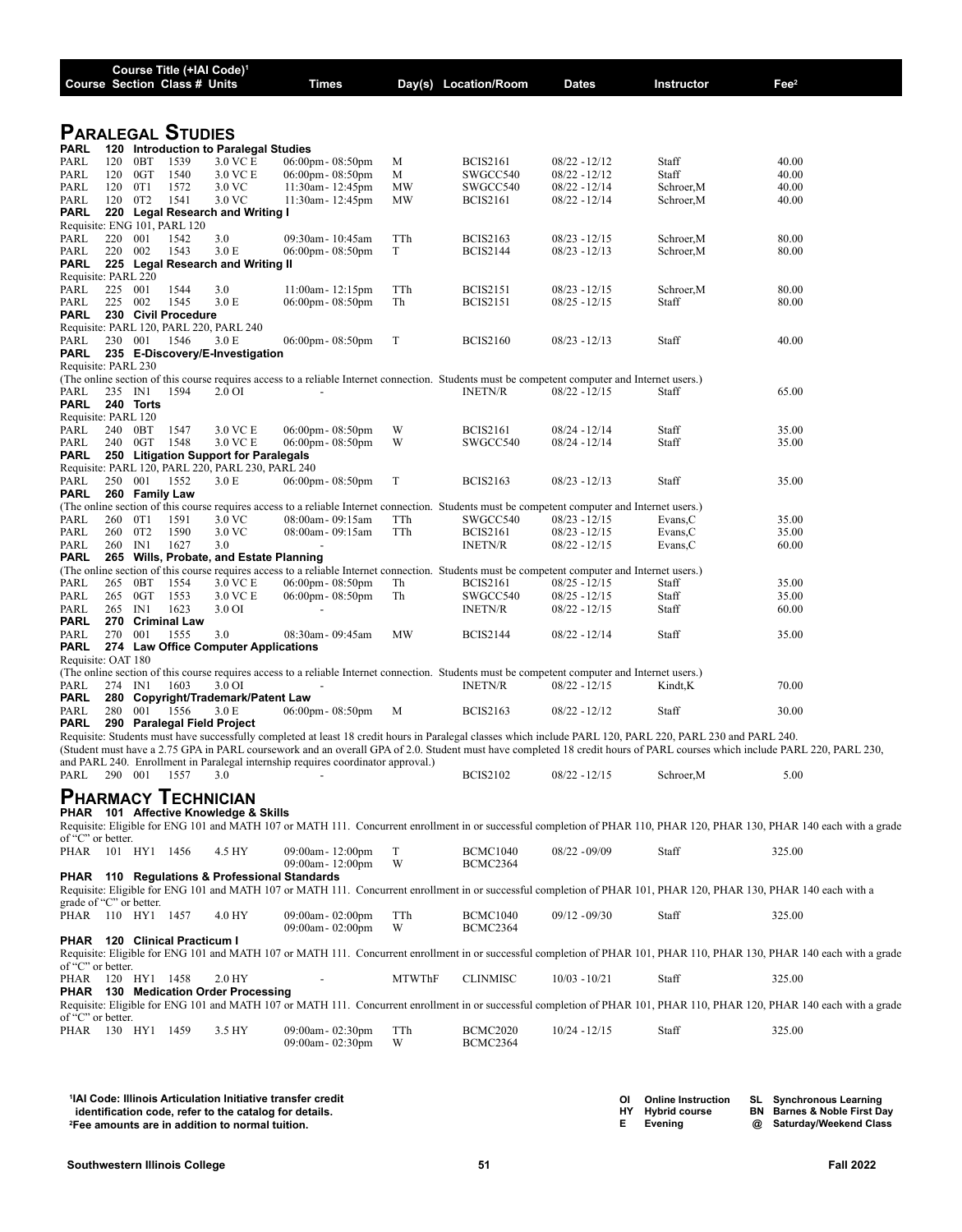| Course | Section | Class # | Course Title (+IAI Code)[1] Units | Times | Day(s) | Location/Room | Dates | Instructor | Fee[2] |
|---|---|---|---|---|---|---|---|---|---|

## Paralegal Studies

**PARL 120 Introduction to Paralegal Studies**

| Course | Section | Class # | Units | Times | Day(s) | Location/Room | Dates | Instructor | Fee |
|---|---|---|---|---|---|---|---|---|---|
| PARL 120 | 0BT | 1539 | 3.0 VC E | 06:00pm - 08:50pm | M | BCIS2161 | 08/22 - 12/12 | Staff | 40.00 |
| PARL 120 | 0GT | 1540 | 3.0 VC E | 06:00pm - 08:50pm | M | SWGCC540 | 08/22 - 12/12 | Staff | 40.00 |
| PARL 120 | 0T1 | 1572 | 3.0 VC | 11:30am - 12:45pm | MW | SWGCC540 | 08/22 - 12/14 | Schroer,M | 40.00 |
| PARL 120 | 0T2 | 1541 | 3.0 VC | 11:30am - 12:45pm | MW | BCIS2161 | 08/22 - 12/14 | Schroer,M | 40.00 |

**PARL 220 Legal Research and Writing I**

Requisite: ENG 101, PARL 120

| Course | Section | Class # | Units | Times | Day(s) | Location/Room | Dates | Instructor | Fee |
|---|---|---|---|---|---|---|---|---|---|
| PARL 220 | 001 | 1542 | 3.0 | 09:30am - 10:45am | TTh | BCIS2163 | 08/23 - 12/15 | Schroer,M | 80.00 |
| PARL 220 | 002 | 1543 | 3.0 E | 06:00pm - 08:50pm | T | BCIS2144 | 08/23 - 12/13 | Schroer,M | 80.00 |

**PARL 225 Legal Research and Writing II**

Requisite: PARL 220

| Course | Section | Class # | Units | Times | Day(s) | Location/Room | Dates | Instructor | Fee |
|---|---|---|---|---|---|---|---|---|---|
| PARL 225 | 001 | 1544 | 3.0 | 11:00am - 12:15pm | TTh | BCIS2151 | 08/23 - 12/15 | Schroer,M | 80.00 |
| PARL 225 | 002 | 1545 | 3.0 E | 06:00pm - 08:50pm | Th | BCIS2151 | 08/25 - 12/15 | Staff | 80.00 |

**PARL 230 Civil Procedure**

Requisite: PARL 120, PARL 220, PARL 240

| Course | Section | Class # | Units | Times | Day(s) | Location/Room | Dates | Instructor | Fee |
|---|---|---|---|---|---|---|---|---|---|
| PARL 230 | 001 | 1546 | 3.0 E | 06:00pm - 08:50pm | T | BCIS2160 | 08/23 - 12/13 | Staff | 40.00 |

**PARL 235 E-Discovery/E-Investigation**

Requisite: PARL 230

(The online section of this course requires access to a reliable Internet connection. Students must be competent computer and Internet users.)

| Course | Section | Class # | Units | Times | Day(s) | Location/Room | Dates | Instructor | Fee |
|---|---|---|---|---|---|---|---|---|---|
| PARL 235 | IN1 | 1594 | 2.0 OI | - | | INETN/R | 08/22 - 12/15 | Staff | 65.00 |

**PARL 240 Torts**

Requisite: PARL 120

| Course | Section | Class # | Units | Times | Day(s) | Location/Room | Dates | Instructor | Fee |
|---|---|---|---|---|---|---|---|---|---|
| PARL 240 | 0BT | 1547 | 3.0 VC E | 06:00pm - 08:50pm | W | BCIS2161 | 08/24 - 12/14 | Staff | 35.00 |
| PARL 240 | 0GT | 1548 | 3.0 VC E | 06:00pm - 08:50pm | W | SWGCC540 | 08/24 - 12/14 | Staff | 35.00 |

**PARL 250 Litigation Support for Paralegals**

Requisite: PARL 120, PARL 220, PARL 230, PARL 240

| Course | Section | Class # | Units | Times | Day(s) | Location/Room | Dates | Instructor | Fee |
|---|---|---|---|---|---|---|---|---|---|
| PARL 250 | 001 | 1552 | 3.0 E | 06:00pm - 08:50pm | T | BCIS2163 | 08/23 - 12/13 | Staff | 35.00 |

**PARL 260 Family Law**

(The online section of this course requires access to a reliable Internet connection. Students must be competent computer and Internet users.)

| Course | Section | Class # | Units | Times | Day(s) | Location/Room | Dates | Instructor | Fee |
|---|---|---|---|---|---|---|---|---|---|
| PARL 260 | 0T1 | 1591 | 3.0 VC | 08:00am - 09:15am | TTh | SWGCC540 | 08/23 - 12/15 | Evans,C | 35.00 |
| PARL 260 | 0T2 | 1590 | 3.0 VC | 08:00am - 09:15am | TTh | BCIS2161 | 08/23 - 12/15 | Evans,C | 35.00 |
| PARL 260 | IN1 | 1627 | 3.0 | - | | INETN/R | 08/22 - 12/15 | Evans,C | 60.00 |

**PARL 265 Wills, Probate, and Estate Planning**

(The online section of this course requires access to a reliable Internet connection. Students must be competent computer and Internet users.)

| Course | Section | Class # | Units | Times | Day(s) | Location/Room | Dates | Instructor | Fee |
|---|---|---|---|---|---|---|---|---|---|
| PARL 265 | 0BT | 1554 | 3.0 VC E | 06:00pm - 08:50pm | Th | BCIS2161 | 08/25 - 12/15 | Staff | 35.00 |
| PARL 265 | 0GT | 1553 | 3.0 VC E | 06:00pm - 08:50pm | Th | SWGCC540 | 08/25 - 12/15 | Staff | 35.00 |
| PARL 265 | IN1 | 1623 | 3.0 OI | - | | INETN/R | 08/22 - 12/15 | Staff | 60.00 |

**PARL 270 Criminal Law**

| Course | Section | Class # | Units | Times | Day(s) | Location/Room | Dates | Instructor | Fee |
|---|---|---|---|---|---|---|---|---|---|
| PARL 270 | 001 | 1555 | 3.0 | 08:30am - 09:45am | MW | BCIS2144 | 08/22 - 12/14 | Staff | 35.00 |

**PARL 274 Law Office Computer Applications**

Requisite: OAT 180

(The online section of this course requires access to a reliable Internet connection. Students must be competent computer and Internet users.)

| Course | Section | Class # | Units | Times | Day(s) | Location/Room | Dates | Instructor | Fee |
|---|---|---|---|---|---|---|---|---|---|
| PARL 274 | IN1 | 1603 | 3.0 OI | - | | INETN/R | 08/22 - 12/15 | Kindt,K | 70.00 |

**PARL 280 Copyright/Trademark/Patent Law**

| Course | Section | Class # | Units | Times | Day(s) | Location/Room | Dates | Instructor | Fee |
|---|---|---|---|---|---|---|---|---|---|
| PARL 280 | 001 | 1556 | 3.0 E | 06:00pm - 08:50pm | M | BCIS2163 | 08/22 - 12/12 | Staff | 30.00 |

**PARL 290 Paralegal Field Project**

Requisite: Students must have successfully completed at least 18 credit hours in Paralegal classes which include PARL 120, PARL 220, PARL 230 and PARL 240.

(Student must have a 2.75 GPA in PARL coursework and an overall GPA of 2.0. Student must have completed 18 credit hours of PARL courses which include PARL 220, PARL 230, and PARL 240. Enrollment in Paralegal internship requires coordinator approval.)

| Course | Section | Class # | Units | Times | Day(s) | Location/Room | Dates | Instructor | Fee |
|---|---|---|---|---|---|---|---|---|---|
| PARL 290 | 001 | 1557 | 3.0 | - | | BCIS2102 | 08/22 - 12/15 | Schroer,M | 5.00 |

## Pharmacy Technician

**PHAR 101 Affective Knowledge & Skills**

Requisite: Eligible for ENG 101 and MATH 107 or MATH 111. Concurrent enrollment in or successful completion of PHAR 110, PHAR 120, PHAR 130, PHAR 140 each with a grade of "C" or better.

| Course | Section | Class # | Units | Times | Day(s) | Location/Room | Dates | Instructor | Fee |
|---|---|---|---|---|---|---|---|---|---|
| PHAR 101 | HY1 | 1456 | 4.5 HY | 09:00am - 12:00pm | T | BCMC1040 | 08/22 - 09/09 | Staff | 325.00 |
| | | | | 09:00am - 12:00pm | W | BCMC2364 | | | |

**PHAR 110 Regulations & Professional Standards**

Requisite: Eligible for ENG 101 and MATH 107 or MATH 111. Concurrent enrollment in or successful completion of PHAR 101, PHAR 120, PHAR 130, PHAR 140 each with a grade of "C" or better.

| Course | Section | Class # | Units | Times | Day(s) | Location/Room | Dates | Instructor | Fee |
|---|---|---|---|---|---|---|---|---|---|
| PHAR 110 | HY1 | 1457 | 4.0 HY | 09:00am - 02:00pm | TTh | BCMC1040 | 09/12 - 09/30 | Staff | 325.00 |
| | | | | 09:00am - 02:00pm | W | BCMC2364 | | | |

**PHAR 120 Clinical Practicum I**

Requisite: Eligible for ENG 101 and MATH 107 or MATH 111. Concurrent enrollment in or successful completion of PHAR 101, PHAR 110, PHAR 130, PHAR 140 each with a grade of "C" or better.

| Course | Section | Class # | Units | Times | Day(s) | Location/Room | Dates | Instructor | Fee |
|---|---|---|---|---|---|---|---|---|---|
| PHAR 120 | HY1 | 1458 | 2.0 HY | - | MTWThF | CLINMISC | 10/03 - 10/21 | Staff | 325.00 |

**PHAR 130 Medication Order Processing**

Requisite: Eligible for ENG 101 and MATH 107 or MATH 111. Concurrent enrollment in or successful completion of PHAR 101, PHAR 110, PHAR 120, PHAR 140 each with a grade of "C" or better.

| Course | Section | Class # | Units | Times | Day(s) | Location/Room | Dates | Instructor | Fee |
|---|---|---|---|---|---|---|---|---|---|
| PHAR 130 | HY1 | 1459 | 3.5 HY | 09:00am - 02:30pm | TTh | BCMC2020 | 10/24 - 12/15 | Staff | 325.00 |
| | | | | 09:00am - 02:30pm | W | BCMC2364 | | | |

[1]IAI Code: Illinois Articulation Initiative transfer credit identification code, refer to the catalog for details.
[2]Fee amounts are in addition to normal tuition.

OI Online Instruction · HY Hybrid course · E Evening · SL Synchronous Learning · BN Barnes & Noble First Day · @ Saturday/Weekend Class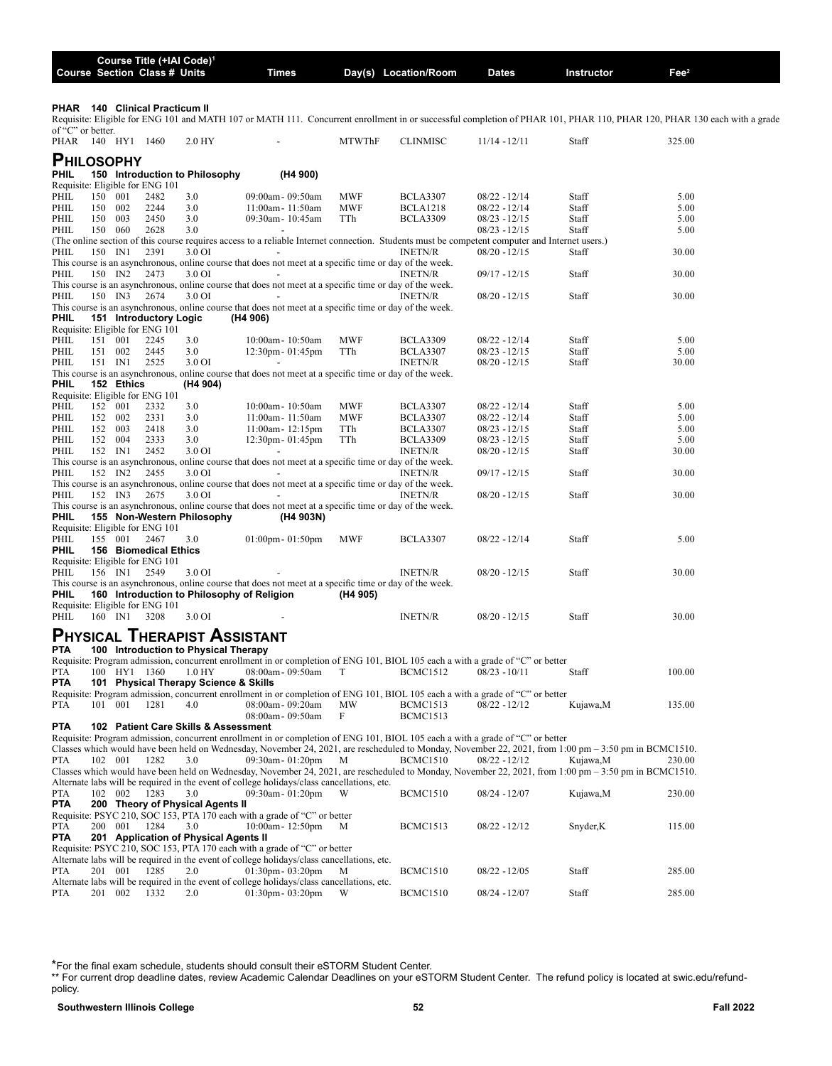| Course | Section | Class # | Units | Times | Day(s) | Location/Room | Dates | Instructor | Fee[2] |
|---|---|---|---|---|---|---|---|---|---|

**PHAR 140 Clinical Practicum II**

Requisite: Eligible for ENG 101 and MATH 107 or MATH 111. Concurrent enrollment in or successful completion of PHAR 101, PHAR 110, PHAR 120, PHAR 130 each with a grade of "C" or better.

| Course | Section | Class # | Units | Times | Day(s) | Location/Room | Dates | Instructor | Fee |
|---|---|---|---|---|---|---|---|---|---|
| PHAR 140 | HY1 | 1460 | 2.0 HY | - | MTWThF | CLINMISC | 11/14 - 12/11 | Staff | 325.00 |

# Philosophy

**PHIL 150 Introduction to Philosophy (H4 900)**

Requisite: Eligible for ENG 101

| Course | Section | Class # | Units | Times | Day(s) | Location/Room | Dates | Instructor | Fee |
|---|---|---|---|---|---|---|---|---|---|
| PHIL 150 | 001 | 2482 | 3.0 | 09:00am - 09:50am | MWF | BCLA3307 | 08/22 - 12/14 | Staff | 5.00 |
| PHIL 150 | 002 | 2244 | 3.0 | 11:00am - 11:50am | MWF | BCLA1218 | 08/22 - 12/14 | Staff | 5.00 |
| PHIL 150 | 003 | 2450 | 3.0 | 09:30am - 10:45am | TTh | BCLA3309 | 08/23 - 12/15 | Staff | 5.00 |
| PHIL 150 | 060 | 2628 | 3.0 | - | | | 08/23 - 12/15 | Staff | 5.00 |

(The online section of this course requires access to a reliable Internet connection. Students must be competent computer and Internet users.)

| Course | Section | Class # | Units | Times | Day(s) | Location/Room | Dates | Instructor | Fee |
|---|---|---|---|---|---|---|---|---|---|
| PHIL 150 | IN1 | 2391 | 3.0 OI | - | | INETN/R | 08/20 - 12/15 | Staff | 30.00 |

This course is an asynchronous, online course that does not meet at a specific time or day of the week.

| Course | Section | Class # | Units | Times | Day(s) | Location/Room | Dates | Instructor | Fee |
|---|---|---|---|---|---|---|---|---|---|
| PHIL 150 | IN2 | 2473 | 3.0 OI | - | | INETN/R | 09/17 - 12/15 | Staff | 30.00 |

This course is an asynchronous, online course that does not meet at a specific time or day of the week.

| Course | Section | Class # | Units | Times | Day(s) | Location/Room | Dates | Instructor | Fee |
|---|---|---|---|---|---|---|---|---|---|
| PHIL 150 | IN3 | 2674 | 3.0 OI | - | | INETN/R | 08/20 - 12/15 | Staff | 30.00 |

This course is an asynchronous, online course that does not meet at a specific time or day of the week.

**PHIL 151 Introductory Logic (H4 906)**

Requisite: Eligible for ENG 101

| Course | Section | Class # | Units | Times | Day(s) | Location/Room | Dates | Instructor | Fee |
|---|---|---|---|---|---|---|---|---|---|
| PHIL 151 | 001 | 2245 | 3.0 | 10:00am - 10:50am | MWF | BCLA3309 | 08/22 - 12/14 | Staff | 5.00 |
| PHIL 151 | 002 | 2445 | 3.0 | 12:30pm - 01:45pm | TTh | BCLA3307 | 08/23 - 12/15 | Staff | 5.00 |
| PHIL 151 | IN1 | 2525 | 3.0 OI | - | | INETN/R | 08/20 - 12/15 | Staff | 30.00 |

This course is an asynchronous, online course that does not meet at a specific time or day of the week.

**PHIL 152 Ethics (H4 904)**

Requisite: Eligible for ENG 101

| Course | Section | Class # | Units | Times | Day(s) | Location/Room | Dates | Instructor | Fee |
|---|---|---|---|---|---|---|---|---|---|
| PHIL 152 | 001 | 2332 | 3.0 | 10:00am - 10:50am | MWF | BCLA3307 | 08/22 - 12/14 | Staff | 5.00 |
| PHIL 152 | 002 | 2331 | 3.0 | 11:00am - 11:50am | MWF | BCLA3307 | 08/22 - 12/14 | Staff | 5.00 |
| PHIL 152 | 003 | 2418 | 3.0 | 11:00am - 12:15pm | TTh | BCLA3307 | 08/23 - 12/15 | Staff | 5.00 |
| PHIL 152 | 004 | 2333 | 3.0 | 12:30pm - 01:45pm | TTh | BCLA3309 | 08/23 - 12/15 | Staff | 5.00 |
| PHIL 152 | IN1 | 2452 | 3.0 OI | - | | INETN/R | 08/20 - 12/15 | Staff | 30.00 |

This course is an asynchronous, online course that does not meet at a specific time or day of the week.

| Course | Section | Class # | Units | Times | Day(s) | Location/Room | Dates | Instructor | Fee |
|---|---|---|---|---|---|---|---|---|---|
| PHIL 152 | IN2 | 2455 | 3.0 OI | - | | INETN/R | 09/17 - 12/15 | Staff | 30.00 |

This course is an asynchronous, online course that does not meet at a specific time or day of the week.

| Course | Section | Class # | Units | Times | Day(s) | Location/Room | Dates | Instructor | Fee |
|---|---|---|---|---|---|---|---|---|---|
| PHIL 152 | IN3 | 2675 | 3.0 OI | - | | INETN/R | 08/20 - 12/15 | Staff | 30.00 |

This course is an asynchronous, online course that does not meet at a specific time or day of the week.

**PHIL 155 Non-Western Philosophy (H4 903N)**

Requisite: Eligible for ENG 101

| Course | Section | Class # | Units | Times | Day(s) | Location/Room | Dates | Instructor | Fee |
|---|---|---|---|---|---|---|---|---|---|
| PHIL 155 | 001 | 2467 | 3.0 | 01:00pm - 01:50pm | MWF | BCLA3307 | 08/22 - 12/14 | Staff | 5.00 |

**PHIL 156 Biomedical Ethics**

Requisite: Eligible for ENG 101

| Course | Section | Class # | Units | Times | Day(s) | Location/Room | Dates | Instructor | Fee |
|---|---|---|---|---|---|---|---|---|---|
| PHIL 156 | IN1 | 2549 | 3.0 OI | - | | INETN/R | 08/20 - 12/15 | Staff | 30.00 |

This course is an asynchronous, online course that does not meet at a specific time or day of the week.

**PHIL 160 Introduction to Philosophy of Religion (H4 905)**

Requisite: Eligible for ENG 101

| Course | Section | Class # | Units | Times | Day(s) | Location/Room | Dates | Instructor | Fee |
|---|---|---|---|---|---|---|---|---|---|
| PHIL 160 | IN1 | 3208 | 3.0 OI | - | | INETN/R | 08/20 - 12/15 | Staff | 30.00 |

# Physical Therapist Assistant

**PTA 100 Introduction to Physical Therapy**

Requisite: Program admission, concurrent enrollment in or completion of ENG 101, BIOL 105 each a with a grade of "C" or better

| Course | Section | Class # | Units | Times | Day(s) | Location/Room | Dates | Instructor | Fee |
|---|---|---|---|---|---|---|---|---|---|
| PTA 100 | HY1 | 1360 | 1.0 HY | 08:00am - 09:50am | T | BCMC1512 | 08/23 - 10/11 | Staff | 100.00 |

**PTA 101 Physical Therapy Science & Skills**

Requisite: Program admission, concurrent enrollment in or completion of ENG 101, BIOL 105 each a with a grade of "C" or better

| Course | Section | Class # | Units | Times | Day(s) | Location/Room | Dates | Instructor | Fee |
|---|---|---|---|---|---|---|---|---|---|
| PTA 101 | 001 | 1281 | 4.0 | 08:00am - 09:20am | MW | BCMC1513 | 08/22 - 12/12 | Kujawa,M | 135.00 |
| | | | | 08:00am - 09:50am | F | BCMC1513 | | | |

**PTA 102 Patient Care Skills & Assessment**

Requisite: Program admission, concurrent enrollment in or completion of ENG 101, BIOL 105 each a with a grade of "C" or better

Classes which would have been held on Wednesday, November 24, 2021, are rescheduled to Monday, November 22, 2021, from 1:00 pm – 3:50 pm in BCMC1510.

| Course | Section | Class # | Units | Times | Day(s) | Location/Room | Dates | Instructor | Fee |
|---|---|---|---|---|---|---|---|---|---|
| PTA 102 | 001 | 1282 | 3.0 | 09:30am - 01:20pm | M | BCMC1510 | 08/22 - 12/12 | Kujawa,M | 230.00 |

Classes which would have been held on Wednesday, November 24, 2021, are rescheduled to Monday, November 22, 2021, from 1:00 pm – 3:50 pm in BCMC1510.
Alternate labs will be required in the event of college holidays/class cancellations, etc.

| Course | Section | Class # | Units | Times | Day(s) | Location/Room | Dates | Instructor | Fee |
|---|---|---|---|---|---|---|---|---|---|
| PTA 102 | 002 | 1283 | 3.0 | 09:30am - 01:20pm | W | BCMC1510 | 08/24 - 12/07 | Kujawa,M | 230.00 |

**PTA 200 Theory of Physical Agents II**

Requisite: PSYC 210, SOC 153, PTA 170 each with a grade of "C" or better

| Course | Section | Class # | Units | Times | Day(s) | Location/Room | Dates | Instructor | Fee |
|---|---|---|---|---|---|---|---|---|---|
| PTA 200 | 001 | 1284 | 3.0 | 10:00am - 12:50pm | M | BCMC1513 | 08/22 - 12/12 | Snyder,K | 115.00 |

**PTA 201 Application of Physical Agents II**

Requisite: PSYC 210, SOC 153, PTA 170 each with a grade of "C" or better
Alternate labs will be required in the event of college holidays/class cancellations, etc.

| Course | Section | Class # | Units | Times | Day(s) | Location/Room | Dates | Instructor | Fee |
|---|---|---|---|---|---|---|---|---|---|
| PTA 201 | 001 | 1285 | 2.0 | 01:30pm - 03:20pm | M | BCMC1510 | 08/22 - 12/05 | Staff | 285.00 |

Alternate labs will be required in the event of college holidays/class cancellations, etc.

| Course | Section | Class # | Units | Times | Day(s) | Location/Room | Dates | Instructor | Fee |
|---|---|---|---|---|---|---|---|---|---|
| PTA 201 | 002 | 1332 | 2.0 | 01:30pm - 03:20pm | W | BCMC1510 | 08/24 - 12/07 | Staff | 285.00 |

*For the final exam schedule, students should consult their eSTORM Student Center.

** For current drop deadline dates, review Academic Calendar Deadlines on your eSTORM Student Center. The refund policy is located at swic.edu/refund-policy.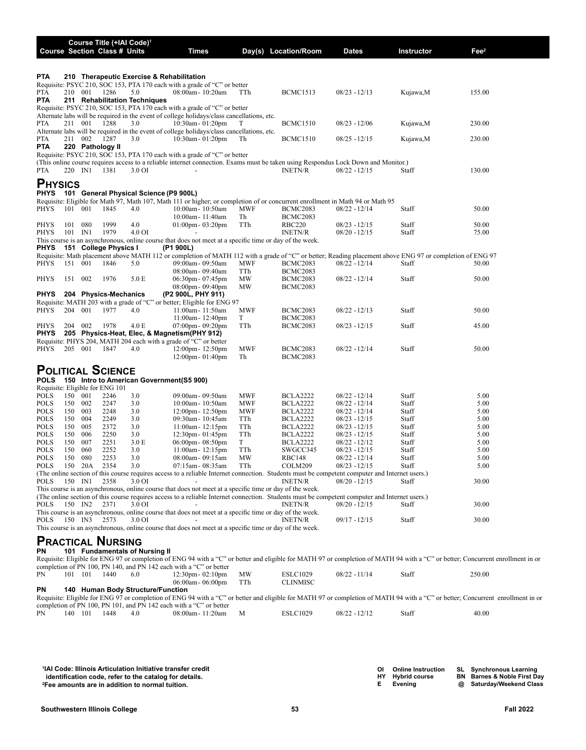| Course | Section | Class # | Units | Times | Day(s) | Location/Room | Dates | Instructor | Fee[2] |
|---|---|---|---|---|---|---|---|---|---|

**PTA 210 Therapeutic Exercise & Rehabilitation**
Requisite: PSYC 210, SOC 153, PTA 170 each with a grade of "C" or better

| Course | Section | Class # | Units | Times | Day(s) | Location/Room | Dates | Instructor | Fee |
|---|---|---|---|---|---|---|---|---|---|
| PTA | 210 001 | 1286 | 5.0 | 08:00am- 10:20am | TTh | BCMC1513 | 08/23 - 12/13 | Kujawa,M | 155.00 |

**PTA 211 Rehabilitation Techniques**
Requisite: PSYC 210, SOC 153, PTA 170 each with a grade of "C" or better
Alternate labs will be required in the event of college holidays/class cancellations, etc.

| Course | Section | Class # | Units | Times | Day(s) | Location/Room | Dates | Instructor | Fee |
|---|---|---|---|---|---|---|---|---|---|
| PTA | 211 001 | 1288 | 3.0 | 10:30am- 01:20pm | T | BCMC1510 | 08/23 - 12/06 | Kujawa,M | 230.00 |

Alternate labs will be required in the event of college holidays/class cancellations, etc.

| Course | Section | Class # | Units | Times | Day(s) | Location/Room | Dates | Instructor | Fee |
|---|---|---|---|---|---|---|---|---|---|
| PTA | 211 002 | 1287 | 3.0 | 10:30am- 01:20pm | Th | BCMC1510 | 08/25 - 12/15 | Kujawa,M | 230.00 |

**PTA 220 Pathology II**
Requisite: PSYC 210, SOC 153, PTA 170 each with a grade of "C" or better
(This online course requires access to a reliable internet connection. Exams must be taken using Respondus Lock Down and Monitor.)

| Course | Section | Class # | Units | Times | Day(s) | Location/Room | Dates | Instructor | Fee |
|---|---|---|---|---|---|---|---|---|---|
| PTA | 220 IN1 | 1381 | 3.0 OI | - | | INETN/R | 08/22 - 12/15 | Staff | 130.00 |

## Physics

**PHYS 101 General Physical Science (P9 900L)**
Requisite: Eligible for Math 97, Math 107, Math 111 or higher; or completion of or concurrent enrollment in Math 94 or Math 95

| Course | Section | Class # | Units | Times | Day(s) | Location/Room | Dates | Instructor | Fee |
|---|---|---|---|---|---|---|---|---|---|
| PHYS | 101 001 | 1845 | 4.0 | 10:00am- 10:50am | MWF | BCMC2083 | 08/22 - 12/14 | Staff | 50.00 |
| | | | | 10:00am- 11:40am | Th | BCMC2083 | | | |
| PHYS | 101 080 | 1999 | 4.0 | 01:00pm- 03:20pm | TTh | RBC220 | 08/23 - 12/15 | Staff | 50.00 |
| PHYS | 101 IN1 | 1979 | 4.0 OI | - | | INETN/R | 08/20 - 12/15 | Staff | 75.00 |

This course is an asynchronous, online course that does not meet at a specific time or day of the week.

**PHYS 151 College Physics I (P1 900L)**
Requisite: Math placement above MATH 112 or completion of MATH 112 with a grade of "C" or better; Reading placement above ENG 97 or completion of ENG 97

| Course | Section | Class # | Units | Times | Day(s) | Location/Room | Dates | Instructor | Fee |
|---|---|---|---|---|---|---|---|---|---|
| PHYS | 151 001 | 1846 | 5.0 | 09:00am- 09:50am | MWF | BCMC2083 | 08/22 - 12/14 | Staff | 50.00 |
| | | | | 08:00am- 09:40am | TTh | BCMC2083 | | | |
| PHYS | 151 002 | 1976 | 5.0 E | 06:30pm- 07:45pm | MW | BCMC2083 | 08/22 - 12/14 | Staff | 50.00 |
| | | | | 08:00pm- 09:40pm | MW | BCMC2083 | | | |

**PHYS 204 Physics-Mechanics (P2 900L, PHY 911)**
Requisite: MATH 203 with a grade of "C" or better; Eligible for ENG 97

| Course | Section | Class # | Units | Times | Day(s) | Location/Room | Dates | Instructor | Fee |
|---|---|---|---|---|---|---|---|---|---|
| PHYS | 204 001 | 1977 | 4.0 | 11:00am- 11:50am | MWF | BCMC2083 | 08/22 - 12/13 | Staff | 50.00 |
| | | | | 11:00am- 12:40pm | T | BCMC2083 | | | |
| PHYS | 204 002 | 1978 | 4.0 E | 07:00pm- 09:20pm | TTh | BCMC2083 | 08/23 - 12/15 | Staff | 45.00 |

**PHYS 205 Physics-Heat, Elec, & Magnetism(PHY 912)**
Requisite: PHYS 204, MATH 204 each with a grade of "C" or better

| Course | Section | Class # | Units | Times | Day(s) | Location/Room | Dates | Instructor | Fee |
|---|---|---|---|---|---|---|---|---|---|
| PHYS | 205 001 | 1847 | 4.0 | 12:00pm- 12:50pm | MWF | BCMC2083 | 08/22 - 12/14 | Staff | 50.00 |
| | | | | 12:00pm- 01:40pm | Th | BCMC2083 | | | |

## Political Science

**POLS 150 Intro to American Government(S5 900)**
Requisite: Eligible for ENG 101

| Course | Section | Class # | Units | Times | Day(s) | Location/Room | Dates | Instructor | Fee |
|---|---|---|---|---|---|---|---|---|---|
| POLS | 150 001 | 2246 | 3.0 | 09:00am- 09:50am | MWF | BCLA2222 | 08/22 - 12/14 | Staff | 5.00 |
| POLS | 150 002 | 2247 | 3.0 | 10:00am- 10:50am | MWF | BCLA2222 | 08/22 - 12/14 | Staff | 5.00 |
| POLS | 150 003 | 2248 | 3.0 | 12:00pm- 12:50pm | MWF | BCLA2222 | 08/22 - 12/14 | Staff | 5.00 |
| POLS | 150 004 | 2249 | 3.0 | 09:30am- 10:45am | TTh | BCLA2222 | 08/23 - 12/15 | Staff | 5.00 |
| POLS | 150 005 | 2372 | 3.0 | 11:00am- 12:15pm | TTh | BCLA2222 | 08/23 - 12/15 | Staff | 5.00 |
| POLS | 150 006 | 2250 | 3.0 | 12:30pm- 01:45pm | TTh | BCLA2222 | 08/23 - 12/15 | Staff | 5.00 |
| POLS | 150 007 | 2251 | 3.0 E | 06:00pm- 08:50pm | T | BCLA2222 | 08/22 - 12/12 | Staff | 5.00 |
| POLS | 150 060 | 2252 | 3.0 | 11:00am- 12:15pm | TTh | SWGCC345 | 08/23 - 12/15 | Staff | 5.00 |
| POLS | 150 080 | 2253 | 3.0 | 08:00am- 09:15am | MW | RBC148 | 08/22 - 12/14 | Staff | 5.00 |
| POLS | 150 20A | 2354 | 3.0 | 07:15am- 08:35am | TTh | COLM209 | 08/23 - 12/15 | Staff | 5.00 |

(The online section of this course requires access to a reliable Internet connection. Students must be competent computer and Internet users.)

| Course | Section | Class # | Units | Times | Day(s) | Location/Room | Dates | Instructor | Fee |
|---|---|---|---|---|---|---|---|---|---|
| POLS | 150 IN1 | 2358 | 3.0 OI | - | | INETN/R | 08/20 - 12/15 | Staff | 30.00 |

This course is an asynchronous, online course that does not meet at a specific time or day of the week.
(The online section of this course requires access to a reliable Internet connection. Students must be competent computer and Internet users.)

| Course | Section | Class # | Units | Times | Day(s) | Location/Room | Dates | Instructor | Fee |
|---|---|---|---|---|---|---|---|---|---|
| POLS | 150 IN2 | 2371 | 3.0 OI | - | | INETN/R | 08/20 - 12/15 | Staff | 30.00 |

This course is an asynchronous, online course that does not meet at a specific time or day of the week.

| Course | Section | Class # | Units | Times | Day(s) | Location/Room | Dates | Instructor | Fee |
|---|---|---|---|---|---|---|---|---|---|
| POLS | 150 IN3 | 2573 | 3.0 OI | - | | INETN/R | 09/17 - 12/15 | Staff | 30.00 |

This course is an asynchronous, online course that does not meet at a specific time or day of the week.

## Practical Nursing

**PN 101 Fundamentals of Nursing II**
Requisite: Eligible for ENG 97 or completion of ENG 94 with a "C" or better and eligible for MATH 97 or completion of MATH 94 with a "C" or better; Concurrent enrollment in or completion of PN 100, PN 140, and PN 142 each with a "C" or better

| Course | Section | Class # | Units | Times | Day(s) | Location/Room | Dates | Instructor | Fee |
|---|---|---|---|---|---|---|---|---|---|
| PN | 101 101 | 1440 | 6.0 | 12:30pm- 02:10pm | MW | ESLC1029 | 08/22 - 11/14 | Staff | 250.00 |
| | | | | 06:00am- 06:00pm | TTh | CLINMISC | | | |

**PN 140 Human Body Structure/Function**
Requisite: Eligible for ENG 97 or completion of ENG 94 with a "C" or better and eligible for MATH 97 or completion of MATH 94 with a "C" or better; Concurrent enrollment in or completion of PN 100, PN 101, and PN 142 each with a "C" or better

| Course | Section | Class # | Units | Times | Day(s) | Location/Room | Dates | Instructor | Fee |
|---|---|---|---|---|---|---|---|---|---|
| PN | 140 101 | 1448 | 4.0 | 08:00am- 11:20am | M | ESLC1029 | 08/22 - 12/12 | Staff | 40.00 |

[1]IAI Code: Illinois Articulation Initiative transfer credit identification code, refer to the catalog for details.
[2]Fee amounts are in addition to normal tuition.

OI Online Instruction · HY Hybrid course · E Evening · SL Synchronous Learning · BN Barnes & Noble First Day · @ Saturday/Weekend Class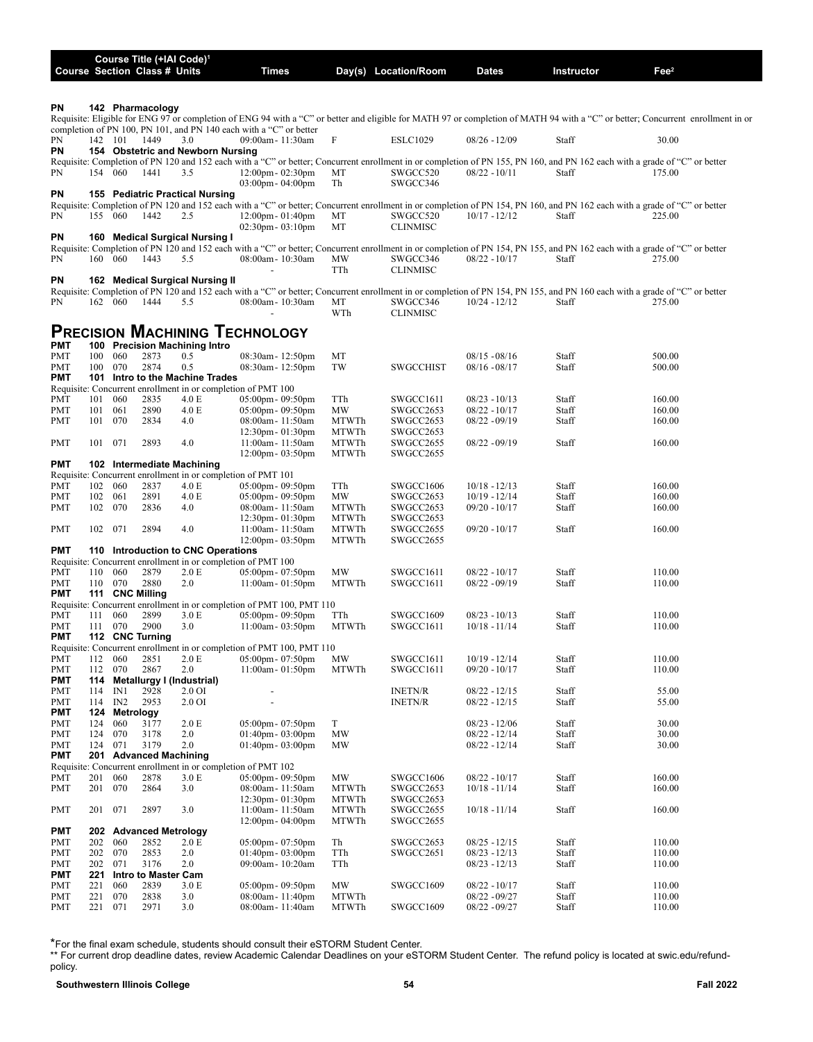| Course | Section | Class # | Units | Times | Day(s) | Location/Room | Dates | Instructor | Fee[2] |
|---|---|---|---|---|---|---|---|---|---|

Course Title (+IAI Code)[1]

**PN 142 Pharmacology**

Requisite: Eligible for ENG 97 or completion of ENG 94 with a "C" or better and eligible for MATH 97 or completion of MATH 94 with a "C" or better; Concurrent enrollment in or completion of PN 100, PN 101, and PN 140 each with a "C" or better

| Course | Section | Class # | Units | Times | Day(s) | Location/Room | Dates | Instructor | Fee |
|---|---|---|---|---|---|---|---|---|---|
| PN 142 | 101 | 1449 | 3.0 | 09:00am- 11:30am | F | ESLC1029 | 08/26 -12/09 | Staff | 30.00 |

**PN 154 Obstetric and Newborn Nursing**

Requisite: Completion of PN 120 and 152 each with a "C" or better; Concurrent enrollment in or completion of PN 155, PN 160, and PN 162 each with a grade of "C" or better

| Course | Section | Class # | Units | Times | Day(s) | Location/Room | Dates | Instructor | Fee |
|---|---|---|---|---|---|---|---|---|---|
| PN 154 | 060 | 1441 | 3.5 | 12:00pm- 02:30pm | MT | SWGCC520 | 08/22 -10/11 | Staff | 175.00 |
| | | | | 03:00pm- 04:00pm | Th | SWGCC346 | | | |

**PN 155 Pediatric Practical Nursing**

Requisite: Completion of PN 120 and 152 each with a "C" or better; Concurrent enrollment in or completion of PN 154, PN 160, and PN 162 each with a grade of "C" or better

| Course | Section | Class # | Units | Times | Day(s) | Location/Room | Dates | Instructor | Fee |
|---|---|---|---|---|---|---|---|---|---|
| PN 155 | 060 | 1442 | 2.5 | 12:00pm- 01:40pm | MT | SWGCC520 | 10/17 -12/12 | Staff | 225.00 |
| | | | | 02:30pm- 03:10pm | MT | CLINMISC | | | |

**PN 160 Medical Surgical Nursing I**

Requisite: Completion of PN 120 and 152 each with a "C" or better; Concurrent enrollment in or completion of PN 154, PN 155, and PN 162 each with a grade of "C" or better

| Course | Section | Class # | Units | Times | Day(s) | Location/Room | Dates | Instructor | Fee |
|---|---|---|---|---|---|---|---|---|---|
| PN 160 | 060 | 1443 | 5.5 | 08:00am- 10:30am | MW | SWGCC346 | 08/22 -10/17 | Staff | 275.00 |
| | | | | - | TTh | CLINMISC | | | |

**PN 162 Medical Surgical Nursing II**

Requisite: Completion of PN 120 and 152 each with a "C" or better; Concurrent enrollment in or completion of PN 154, PN 155, and PN 160 each with a grade of "C" or better

| Course | Section | Class # | Units | Times | Day(s) | Location/Room | Dates | Instructor | Fee |
|---|---|---|---|---|---|---|---|---|---|
| PN 162 | 060 | 1444 | 5.5 | 08:00am- 10:30am | MT | SWGCC346 | 10/24 -12/12 | Staff | 275.00 |
| | | | | - | WTh | CLINMISC | | | |

# Precision Machining Technology

**PMT 100 Precision Machining Intro**

| Course | Section | Class # | Units | Times | Day(s) | Location/Room | Dates | Instructor | Fee |
|---|---|---|---|---|---|---|---|---|---|
| PMT 100 | 060 | 2873 | 0.5 | 08:30am- 12:50pm | MT | | 08/15 -08/16 | Staff | 500.00 |
| PMT 100 | 070 | 2874 | 0.5 | 08:30am- 12:50pm | TW | SWGCCHIST | 08/16 -08/17 | Staff | 500.00 |

**PMT 101 Intro to the Machine Trades**

Requisite: Concurrent enrollment in or completion of PMT 100

| Course | Section | Class # | Units | Times | Day(s) | Location/Room | Dates | Instructor | Fee |
|---|---|---|---|---|---|---|---|---|---|
| PMT 101 | 060 | 2835 | 4.0 E | 05:00pm- 09:50pm | TTh | SWGCC1611 | 08/23 -10/13 | Staff | 160.00 |
| PMT 101 | 061 | 2890 | 4.0 E | 05:00pm- 09:50pm | MW | SWGCC2653 | 08/22 -10/17 | Staff | 160.00 |
| PMT 101 | 070 | 2834 | 4.0 | 08:00am- 11:50am | MTWTh | SWGCC2653 | 08/22 -09/19 | Staff | 160.00 |
| | | | | 12:30pm- 01:30pm | MTWTh | SWGCC2653 | | | |
| PMT 101 | 071 | 2893 | 4.0 | 11:00am- 11:50am | MTWTh | SWGCC2655 | 08/22 -09/19 | Staff | 160.00 |
| | | | | 12:00pm- 03:50pm | MTWTh | SWGCC2655 | | | |

**PMT 102 Intermediate Machining**

Requisite: Concurrent enrollment in or completion of PMT 101

| Course | Section | Class # | Units | Times | Day(s) | Location/Room | Dates | Instructor | Fee |
|---|---|---|---|---|---|---|---|---|---|
| PMT 102 | 060 | 2837 | 4.0 E | 05:00pm- 09:50pm | TTh | SWGCC1606 | 10/18 -12/13 | Staff | 160.00 |
| PMT 102 | 061 | 2891 | 4.0 E | 05:00pm- 09:50pm | MW | SWGCC2653 | 10/19 -12/14 | Staff | 160.00 |
| PMT 102 | 070 | 2836 | 4.0 | 08:00am- 11:50am | MTWTh | SWGCC2653 | 09/20 -10/17 | Staff | 160.00 |
| | | | | 12:30pm- 01:30pm | MTWTh | SWGCC2653 | | | |
| PMT 102 | 071 | 2894 | 4.0 | 11:00am- 11:50am | MTWTh | SWGCC2655 | 09/20 -10/17 | Staff | 160.00 |
| | | | | 12:00pm- 03:50pm | MTWTh | SWGCC2655 | | | |

**PMT 110 Introduction to CNC Operations**

Requisite: Concurrent enrollment in or completion of PMT 100

| Course | Section | Class # | Units | Times | Day(s) | Location/Room | Dates | Instructor | Fee |
|---|---|---|---|---|---|---|---|---|---|
| PMT 110 | 060 | 2879 | 2.0 E | 05:00pm- 07:50pm | MW | SWGCC1611 | 08/22 -10/17 | Staff | 110.00 |
| PMT 110 | 070 | 2880 | 2.0 | 11:00am- 01:50pm | MTWTh | SWGCC1611 | 08/22 -09/19 | Staff | 110.00 |

**PMT 111 CNC Milling**

Requisite: Concurrent enrollment in or completion of PMT 100, PMT 110

| Course | Section | Class # | Units | Times | Day(s) | Location/Room | Dates | Instructor | Fee |
|---|---|---|---|---|---|---|---|---|---|
| PMT 111 | 060 | 2899 | 3.0 E | 05:00pm- 09:50pm | TTh | SWGCC1609 | 08/23 -10/13 | Staff | 110.00 |
| PMT 111 | 070 | 2900 | 3.0 | 11:00am- 03:50pm | MTWTh | SWGCC1611 | 10/18 -11/14 | Staff | 110.00 |

**PMT 112 CNC Turning**

Requisite: Concurrent enrollment in or completion of PMT 100, PMT 110

| Course | Section | Class # | Units | Times | Day(s) | Location/Room | Dates | Instructor | Fee |
|---|---|---|---|---|---|---|---|---|---|
| PMT 112 | 060 | 2851 | 2.0 E | 05:00pm- 07:50pm | MW | SWGCC1611 | 10/19 -12/14 | Staff | 110.00 |
| PMT 112 | 070 | 2867 | 2.0 | 11:00am- 01:50pm | MTWTh | SWGCC1611 | 09/20 -10/17 | Staff | 110.00 |

**PMT 114 Metallurgy I (Industrial)**

| Course | Section | Class # | Units | Times | Day(s) | Location/Room | Dates | Instructor | Fee |
|---|---|---|---|---|---|---|---|---|---|
| PMT 114 | IN1 | 2928 | 2.0 OI | - | | INETN/R | 08/22 -12/15 | Staff | 55.00 |
| PMT 114 | IN2 | 2953 | 2.0 OI | - | | INETN/R | 08/22 -12/15 | Staff | 55.00 |

**PMT 124 Metrology**

| Course | Section | Class # | Units | Times | Day(s) | Location/Room | Dates | Instructor | Fee |
|---|---|---|---|---|---|---|---|---|---|
| PMT 124 | 060 | 3177 | 2.0 E | 05:00pm- 07:50pm | T | | 08/23 -12/06 | Staff | 30.00 |
| PMT 124 | 070 | 3178 | 2.0 | 01:40pm- 03:00pm | MW | | 08/22 -12/14 | Staff | 30.00 |
| PMT 124 | 071 | 3179 | 2.0 | 01:40pm- 03:00pm | MW | | 08/22 -12/14 | Staff | 30.00 |

**PMT 201 Advanced Machining**

Requisite: Concurrent enrollment in or completion of PMT 102

| Course | Section | Class # | Units | Times | Day(s) | Location/Room | Dates | Instructor | Fee |
|---|---|---|---|---|---|---|---|---|---|
| PMT 201 | 060 | 2878 | 3.0 E | 05:00pm- 09:50pm | MW | SWGCC1606 | 08/22 -10/17 | Staff | 160.00 |
| PMT 201 | 070 | 2864 | 3.0 | 08:00am- 11:50am | MTWTh | SWGCC2653 | 10/18 -11/14 | Staff | 160.00 |
| | | | | 12:30pm- 01:30pm | MTWTh | SWGCC2653 | | | |
| PMT 201 | 071 | 2897 | 3.0 | 11:00am- 11:50am | MTWTh | SWGCC2655 | 10/18 -11/14 | Staff | 160.00 |
| | | | | 12:00pm- 04:00pm | MTWTh | SWGCC2655 | | | |

**PMT 202 Advanced Metrology**

| Course | Section | Class # | Units | Times | Day(s) | Location/Room | Dates | Instructor | Fee |
|---|---|---|---|---|---|---|---|---|---|
| PMT 202 | 060 | 2852 | 2.0 E | 05:00pm- 07:50pm | Th | SWGCC2653 | 08/25 -12/15 | Staff | 110.00 |
| PMT 202 | 070 | 2853 | 2.0 | 01:40pm- 03:00pm | TTh | SWGCC2651 | 08/23 -12/13 | Staff | 110.00 |
| PMT 202 | 071 | 3176 | 2.0 | 09:00am- 10:20am | TTh | | 08/23 -12/13 | Staff | 110.00 |

**PMT 221 Intro to Master Cam**

| Course | Section | Class # | Units | Times | Day(s) | Location/Room | Dates | Instructor | Fee |
|---|---|---|---|---|---|---|---|---|---|
| PMT 221 | 060 | 2839 | 3.0 E | 05:00pm- 09:50pm | MW | SWGCC1609 | 08/22 -10/17 | Staff | 110.00 |
| PMT 221 | 070 | 2838 | 3.0 | 08:00am- 11:40pm | MTWTh | | 08/22 -09/27 | Staff | 110.00 |
| PMT 221 | 071 | 2971 | 3.0 | 08:00am- 11:40am | MTWTh | SWGCC1609 | 08/22 -09/27 | Staff | 110.00 |

*For the final exam schedule, students should consult their eSTORM Student Center.

** For current drop deadline dates, review Academic Calendar Deadlines on your eSTORM Student Center. The refund policy is located at swic.edu/refund-policy.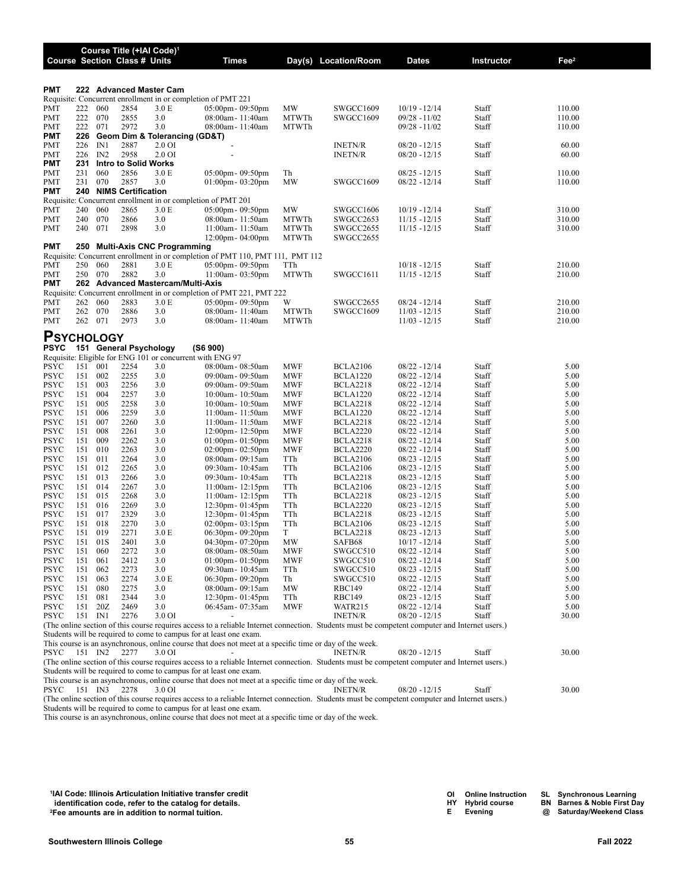| Course | Section | Class # | Units | Times | Day(s) | Location/Room | Dates | Instructor | Fee[2] |
|---|---|---|---|---|---|---|---|---|---|
| **PMT** | **222** | **Advanced Master Cam** | | | | | | | |
| Requisite: Concurrent enrollment in or completion of PMT 221 | | | | | | | | | |
| PMT | 222 060 | 2854 | 3.0 E | 05:00pm- 09:50pm | MW | SWGCC1609 | 10/19 - 12/14 | Staff | 110.00 |
| PMT | 222 070 | 2855 | 3.0 | 08:00am- 11:40am | MTWTh | SWGCC1609 | 09/28 - 11/02 | Staff | 110.00 |
| PMT | 222 071 | 2972 | 3.0 | 08:00am- 11:40am | MTWTh | | 09/28 - 11/02 | Staff | 110.00 |
| **PMT** | **226** | **Geom Dim & Tolerancing (GD&T)** | | | | | | | |
| PMT | 226 IN1 | 2887 | 2.0 OI | - | | INETN/R | 08/20 - 12/15 | Staff | 60.00 |
| PMT | 226 IN2 | 2958 | 2.0 OI | - | | INETN/R | 08/20 - 12/15 | Staff | 60.00 |
| **PMT** | **231** | **Intro to Solid Works** | | | | | | | |
| PMT | 231 060 | 2856 | 3.0 E | 05:00pm- 09:50pm | Th | | 08/25 - 12/15 | Staff | 110.00 |
| PMT | 231 070 | 2857 | 3.0 | 01:00pm- 03:20pm | MW | SWGCC1609 | 08/22 - 12/14 | Staff | 110.00 |
| **PMT** | **240** | **NIMS Certification** | | | | | | | |
| Requisite: Concurrent enrollment in or completion of PMT 201 | | | | | | | | | |
| PMT | 240 060 | 2865 | 3.0 E | 05:00pm- 09:50pm | MW | SWGCC1606 | 10/19 - 12/14 | Staff | 310.00 |
| PMT | 240 070 | 2866 | 3.0 | 08:00am- 11:50am | MTWTh | SWGCC2653 | 11/15 - 12/15 | Staff | 310.00 |
| PMT | 240 071 | 2898 | 3.0 | 11:00am- 11:50am | MTWTh | SWGCC2655 | 11/15 - 12/15 | Staff | 310.00 |
| | | | | 12:00pm- 04:00pm | MTWTh | SWGCC2655 | | | |
| **PMT** | **250** | **Multi-Axis CNC Programming** | | | | | | | |
| Requisite: Concurrent enrollment in or completion of PMT 110, PMT 111, PMT 112 | | | | | | | | | |
| PMT | 250 060 | 2881 | 3.0 E | 05:00pm- 09:50pm | TTh | | 10/18 - 12/15 | Staff | 210.00 |
| PMT | 250 070 | 2882 | 3.0 | 11:00am- 03:50pm | MTWTh | SWGCC1611 | 11/15 - 12/15 | Staff | 210.00 |
| **PMT** | **262** | **Advanced Mastercam/Multi-Axis** | | | | | | | |
| Requisite: Concurrent enrollment in or completion of PMT 221, PMT 222 | | | | | | | | | |
| PMT | 262 060 | 2883 | 3.0 E | 05:00pm- 09:50pm | W | SWGCC2655 | 08/24 - 12/14 | Staff | 210.00 |
| PMT | 262 070 | 2886 | 3.0 | 08:00am- 11:40am | MTWTh | SWGCC1609 | 11/03 - 12/15 | Staff | 210.00 |
| PMT | 262 071 | 2973 | 3.0 | 08:00am- 11:40am | MTWTh | | 11/03 - 12/15 | Staff | 210.00 |

## Psychology

| Course | Section | Class # | Units | Times | Day(s) | Location/Room | Dates | Instructor | Fee[2] |
|---|---|---|---|---|---|---|---|---|---|
| **PSYC** | **151** | **General Psychology (S6 900)** | | | | | | | |
| Requisite: Eligible for ENG 101 or concurrent with ENG 97 | | | | | | | | | |
| PSYC | 151 001 | 2254 | 3.0 | 08:00am- 08:50am | MWF | BCLA2106 | 08/22 - 12/14 | Staff | 5.00 |
| PSYC | 151 002 | 2255 | 3.0 | 09:00am- 09:50am | MWF | BCLA1220 | 08/22 - 12/14 | Staff | 5.00 |
| PSYC | 151 003 | 2256 | 3.0 | 09:00am- 09:50am | MWF | BCLA2218 | 08/22 - 12/14 | Staff | 5.00 |
| PSYC | 151 004 | 2257 | 3.0 | 10:00am- 10:50am | MWF | BCLA1220 | 08/22 - 12/14 | Staff | 5.00 |
| PSYC | 151 005 | 2258 | 3.0 | 10:00am- 10:50am | MWF | BCLA2218 | 08/22 - 12/14 | Staff | 5.00 |
| PSYC | 151 006 | 2259 | 3.0 | 11:00am- 11:50am | MWF | BCLA1220 | 08/22 - 12/14 | Staff | 5.00 |
| PSYC | 151 007 | 2260 | 3.0 | 11:00am- 11:50am | MWF | BCLA2218 | 08/22 - 12/14 | Staff | 5.00 |
| PSYC | 151 008 | 2261 | 3.0 | 12:00pm- 12:50pm | MWF | BCLA2220 | 08/22 - 12/14 | Staff | 5.00 |
| PSYC | 151 009 | 2262 | 3.0 | 01:00pm- 01:50pm | MWF | BCLA2218 | 08/22 - 12/14 | Staff | 5.00 |
| PSYC | 151 010 | 2263 | 3.0 | 02:00pm- 02:50pm | MWF | BCLA2220 | 08/22 - 12/14 | Staff | 5.00 |
| PSYC | 151 011 | 2264 | 3.0 | 08:00am- 09:15am | TTh | BCLA2106 | 08/23 - 12/15 | Staff | 5.00 |
| PSYC | 151 012 | 2265 | 3.0 | 09:30am- 10:45am | TTh | BCLA2106 | 08/23 - 12/15 | Staff | 5.00 |
| PSYC | 151 013 | 2266 | 3.0 | 09:30am- 10:45am | TTh | BCLA2218 | 08/23 - 12/15 | Staff | 5.00 |
| PSYC | 151 014 | 2267 | 3.0 | 11:00am- 12:15pm | TTh | BCLA2106 | 08/23 - 12/15 | Staff | 5.00 |
| PSYC | 151 015 | 2268 | 3.0 | 11:00am- 12:15pm | TTh | BCLA2218 | 08/23 - 12/15 | Staff | 5.00 |
| PSYC | 151 016 | 2269 | 3.0 | 12:30pm- 01:45pm | TTh | BCLA2220 | 08/23 - 12/15 | Staff | 5.00 |
| PSYC | 151 017 | 2329 | 3.0 | 12:30pm- 01:45pm | TTh | BCLA2218 | 08/23 - 12/15 | Staff | 5.00 |
| PSYC | 151 018 | 2270 | 3.0 | 02:00pm- 03:15pm | TTh | BCLA2106 | 08/23 - 12/15 | Staff | 5.00 |
| PSYC | 151 019 | 2271 | 3.0 E | 06:30pm- 09:20pm | T | BCLA2218 | 08/23 - 12/13 | Staff | 5.00 |
| PSYC | 151 01S | 2401 | 3.0 | 04:30pm- 07:20pm | MW | SAFB68 | 10/17 - 12/14 | Staff | 5.00 |
| PSYC | 151 060 | 2272 | 3.0 | 08:00am- 08:50am | MWF | SWGCC510 | 08/22 - 12/14 | Staff | 5.00 |
| PSYC | 151 061 | 2412 | 3.0 | 01:00pm- 01:50pm | MWF | SWGCC510 | 08/22 - 12/14 | Staff | 5.00 |
| PSYC | 151 062 | 2273 | 3.0 | 09:30am- 10:45am | TTh | SWGCC510 | 08/23 - 12/15 | Staff | 5.00 |
| PSYC | 151 063 | 2274 | 3.0 E | 06:30pm- 09:20pm | Th | SWGCC510 | 08/22 - 12/15 | Staff | 5.00 |
| PSYC | 151 080 | 2275 | 3.0 | 08:00am- 09:15am | MW | RBC149 | 08/22 - 12/14 | Staff | 5.00 |
| PSYC | 151 081 | 2344 | 3.0 | 12:30pm- 01:45pm | TTh | RBC149 | 08/23 - 12/15 | Staff | 5.00 |
| PSYC | 151 20Z | 2469 | 3.0 | 06:45am- 07:35am | MWF | WATR215 | 08/22 - 12/14 | Staff | 5.00 |
| PSYC | 151 IN1 | 2276 | 3.0 OI | - | | INETN/R | 08/20 - 12/15 | Staff | 30.00 |
| (The online section of this course requires access to a reliable Internet connection. Students must be competent computer and Internet users.) Students will be required to come to campus for at least one exam. This course is an asynchronous, online course that does not meet at a specific time or day of the week. | | | | | | | | | |
| PSYC | 151 IN2 | 2277 | 3.0 OI | - | | INETN/R | 08/20 - 12/15 | Staff | 30.00 |
| (The online section of this course requires access to a reliable Internet connection. Students must be competent computer and Internet users.) Students will be required to come to campus for at least one exam. This course is an asynchronous, online course that does not meet at a specific time or day of the week. | | | | | | | | | |
| PSYC | 151 IN3 | 2278 | 3.0 OI | - | | INETN/R | 08/20 - 12/15 | Staff | 30.00 |
| (The online section of this course requires access to a reliable Internet connection. Students must be competent computer and Internet users.) Students will be required to come to campus for at least one exam. This course is an asynchronous, online course that does not meet at a specific time or day of the week. | | | | | | | | | |

**[1]IAI Code: Illinois Articulation Initiative transfer credit identification code, refer to the catalog for details.**
**[2]Fee amounts are in addition to normal tuition.**

**OI** Online Instruction **HY** Hybrid course **E** Evening
**SL** Synchronous Learning **BN** Barnes & Noble First Day **@** Saturday/Weekend Class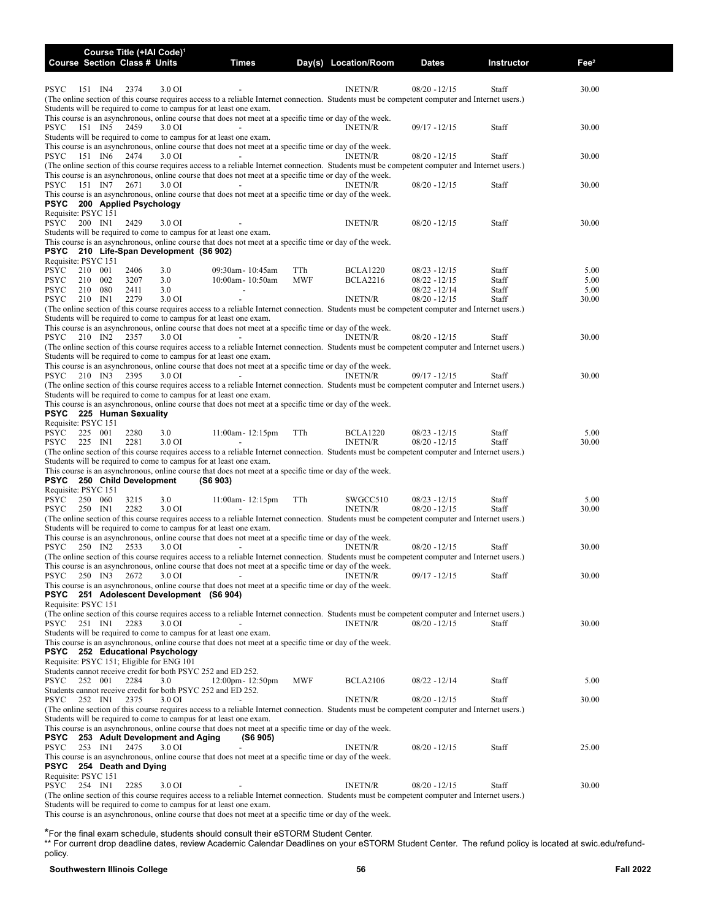| Course | Section | Class # | Units | Times | Day(s) | Location/Room | Dates | Instructor | Fee[2] |
|---|---|---|---|---|---|---|---|---|---|
| PSYC | 151 | IN4 | 2374 3.0 OI | - | | INETN/R | 08/20 - 12/15 | Staff | 30.00 |

(The online section of this course requires access to a reliable Internet connection. Students must be competent computer and Internet users.)
Students will be required to come to campus for at least one exam.
This course is an asynchronous, online course that does not meet at a specific time or day of the week.

| Course | Section | Class # | Units | Times | Day(s) | Location/Room | Dates | Instructor | Fee |
|---|---|---|---|---|---|---|---|---|---|
| PSYC | 151 IN5 | 2459 | 3.0 OI | - | | INETN/R | 09/17 - 12/15 | Staff | 30.00 |

Students will be required to come to campus for at least one exam.
This course is an asynchronous, online course that does not meet at a specific time or day of the week.

| Course | Section | Class # | Units | Times | Day(s) | Location/Room | Dates | Instructor | Fee |
|---|---|---|---|---|---|---|---|---|---|
| PSYC | 151 IN6 | 2474 | 3.0 OI | - | | INETN/R | 08/20 - 12/15 | Staff | 30.00 |

(The online section of this course requires access to a reliable Internet connection. Students must be competent computer and Internet users.)
This course is an asynchronous, online course that does not meet at a specific time or day of the week.

| Course | Section | Class # | Units | Times | Day(s) | Location/Room | Dates | Instructor | Fee |
|---|---|---|---|---|---|---|---|---|---|
| PSYC | 151 IN7 | 2671 | 3.0 OI | - | | INETN/R | 08/20 - 12/15 | Staff | 30.00 |

This course is an asynchronous, online course that does not meet at a specific time or day of the week.

**PSYC 200 Applied Psychology**

Requisite: PSYC 151

| Course | Section | Class # | Units | Times | Day(s) | Location/Room | Dates | Instructor | Fee |
|---|---|---|---|---|---|---|---|---|---|
| PSYC | 200 IN1 | 2429 | 3.0 OI | - | | INETN/R | 08/20 - 12/15 | Staff | 30.00 |

Students will be required to come to campus for at least one exam.
This course is an asynchronous, online course that does not meet at a specific time or day of the week.

**PSYC 210 Life-Span Development (S6 902)**

Requisite: PSYC 151

| Course | Section | Class # | Units | Times | Day(s) | Location/Room | Dates | Instructor | Fee |
|---|---|---|---|---|---|---|---|---|---|
| PSYC | 210 001 | 2406 | 3.0 | 09:30am - 10:45am | TTh | BCLA1220 | 08/23 - 12/15 | Staff | 5.00 |
| PSYC | 210 002 | 3207 | 3.0 | 10:00am - 10:50am | MWF | BCLA2216 | 08/22 - 12/15 | Staff | 5.00 |
| PSYC | 210 080 | 2411 | 3.0 | - | | | 08/22 - 12/14 | Staff | 5.00 |
| PSYC | 210 IN1 | 2279 | 3.0 OI | - | | INETN/R | 08/20 - 12/15 | Staff | 30.00 |

(The online section of this course requires access to a reliable Internet connection. Students must be competent computer and Internet users.)
Students will be required to come to campus for at least one exam.
This course is an asynchronous, online course that does not meet at a specific time or day of the week.

| Course | Section | Class # | Units | Times | Day(s) | Location/Room | Dates | Instructor | Fee |
|---|---|---|---|---|---|---|---|---|---|
| PSYC | 210 IN2 | 2357 | 3.0 OI | - | | INETN/R | 08/20 - 12/15 | Staff | 30.00 |

(The online section of this course requires access to a reliable Internet connection. Students must be competent computer and Internet users.)
Students will be required to come to campus for at least one exam.
This course is an asynchronous, online course that does not meet at a specific time or day of the week.

| Course | Section | Class # | Units | Times | Day(s) | Location/Room | Dates | Instructor | Fee |
|---|---|---|---|---|---|---|---|---|---|
| PSYC | 210 IN3 | 2395 | 3.0 OI | - | | INETN/R | 09/17 - 12/15 | Staff | 30.00 |

(The online section of this course requires access to a reliable Internet connection. Students must be competent computer and Internet users.)
Students will be required to come to campus for at least one exam.
This course is an asynchronous, online course that does not meet at a specific time or day of the week.

**PSYC 225 Human Sexuality**

Requisite: PSYC 151

| Course | Section | Class # | Units | Times | Day(s) | Location/Room | Dates | Instructor | Fee |
|---|---|---|---|---|---|---|---|---|---|
| PSYC | 225 001 | 2280 | 3.0 | 11:00am - 12:15pm | TTh | BCLA1220 | 08/23 - 12/15 | Staff | 5.00 |
| PSYC | 225 IN1 | 2281 | 3.0 OI | - | | INETN/R | 08/20 - 12/15 | Staff | 30.00 |

(The online section of this course requires access to a reliable Internet connection. Students must be competent computer and Internet users.)
Students will be required to come to campus for at least one exam.
This course is an asynchronous, online course that does not meet at a specific time or day of the week.

**PSYC 250 Child Development (S6 903)**

Requisite: PSYC 151

| Course | Section | Class # | Units | Times | Day(s) | Location/Room | Dates | Instructor | Fee |
|---|---|---|---|---|---|---|---|---|---|
| PSYC | 250 060 | 3215 | 3.0 | 11:00am - 12:15pm | TTh | SWGCC510 | 08/23 - 12/15 | Staff | 5.00 |
| PSYC | 250 IN1 | 2282 | 3.0 OI | - | | INETN/R | 08/20 - 12/15 | Staff | 30.00 |

(The online section of this course requires access to a reliable Internet connection. Students must be competent computer and Internet users.)
Students will be required to come to campus for at least one exam.
This course is an asynchronous, online course that does not meet at a specific time or day of the week.

| Course | Section | Class # | Units | Times | Day(s) | Location/Room | Dates | Instructor | Fee |
|---|---|---|---|---|---|---|---|---|---|
| PSYC | 250 IN2 | 2533 | 3.0 OI | - | | INETN/R | 08/20 - 12/15 | Staff | 30.00 |

(The online section of this course requires access to a reliable Internet connection. Students must be competent computer and Internet users.)
This course is an asynchronous, online course that does not meet at a specific time or day of the week.

| Course | Section | Class # | Units | Times | Day(s) | Location/Room | Dates | Instructor | Fee |
|---|---|---|---|---|---|---|---|---|---|
| PSYC | 250 IN3 | 2672 | 3.0 OI | - | | INETN/R | 09/17 - 12/15 | Staff | 30.00 |

This course is an asynchronous, online course that does not meet at a specific time or day of the week.

**PSYC 251 Adolescent Development (S6 904)**

Requisite: PSYC 151

(The online section of this course requires access to a reliable Internet connection. Students must be competent computer and Internet users.)

| Course | Section | Class # | Units | Times | Day(s) | Location/Room | Dates | Instructor | Fee |
|---|---|---|---|---|---|---|---|---|---|
| PSYC | 251 IN1 | 2283 | 3.0 OI | - | | INETN/R | 08/20 - 12/15 | Staff | 30.00 |

Students will be required to come to campus for at least one exam.
This course is an asynchronous, online course that does not meet at a specific time or day of the week.

**PSYC 252 Educational Psychology**

Requisite: PSYC 151; Eligible for ENG 101
Students cannot receive credit for both PSYC 252 and ED 252.

| Course | Section | Class # | Units | Times | Day(s) | Location/Room | Dates | Instructor | Fee |
|---|---|---|---|---|---|---|---|---|---|
| PSYC | 252 001 | 2284 | 3.0 | 12:00pm - 12:50pm | MWF | BCLA2106 | 08/22 - 12/14 | Staff | 5.00 |

Students cannot receive credit for both PSYC 252 and ED 252.

| Course | Section | Class # | Units | Times | Day(s) | Location/Room | Dates | Instructor | Fee |
|---|---|---|---|---|---|---|---|---|---|
| PSYC | 252 IN1 | 2375 | 3.0 OI | - | | INETN/R | 08/20 - 12/15 | Staff | 30.00 |

(The online section of this course requires access to a reliable Internet connection. Students must be competent computer and Internet users.)
Students will be required to come to campus for at least one exam.
This course is an asynchronous, online course that does not meet at a specific time or day of the week.

**PSYC 253 Adult Development and Aging (S6 905)**

| Course | Section | Class # | Units | Times | Day(s) | Location/Room | Dates | Instructor | Fee |
|---|---|---|---|---|---|---|---|---|---|
| PSYC | 253 IN1 | 2475 | 3.0 OI | - | | INETN/R | 08/20 - 12/15 | Staff | 25.00 |

This course is an asynchronous, online course that does not meet at a specific time or day of the week.

**PSYC 254 Death and Dying**

Requisite: PSYC 151

| Course | Section | Class # | Units | Times | Day(s) | Location/Room | Dates | Instructor | Fee |
|---|---|---|---|---|---|---|---|---|---|
| PSYC | 254 IN1 | 2285 | 3.0 OI | - | | INETN/R | 08/20 - 12/15 | Staff | 30.00 |

(The online section of this course requires access to a reliable Internet connection. Students must be competent computer and Internet users.)
Students will be required to come to campus for at least one exam.
This course is an asynchronous, online course that does not meet at a specific time or day of the week.

*For the final exam schedule, students should consult their eSTORM Student Center.
** For current drop deadline dates, review Academic Calendar Deadlines on your eSTORM Student Center. The refund policy is located at swic.edu/refund-policy.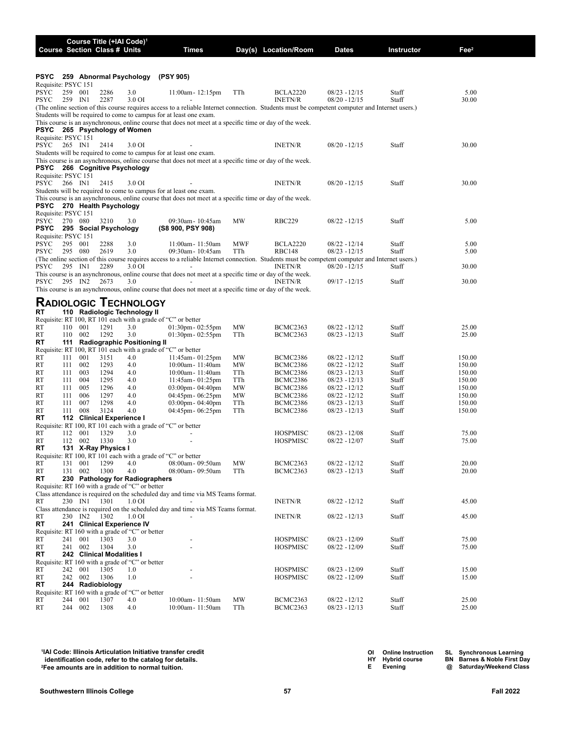| Course | Section | Class # | Units | Times | Day(s) | Location/Room | Dates | Instructor | Fee[2] |
|---|---|---|---|---|---|---|---|---|---|

**Course Title (+IAI Code)[1]**

**PSYC 259 Abnormal Psychology (PSY 905)**

Requisite: PSYC 151

| Course | Section | Class # | Units | Times | Day(s) | Location/Room | Dates | Instructor | Fee |
|---|---|---|---|---|---|---|---|---|---|
| PSYC | 259 001 | 2286 | 3.0 | 11:00am- 12:15pm | TTh | BCLA2220 | 08/23 - 12/15 | Staff | 5.00 |
| PSYC | 259 IN1 | 2287 | 3.0 OI | - | | INETN/R | 08/20 - 12/15 | Staff | 30.00 |

(The online section of this course requires access to a reliable Internet connection. Students must be competent computer and Internet users.)
Students will be required to come to campus for at least one exam.
This course is an asynchronous, online course that does not meet at a specific time or day of the week.

**PSYC 265 Psychology of Women**

Requisite: PSYC 151

| Course | Section | Class # | Units | Times | Day(s) | Location/Room | Dates | Instructor | Fee |
|---|---|---|---|---|---|---|---|---|---|
| PSYC | 265 IN1 | 2414 | 3.0 OI | - | | INETN/R | 08/20 - 12/15 | Staff | 30.00 |

Students will be required to come to campus for at least one exam.
This course is an asynchronous, online course that does not meet at a specific time or day of the week.

**PSYC 266 Cognitive Psychology**

Requisite: PSYC 151

| Course | Section | Class # | Units | Times | Day(s) | Location/Room | Dates | Instructor | Fee |
|---|---|---|---|---|---|---|---|---|---|
| PSYC | 266 IN1 | 2415 | 3.0 OI | - | | INETN/R | 08/20 - 12/15 | Staff | 30.00 |

Students will be required to come to campus for at least one exam.
This course is an asynchronous, online course that does not meet at a specific time or day of the week.

**PSYC 270 Health Psychology**

Requisite: PSYC 151

| Course | Section | Class # | Units | Times | Day(s) | Location/Room | Dates | Instructor | Fee |
|---|---|---|---|---|---|---|---|---|---|
| PSYC | 270 080 | 3210 | 3.0 | 09:30am- 10:45am | MW | RBC229 | 08/22 - 12/15 | Staff | 5.00 |

**PSYC 295 Social Psychology (S8 900, PSY 908)**

Requisite: PSYC 151

| Course | Section | Class # | Units | Times | Day(s) | Location/Room | Dates | Instructor | Fee |
|---|---|---|---|---|---|---|---|---|---|
| PSYC | 295 001 | 2288 | 3.0 | 11:00am- 11:50am | MWF | BCLA2220 | 08/22 - 12/14 | Staff | 5.00 |
| PSYC | 295 080 | 2619 | 3.0 | 09:30am- 10:45am | TTh | RBC148 | 08/23 - 12/15 | Staff | 5.00 |

(The online section of this course requires access to a reliable Internet connection. Students must be competent computer and Internet users.)

| Course | Section | Class # | Units | Times | Day(s) | Location/Room | Dates | Instructor | Fee |
|---|---|---|---|---|---|---|---|---|---|
| PSYC | 295 IN1 | 2289 | 3.0 OI | - | | INETN/R | 08/20 - 12/15 | Staff | 30.00 |

This course is an asynchronous, online course that does not meet at a specific time or day of the week.

| Course | Section | Class # | Units | Times | Day(s) | Location/Room | Dates | Instructor | Fee |
|---|---|---|---|---|---|---|---|---|---|
| PSYC | 295 IN2 | 2673 | 3.0 | - | | INETN/R | 09/17 - 12/15 | Staff | 30.00 |

This course is an asynchronous, online course that does not meet at a specific time or day of the week.

# Radiologic Technology

**RT 110 Radiologic Technology II**

Requisite: RT 100, RT 101 each with a grade of "C" or better

| Course | Section | Class # | Units | Times | Day(s) | Location/Room | Dates | Instructor | Fee |
|---|---|---|---|---|---|---|---|---|---|
| RT | 110 001 | 1291 | 3.0 | 01:30pm- 02:55pm | MW | BCMC2363 | 08/22 - 12/12 | Staff | 25.00 |
| RT | 110 002 | 1292 | 3.0 | 01:30pm- 02:55pm | TTh | BCMC2363 | 08/23 - 12/13 | Staff | 25.00 |

**RT 111 Radiographic Positioning II**

Requisite: RT 100, RT 101 each with a grade of "C" or better

| Course | Section | Class # | Units | Times | Day(s) | Location/Room | Dates | Instructor | Fee |
|---|---|---|---|---|---|---|---|---|---|
| RT | 111 001 | 3151 | 4.0 | 11:45am- 01:25pm | MW | BCMC2386 | 08/22 - 12/12 | Staff | 150.00 |
| RT | 111 002 | 1293 | 4.0 | 10:00am- 11:40am | MW | BCMC2386 | 08/22 - 12/12 | Staff | 150.00 |
| RT | 111 003 | 1294 | 4.0 | 10:00am- 11:40am | TTh | BCMC2386 | 08/23 - 12/13 | Staff | 150.00 |
| RT | 111 004 | 1295 | 4.0 | 11:45am- 01:25pm | TTh | BCMC2386 | 08/23 - 12/13 | Staff | 150.00 |
| RT | 111 005 | 1296 | 4.0 | 03:00pm- 04:40pm | MW | BCMC2386 | 08/22 - 12/12 | Staff | 150.00 |
| RT | 111 006 | 1297 | 4.0 | 04:45pm- 06:25pm | MW | BCMC2386 | 08/22 - 12/12 | Staff | 150.00 |
| RT | 111 007 | 1298 | 4.0 | 03:00pm- 04:40pm | TTh | BCMC2386 | 08/23 - 12/13 | Staff | 150.00 |
| RT | 111 008 | 3124 | 4.0 | 04:45pm- 06:25pm | TTh | BCMC2386 | 08/23 - 12/13 | Staff | 150.00 |

**RT 112 Clinical Experience I**

Requisite: RT 100, RT 101 each with a grade of "C" or better

| Course | Section | Class # | Units | Times | Day(s) | Location/Room | Dates | Instructor | Fee |
|---|---|---|---|---|---|---|---|---|---|
| RT | 112 001 | 1329 | 3.0 | - | | HOSPMISC | 08/23 - 12/08 | Staff | 75.00 |
| RT | 112 002 | 1330 | 3.0 | - | | HOSPMISC | 08/22 - 12/07 | Staff | 75.00 |

**RT 131 X-Ray Physics I**

Requisite: RT 100, RT 101 each with a grade of "C" or better

| Course | Section | Class # | Units | Times | Day(s) | Location/Room | Dates | Instructor | Fee |
|---|---|---|---|---|---|---|---|---|---|
| RT | 131 001 | 1299 | 4.0 | 08:00am- 09:50am | MW | BCMC2363 | 08/22 - 12/12 | Staff | 20.00 |
| RT | 131 002 | 1300 | 4.0 | 08:00am- 09:50am | TTh | BCMC2363 | 08/23 - 12/13 | Staff | 20.00 |

**RT 230 Pathology for Radiographers**

Requisite: RT 160 with a grade of "C" or better

Class attendance is required on the scheduled day and time via MS Teams format.

| Course | Section | Class # | Units | Times | Day(s) | Location/Room | Dates | Instructor | Fee |
|---|---|---|---|---|---|---|---|---|---|
| RT | 230 IN1 | 1301 | 1.0 OI | - | | INETN/R | 08/22 - 12/12 | Staff | 45.00 |

Class attendance is required on the scheduled day and time via MS Teams format.

| Course | Section | Class # | Units | Times | Day(s) | Location/Room | Dates | Instructor | Fee |
|---|---|---|---|---|---|---|---|---|---|
| RT | 230 IN2 | 1302 | 1.0 OI | - | | INETN/R | 08/22 - 12/13 | Staff | 45.00 |

**RT 241 Clinical Experience IV**

Requisite: RT 160 with a grade of "C" or better

| Course | Section | Class # | Units | Times | Day(s) | Location/Room | Dates | Instructor | Fee |
|---|---|---|---|---|---|---|---|---|---|
| RT | 241 001 | 1303 | 3.0 | - | | HOSPMISC | 08/23 - 12/09 | Staff | 75.00 |
| RT | 241 002 | 1304 | 3.0 | - | | HOSPMISC | 08/22 - 12/09 | Staff | 75.00 |

**RT 242 Clinical Modalities I**

Requisite: RT 160 with a grade of "C" or better

| Course | Section | Class # | Units | Times | Day(s) | Location/Room | Dates | Instructor | Fee |
|---|---|---|---|---|---|---|---|---|---|
| RT | 242 001 | 1305 | 1.0 | - | | HOSPMISC | 08/23 - 12/09 | Staff | 15.00 |
| RT | 242 002 | 1306 | 1.0 | - | | HOSPMISC | 08/22 - 12/09 | Staff | 15.00 |

**RT 244 Radiobiology**

Requisite: RT 160 with a grade of "C" or better

| Course | Section | Class # | Units | Times | Day(s) | Location/Room | Dates | Instructor | Fee |
|---|---|---|---|---|---|---|---|---|---|
| RT | 244 001 | 1307 | 4.0 | 10:00am- 11:50am | MW | BCMC2363 | 08/22 - 12/12 | Staff | 25.00 |
| RT | 244 002 | 1308 | 4.0 | 10:00am- 11:50am | TTh | BCMC2363 | 08/23 - 12/13 | Staff | 25.00 |

**[1]IAI Code: Illinois Articulation Initiative transfer credit identification code, refer to the catalog for details.**
**[2]Fee amounts are in addition to normal tuition.**

**OI** Online Instruction
**HY** Hybrid course
**E** Evening
**SL** Synchronous Learning
**BN** Barnes & Noble First Day
**@** Saturday/Weekend Class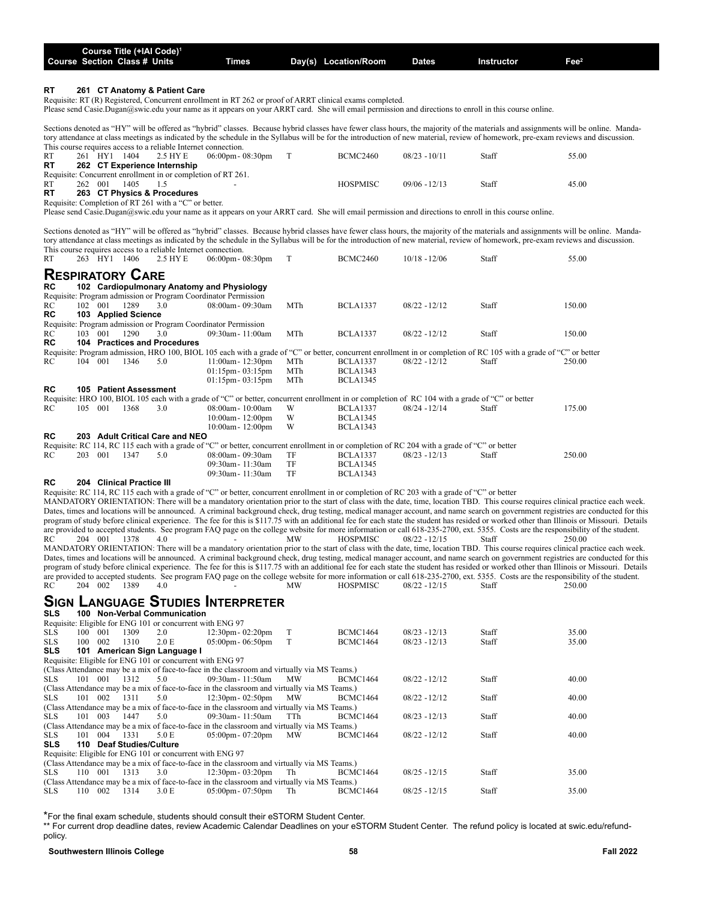| Course | Section | Class # | Units | Times | Day(s) | Location/Room | Dates | Instructor | Fee[2] |
|---|---|---|---|---|---|---|---|---|---|

Course Title (+IAI Code)[1]

**RT 261 CT Anatomy & Patient Care**

Requisite: RT (R) Registered, Concurrent enrollment in RT 262 or proof of ARRT clinical exams completed.
Please send Casie.Dugan@swic.edu your name as it appears on your ARRT card. She will email permission and directions to enroll in this course online.

Sections denoted as "HY" will be offered as "hybrid" classes. Because hybrid classes have fewer class hours, the majority of the materials and assignments will be online. Mandatory attendance at class meetings as indicated by the schedule in the Syllabus will be for the introduction of new material, review of homework, pre-exam reviews and discussion. This course requires access to a reliable Internet connection.

| Course | Section | Class # | Units | Times | Day(s) | Location/Room | Dates | Instructor | Fee |
|---|---|---|---|---|---|---|---|---|---|
| RT 261 | HY1 | 1404 | 2.5 HY E | 06:00pm - 08:30pm | T | BCMC2460 | 08/23 - 10/11 | Staff | 55.00 |

**RT 262 CT Experience Internship**

Requisite: Concurrent enrollment in or completion of RT 261.

| Course | Section | Class # | Units | Times | Day(s) | Location/Room | Dates | Instructor | Fee |
|---|---|---|---|---|---|---|---|---|---|
| RT 262 | 001 | 1405 | 1.5 | - | | HOSPMISC | 09/06 - 12/13 | Staff | 45.00 |

**RT 263 CT Physics & Procedures**

Requisite: Completion of RT 261 with a "C" or better.
Please send Casie.Dugan@swic.edu your name as it appears on your ARRT card. She will email permission and directions to enroll in this course online.

Sections denoted as "HY" will be offered as "hybrid" classes. Because hybrid classes have fewer class hours, the majority of the materials and assignments will be online. Mandatory attendance at class meetings as indicated by the schedule in the Syllabus will be for the introduction of new material, review of homework, pre-exam reviews and discussion. This course requires access to a reliable Internet connection.

| Course | Section | Class # | Units | Times | Day(s) | Location/Room | Dates | Instructor | Fee |
|---|---|---|---|---|---|---|---|---|---|
| RT 263 | HY1 | 1406 | 2.5 HY E | 06:00pm - 08:30pm | T | BCMC2460 | 10/18 - 12/06 | Staff | 55.00 |

# Respiratory Care

**RC 102 Cardiopulmonary Anatomy and Physiology**

Requisite: Program admission or Program Coordinator Permission

| Course | Section | Class # | Units | Times | Day(s) | Location/Room | Dates | Instructor | Fee |
|---|---|---|---|---|---|---|---|---|---|
| RC 102 | 001 | 1289 | 3.0 | 08:00am - 09:30am | MTh | BCLA1337 | 08/22 - 12/12 | Staff | 150.00 |

**RC 103 Applied Science**

Requisite: Program admission or Program Coordinator Permission

| Course | Section | Class # | Units | Times | Day(s) | Location/Room | Dates | Instructor | Fee |
|---|---|---|---|---|---|---|---|---|---|
| RC 103 | 001 | 1290 | 3.0 | 09:30am - 11:00am | MTh | BCLA1337 | 08/22 - 12/12 | Staff | 150.00 |

**RC 104 Practices and Procedures**

Requisite: Program admission, HRO 100, BIOL 105 each with a grade of "C" or better, concurrent enrollment in or completion of RC 105 with a grade of "C" or better

| Course | Section | Class # | Units | Times | Day(s) | Location/Room | Dates | Instructor | Fee |
|---|---|---|---|---|---|---|---|---|---|
| RC 104 | 001 | 1346 | 5.0 | 11:00am - 12:30pm | MTh | BCLA1337 | 08/22 - 12/12 | Staff | 250.00 |
| | | | | 01:15pm - 03:15pm | MTh | BCLA1343 | | | |
| | | | | 01:15pm - 03:15pm | MTh | BCLA1345 | | | |

**RC 105 Patient Assessment**

Requisite: HRO 100, BIOL 105 each with a grade of "C" or better, concurrent enrollment in or completion of RC 104 with a grade of "C" or better

| Course | Section | Class # | Units | Times | Day(s) | Location/Room | Dates | Instructor | Fee |
|---|---|---|---|---|---|---|---|---|---|
| RC 105 | 001 | 1368 | 3.0 | 08:00am - 10:00am | W | BCLA1337 | 08/24 - 12/14 | Staff | 175.00 |
| | | | | 10:00am - 12:00pm | W | BCLA1345 | | | |
| | | | | 10:00am - 12:00pm | W | BCLA1343 | | | |

**RC 203 Adult Critical Care and NEO**

Requisite: RC 114, RC 115 each with a grade of "C" or better, concurrent enrollment in or completion of RC 204 with a grade of "C" or better

| Course | Section | Class # | Units | Times | Day(s) | Location/Room | Dates | Instructor | Fee |
|---|---|---|---|---|---|---|---|---|---|
| RC 203 | 001 | 1347 | 5.0 | 08:00am - 09:30am | TF | BCLA1337 | 08/23 - 12/13 | Staff | 250.00 |
| | | | | 09:30am - 11:30am | TF | BCLA1345 | | | |
| | | | | 09:30am - 11:30am | TF | BCLA1343 | | | |

**RC 204 Clinical Practice III**

Requisite: RC 114, RC 115 each with a grade of "C" or better, concurrent enrollment in or completion of RC 203 with a grade of "C" or better

MANDATORY ORIENTATION: There will be a mandatory orientation prior to the start of class with the date, time, location TBD. This course requires clinical practice each week. Dates, times and locations will be announced. A criminal background check, drug testing, medical manager account, and name search on government registries are conducted for this program of study before clinical experience. The fee for this is $117.75 with an additional fee for each state the student has resided or worked other than Illinois or Missouri. Details are provided to accepted students. See program FAQ page on the college website for more information or call 618-235-2700, ext. 5355. Costs are the responsibility of the student.

| Course | Section | Class # | Units | Times | Day(s) | Location/Room | Dates | Instructor | Fee |
|---|---|---|---|---|---|---|---|---|---|
| RC 204 | 001 | 1378 | 4.0 | - | MW | HOSPMISC | 08/22 - 12/15 | Staff | 250.00 |

MANDATORY ORIENTATION: There will be a mandatory orientation prior to the start of class with the date, time, location TBD. This course requires clinical practice each week. Dates, times and locations will be announced. A criminal background check, drug testing, medical manager account, and name search on government registries are conducted for this program of study before clinical experience. The fee for this is $117.75 with an additional fee for each state the student has resided or worked other than Illinois or Missouri. Details are provided to accepted students. See program FAQ page on the college website for more information or call 618-235-2700, ext. 5355. Costs are the responsibility of the student.

| Course | Section | Class # | Units | Times | Day(s) | Location/Room | Dates | Instructor | Fee |
|---|---|---|---|---|---|---|---|---|---|
| RC 204 | 002 | 1389 | 4.0 | - | MW | HOSPMISC | 08/22 - 12/15 | Staff | 250.00 |

# Sign Language Studies Interpreter

**SLS 100 Non-Verbal Communication**

Requisite: Eligible for ENG 101 or concurrent with ENG 97

| Course | Section | Class # | Units | Times | Day(s) | Location/Room | Dates | Instructor | Fee |
|---|---|---|---|---|---|---|---|---|---|
| SLS 100 | 001 | 1309 | 2.0 | 12:30pm - 02:20pm | T | BCMC1464 | 08/23 - 12/13 | Staff | 35.00 |
| SLS 100 | 002 | 1310 | 2.0 E | 05:00pm - 06:50pm | T | BCMC1464 | 08/23 - 12/13 | Staff | 35.00 |

**SLS 101 American Sign Language I**

Requisite: Eligible for ENG 101 or concurrent with ENG 97

(Class Attendance may be a mix of face-to-face in the classroom and virtually via MS Teams.)

| Course | Section | Class # | Units | Times | Day(s) | Location/Room | Dates | Instructor | Fee |
|---|---|---|---|---|---|---|---|---|---|
| SLS 101 | 001 | 1312 | 5.0 | 09:30am - 11:50am | MW | BCMC1464 | 08/22 - 12/12 | Staff | 40.00 |

(Class Attendance may be a mix of face-to-face in the classroom and virtually via MS Teams.)

| Course | Section | Class # | Units | Times | Day(s) | Location/Room | Dates | Instructor | Fee |
|---|---|---|---|---|---|---|---|---|---|
| SLS 101 | 002 | 1311 | 5.0 | 12:30pm - 02:50pm | MW | BCMC1464 | 08/22 - 12/12 | Staff | 40.00 |

(Class Attendance may be a mix of face-to-face in the classroom and virtually via MS Teams.)

| Course | Section | Class # | Units | Times | Day(s) | Location/Room | Dates | Instructor | Fee |
|---|---|---|---|---|---|---|---|---|---|
| SLS 101 | 003 | 1447 | 5.0 | 09:30am - 11:50am | TTh | BCMC1464 | 08/23 - 12/13 | Staff | 40.00 |

(Class Attendance may be a mix of face-to-face in the classroom and virtually via MS Teams.)

| Course | Section | Class # | Units | Times | Day(s) | Location/Room | Dates | Instructor | Fee |
|---|---|---|---|---|---|---|---|---|---|
| SLS 101 | 004 | 1331 | 5.0 E | 05:00pm - 07:20pm | MW | BCMC1464 | 08/22 - 12/12 | Staff | 40.00 |

**SLS 110 Deaf Studies/Culture**

Requisite: Eligible for ENG 101 or concurrent with ENG 97

(Class Attendance may be a mix of face-to-face in the classroom and virtually via MS Teams.)

| Course | Section | Class # | Units | Times | Day(s) | Location/Room | Dates | Instructor | Fee |
|---|---|---|---|---|---|---|---|---|---|
| SLS 110 | 001 | 1313 | 3.0 | 12:30pm - 03:20pm | Th | BCMC1464 | 08/25 - 12/15 | Staff | 35.00 |

(Class Attendance may be a mix of face-to-face in the classroom and virtually via MS Teams.)

| Course | Section | Class # | Units | Times | Day(s) | Location/Room | Dates | Instructor | Fee |
|---|---|---|---|---|---|---|---|---|---|
| SLS 110 | 002 | 1314 | 3.0 E | 05:00pm - 07:50pm | Th | BCMC1464 | 08/25 - 12/15 | Staff | 35.00 |

*For the final exam schedule, students should consult their eSTORM Student Center.

** For current drop deadline dates, review Academic Calendar Deadlines on your eSTORM Student Center. The refund policy is located at swic.edu/refund-policy.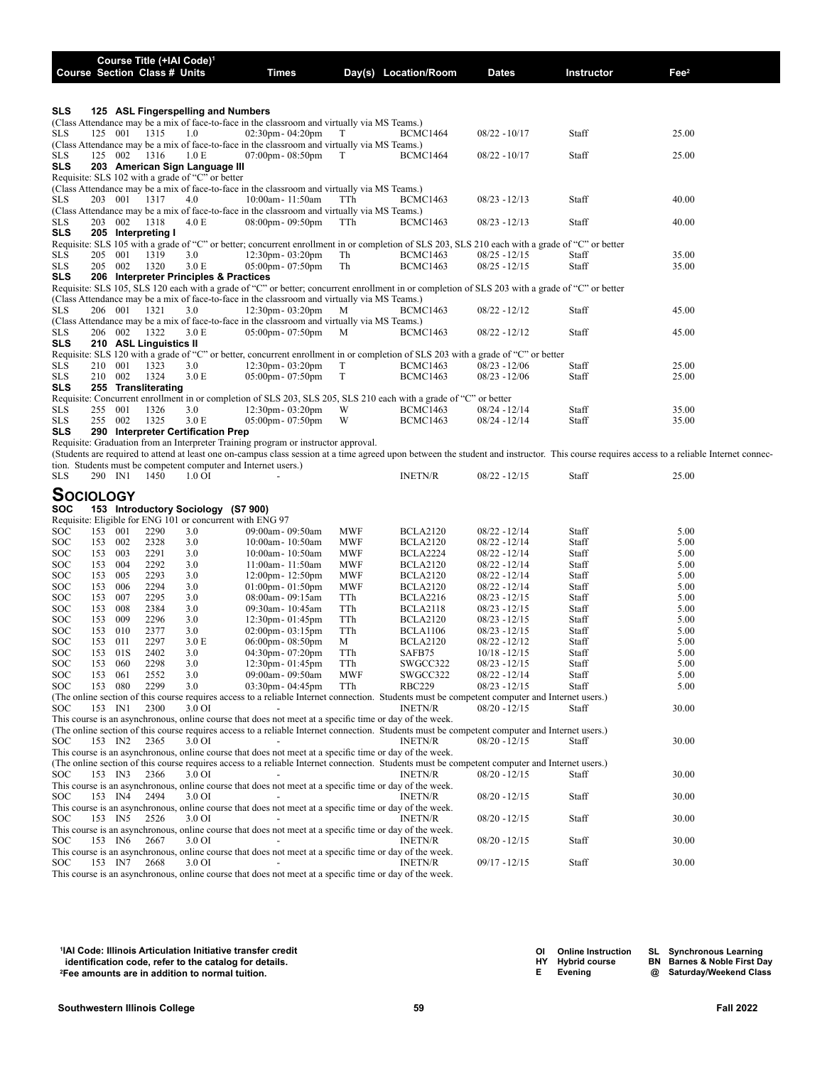| Course | Section | Class # | Units | Times | Day(s) | Location/Room | Dates | Instructor | Fee[2] |
|---|---|---|---|---|---|---|---|---|---|

**SLS 125 ASL Fingerspelling and Numbers**

(Class Attendance may be a mix of face-to-face in the classroom and virtually via MS Teams.)

| SLS | 125 | 001 | 1315 | 1.0 | 02:30pm- 04:20pm | T | BCMC1464 | 08/22 - 10/17 | Staff | 25.00 |
|---|---|---|---|---|---|---|---|---|---|---|

(Class Attendance may be a mix of face-to-face in the classroom and virtually via MS Teams.)

| SLS | 125 | 002 | 1316 | 1.0 E | 07:00pm- 08:50pm | T | BCMC1464 | 08/22 - 10/17 | Staff | 25.00 |
|---|---|---|---|---|---|---|---|---|---|---|

**SLS 203 American Sign Language III**

Requisite: SLS 102 with a grade of "C" or better

(Class Attendance may be a mix of face-to-face in the classroom and virtually via MS Teams.)

| SLS | 203 | 001 | 1317 | 4.0 | 10:00am- 11:50am | TTh | BCMC1463 | 08/23 - 12/13 | Staff | 40.00 |
|---|---|---|---|---|---|---|---|---|---|---|

(Class Attendance may be a mix of face-to-face in the classroom and virtually via MS Teams.)

| SLS | 203 | 002 | 1318 | 4.0 E | 08:00pm- 09:50pm | TTh | BCMC1463 | 08/23 - 12/13 | Staff | 40.00 |
|---|---|---|---|---|---|---|---|---|---|---|

**SLS 205 Interpreting I**

Requisite: SLS 105 with a grade of "C" or better; concurrent enrollment in or completion of SLS 203, SLS 210 each with a grade of "C" or better

| SLS | 205 | 001 | 1319 | 3.0 | 12:30pm- 03:20pm | Th | BCMC1463 | 08/25 - 12/15 | Staff | 35.00 |
|---|---|---|---|---|---|---|---|---|---|---|
| SLS | 205 | 002 | 1320 | 3.0 E | 05:00pm- 07:50pm | Th | BCMC1463 | 08/25 - 12/15 | Staff | 35.00 |

**SLS 206 Interpreter Principles & Practices**

Requisite: SLS 105, SLS 120 each with a grade of "C" or better; concurrent enrollment in or completion of SLS 203 with a grade of "C" or better

(Class Attendance may be a mix of face-to-face in the classroom and virtually via MS Teams.)

| SLS | 206 | 001 | 1321 | 3.0 | 12:30pm- 03:20pm | M | BCMC1463 | 08/22 - 12/12 | Staff | 45.00 |
|---|---|---|---|---|---|---|---|---|---|---|

(Class Attendance may be a mix of face-to-face in the classroom and virtually via MS Teams.)

| SLS | 206 | 002 | 1322 | 3.0 E | 05:00pm- 07:50pm | M | BCMC1463 | 08/22 - 12/12 | Staff | 45.00 |
|---|---|---|---|---|---|---|---|---|---|---|

**SLS 210 ASL Linguistics II**

Requisite: SLS 120 with a grade of "C" or better, concurrent enrollment in or completion of SLS 203 with a grade of "C" or better

| SLS | 210 | 001 | 1323 | 3.0 | 12:30pm- 03:20pm | T | BCMC1463 | 08/23 - 12/06 | Staff | 25.00 |
|---|---|---|---|---|---|---|---|---|---|---|
| SLS | 210 | 002 | 1324 | 3.0 E | 05:00pm- 07:50pm | T | BCMC1463 | 08/23 - 12/06 | Staff | 25.00 |

**SLS 255 Transliterating**

Requisite: Concurrent enrollment in or completion of SLS 203, SLS 205, SLS 210 each with a grade of "C" or better

| SLS | 255 | 001 | 1326 | 3.0 | 12:30pm- 03:20pm | W | BCMC1463 | 08/24 - 12/14 | Staff | 35.00 |
|---|---|---|---|---|---|---|---|---|---|---|
| SLS | 255 | 002 | 1325 | 3.0 E | 05:00pm- 07:50pm | W | BCMC1463 | 08/24 - 12/14 | Staff | 35.00 |

**SLS 290 Interpreter Certification Prep**

Requisite: Graduation from an Interpreter Training program or instructor approval.

(Students are required to attend at least one on-campus class session at a time agreed upon between the student and instructor. This course requires access to a reliable Internet connection. Students must be competent computer and Internet users.)

| SLS | 290 | IN1 | 1450 | 1.0 OI | - | | INETN/R | 08/22 - 12/15 | Staff | 25.00 |
|---|---|---|---|---|---|---|---|---|---|---|

# Sociology

**SOC 153 Introductory Sociology (S7 900)**

Requisite: Eligible for ENG 101 or concurrent with ENG 97

| SOC | 153 | 001 | 2290 | 3.0 | 09:00am- 09:50am | MWF | BCLA2120 | 08/22 - 12/14 | Staff | 5.00 |
|---|---|---|---|---|---|---|---|---|---|---|
| SOC | 153 | 002 | 2328 | 3.0 | 10:00am- 10:50am | MWF | BCLA2120 | 08/22 - 12/14 | Staff | 5.00 |
| SOC | 153 | 003 | 2291 | 3.0 | 10:00am- 10:50am | MWF | BCLA2224 | 08/22 - 12/14 | Staff | 5.00 |
| SOC | 153 | 004 | 2292 | 3.0 | 11:00am- 11:50am | MWF | BCLA2120 | 08/22 - 12/14 | Staff | 5.00 |
| SOC | 153 | 005 | 2293 | 3.0 | 12:00pm- 12:50pm | MWF | BCLA2120 | 08/22 - 12/14 | Staff | 5.00 |
| SOC | 153 | 006 | 2294 | 3.0 | 01:00pm- 01:50pm | MWF | BCLA2120 | 08/22 - 12/14 | Staff | 5.00 |
| SOC | 153 | 007 | 2295 | 3.0 | 08:00am- 09:15am | TTh | BCLA2216 | 08/23 - 12/15 | Staff | 5.00 |
| SOC | 153 | 008 | 2384 | 3.0 | 09:30am- 10:45am | TTh | BCLA2118 | 08/23 - 12/15 | Staff | 5.00 |
| SOC | 153 | 009 | 2296 | 3.0 | 12:30pm- 01:45pm | TTh | BCLA2120 | 08/23 - 12/15 | Staff | 5.00 |
| SOC | 153 | 010 | 2377 | 3.0 | 02:00pm- 03:15pm | TTh | BCLA1106 | 08/23 - 12/15 | Staff | 5.00 |
| SOC | 153 | 011 | 2297 | 3.0 E | 06:00pm- 08:50pm | M | BCLA2120 | 08/22 - 12/12 | Staff | 5.00 |
| SOC | 153 | 01S | 2402 | 3.0 | 04:30pm- 07:20pm | TTh | SAFB75 | 10/18 - 12/15 | Staff | 5.00 |
| SOC | 153 | 060 | 2298 | 3.0 | 12:30pm- 01:45pm | TTh | SWGCC322 | 08/23 - 12/15 | Staff | 5.00 |
| SOC | 153 | 061 | 2552 | 3.0 | 09:00am- 09:50am | MWF | SWGCC322 | 08/22 - 12/14 | Staff | 5.00 |
| SOC | 153 | 080 | 2299 | 3.0 | 03:30pm- 04:45pm | TTh | RBC229 | 08/23 - 12/15 | Staff | 5.00 |

(The online section of this course requires access to a reliable Internet connection. Students must be competent computer and Internet users.)

| SOC | 153 | IN1 | 2300 | 3.0 OI | - | | INETN/R | 08/20 - 12/15 | Staff | 30.00 |
|---|---|---|---|---|---|---|---|---|---|---|

This course is an asynchronous, online course that does not meet at a specific time or day of the week.

(The online section of this course requires access to a reliable Internet connection. Students must be competent computer and Internet users.)

| SOC | 153 | IN2 | 2365 | 3.0 OI | - | | INETN/R | 08/20 - 12/15 | Staff | 30.00 |
|---|---|---|---|---|---|---|---|---|---|---|

This course is an asynchronous, online course that does not meet at a specific time or day of the week.

(The online section of this course requires access to a reliable Internet connection. Students must be competent computer and Internet users.)

| SOC | 153 | IN3 | 2366 | 3.0 OI | - | | INETN/R | 08/20 - 12/15 | Staff | 30.00 |
|---|---|---|---|---|---|---|---|---|---|---|

This course is an asynchronous, online course that does not meet at a specific time or day of the week.

| SOC | 153 | IN4 | 2494 | 3.0 OI | - | | INETN/R | 08/20 - 12/15 | Staff | 30.00 |
|---|---|---|---|---|---|---|---|---|---|---|

This course is an asynchronous, online course that does not meet at a specific time or day of the week.

| SOC | 153 | IN5 | 2526 | 3.0 OI | - | | INETN/R | 08/20 - 12/15 | Staff | 30.00 |
|---|---|---|---|---|---|---|---|---|---|---|

This course is an asynchronous, online course that does not meet at a specific time or day of the week.

| SOC | 153 | IN6 | 2667 | 3.0 OI | - | | INETN/R | 08/20 - 12/15 | Staff | 30.00 |
|---|---|---|---|---|---|---|---|---|---|---|

This course is an asynchronous, online course that does not meet at a specific time or day of the week.

| SOC | 153 | IN7 | 2668 | 3.0 OI | - | | INETN/R | 09/17 - 12/15 | Staff | 30.00 |
|---|---|---|---|---|---|---|---|---|---|---|

This course is an asynchronous, online course that does not meet at a specific time or day of the week.

**[1]IAI Code: Illinois Articulation Initiative transfer credit identification code, refer to the catalog for details.**
**[2]Fee amounts are in addition to normal tuition.**

**OI** Online Instruction  **SL** Synchronous Learning
**HY** Hybrid course  **BN** Barnes & Noble First Day
**E** Evening  **@** Saturday/Weekend Class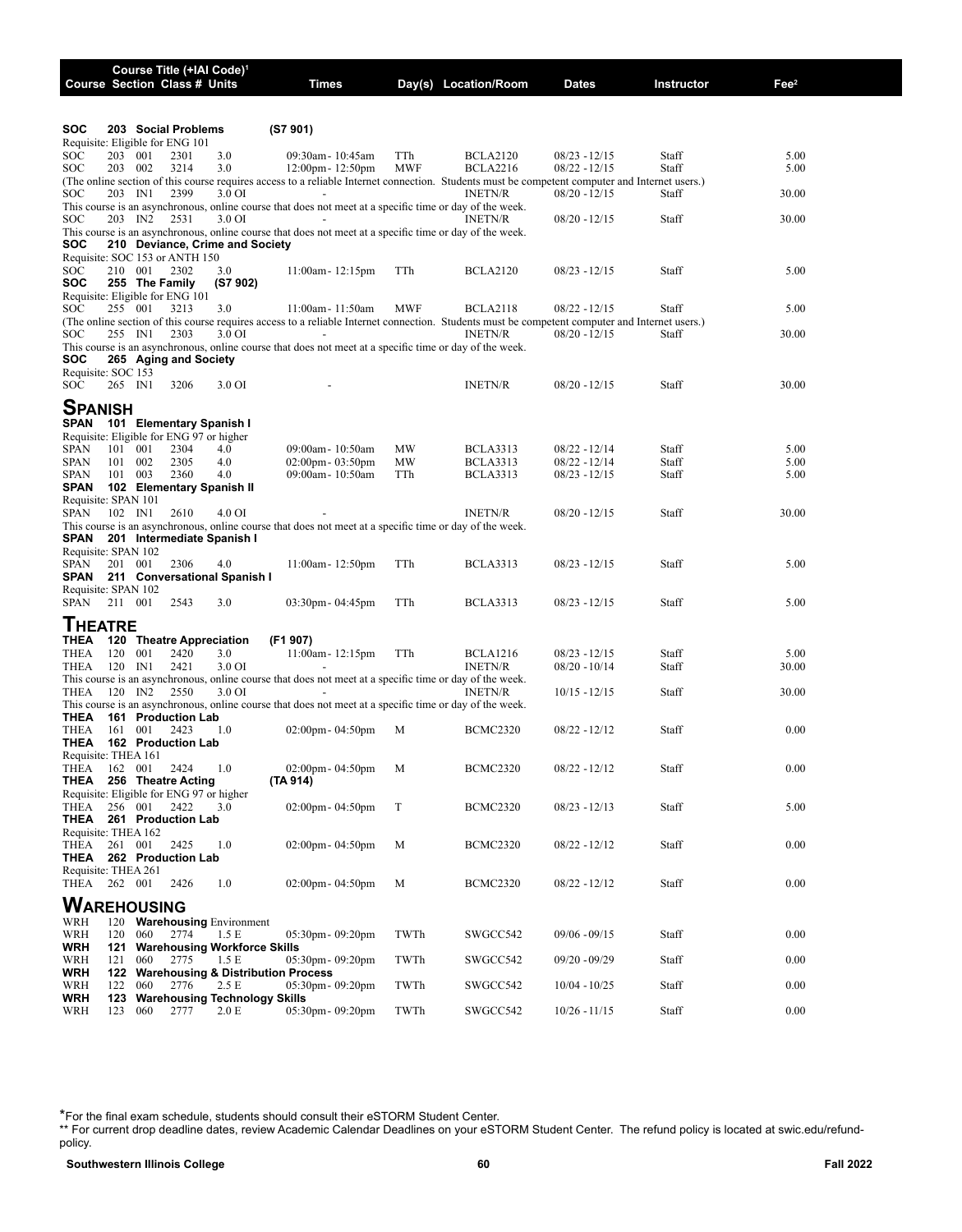| Course | Section | Class # | Units | Times | Day(s) | Location/Room | Dates | Instructor | Fee[2] |
|---|---|---|---|---|---|---|---|---|---|
| **SOC** | **203** | **Social Problems** | | **(S7 901)** | | | | | |
| Requisite: Eligible for ENG 101 | | | | | | | | | |
| SOC | 203 001 | 2301 | 3.0 | 09:30am - 10:45am | TTh | BCLA2120 | 08/23 - 12/15 | Staff | 5.00 |
| SOC | 203 002 | 3214 | 3.0 | 12:00pm - 12:50pm | MWF | BCLA2216 | 08/22 - 12/15 | Staff | 5.00 |
| (The online section of this course requires access to a reliable Internet connection. Students must be competent computer and Internet users.) | | | | | | | | | |
| SOC | 203 IN1 | 2399 | 3.0 OI | - | | INETN/R | 08/20 - 12/15 | Staff | 30.00 |
| This course is an asynchronous, online course that does not meet at a specific time or day of the week. | | | | | | | | | |
| SOC | 203 IN2 | 2531 | 3.0 OI | - | | INETN/R | 08/20 - 12/15 | Staff | 30.00 |
| This course is an asynchronous, online course that does not meet at a specific time or day of the week. | | | | | | | | | |
| **SOC** | **210** | **Deviance, Crime and Society** | | | | | | | |
| Requisite: SOC 153 or ANTH 150 | | | | | | | | | |
| SOC | 210 001 | 2302 | 3.0 | 11:00am - 12:15pm | TTh | BCLA2120 | 08/23 - 12/15 | Staff | 5.00 |
| **SOC** | **255** | **The Family** | | **(S7 902)** | | | | | |
| Requisite: Eligible for ENG 101 | | | | | | | | | |
| SOC | 255 001 | 3213 | 3.0 | 11:00am - 11:50am | MWF | BCLA2118 | 08/22 - 12/15 | Staff | 5.00 |
| (The online section of this course requires access to a reliable Internet connection. Students must be competent computer and Internet users.) | | | | | | | | | |
| SOC | 255 IN1 | 2303 | 3.0 OI | - | | INETN/R | 08/20 - 12/15 | Staff | 30.00 |
| This course is an asynchronous, online course that does not meet at a specific time or day of the week. | | | | | | | | | |
| **SOC** | **265** | **Aging and Society** | | | | | | | |
| Requisite: SOC 153 | | | | | | | | | |
| SOC | 265 IN1 | 3206 | 3.0 OI | - | | INETN/R | 08/20 - 12/15 | Staff | 30.00 |

## Spanish

| Course | Section | Class # | Units | Times | Day(s) | Location/Room | Dates | Instructor | Fee[2] |
|---|---|---|---|---|---|---|---|---|---|
| **SPAN** | **101** | **Elementary Spanish I** | | | | | | | |
| Requisite: Eligible for ENG 97 or higher | | | | | | | | | |
| SPAN | 101 001 | 2304 | 4.0 | 09:00am - 10:50am | MW | BCLA3313 | 08/22 - 12/14 | Staff | 5.00 |
| SPAN | 101 002 | 2305 | 4.0 | 02:00pm - 03:50pm | MW | BCLA3313 | 08/22 - 12/14 | Staff | 5.00 |
| SPAN | 101 003 | 2360 | 4.0 | 09:00am - 10:50am | TTh | BCLA3313 | 08/23 - 12/15 | Staff | 5.00 |
| **SPAN** | **102** | **Elementary Spanish II** | | | | | | | |
| Requisite: SPAN 101 | | | | | | | | | |
| SPAN | 102 IN1 | 2610 | 4.0 OI | - | | INETN/R | 08/20 - 12/15 | Staff | 30.00 |
| This course is an asynchronous, online course that does not meet at a specific time or day of the week. | | | | | | | | | |
| **SPAN** | **201** | **Intermediate Spanish I** | | | | | | | |
| Requisite: SPAN 102 | | | | | | | | | |
| SPAN | 201 001 | 2306 | 4.0 | 11:00am - 12:50pm | TTh | BCLA3313 | 08/23 - 12/15 | Staff | 5.00 |
| **SPAN** | **211** | **Conversational Spanish I** | | | | | | | |
| Requisite: SPAN 102 | | | | | | | | | |
| SPAN | 211 001 | 2543 | 3.0 | 03:30pm - 04:45pm | TTh | BCLA3313 | 08/23 - 12/15 | Staff | 5.00 |

## Theatre

| Course | Section | Class # | Units | Times | Day(s) | Location/Room | Dates | Instructor | Fee[2] |
|---|---|---|---|---|---|---|---|---|---|
| **THEA** | **120** | **Theatre Appreciation** | | **(F1 907)** | | | | | |
| THEA | 120 001 | 2420 | 3.0 | 11:00am - 12:15pm | TTh | BCLA1216 | 08/23 - 12/15 | Staff | 5.00 |
| THEA | 120 IN1 | 2421 | 3.0 OI | - | | INETN/R | 08/20 - 10/14 | Staff | 30.00 |
| This course is an asynchronous, online course that does not meet at a specific time or day of the week. | | | | | | | | | |
| THEA | 120 IN2 | 2550 | 3.0 OI | - | | INETN/R | 10/15 - 12/15 | Staff | 30.00 |
| This course is an asynchronous, online course that does not meet at a specific time or day of the week. | | | | | | | | | |
| **THEA** | **161** | **Production Lab** | | | | | | | |
| THEA | 161 001 | 2423 | 1.0 | 02:00pm - 04:50pm | M | BCMC2320 | 08/22 - 12/12 | Staff | 0.00 |
| **THEA** | **162** | **Production Lab** | | | | | | | |
| Requisite: THEA 161 | | | | | | | | | |
| THEA | 162 001 | 2424 | 1.0 | 02:00pm - 04:50pm | M | BCMC2320 | 08/22 - 12/12 | Staff | 0.00 |
| **THEA** | **256** | **Theatre Acting** | | **(TA 914)** | | | | | |
| Requisite: Eligible for ENG 97 or higher | | | | | | | | | |
| THEA | 256 001 | 2422 | 3.0 | 02:00pm - 04:50pm | T | BCMC2320 | 08/23 - 12/13 | Staff | 5.00 |
| **THEA** | **261** | **Production Lab** | | | | | | | |
| Requisite: THEA 162 | | | | | | | | | |
| THEA | 261 001 | 2425 | 1.0 | 02:00pm - 04:50pm | M | BCMC2320 | 08/22 - 12/12 | Staff | 0.00 |
| **THEA** | **262** | **Production Lab** | | | | | | | |
| Requisite: THEA 261 | | | | | | | | | |
| THEA | 262 001 | 2426 | 1.0 | 02:00pm - 04:50pm | M | BCMC2320 | 08/22 - 12/12 | Staff | 0.00 |

## Warehousing

| Course | Section | Class # | Units | Times | Day(s) | Location/Room | Dates | Instructor | Fee[2] |
|---|---|---|---|---|---|---|---|---|---|
| WRH | 120 | **Warehousing** Environment | | | | | | | |
| WRH | 120 060 | 2774 | 1.5 E | 05:30pm - 09:20pm | TWTh | SWGCC542 | 09/06 - 09/15 | Staff | 0.00 |
| **WRH** | **121** | **Warehousing Workforce Skills** | | | | | | | |
| WRH | 121 060 | 2775 | 1.5 E | 05:30pm - 09:20pm | TWTh | SWGCC542 | 09/20 - 09/29 | Staff | 0.00 |
| **WRH** | **122** | **Warehousing & Distribution Process** | | | | | | | |
| WRH | 122 060 | 2776 | 2.5 E | 05:30pm - 09:20pm | TWTh | SWGCC542 | 10/04 - 10/25 | Staff | 0.00 |
| **WRH** | **123** | **Warehousing Technology Skills** | | | | | | | |
| WRH | 123 060 | 2777 | 2.0 E | 05:30pm - 09:20pm | TWTh | SWGCC542 | 10/26 - 11/15 | Staff | 0.00 |

*For the final exam schedule, students should consult their eSTORM Student Center.

** For current drop deadline dates, review Academic Calendar Deadlines on your eSTORM Student Center. The refund policy is located at swic.edu/refund-policy.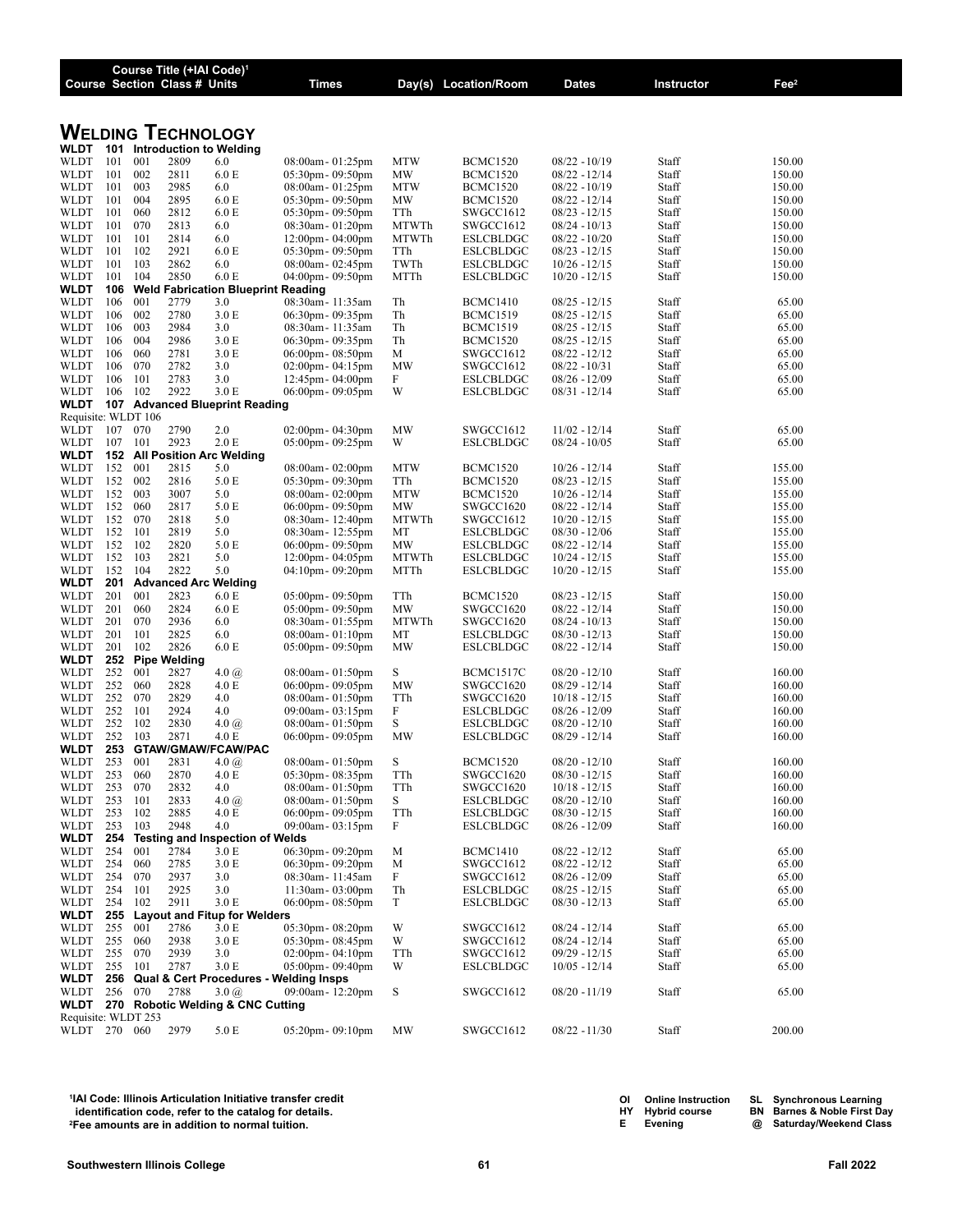| Course | Section | Class # | Course Title (+IAI Code)[1] Units | Times | Day(s) | Location/Room | Dates | Instructor | Fee[2] |
|---|---|---|---|---|---|---|---|---|---|

# WELDING TECHNOLOGY

**WLDT 101 Introduction to Welding**

| Course | Section | Class # | Units | Times | Day(s) | Location/Room | Dates | Instructor | Fee |
|---|---|---|---|---|---|---|---|---|---|
| WLDT 101 | 001 | 2809 | 6.0 | 08:00am- 01:25pm | MTW | BCMC1520 | 08/22 - 10/19 | Staff | 150.00 |
| WLDT 101 | 002 | 2811 | 6.0 E | 05:30pm- 09:50pm | MW | BCMC1520 | 08/22 - 12/14 | Staff | 150.00 |
| WLDT 101 | 003 | 2985 | 6.0 | 08:00am- 01:25pm | MTW | BCMC1520 | 08/22 - 10/19 | Staff | 150.00 |
| WLDT 101 | 004 | 2895 | 6.0 E | 05:30pm- 09:50pm | MW | BCMC1520 | 08/22 - 12/14 | Staff | 150.00 |
| WLDT 101 | 060 | 2812 | 6.0 E | 05:30pm- 09:50pm | TTh | SWGCC1612 | 08/23 - 12/15 | Staff | 150.00 |
| WLDT 101 | 070 | 2813 | 6.0 | 08:30am- 01:20pm | MTWTh | SWGCC1612 | 08/24 - 10/13 | Staff | 150.00 |
| WLDT 101 | 101 | 2814 | 6.0 | 12:00pm- 04:00pm | MTWTh | ESLCBLDGC | 08/22 - 10/20 | Staff | 150.00 |
| WLDT 101 | 102 | 2921 | 6.0 E | 05:30pm- 09:50pm | TTh | ESLCBLDGC | 08/23 - 12/15 | Staff | 150.00 |
| WLDT 101 | 103 | 2862 | 6.0 | 08:00am- 02:45pm | TWTh | ESLCBLDGC | 10/26 - 12/15 | Staff | 150.00 |
| WLDT 101 | 104 | 2850 | 6.0 E | 04:00pm- 09:50pm | MTTh | ESLCBLDGC | 10/20 - 12/15 | Staff | 150.00 |

**WLDT 106 Weld Fabrication Blueprint Reading**

| Course | Section | Class # | Units | Times | Day(s) | Location/Room | Dates | Instructor | Fee |
|---|---|---|---|---|---|---|---|---|---|
| WLDT 106 | 001 | 2779 | 3.0 | 08:30am- 11:35am | Th | BCMC1410 | 08/25 - 12/15 | Staff | 65.00 |
| WLDT 106 | 002 | 2780 | 3.0 E | 06:30pm- 09:35pm | Th | BCMC1519 | 08/25 - 12/15 | Staff | 65.00 |
| WLDT 106 | 003 | 2984 | 3.0 | 08:30am- 11:35am | Th | BCMC1519 | 08/25 - 12/15 | Staff | 65.00 |
| WLDT 106 | 004 | 2986 | 3.0 E | 06:30pm- 09:35pm | Th | BCMC1520 | 08/25 - 12/15 | Staff | 65.00 |
| WLDT 106 | 060 | 2781 | 3.0 E | 06:00pm- 08:50pm | M | SWGCC1612 | 08/22 - 12/12 | Staff | 65.00 |
| WLDT 106 | 070 | 2782 | 3.0 | 02:00pm- 04:15pm | MW | SWGCC1612 | 08/22 - 10/31 | Staff | 65.00 |
| WLDT 106 | 101 | 2783 | 3.0 | 12:45pm- 04:00pm | F | ESLCBLDGC | 08/26 - 12/09 | Staff | 65.00 |
| WLDT 106 | 102 | 2922 | 3.0 E | 06:00pm- 09:05pm | W | ESLCBLDGC | 08/31 - 12/14 | Staff | 65.00 |

**WLDT 107 Advanced Blueprint Reading**

Requisite: WLDT 106

| Course | Section | Class # | Units | Times | Day(s) | Location/Room | Dates | Instructor | Fee |
|---|---|---|---|---|---|---|---|---|---|
| WLDT 107 | 070 | 2790 | 2.0 | 02:00pm- 04:30pm | MW | SWGCC1612 | 11/02 - 12/14 | Staff | 65.00 |
| WLDT 107 | 101 | 2923 | 2.0 E | 05:00pm- 09:25pm | W | ESLCBLDGC | 08/24 - 10/05 | Staff | 65.00 |

**WLDT 152 All Position Arc Welding**

| Course | Section | Class # | Units | Times | Day(s) | Location/Room | Dates | Instructor | Fee |
|---|---|---|---|---|---|---|---|---|---|
| WLDT 152 | 001 | 2815 | 5.0 | 08:00am- 02:00pm | MTW | BCMC1520 | 10/26 - 12/14 | Staff | 155.00 |
| WLDT 152 | 002 | 2816 | 5.0 E | 05:30pm- 09:30pm | TTh | BCMC1520 | 08/23 - 12/15 | Staff | 155.00 |
| WLDT 152 | 003 | 3007 | 5.0 | 08:00am- 02:00pm | MTW | BCMC1520 | 10/26 - 12/14 | Staff | 155.00 |
| WLDT 152 | 060 | 2817 | 5.0 E | 06:00pm- 09:50pm | MW | SWGCC1620 | 08/22 - 12/14 | Staff | 155.00 |
| WLDT 152 | 070 | 2818 | 5.0 | 08:30am- 12:40pm | MTWTh | SWGCC1612 | 10/20 - 12/15 | Staff | 155.00 |
| WLDT 152 | 101 | 2819 | 5.0 | 08:30am- 12:55pm | MT | ESLCBLDGC | 08/30 - 12/06 | Staff | 155.00 |
| WLDT 152 | 102 | 2820 | 5.0 E | 06:00pm- 09:50pm | MW | ESLCBLDGC | 08/22 - 12/14 | Staff | 155.00 |
| WLDT 152 | 103 | 2821 | 5.0 | 12:00pm- 04:05pm | MTWTh | ESLCBLDGC | 10/24 - 12/15 | Staff | 155.00 |
| WLDT 152 | 104 | 2822 | 5.0 | 04:10pm- 09:20pm | MTTh | ESLCBLDGC | 10/20 - 12/15 | Staff | 155.00 |

**WLDT 201 Advanced Arc Welding**

| Course | Section | Class # | Units | Times | Day(s) | Location/Room | Dates | Instructor | Fee |
|---|---|---|---|---|---|---|---|---|---|
| WLDT 201 | 001 | 2823 | 6.0 E | 05:00pm- 09:50pm | TTh | BCMC1520 | 08/23 - 12/15 | Staff | 150.00 |
| WLDT 201 | 060 | 2824 | 6.0 E | 05:00pm- 09:50pm | MW | SWGCC1620 | 08/22 - 12/14 | Staff | 150.00 |
| WLDT 201 | 070 | 2936 | 6.0 | 08:30am- 01:55pm | MTWTh | SWGCC1620 | 08/24 - 10/13 | Staff | 150.00 |
| WLDT 201 | 101 | 2825 | 6.0 | 08:00am- 01:10pm | MT | ESLCBLDGC | 08/30 - 12/13 | Staff | 150.00 |
| WLDT 201 | 102 | 2826 | 6.0 E | 05:00pm- 09:50pm | MW | ESLCBLDGC | 08/22 - 12/14 | Staff | 150.00 |

**WLDT 252 Pipe Welding**

| Course | Section | Class # | Units | Times | Day(s) | Location/Room | Dates | Instructor | Fee |
|---|---|---|---|---|---|---|---|---|---|
| WLDT 252 | 001 | 2827 | 4.0 @ | 08:00am- 01:50pm | S | BCMC1517C | 08/20 - 12/10 | Staff | 160.00 |
| WLDT 252 | 060 | 2828 | 4.0 E | 06:00pm- 09:05pm | MW | SWGCC1620 | 08/29 - 12/14 | Staff | 160.00 |
| WLDT 252 | 070 | 2829 | 4.0 | 08:00am- 01:50pm | TTh | SWGCC1620 | 10/18 - 12/15 | Staff | 160.00 |
| WLDT 252 | 101 | 2924 | 4.0 | 09:00am- 03:15pm | F | ESLCBLDGC | 08/26 - 12/09 | Staff | 160.00 |
| WLDT 252 | 102 | 2830 | 4.0 @ | 08:00am- 01:50pm | S | ESLCBLDGC | 08/20 - 12/10 | Staff | 160.00 |
| WLDT 252 | 103 | 2871 | 4.0 E | 06:00pm- 09:05pm | MW | ESLCBLDGC | 08/29 - 12/14 | Staff | 160.00 |

**WLDT 253 GTAW/GMAW/FCAW/PAC**

| Course | Section | Class # | Units | Times | Day(s) | Location/Room | Dates | Instructor | Fee |
|---|---|---|---|---|---|---|---|---|---|
| WLDT 253 | 001 | 2831 | 4.0 @ | 08:00am- 01:50pm | S | BCMC1520 | 08/20 - 12/10 | Staff | 160.00 |
| WLDT 253 | 060 | 2870 | 4.0 E | 05:30pm- 08:35pm | TTh | SWGCC1620 | 08/30 - 12/15 | Staff | 160.00 |
| WLDT 253 | 070 | 2832 | 4.0 | 08:00am- 01:50pm | TTh | SWGCC1620 | 10/18 - 12/15 | Staff | 160.00 |
| WLDT 253 | 101 | 2833 | 4.0 @ | 08:00am- 01:50pm | S | ESLCBLDGC | 08/20 - 12/10 | Staff | 160.00 |
| WLDT 253 | 102 | 2885 | 4.0 E | 06:00pm- 09:05pm | TTh | ESLCBLDGC | 08/30 - 12/15 | Staff | 160.00 |
| WLDT 253 | 103 | 2948 | 4.0 | 09:00am- 03:15pm | F | ESLCBLDGC | 08/26 - 12/09 | Staff | 160.00 |

**WLDT 254 Testing and Inspection of Welds**

| Course | Section | Class # | Units | Times | Day(s) | Location/Room | Dates | Instructor | Fee |
|---|---|---|---|---|---|---|---|---|---|
| WLDT 254 | 001 | 2784 | 3.0 E | 06:30pm- 09:20pm | M | BCMC1410 | 08/22 - 12/12 | Staff | 65.00 |
| WLDT 254 | 060 | 2785 | 3.0 E | 06:30pm- 09:20pm | M | SWGCC1612 | 08/22 - 12/12 | Staff | 65.00 |
| WLDT 254 | 070 | 2937 | 3.0 | 08:30am- 11:45am | F | SWGCC1612 | 08/26 - 12/09 | Staff | 65.00 |
| WLDT 254 | 101 | 2925 | 3.0 | 11:30am- 03:00pm | Th | ESLCBLDGC | 08/25 - 12/15 | Staff | 65.00 |
| WLDT 254 | 102 | 2911 | 3.0 E | 06:00pm- 08:50pm | T | ESLCBLDGC | 08/30 - 12/13 | Staff | 65.00 |

**WLDT 255 Layout and Fitup for Welders**

| Course | Section | Class # | Units | Times | Day(s) | Location/Room | Dates | Instructor | Fee |
|---|---|---|---|---|---|---|---|---|---|
| WLDT 255 | 001 | 2786 | 3.0 E | 05:30pm- 08:20pm | W | SWGCC1612 | 08/24 - 12/14 | Staff | 65.00 |
| WLDT 255 | 060 | 2938 | 3.0 E | 05:30pm- 08:45pm | W | SWGCC1612 | 08/24 - 12/14 | Staff | 65.00 |
| WLDT 255 | 070 | 2939 | 3.0 | 02:00pm- 04:10pm | TTh | SWGCC1612 | 09/29 - 12/15 | Staff | 65.00 |
| WLDT 255 | 101 | 2787 | 3.0 E | 05:00pm- 09:40pm | W | ESLCBLDGC | 10/05 - 12/14 | Staff | 65.00 |

**WLDT 256 Qual & Cert Procedures - Welding Insps**

| Course | Section | Class # | Units | Times | Day(s) | Location/Room | Dates | Instructor | Fee |
|---|---|---|---|---|---|---|---|---|---|
| WLDT 256 | 070 | 2788 | 3.0 @ | 09:00am- 12:20pm | S | SWGCC1612 | 08/20 - 11/19 | Staff | 65.00 |

**WLDT 270 Robotic Welding & CNC Cutting**

Requisite: WLDT 253

| Course | Section | Class # | Units | Times | Day(s) | Location/Room | Dates | Instructor | Fee |
|---|---|---|---|---|---|---|---|---|---|
| WLDT 270 | 060 | 2979 | 5.0 E | 05:20pm- 09:10pm | MW | SWGCC1612 | 08/22 - 11/30 | Staff | 200.00 |

[1]IAI Code: Illinois Articulation Initiative transfer credit identification code, refer to the catalog for details.
[2]Fee amounts are in addition to normal tuition.

OI Online Instruction | HY Hybrid course | E Evening | SL Synchronous Learning | BN Barnes & Noble First Day | @ Saturday/Weekend Class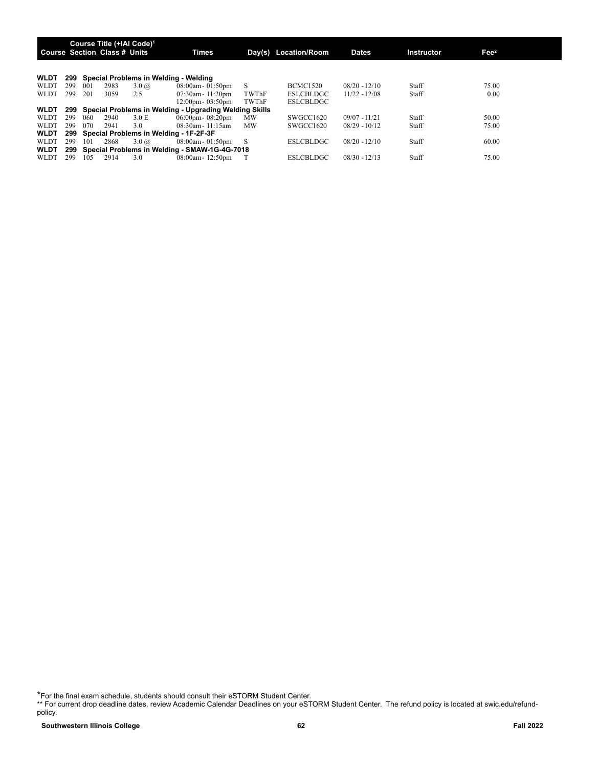| Course | Section | Class # | Units | Course Title (+IAI Code)[1] Times | Day(s) | Location/Room | Dates | Instructor | Fee[2] |
|---|---|---|---|---|---|---|---|---|---|
| **WLDT** | **299** | **Special Problems in Welding - Welding** | | | | | | | |
| WLDT | 299 | 001 | 2983 | 3.0 @ 08:00am - 01:50pm | S | BCMC1520 | 08/20 - 12/10 | Staff | 75.00 |
| WLDT | 299 | 201 | 3059 | 2.5 07:30am - 11:20pm | TWThF | ESLCBLDGC | 11/22 - 12/08 | Staff | 0.00 |
| | | | | 12:00pm - 03:50pm | TWThF | ESLCBLDGC | | | |
| **WLDT** | **299** | **Special Problems in Welding - Upgrading Welding Skills** | | | | | | | |
| WLDT | 299 | 060 | 2940 | 3.0 E 06:00pm - 08:20pm | MW | SWGCC1620 | 09/07 - 11/21 | Staff | 50.00 |
| WLDT | 299 | 070 | 2941 | 3.0 08:30am - 11:15am | MW | SWGCC1620 | 08/29 - 10/12 | Staff | 75.00 |
| **WLDT** | **299** | **Special Problems in Welding - 1F-2F-3F** | | | | | | | |
| WLDT | 299 | 101 | 2868 | 3.0 @ 08:00am - 01:50pm | S | ESLCBLDGC | 08/20 - 12/10 | Staff | 60.00 |
| **WLDT** | **299** | **Special Problems in Welding - SMAW-1G-4G-7018** | | | | | | | |
| WLDT | 299 | 105 | 2914 | 3.0 08:00am - 12:50pm | T | ESLCBLDGC | 08/30 - 12/13 | Staff | 75.00 |

*For the final exam schedule, students should consult their eSTORM Student Center.

** For current drop deadline dates, review Academic Calendar Deadlines on your eSTORM Student Center. The refund policy is located at swic.edu/refund-policy.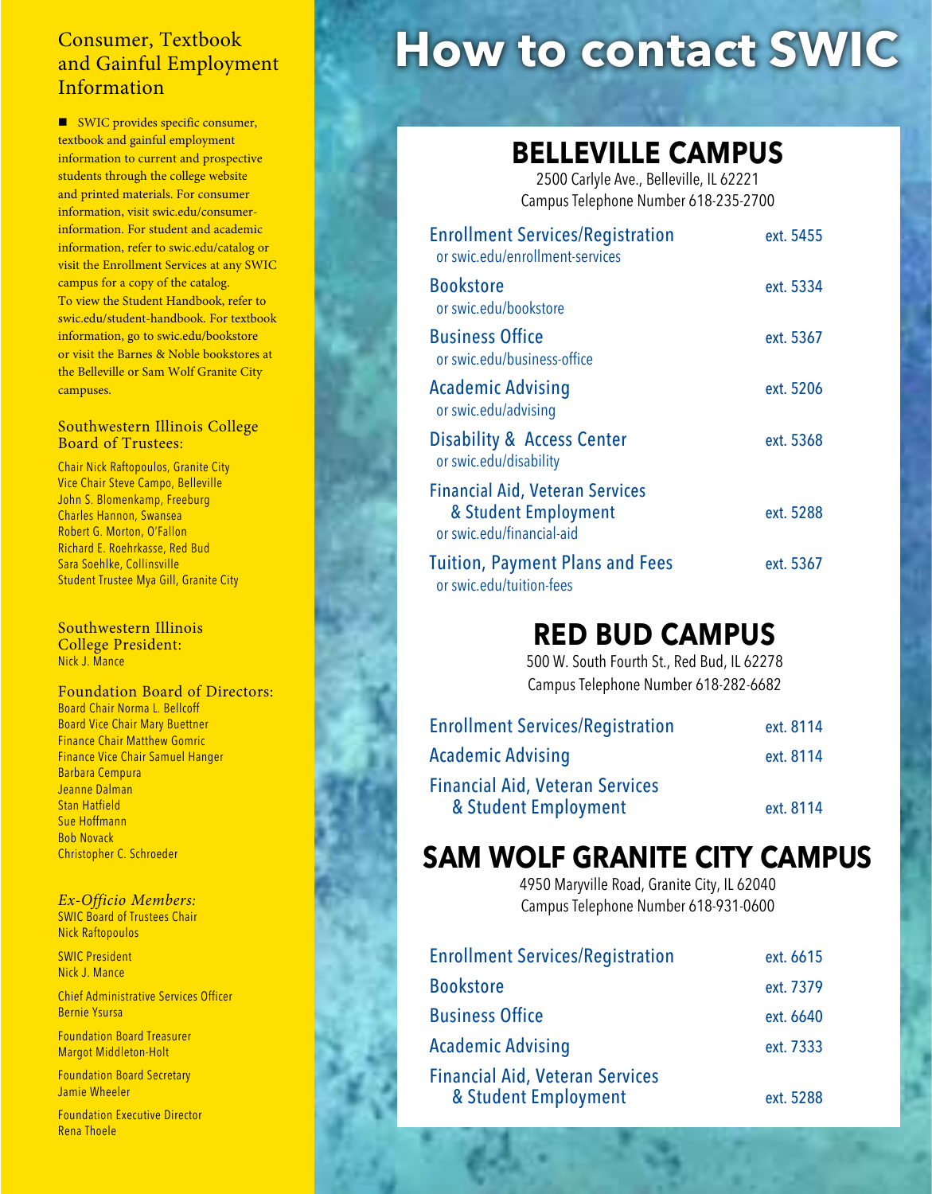## Consumer, Textbook and Gainful Employment Information

■ SWIC provides specific consumer, textbook and gainful employment information to current and prospective students through the college website and printed materials. For consumer information, visit swic.edu/consumer-information. For student and academic information, refer to swic.edu/catalog or visit the Enrollment Services at any SWIC campus for a copy of the catalog. To view the Student Handbook, refer to swic.edu/student-handbook. For textbook information, go to swic.edu/bookstore or visit the Barnes & Noble bookstores at the Belleville or Sam Wolf Granite City campuses.

### Southwestern Illinois College Board of Trustees:

Chair Nick Raftopoulos, Granite City
Vice Chair Steve Campo, Belleville
John S. Blomenkamp, Freeburg
Charles Hannon, Swansea
Robert G. Morton, O'Fallon
Richard E. Roehrkasse, Red Bud
Sara Soehlke, Collinsville
Student Trustee Mya Gill, Granite City

### Southwestern Illinois College President:

Nick J. Mance

### Foundation Board of Directors:

Board Chair Norma L. Bellcoff
Board Vice Chair Mary Buettner
Finance Chair Matthew Gomric
Finance Vice Chair Samuel Hanger
Barbara Cempura
Jeanne Dalman
Stan Hatfield
Sue Hoffmann
Bob Novack
Christopher C. Schroeder

### *Ex-Officio Members:*

SWIC Board of Trustees Chair
Nick Raftopoulos

SWIC President
Nick J. Mance

Chief Administrative Services Officer
Bernie Ysursa

Foundation Board Treasurer
Margot Middleton-Holt

Foundation Board Secretary
Jamie Wheeler

Foundation Executive Director
Rena Thoele

# How to contact SWIC

## BELLEVILLE CAMPUS

2500 Carlyle Ave., Belleville, IL 62221
Campus Telephone Number 618-235-2700

| Office | Extension |
|---|---|
| Enrollment Services/Registration or swic.edu/enrollment-services | ext. 5455 |
| Bookstore or swic.edu/bookstore | ext. 5334 |
| Business Office or swic.edu/business-office | ext. 5367 |
| Academic Advising or swic.edu/advising | ext. 5206 |
| Disability & Access Center or swic.edu/disability | ext. 5368 |
| Financial Aid, Veteran Services & Student Employment or swic.edu/financial-aid | ext. 5288 |
| Tuition, Payment Plans and Fees or swic.edu/tuition-fees | ext. 5367 |

## RED BUD CAMPUS

500 W. South Fourth St., Red Bud, IL 62278
Campus Telephone Number 618-282-6682

| Office | Extension |
|---|---|
| Enrollment Services/Registration | ext. 8114 |
| Academic Advising | ext. 8114 |
| Financial Aid, Veteran Services & Student Employment | ext. 8114 |

## SAM WOLF GRANITE CITY CAMPUS

4950 Maryville Road, Granite City, IL 62040
Campus Telephone Number 618-931-0600

| Office | Extension |
|---|---|
| Enrollment Services/Registration | ext. 6615 |
| Bookstore | ext. 7379 |
| Business Office | ext. 6640 |
| Academic Advising | ext. 7333 |
| Financial Aid, Veteran Services & Student Employment | ext. 5288 |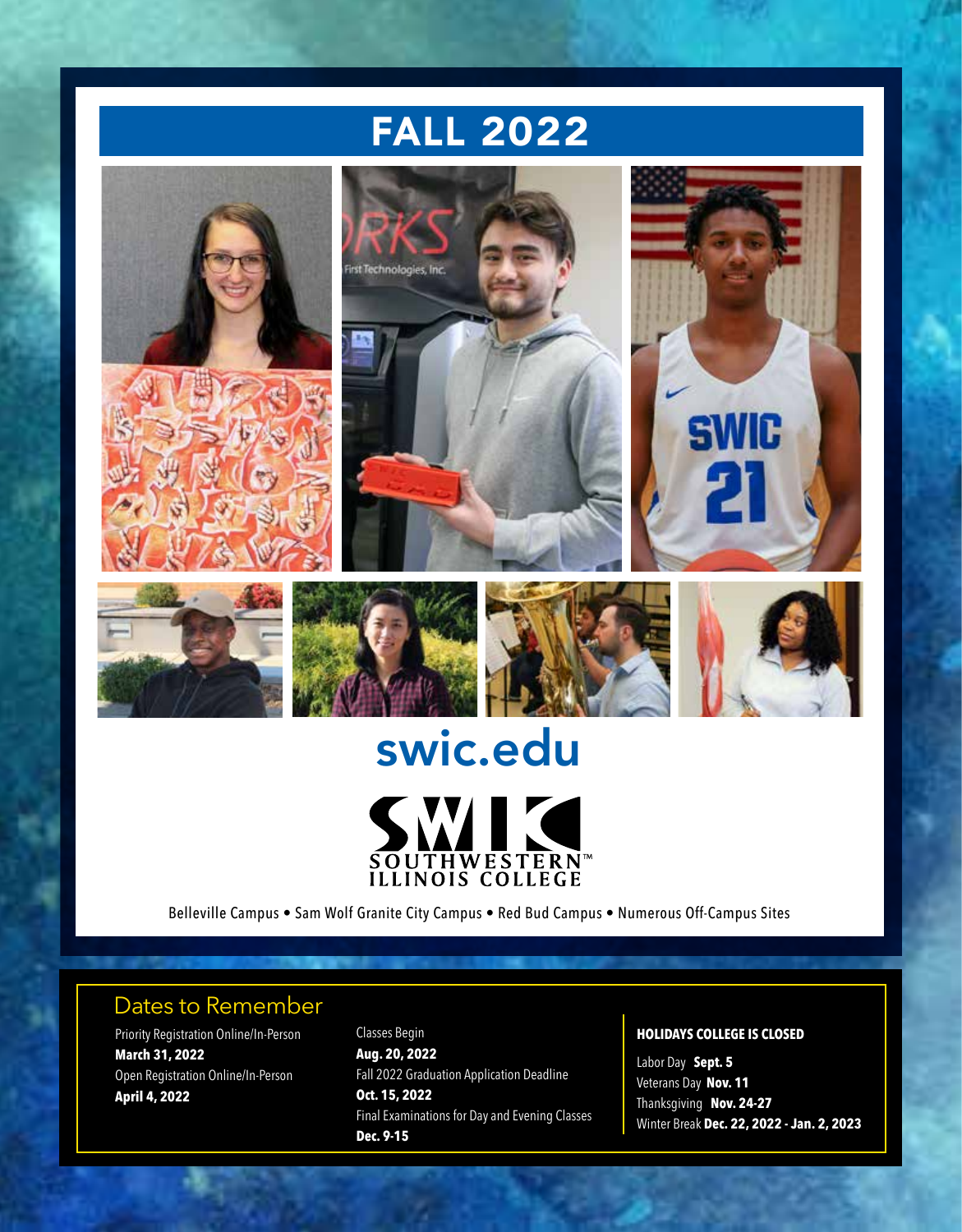# FALL 2022

swic.edu

SOUTHWESTERN ILLINOIS COLLEGE

Belleville Campus • Sam Wolf Granite City Campus • Red Bud Campus • Numerous Off-Campus Sites

## Dates to Remember

Priority Registration Online/In-Person
**March 31, 2022**

Open Registration Online/In-Person
**April 4, 2022**

Classes Begin
**Aug. 20, 2022**

Fall 2022 Graduation Application Deadline
**Oct. 15, 2022**

Final Examinations for Day and Evening Classes
**Dec. 9-15**

**HOLIDAYS COLLEGE IS CLOSED**

Labor Day **Sept. 5**

Veterans Day **Nov. 11**

Thanksgiving **Nov. 24-27**

Winter Break **Dec. 22, 2022 - Jan. 2, 2023**